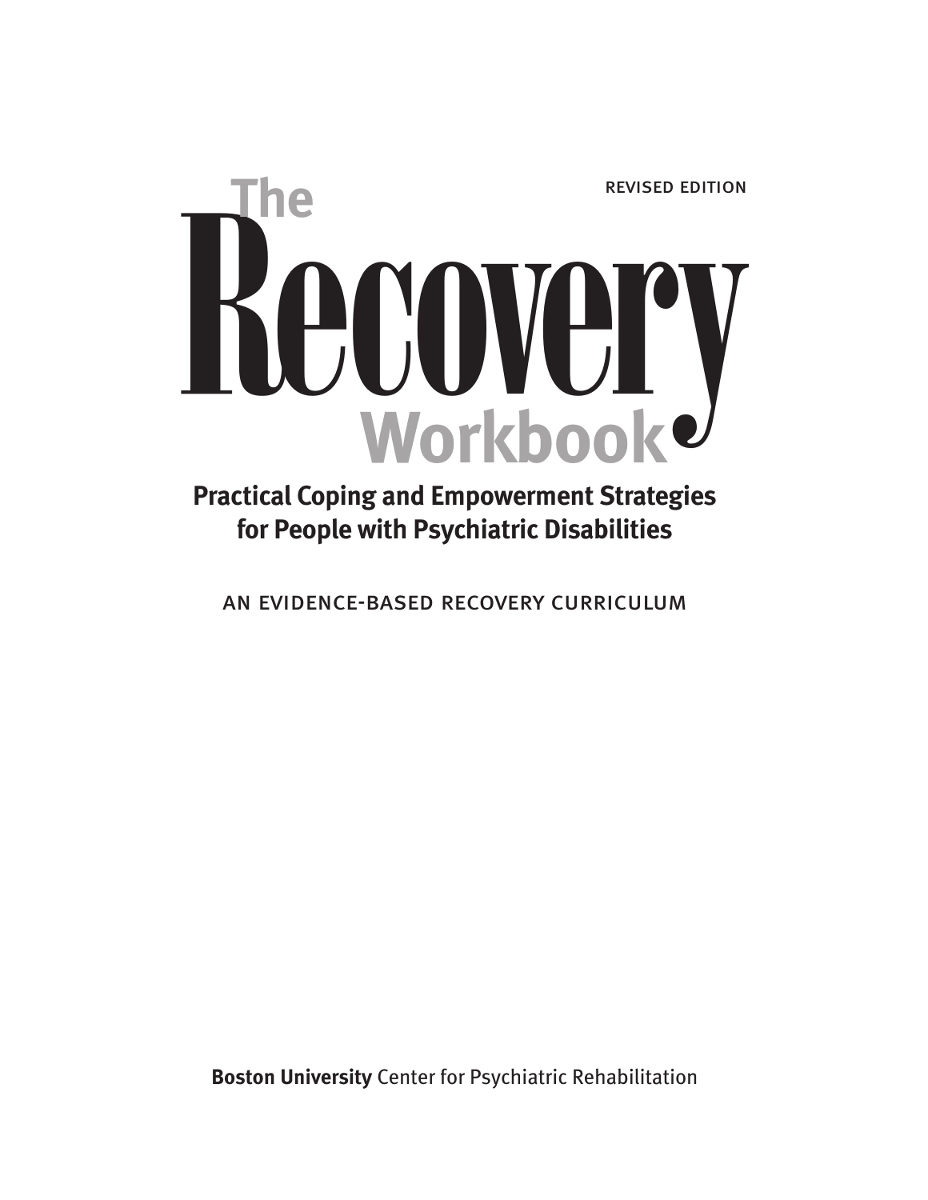REVISED EDITION

# The Recovery Workbook

## Practical Coping and Empowerment Strategies for People with Psychiatric Disabilities

AN EVIDENCE-BASED RECOVERY CURRICULUM

**Boston University** Center for Psychiatric Rehabilitation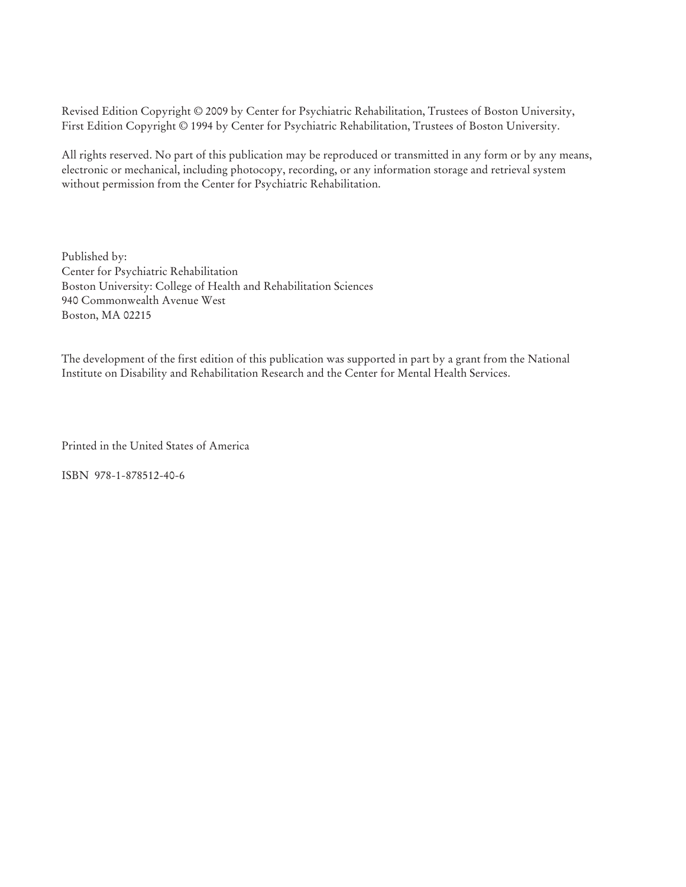Revised Edition Copyright © 2009 by Center for Psychiatric Rehabilitation, Trustees of Boston University,
First Edition Copyright © 1994 by Center for Psychiatric Rehabilitation, Trustees of Boston University.

All rights reserved. No part of this publication may be reproduced or transmitted in any form or by any means, electronic or mechanical, including photocopy, recording, or any information storage and retrieval system without permission from the Center for Psychiatric Rehabilitation.

Published by:
Center for Psychiatric Rehabilitation
Boston University: College of Health and Rehabilitation Sciences
940 Commonwealth Avenue West
Boston, MA 02215

The development of the first edition of this publication was supported in part by a grant from the National Institute on Disability and Rehabilitation Research and the Center for Mental Health Services.

Printed in the United States of America

ISBN 978-1-878512-40-6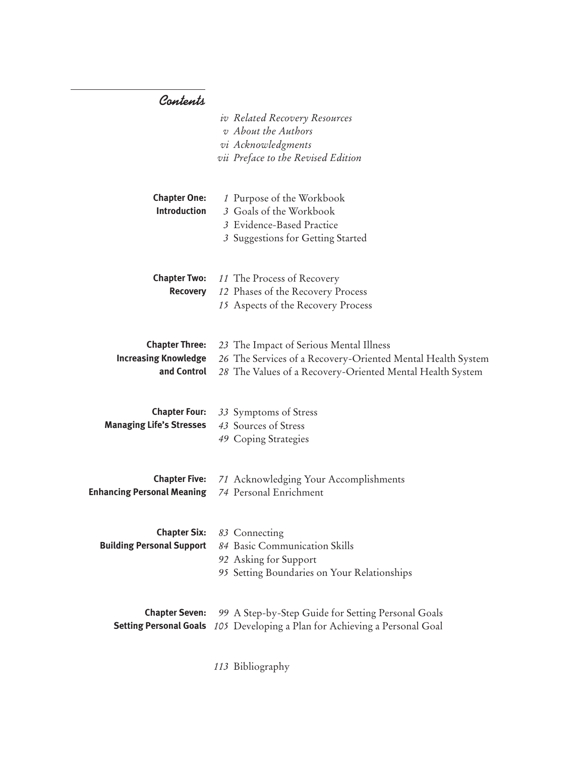# Contents

*iv Related Recovery Resources*
*v About the Authors*
*vi Acknowledgments*
*vii Preface to the Revised Edition*

**Chapter One: Introduction**

*1* Purpose of the Workbook
*3* Goals of the Workbook
*3* Evidence-Based Practice
*3* Suggestions for Getting Started

**Chapter Two: Recovery**

*11* The Process of Recovery
*12* Phases of the Recovery Process
*15* Aspects of the Recovery Process

**Chapter Three: Increasing Knowledge and Control**

*23* The Impact of Serious Mental Illness
*26* The Services of a Recovery-Oriented Mental Health System
*28* The Values of a Recovery-Oriented Mental Health System

**Chapter Four: Managing Life's Stresses**

*33* Symptoms of Stress
*43* Sources of Stress
*49* Coping Strategies

**Chapter Five: Enhancing Personal Meaning**

*71* Acknowledging Your Accomplishments
*74* Personal Enrichment

**Chapter Six: Building Personal Support**

*83* Connecting
*84* Basic Communication Skills
*92* Asking for Support
*95* Setting Boundaries on Your Relationships

**Chapter Seven: Setting Personal Goals**

*99* A Step-by-Step Guide for Setting Personal Goals
*105* Developing a Plan for Achieving a Personal Goal

*113* Bibliography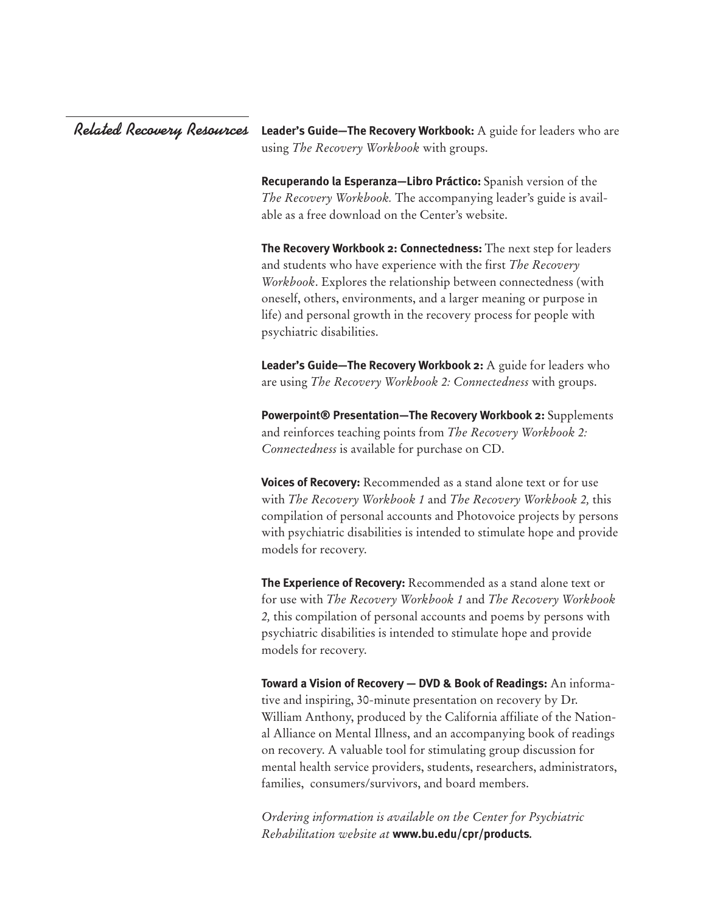## Related Recovery Resources

**Leader's Guide—The Recovery Workbook:** A guide for leaders who are using *The Recovery Workbook* with groups.

**Recuperando la Esperanza—Libro Práctico:** Spanish version of the *The Recovery Workbook.* The accompanying leader's guide is available as a free download on the Center's website.

**The Recovery Workbook 2: Connectedness:** The next step for leaders and students who have experience with the first *The Recovery Workbook*. Explores the relationship between connectedness (with oneself, others, environments, and a larger meaning or purpose in life) and personal growth in the recovery process for people with psychiatric disabilities.

**Leader's Guide—The Recovery Workbook 2:** A guide for leaders who are using *The Recovery Workbook 2: Connectedness* with groups.

**Powerpoint® Presentation—The Recovery Workbook 2:** Supplements and reinforces teaching points from *The Recovery Workbook 2: Connectedness* is available for purchase on CD.

**Voices of Recovery:** Recommended as a stand alone text or for use with *The Recovery Workbook 1* and *The Recovery Workbook 2,* this compilation of personal accounts and Photovoice projects by persons with psychiatric disabilities is intended to stimulate hope and provide models for recovery.

**The Experience of Recovery:** Recommended as a stand alone text or for use with *The Recovery Workbook 1* and *The Recovery Workbook 2,* this compilation of personal accounts and poems by persons with psychiatric disabilities is intended to stimulate hope and provide models for recovery.

**Toward a Vision of Recovery — DVD & Book of Readings:** An informative and inspiring, 30-minute presentation on recovery by Dr. William Anthony, produced by the California affiliate of the National Alliance on Mental Illness, and an accompanying book of readings on recovery. A valuable tool for stimulating group discussion for mental health service providers, students, researchers, administrators, families, consumers/survivors, and board members.

*Ordering information is available on the Center for Psychiatric Rehabilitation website at* **www.bu.edu/cpr/products***.*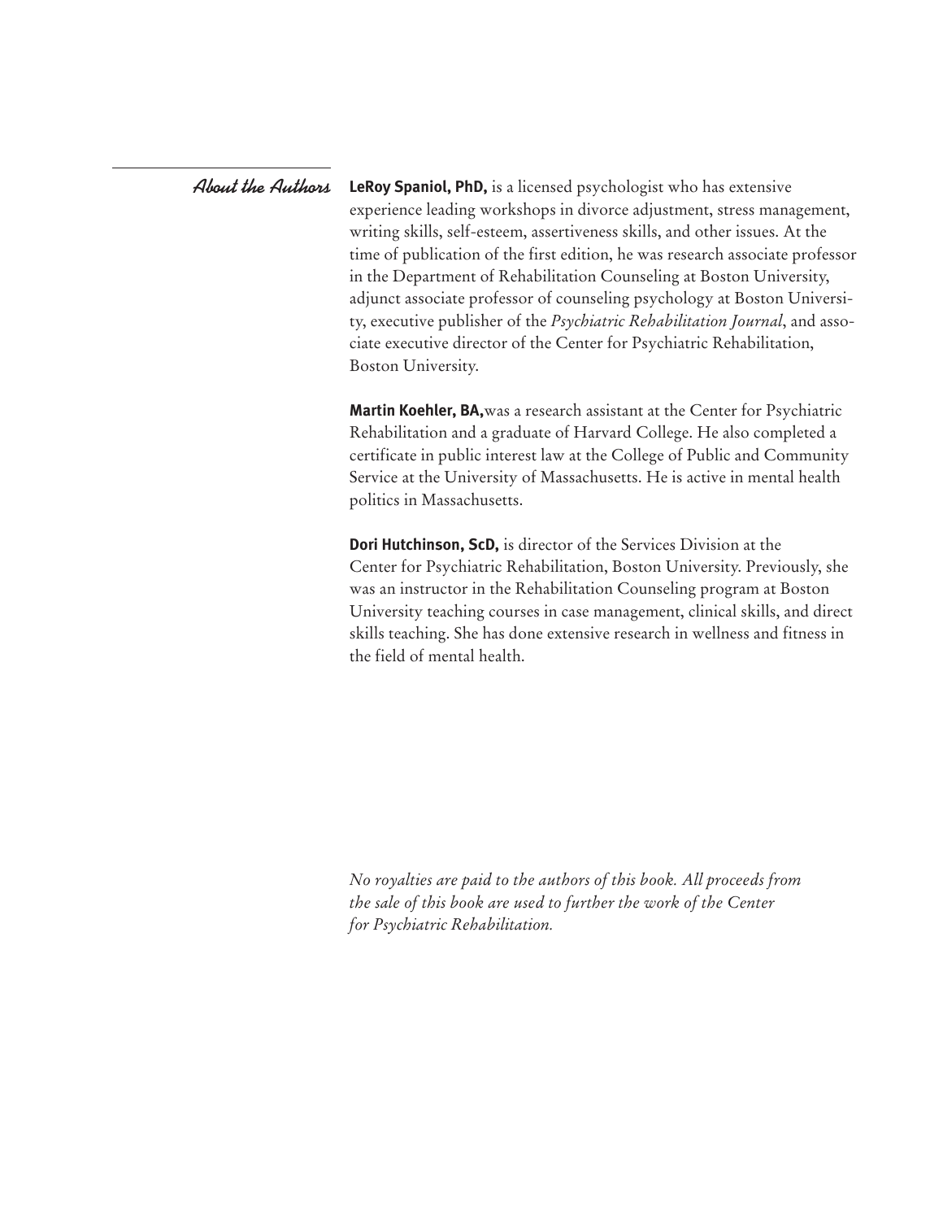## About the Authors

**LeRoy Spaniol, PhD,** is a licensed psychologist who has extensive experience leading workshops in divorce adjustment, stress management, writing skills, self-esteem, assertiveness skills, and other issues. At the time of publication of the first edition, he was research associate professor in the Department of Rehabilitation Counseling at Boston University, adjunct associate professor of counseling psychology at Boston University, executive publisher of the *Psychiatric Rehabilitation Journal*, and associate executive director of the Center for Psychiatric Rehabilitation, Boston University.

**Martin Koehler, BA,** was a research assistant at the Center for Psychiatric Rehabilitation and a graduate of Harvard College. He also completed a certificate in public interest law at the College of Public and Community Service at the University of Massachusetts. He is active in mental health politics in Massachusetts.

**Dori Hutchinson, ScD,** is director of the Services Division at the Center for Psychiatric Rehabilitation, Boston University. Previously, she was an instructor in the Rehabilitation Counseling program at Boston University teaching courses in case management, clinical skills, and direct skills teaching. She has done extensive research in wellness and fitness in the field of mental health.

*No royalties are paid to the authors of this book. All proceeds from the sale of this book are used to further the work of the Center for Psychiatric Rehabilitation.*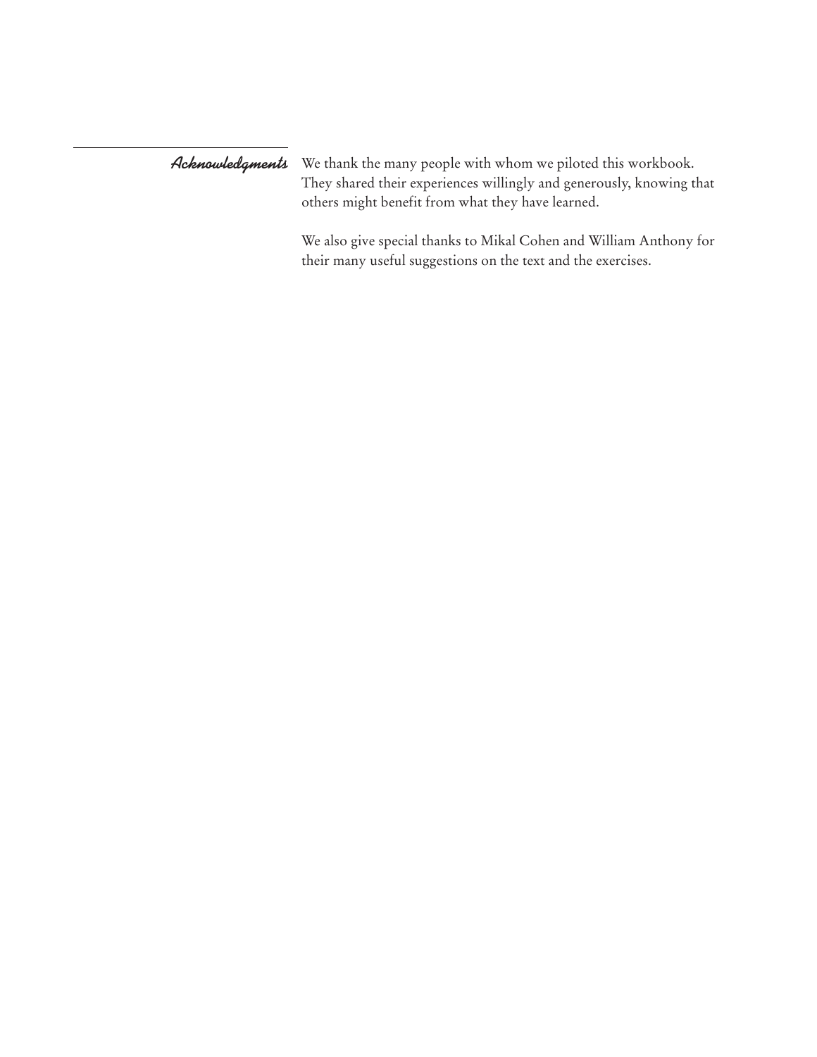## Acknowledgments

We thank the many people with whom we piloted this workbook. They shared their experiences willingly and generously, knowing that others might benefit from what they have learned.

We also give special thanks to Mikal Cohen and William Anthony for their many useful suggestions on the text and the exercises.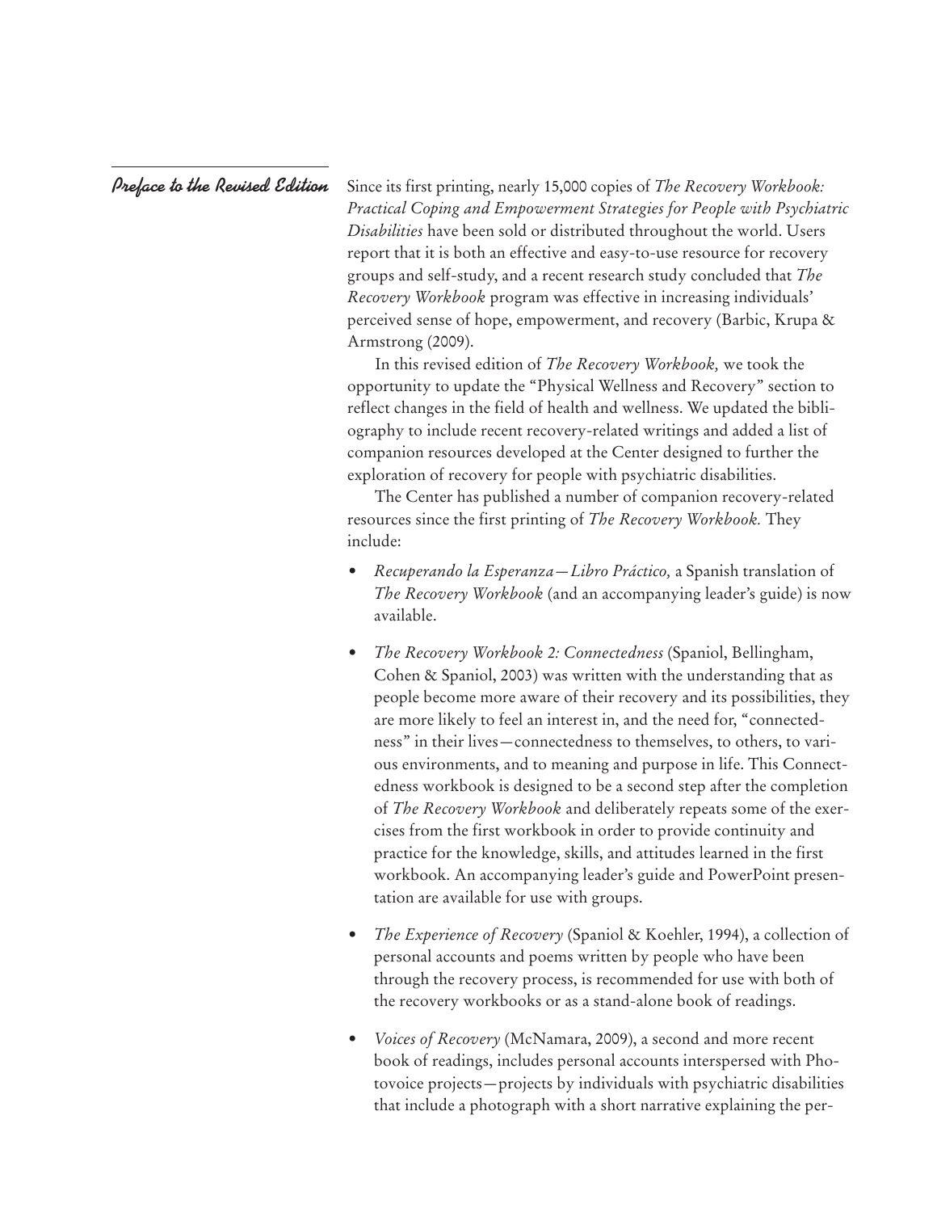## Preface to the Revised Edition

Since its first printing, nearly 15,000 copies of *The Recovery Workbook: Practical Coping and Empowerment Strategies for People with Psychiatric Disabilities* have been sold or distributed throughout the world. Users report that it is both an effective and easy-to-use resource for recovery groups and self-study, and a recent research study concluded that *The Recovery Workbook* program was effective in increasing individuals' perceived sense of hope, empowerment, and recovery (Barbic, Krupa & Armstrong (2009).

In this revised edition of *The Recovery Workbook,* we took the opportunity to update the "Physical Wellness and Recovery" section to reflect changes in the field of health and wellness. We updated the bibliography to include recent recovery-related writings and added a list of companion resources developed at the Center designed to further the exploration of recovery for people with psychiatric disabilities.

The Center has published a number of companion recovery-related resources since the first printing of *The Recovery Workbook.* They include:

- *Recuperando la Esperanza—Libro Práctico,* a Spanish translation of *The Recovery Workbook* (and an accompanying leader's guide) is now available.
- *The Recovery Workbook 2: Connectedness* (Spaniol, Bellingham, Cohen & Spaniol, 2003) was written with the understanding that as people become more aware of their recovery and its possibilities, they are more likely to feel an interest in, and the need for, "connectedness" in their lives—connectedness to themselves, to others, to various environments, and to meaning and purpose in life. This Connectedness workbook is designed to be a second step after the completion of *The Recovery Workbook* and deliberately repeats some of the exercises from the first workbook in order to provide continuity and practice for the knowledge, skills, and attitudes learned in the first workbook. An accompanying leader's guide and PowerPoint presentation are available for use with groups.
- *The Experience of Recovery* (Spaniol & Koehler, 1994), a collection of personal accounts and poems written by people who have been through the recovery process, is recommended for use with both of the recovery workbooks or as a stand-alone book of readings.
- *Voices of Recovery* (McNamara, 2009), a second and more recent book of readings, includes personal accounts interspersed with Photovoice projects—projects by individuals with psychiatric disabilities that include a photograph with a short narrative explaining the per-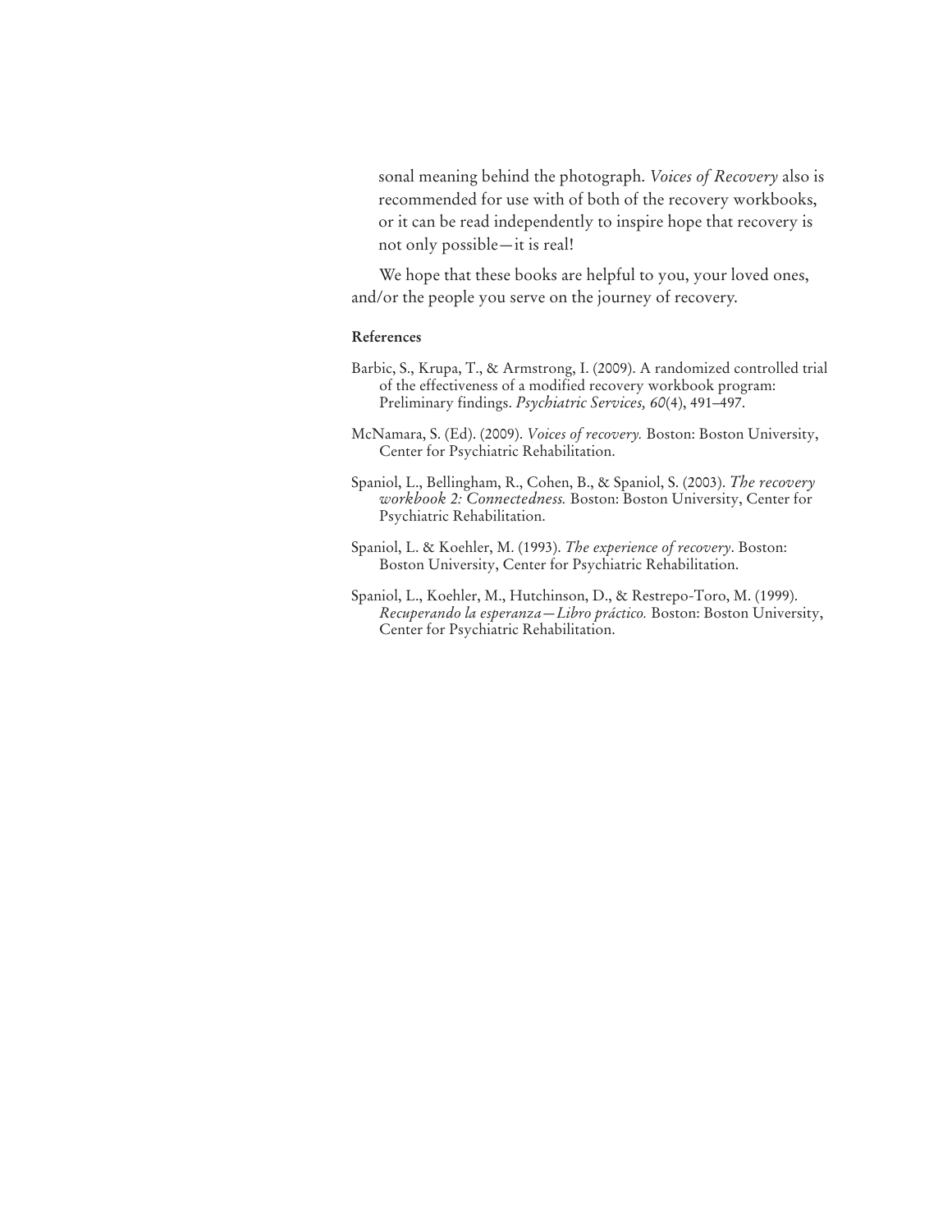sonal meaning behind the photograph. *Voices of Recovery* also is recommended for use with of both of the recovery workbooks, or it can be read independently to inspire hope that recovery is not only possible—it is real!

We hope that these books are helpful to you, your loved ones, and/or the people you serve on the journey of recovery.

**References**

Barbic, S., Krupa, T., & Armstrong, I. (2009). A randomized controlled trial of the effectiveness of a modified recovery workbook program: Preliminary findings. *Psychiatric Services, 60*(4), 491–497.

McNamara, S. (Ed). (2009). *Voices of recovery.* Boston: Boston University, Center for Psychiatric Rehabilitation.

Spaniol, L., Bellingham, R., Cohen, B., & Spaniol, S. (2003). *The recovery workbook 2: Connectedness.* Boston: Boston University, Center for Psychiatric Rehabilitation.

Spaniol, L. & Koehler, M. (1993). *The experience of recovery*. Boston: Boston University, Center for Psychiatric Rehabilitation.

Spaniol, L., Koehler, M., Hutchinson, D., & Restrepo-Toro, M. (1999). *Recuperando la esperanza—Libro práctico.* Boston: Boston University, Center for Psychiatric Rehabilitation.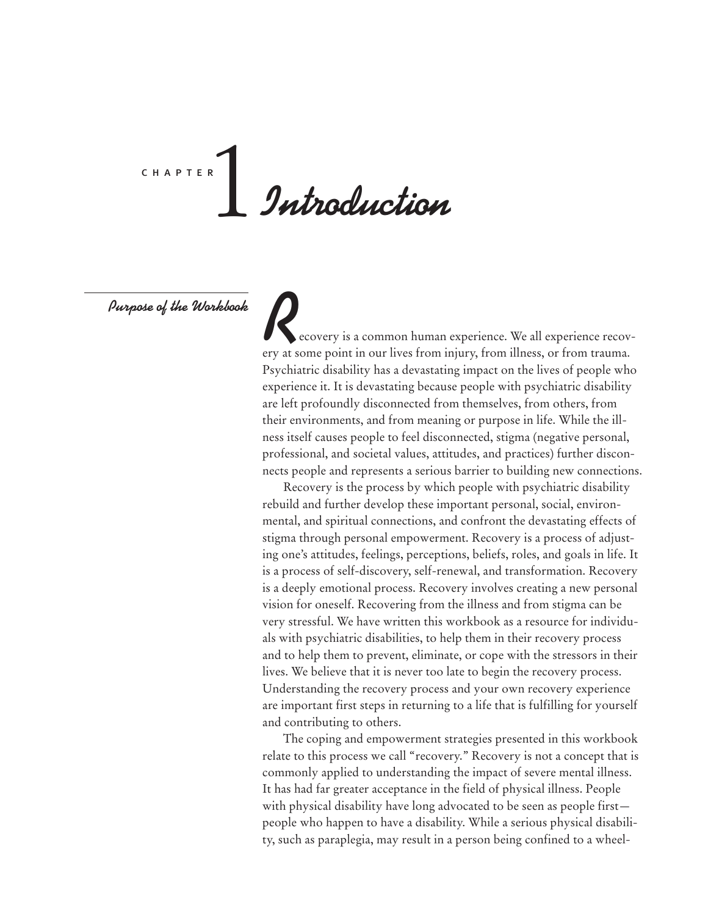# Chapter 1 Introduction

## Purpose of the Workbook

Recovery is a common human experience. We all experience recovery at some point in our lives from injury, from illness, or from trauma. Psychiatric disability has a devastating impact on the lives of people who experience it. It is devastating because people with psychiatric disability are left profoundly disconnected from themselves, from others, from their environments, and from meaning or purpose in life. While the illness itself causes people to feel disconnected, stigma (negative personal, professional, and societal values, attitudes, and practices) further disconnects people and represents a serious barrier to building new connections.

Recovery is the process by which people with psychiatric disability rebuild and further develop these important personal, social, environmental, and spiritual connections, and confront the devastating effects of stigma through personal empowerment. Recovery is a process of adjusting one's attitudes, feelings, perceptions, beliefs, roles, and goals in life. It is a process of self-discovery, self-renewal, and transformation. Recovery is a deeply emotional process. Recovery involves creating a new personal vision for oneself. Recovering from the illness and from stigma can be very stressful. We have written this workbook as a resource for individuals with psychiatric disabilities, to help them in their recovery process and to help them to prevent, eliminate, or cope with the stressors in their lives. We believe that it is never too late to begin the recovery process. Understanding the recovery process and your own recovery experience are important first steps in returning to a life that is fulfilling for yourself and contributing to others.

The coping and empowerment strategies presented in this workbook relate to this process we call "recovery." Recovery is not a concept that is commonly applied to understanding the impact of severe mental illness. It has had far greater acceptance in the field of physical illness. People with physical disability have long advocated to be seen as people first—people who happen to have a disability. While a serious physical disability, such as paraplegia, may result in a person being confined to a wheel-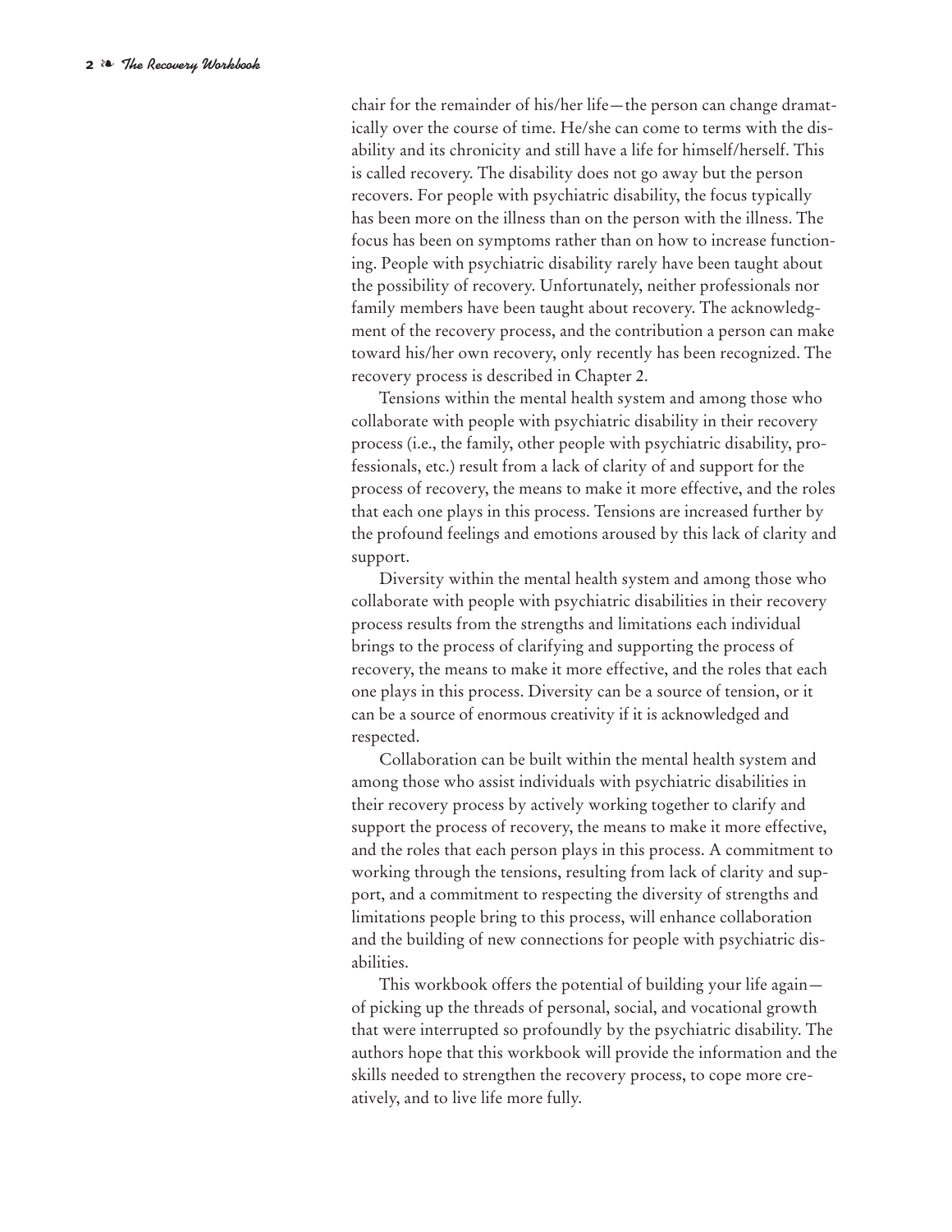chair for the remainder of his/her life—the person can change dramatically over the course of time. He/she can come to terms with the disability and its chronicity and still have a life for himself/herself. This is called recovery. The disability does not go away but the person recovers. For people with psychiatric disability, the focus typically has been more on the illness than on the person with the illness. The focus has been on symptoms rather than on how to increase functioning. People with psychiatric disability rarely have been taught about the possibility of recovery. Unfortunately, neither professionals nor family members have been taught about recovery. The acknowledgment of the recovery process, and the contribution a person can make toward his/her own recovery, only recently has been recognized. The recovery process is described in Chapter 2.

Tensions within the mental health system and among those who collaborate with people with psychiatric disability in their recovery process (i.e., the family, other people with psychiatric disability, professionals, etc.) result from a lack of clarity of and support for the process of recovery, the means to make it more effective, and the roles that each one plays in this process. Tensions are increased further by the profound feelings and emotions aroused by this lack of clarity and support.

Diversity within the mental health system and among those who collaborate with people with psychiatric disabilities in their recovery process results from the strengths and limitations each individual brings to the process of clarifying and supporting the process of recovery, the means to make it more effective, and the roles that each one plays in this process. Diversity can be a source of tension, or it can be a source of enormous creativity if it is acknowledged and respected.

Collaboration can be built within the mental health system and among those who assist individuals with psychiatric disabilities in their recovery process by actively working together to clarify and support the process of recovery, the means to make it more effective, and the roles that each person plays in this process. A commitment to working through the tensions, resulting from lack of clarity and support, and a commitment to respecting the diversity of strengths and limitations people bring to this process, will enhance collaboration and the building of new connections for people with psychiatric disabilities.

This workbook offers the potential of building your life again—of picking up the threads of personal, social, and vocational growth that were interrupted so profoundly by the psychiatric disability. The authors hope that this workbook will provide the information and the skills needed to strengthen the recovery process, to cope more creatively, and to live life more fully.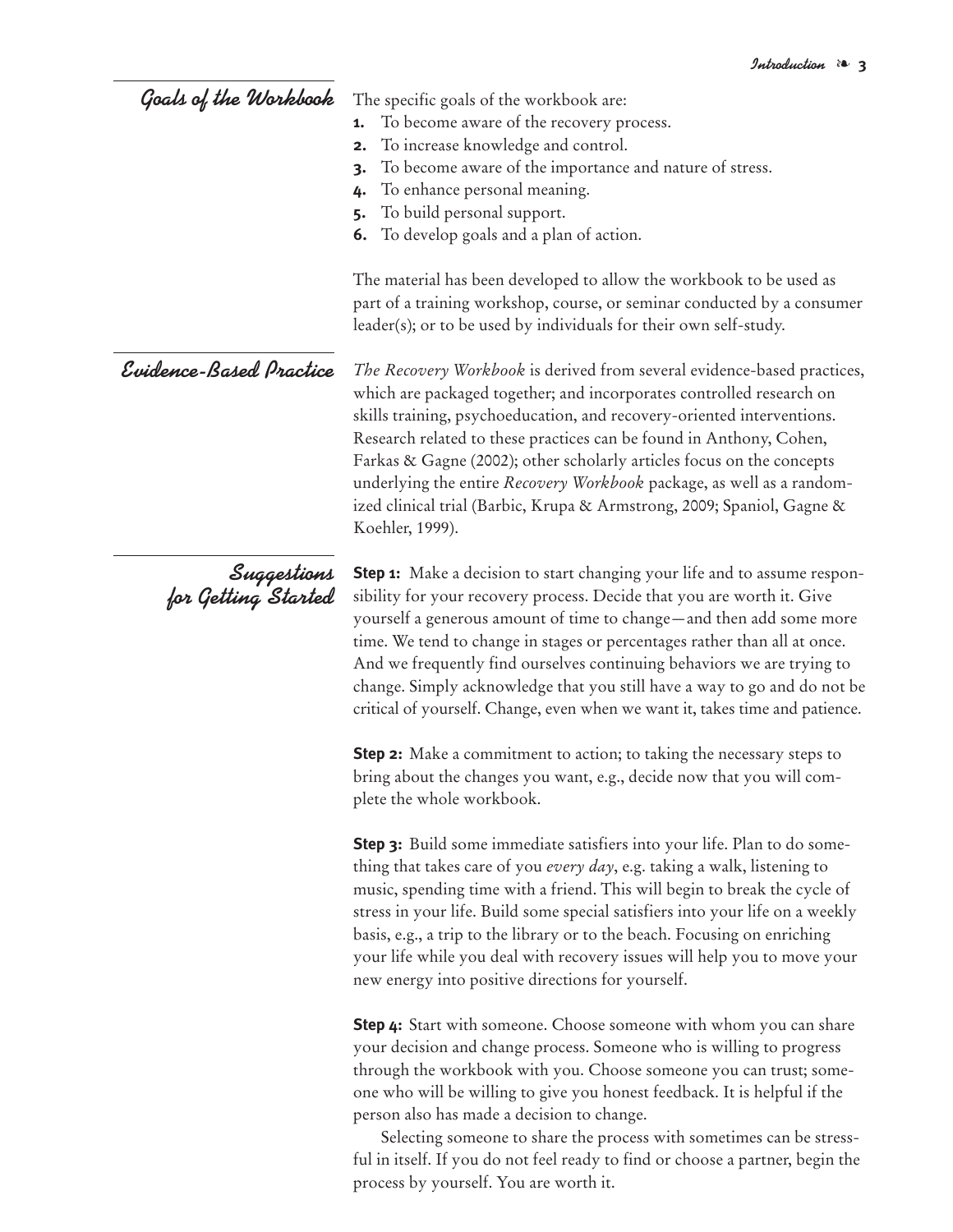## Goals of the Workbook

The specific goals of the workbook are:

1. To become aware of the recovery process.
2. To increase knowledge and control.
3. To become aware of the importance and nature of stress.
4. To enhance personal meaning.
5. To build personal support.
6. To develop goals and a plan of action.

The material has been developed to allow the workbook to be used as part of a training workshop, course, or seminar conducted by a consumer leader(s); or to be used by individuals for their own self-study.

## Evidence-Based Practice

*The Recovery Workbook* is derived from several evidence-based practices, which are packaged together; and incorporates controlled research on skills training, psychoeducation, and recovery-oriented interventions. Research related to these practices can be found in Anthony, Cohen, Farkas & Gagne (2002); other scholarly articles focus on the concepts underlying the entire *Recovery Workbook* package, as well as a randomized clinical trial (Barbic, Krupa & Armstrong, 2009; Spaniol, Gagne & Koehler, 1999).

## Suggestions for Getting Started

**Step 1:** Make a decision to start changing your life and to assume responsibility for your recovery process. Decide that you are worth it. Give yourself a generous amount of time to change—and then add some more time. We tend to change in stages or percentages rather than all at once. And we frequently find ourselves continuing behaviors we are trying to change. Simply acknowledge that you still have a way to go and do not be critical of yourself. Change, even when we want it, takes time and patience.

**Step 2:** Make a commitment to action; to taking the necessary steps to bring about the changes you want, e.g., decide now that you will complete the whole workbook.

**Step 3:** Build some immediate satisfiers into your life. Plan to do something that takes care of you *every day*, e.g. taking a walk, listening to music, spending time with a friend. This will begin to break the cycle of stress in your life. Build some special satisfiers into your life on a weekly basis, e.g., a trip to the library or to the beach. Focusing on enriching your life while you deal with recovery issues will help you to move your new energy into positive directions for yourself.

**Step 4:** Start with someone. Choose someone with whom you can share your decision and change process. Someone who is willing to progress through the workbook with you. Choose someone you can trust; someone who will be willing to give you honest feedback. It is helpful if the person also has made a decision to change.

Selecting someone to share the process with sometimes can be stressful in itself. If you do not feel ready to find or choose a partner, begin the process by yourself. You are worth it.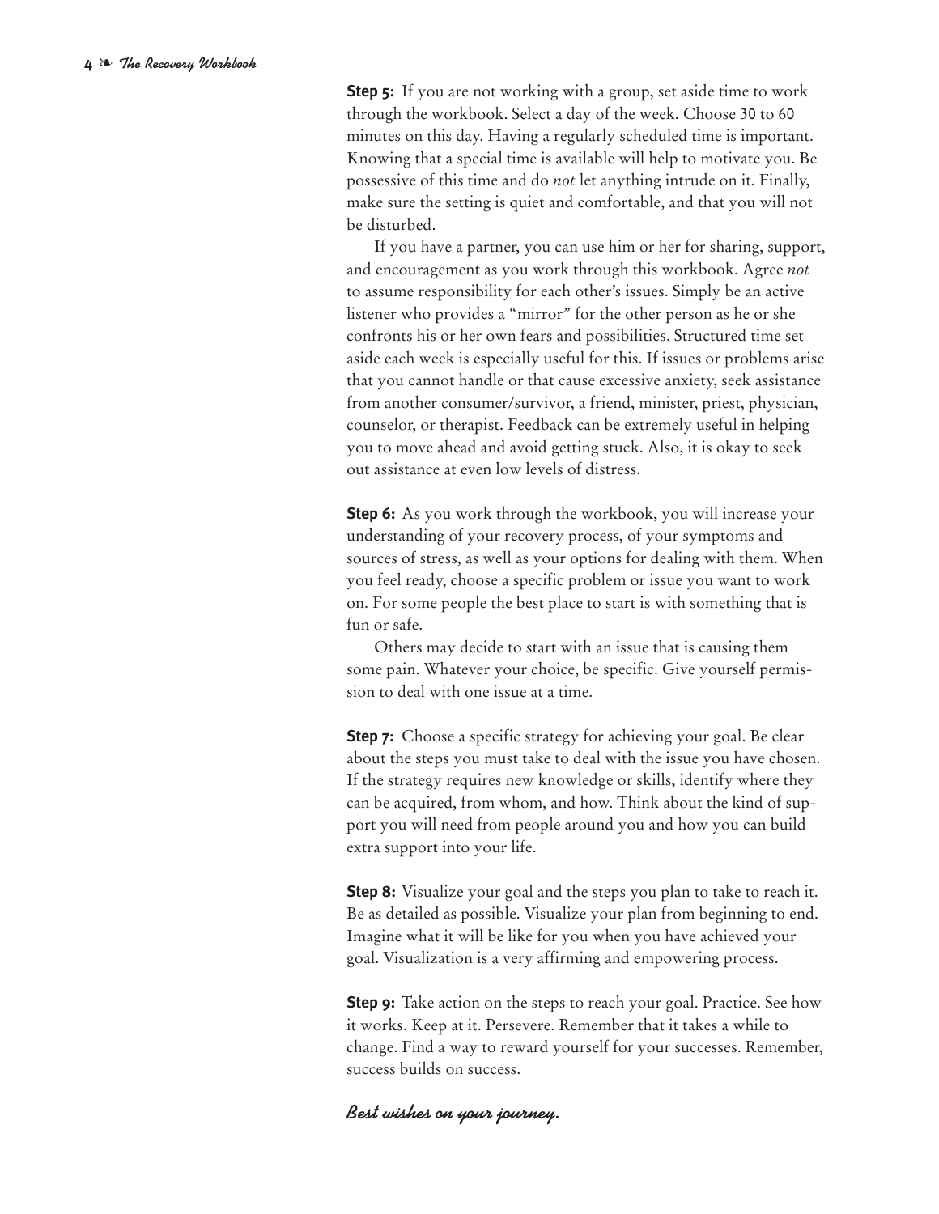**Step 5:** If you are not working with a group, set aside time to work through the workbook. Select a day of the week. Choose 30 to 60 minutes on this day. Having a regularly scheduled time is important. Knowing that a special time is available will help to motivate you. Be possessive of this time and do *not* let anything intrude on it. Finally, make sure the setting is quiet and comfortable, and that you will not be disturbed.

If you have a partner, you can use him or her for sharing, support, and encouragement as you work through this workbook. Agree *not* to assume responsibility for each other's issues. Simply be an active listener who provides a "mirror" for the other person as he or she confronts his or her own fears and possibilities. Structured time set aside each week is especially useful for this. If issues or problems arise that you cannot handle or that cause excessive anxiety, seek assistance from another consumer/survivor, a friend, minister, priest, physician, counselor, or therapist. Feedback can be extremely useful in helping you to move ahead and avoid getting stuck. Also, it is okay to seek out assistance at even low levels of distress.

**Step 6:** As you work through the workbook, you will increase your understanding of your recovery process, of your symptoms and sources of stress, as well as your options for dealing with them. When you feel ready, choose a specific problem or issue you want to work on. For some people the best place to start is with something that is fun or safe.

Others may decide to start with an issue that is causing them some pain. Whatever your choice, be specific. Give yourself permission to deal with one issue at a time.

**Step 7:** Choose a specific strategy for achieving your goal. Be clear about the steps you must take to deal with the issue you have chosen. If the strategy requires new knowledge or skills, identify where they can be acquired, from whom, and how. Think about the kind of support you will need from people around you and how you can build extra support into your life.

**Step 8:** Visualize your goal and the steps you plan to take to reach it. Be as detailed as possible. Visualize your plan from beginning to end. Imagine what it will be like for you when you have achieved your goal. Visualization is a very affirming and empowering process.

**Step 9:** Take action on the steps to reach your goal. Practice. See how it works. Keep at it. Persevere. Remember that it takes a while to change. Find a way to reward yourself for your successes. Remember, success builds on success.

***Best wishes on your journey.***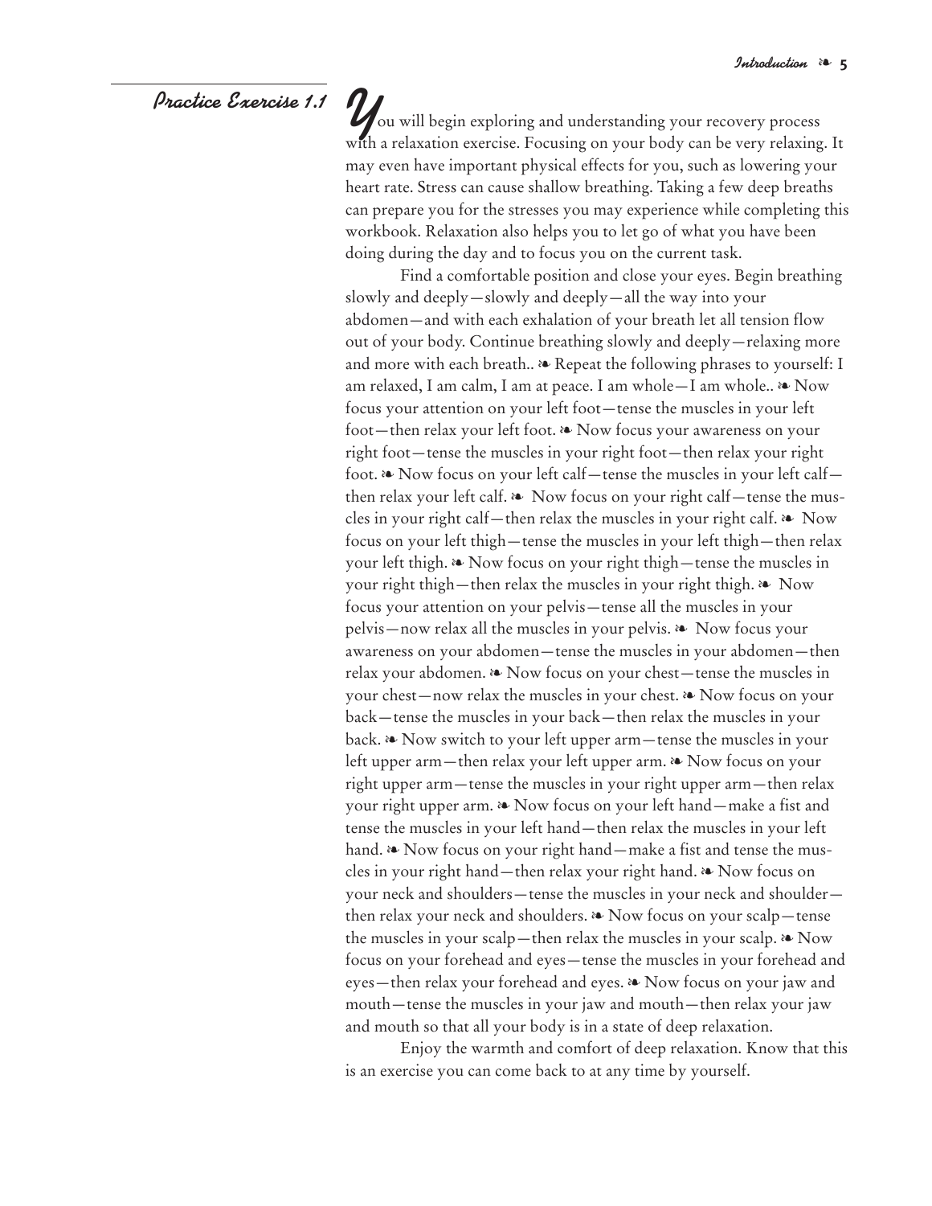## Practice Exercise 1.1

You will begin exploring and understanding your recovery process with a relaxation exercise. Focusing on your body can be very relaxing. It may even have important physical effects for you, such as lowering your heart rate. Stress can cause shallow breathing. Taking a few deep breaths can prepare you for the stresses you may experience while completing this workbook. Relaxation also helps you to let go of what you have been doing during the day and to focus you on the current task.

Find a comfortable position and close your eyes. Begin breathing slowly and deeply—slowly and deeply—all the way into your abdomen—and with each exhalation of your breath let all tension flow out of your body. Continue breathing slowly and deeply—relaxing more and more with each breath.. ❧ Repeat the following phrases to yourself: I am relaxed, I am calm, I am at peace. I am whole—I am whole.. ❧ Now focus your attention on your left foot—tense the muscles in your left foot—then relax your left foot. ❧ Now focus your awareness on your right foot—tense the muscles in your right foot—then relax your right foot. ❧ Now focus on your left calf—tense the muscles in your left calf—then relax your left calf. ❧ Now focus on your right calf—tense the muscles in your right calf—then relax the muscles in your right calf. ❧ Now focus on your left thigh—tense the muscles in your left thigh—then relax your left thigh. ❧ Now focus on your right thigh—tense the muscles in your right thigh—then relax the muscles in your right thigh. ❧ Now focus your attention on your pelvis—tense all the muscles in your pelvis—now relax all the muscles in your pelvis. ❧ Now focus your awareness on your abdomen—tense the muscles in your abdomen—then relax your abdomen. ❧ Now focus on your chest—tense the muscles in your chest—now relax the muscles in your chest. ❧ Now focus on your back—tense the muscles in your back—then relax the muscles in your back. ❧ Now switch to your left upper arm—tense the muscles in your left upper arm—then relax your left upper arm. ❧ Now focus on your right upper arm—tense the muscles in your right upper arm—then relax your right upper arm. ❧ Now focus on your left hand—make a fist and tense the muscles in your left hand—then relax the muscles in your left hand. ❧ Now focus on your right hand—make a fist and tense the muscles in your right hand—then relax your right hand. ❧ Now focus on your neck and shoulders—tense the muscles in your neck and shoulder—then relax your neck and shoulders. ❧ Now focus on your scalp—tense the muscles in your scalp—then relax the muscles in your scalp. ❧ Now focus on your forehead and eyes—tense the muscles in your forehead and eyes—then relax your forehead and eyes. ❧ Now focus on your jaw and mouth—tense the muscles in your jaw and mouth—then relax your jaw and mouth so that all your body is in a state of deep relaxation.

Enjoy the warmth and comfort of deep relaxation. Know that this is an exercise you can come back to at any time by yourself.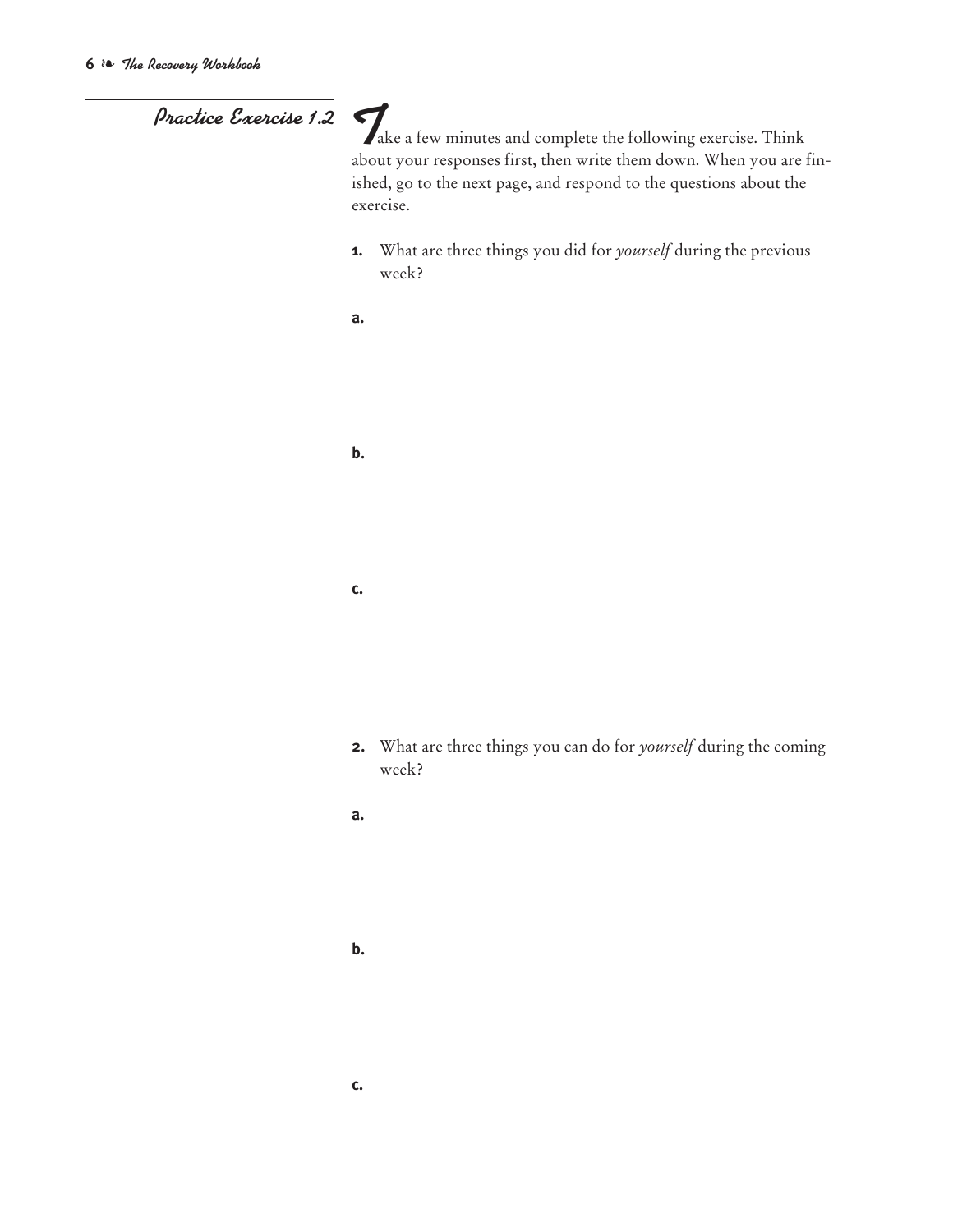## Practice Exercise 1.2

Take a few minutes and complete the following exercise. Think about your responses first, then write them down. When you are finished, go to the next page, and respond to the questions about the exercise.

**1.** What are three things you did for *yourself* during the previous week?

**a.**

**b.**

**c.**

**2.** What are three things you can do for *yourself* during the coming week?

**a.**

**b.**

**c.**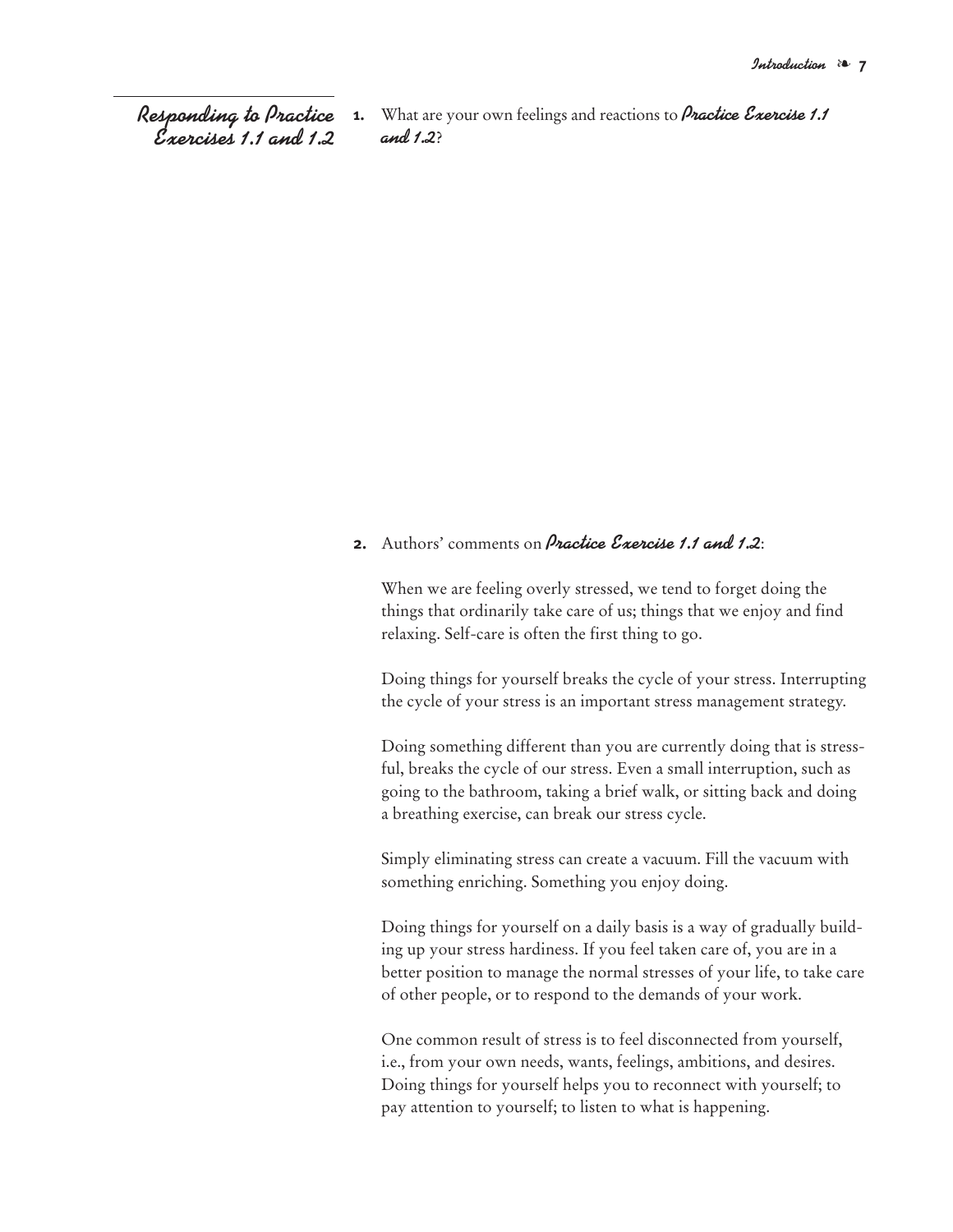## Responding to Practice Exercises 1.1 and 1.2

1. What are your own feelings and reactions to ***Practice Exercise 1.1 and 1.2***?

2. Authors' comments on ***Practice Exercise 1.1 and 1.2***:

   When we are feeling overly stressed, we tend to forget doing the things that ordinarily take care of us; things that we enjoy and find relaxing. Self-care is often the first thing to go.

   Doing things for yourself breaks the cycle of your stress. Interrupting the cycle of your stress is an important stress management strategy.

   Doing something different than you are currently doing that is stressful, breaks the cycle of our stress. Even a small interruption, such as going to the bathroom, taking a brief walk, or sitting back and doing a breathing exercise, can break our stress cycle.

   Simply eliminating stress can create a vacuum. Fill the vacuum with something enriching. Something you enjoy doing.

   Doing things for yourself on a daily basis is a way of gradually building up your stress hardiness. If you feel taken care of, you are in a better position to manage the normal stresses of your life, to take care of other people, or to respond to the demands of your work.

   One common result of stress is to feel disconnected from yourself, i.e., from your own needs, wants, feelings, ambitions, and desires. Doing things for yourself helps you to reconnect with yourself; to pay attention to yourself; to listen to what is happening.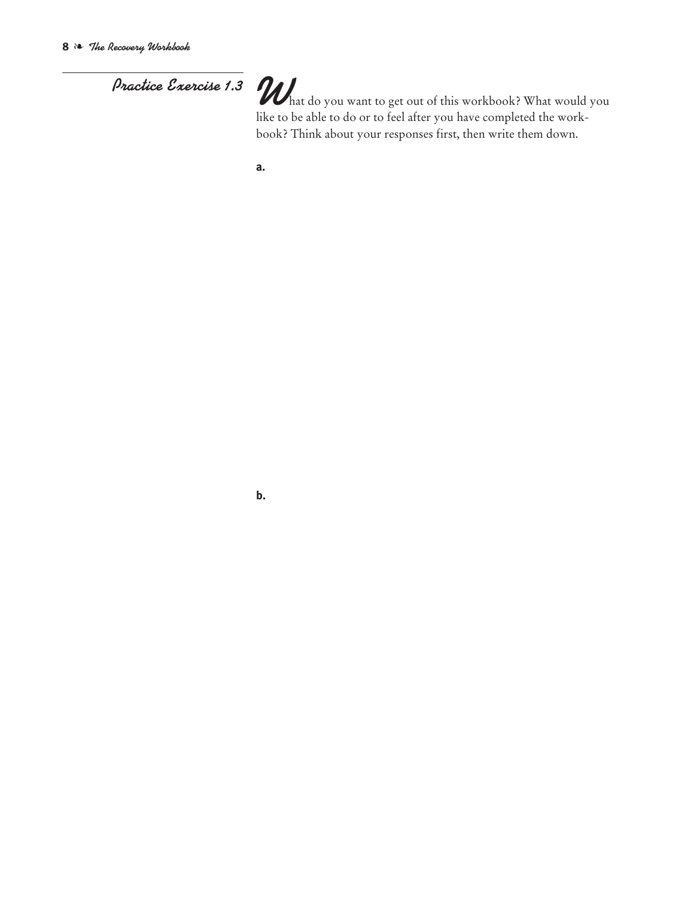## Practice Exercise 1.3

What do you want to get out of this workbook? What would you like to be able to do or to feel after you have completed the workbook? Think about your responses first, then write them down.

**a.**

**b.**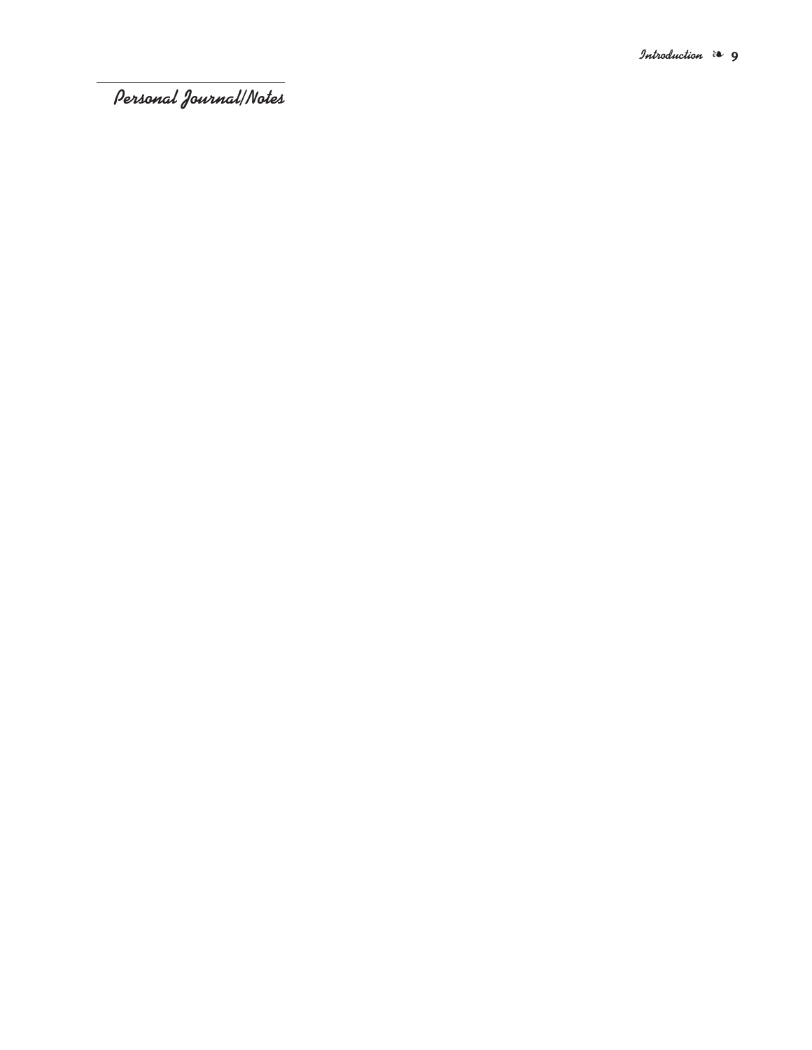## Personal Journal/Notes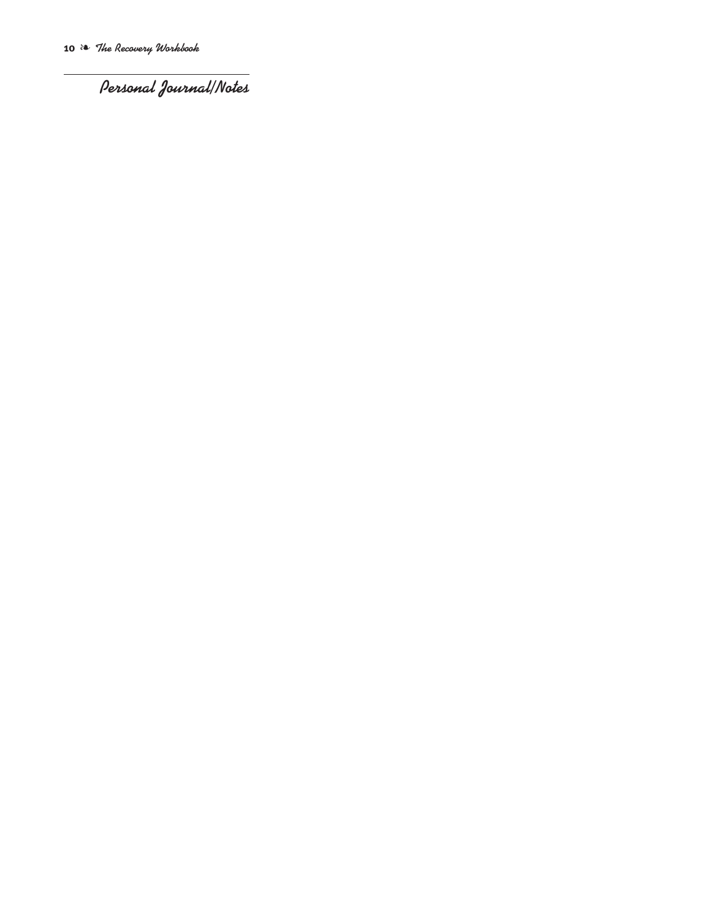## Personal Journal/Notes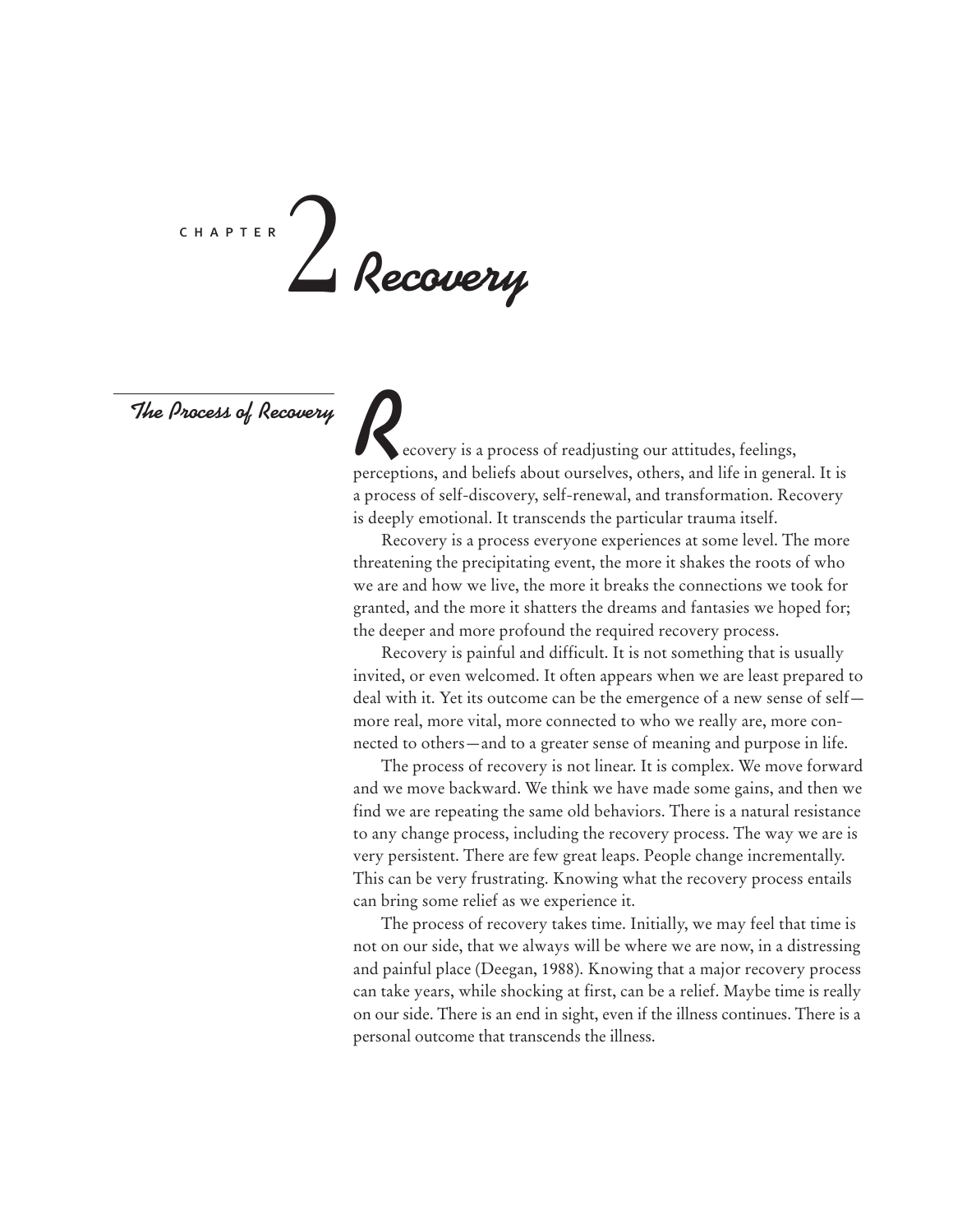# CHAPTER 2 Recovery

## The Process of Recovery

Recovery is a process of readjusting our attitudes, feelings, perceptions, and beliefs about ourselves, others, and life in general. It is a process of self-discovery, self-renewal, and transformation. Recovery is deeply emotional. It transcends the particular trauma itself.

Recovery is a process everyone experiences at some level. The more threatening the precipitating event, the more it shakes the roots of who we are and how we live, the more it breaks the connections we took for granted, and the more it shatters the dreams and fantasies we hoped for; the deeper and more profound the required recovery process.

Recovery is painful and difficult. It is not something that is usually invited, or even welcomed. It often appears when we are least prepared to deal with it. Yet its outcome can be the emergence of a new sense of self—more real, more vital, more connected to who we really are, more connected to others—and to a greater sense of meaning and purpose in life.

The process of recovery is not linear. It is complex. We move forward and we move backward. We think we have made some gains, and then we find we are repeating the same old behaviors. There is a natural resistance to any change process, including the recovery process. The way we are is very persistent. There are few great leaps. People change incrementally. This can be very frustrating. Knowing what the recovery process entails can bring some relief as we experience it.

The process of recovery takes time. Initially, we may feel that time is not on our side, that we always will be where we are now, in a distressing and painful place (Deegan, 1988). Knowing that a major recovery process can take years, while shocking at first, can be a relief. Maybe time is really on our side. There is an end in sight, even if the illness continues. There is a personal outcome that transcends the illness.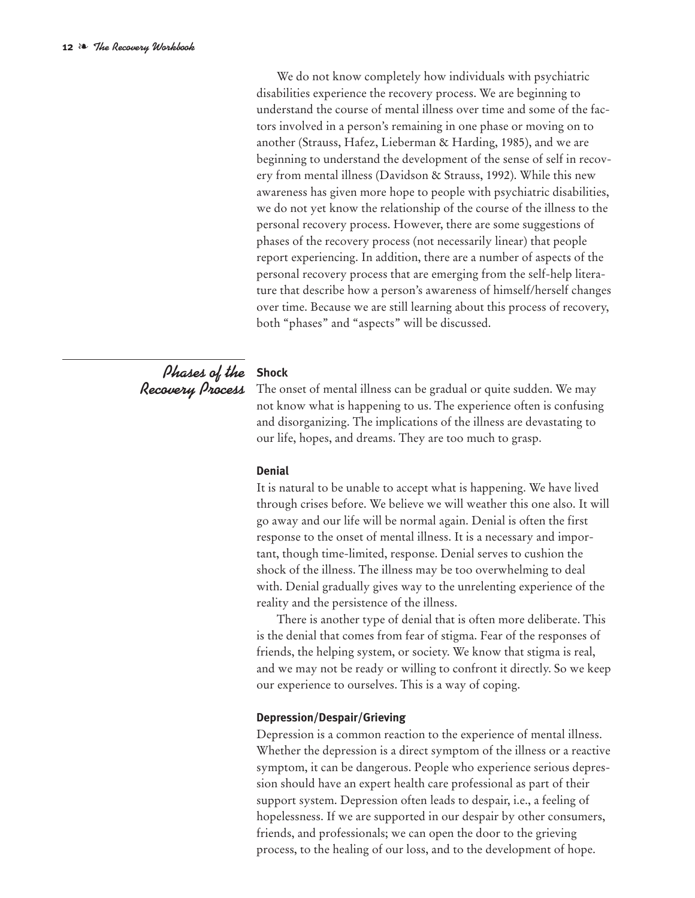We do not know completely how individuals with psychiatric disabilities experience the recovery process. We are beginning to understand the course of mental illness over time and some of the factors involved in a person's remaining in one phase or moving on to another (Strauss, Hafez, Lieberman & Harding, 1985), and we are beginning to understand the development of the sense of self in recovery from mental illness (Davidson & Strauss, 1992). While this new awareness has given more hope to people with psychiatric disabilities, we do not yet know the relationship of the course of the illness to the personal recovery process. However, there are some suggestions of phases of the recovery process (not necessarily linear) that people report experiencing. In addition, there are a number of aspects of the personal recovery process that are emerging from the self-help literature that describe how a person's awareness of himself/herself changes over time. Because we are still learning about this process of recovery, both "phases" and "aspects" will be discussed.

## Phases of the Recovery Process

### Shock

The onset of mental illness can be gradual or quite sudden. We may not know what is happening to us. The experience often is confusing and disorganizing. The implications of the illness are devastating to our life, hopes, and dreams. They are too much to grasp.

### Denial

It is natural to be unable to accept what is happening. We have lived through crises before. We believe we will weather this one also. It will go away and our life will be normal again. Denial is often the first response to the onset of mental illness. It is a necessary and important, though time-limited, response. Denial serves to cushion the shock of the illness. The illness may be too overwhelming to deal with. Denial gradually gives way to the unrelenting experience of the reality and the persistence of the illness.

There is another type of denial that is often more deliberate. This is the denial that comes from fear of stigma. Fear of the responses of friends, the helping system, or society. We know that stigma is real, and we may not be ready or willing to confront it directly. So we keep our experience to ourselves. This is a way of coping.

### Depression/Despair/Grieving

Depression is a common reaction to the experience of mental illness. Whether the depression is a direct symptom of the illness or a reactive symptom, it can be dangerous. People who experience serious depression should have an expert health care professional as part of their support system. Depression often leads to despair, i.e., a feeling of hopelessness. If we are supported in our despair by other consumers, friends, and professionals; we can open the door to the grieving process, to the healing of our loss, and to the development of hope.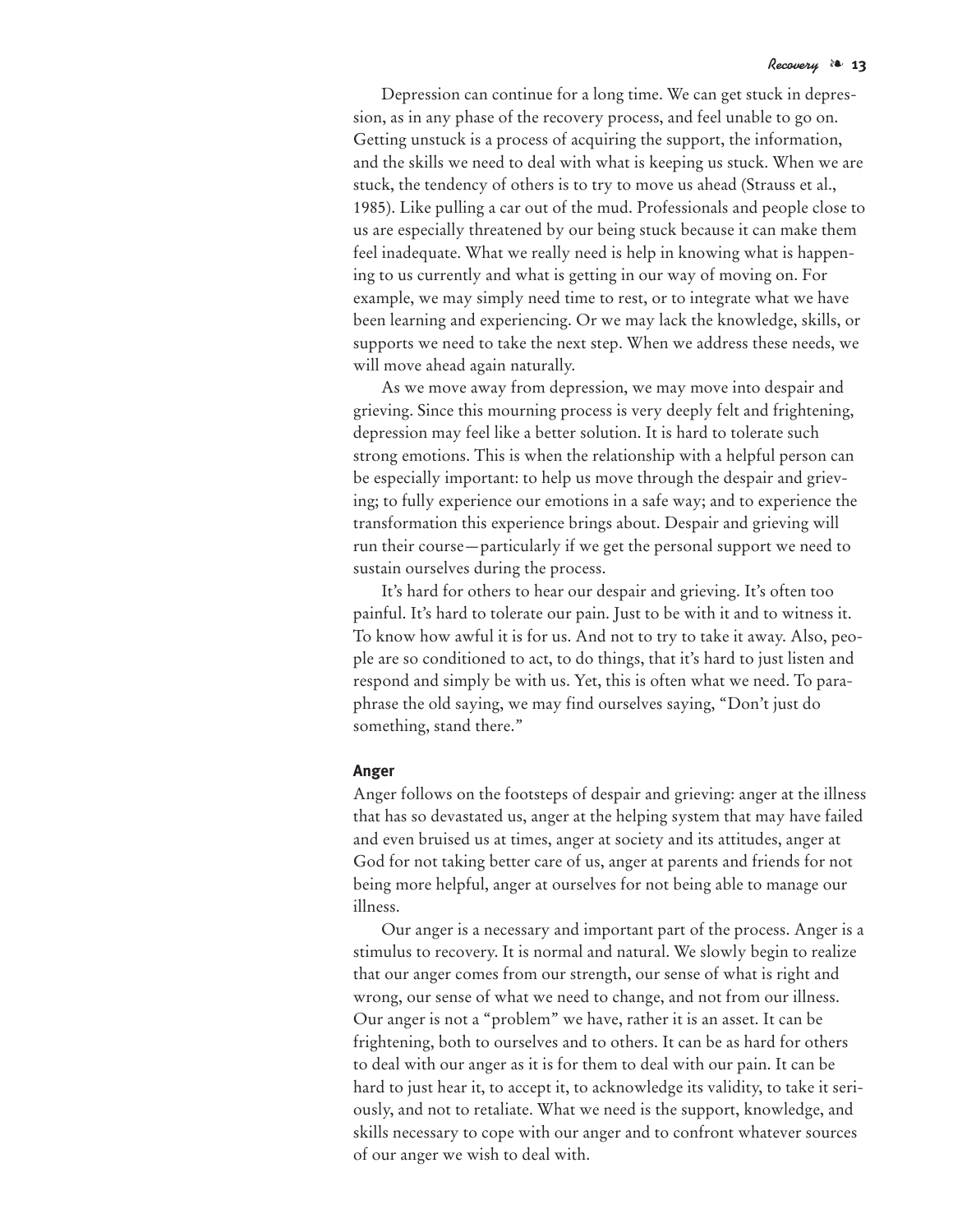Depression can continue for a long time. We can get stuck in depression, as in any phase of the recovery process, and feel unable to go on. Getting unstuck is a process of acquiring the support, the information, and the skills we need to deal with what is keeping us stuck. When we are stuck, the tendency of others is to try to move us ahead (Strauss et al., 1985). Like pulling a car out of the mud. Professionals and people close to us are especially threatened by our being stuck because it can make them feel inadequate. What we really need is help in knowing what is happening to us currently and what is getting in our way of moving on. For example, we may simply need time to rest, or to integrate what we have been learning and experiencing. Or we may lack the knowledge, skills, or supports we need to take the next step. When we address these needs, we will move ahead again naturally.

As we move away from depression, we may move into despair and grieving. Since this mourning process is very deeply felt and frightening, depression may feel like a better solution. It is hard to tolerate such strong emotions. This is when the relationship with a helpful person can be especially important: to help us move through the despair and grieving; to fully experience our emotions in a safe way; and to experience the transformation this experience brings about. Despair and grieving will run their course—particularly if we get the personal support we need to sustain ourselves during the process.

It's hard for others to hear our despair and grieving. It's often too painful. It's hard to tolerate our pain. Just to be with it and to witness it. To know how awful it is for us. And not to try to take it away. Also, people are so conditioned to act, to do things, that it's hard to just listen and respond and simply be with us. Yet, this is often what we need. To paraphrase the old saying, we may find ourselves saying, "Don't just do something, stand there."

### Anger

Anger follows on the footsteps of despair and grieving: anger at the illness that has so devastated us, anger at the helping system that may have failed and even bruised us at times, anger at society and its attitudes, anger at God for not taking better care of us, anger at parents and friends for not being more helpful, anger at ourselves for not being able to manage our illness.

Our anger is a necessary and important part of the process. Anger is a stimulus to recovery. It is normal and natural. We slowly begin to realize that our anger comes from our strength, our sense of what is right and wrong, our sense of what we need to change, and not from our illness. Our anger is not a "problem" we have, rather it is an asset. It can be frightening, both to ourselves and to others. It can be as hard for others to deal with our anger as it is for them to deal with our pain. It can be hard to just hear it, to accept it, to acknowledge its validity, to take it seriously, and not to retaliate. What we need is the support, knowledge, and skills necessary to cope with our anger and to confront whatever sources of our anger we wish to deal with.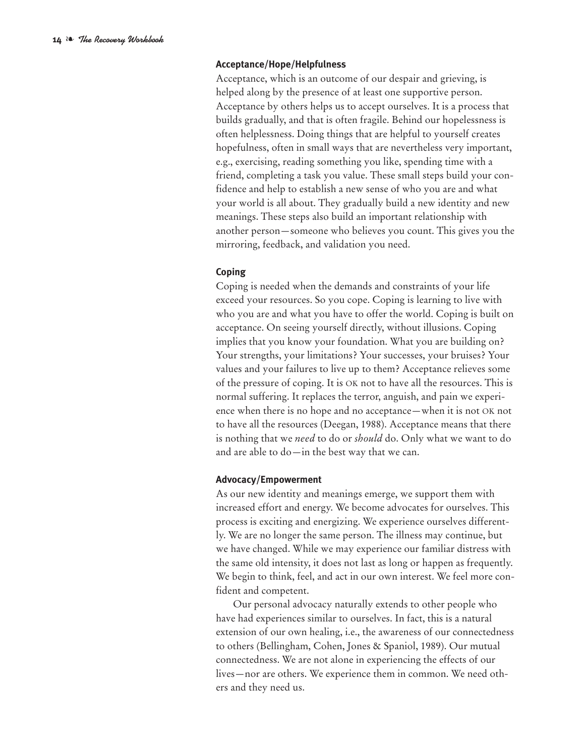### Acceptance/Hope/Helpfulness

Acceptance, which is an outcome of our despair and grieving, is helped along by the presence of at least one supportive person. Acceptance by others helps us to accept ourselves. It is a process that builds gradually, and that is often fragile. Behind our hopelessness is often helplessness. Doing things that are helpful to yourself creates hopefulness, often in small ways that are nevertheless very important, e.g., exercising, reading something you like, spending time with a friend, completing a task you value. These small steps build your confidence and help to establish a new sense of who you are and what your world is all about. They gradually build a new identity and new meanings. These steps also build an important relationship with another person—someone who believes you count. This gives you the mirroring, feedback, and validation you need.

### Coping

Coping is needed when the demands and constraints of your life exceed your resources. So you cope. Coping is learning to live with who you are and what you have to offer the world. Coping is built on acceptance. On seeing yourself directly, without illusions. Coping implies that you know your foundation. What you are building on? Your strengths, your limitations? Your successes, your bruises? Your values and your failures to live up to them? Acceptance relieves some of the pressure of coping. It is OK not to have all the resources. This is normal suffering. It replaces the terror, anguish, and pain we experience when there is no hope and no acceptance—when it is not OK not to have all the resources (Deegan, 1988). Acceptance means that there is nothing that we *need* to do or *should* do. Only what we want to do and are able to do—in the best way that we can.

### Advocacy/Empowerment

As our new identity and meanings emerge, we support them with increased effort and energy. We become advocates for ourselves. This process is exciting and energizing. We experience ourselves differently. We are no longer the same person. The illness may continue, but we have changed. While we may experience our familiar distress with the same old intensity, it does not last as long or happen as frequently. We begin to think, feel, and act in our own interest. We feel more confident and competent.

Our personal advocacy naturally extends to other people who have had experiences similar to ourselves. In fact, this is a natural extension of our own healing, i.e., the awareness of our connectedness to others (Bellingham, Cohen, Jones & Spaniol, 1989). Our mutual connectedness. We are not alone in experiencing the effects of our lives—nor are others. We experience them in common. We need others and they need us.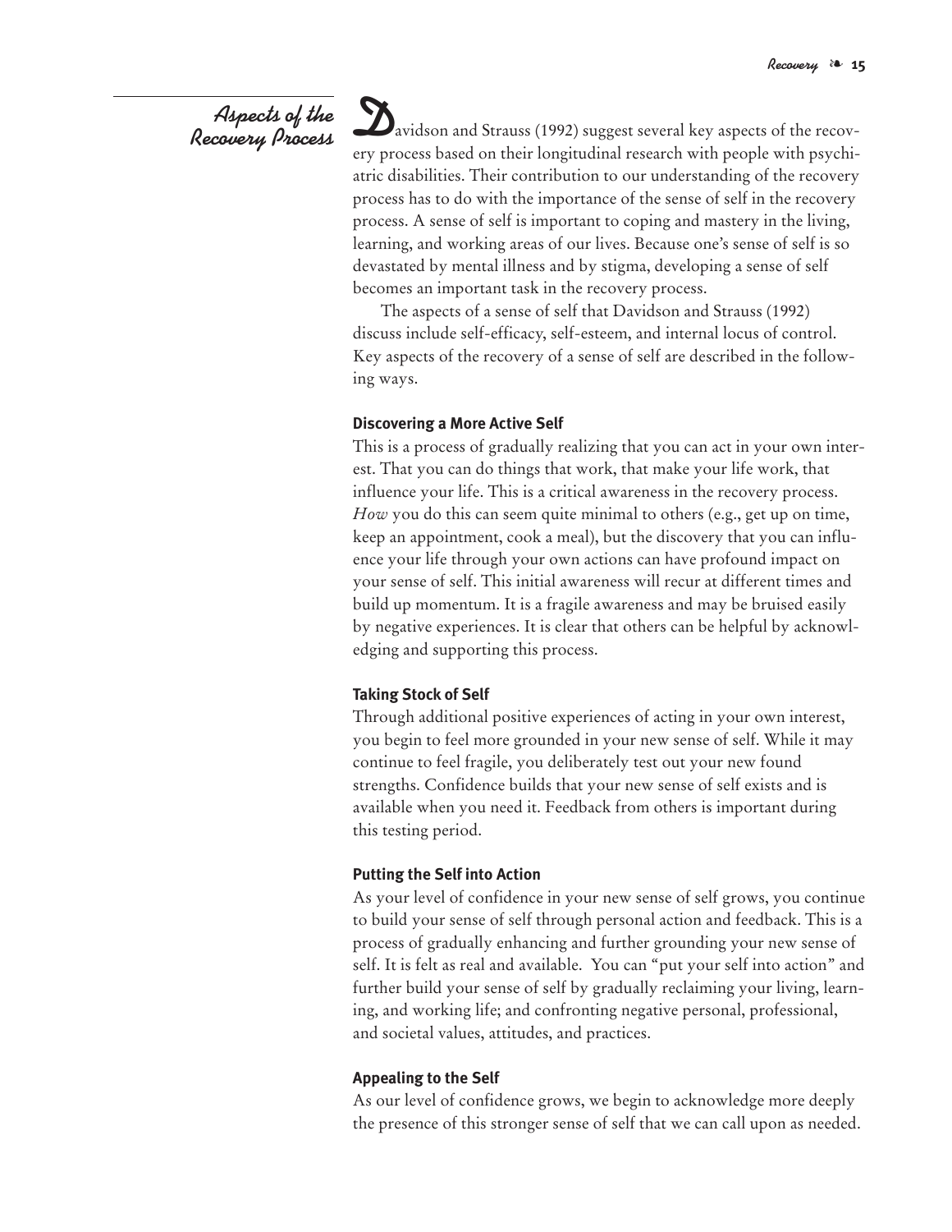## Aspects of the Recovery Process

Davidson and Strauss (1992) suggest several key aspects of the recovery process based on their longitudinal research with people with psychiatric disabilities. Their contribution to our understanding of the recovery process has to do with the importance of the sense of self in the recovery process. A sense of self is important to coping and mastery in the living, learning, and working areas of our lives. Because one's sense of self is so devastated by mental illness and by stigma, developing a sense of self becomes an important task in the recovery process.

The aspects of a sense of self that Davidson and Strauss (1992) discuss include self-efficacy, self-esteem, and internal locus of control. Key aspects of the recovery of a sense of self are described in the following ways.

### Discovering a More Active Self

This is a process of gradually realizing that you can act in your own interest. That you can do things that work, that make your life work, that influence your life. This is a critical awareness in the recovery process. *How* you do this can seem quite minimal to others (e.g., get up on time, keep an appointment, cook a meal), but the discovery that you can influence your life through your own actions can have profound impact on your sense of self. This initial awareness will recur at different times and build up momentum. It is a fragile awareness and may be bruised easily by negative experiences. It is clear that others can be helpful by acknowledging and supporting this process.

### Taking Stock of Self

Through additional positive experiences of acting in your own interest, you begin to feel more grounded in your new sense of self. While it may continue to feel fragile, you deliberately test out your new found strengths. Confidence builds that your new sense of self exists and is available when you need it. Feedback from others is important during this testing period.

### Putting the Self into Action

As your level of confidence in your new sense of self grows, you continue to build your sense of self through personal action and feedback. This is a process of gradually enhancing and further grounding your new sense of self. It is felt as real and available. You can "put your self into action" and further build your sense of self by gradually reclaiming your living, learning, and working life; and confronting negative personal, professional, and societal values, attitudes, and practices.

### Appealing to the Self

As our level of confidence grows, we begin to acknowledge more deeply the presence of this stronger sense of self that we can call upon as needed.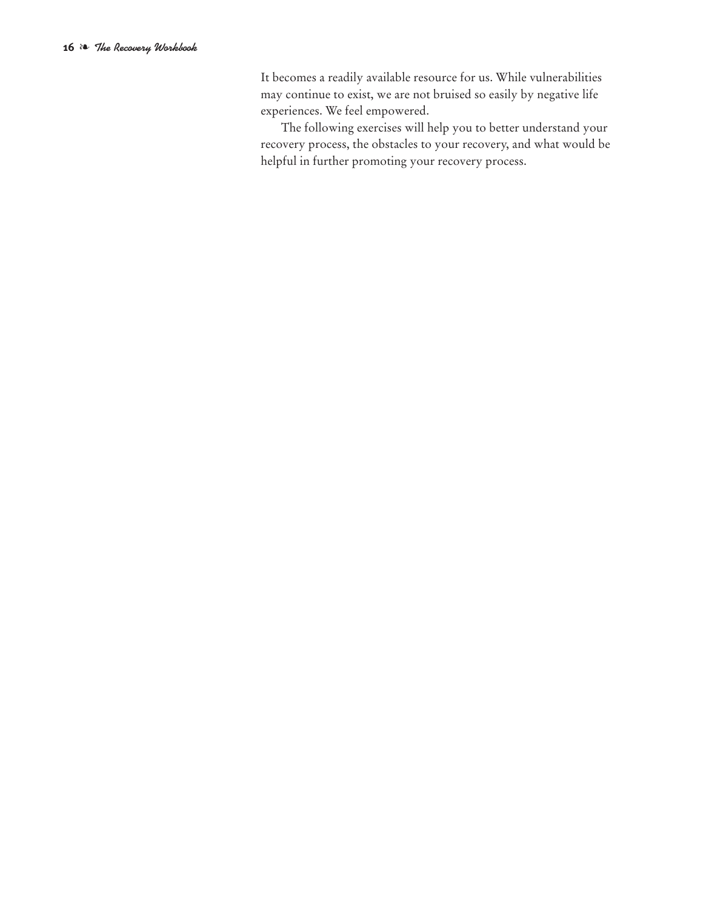It becomes a readily available resource for us. While vulnerabilities may continue to exist, we are not bruised so easily by negative life experiences. We feel empowered.

The following exercises will help you to better understand your recovery process, the obstacles to your recovery, and what would be helpful in further promoting your recovery process.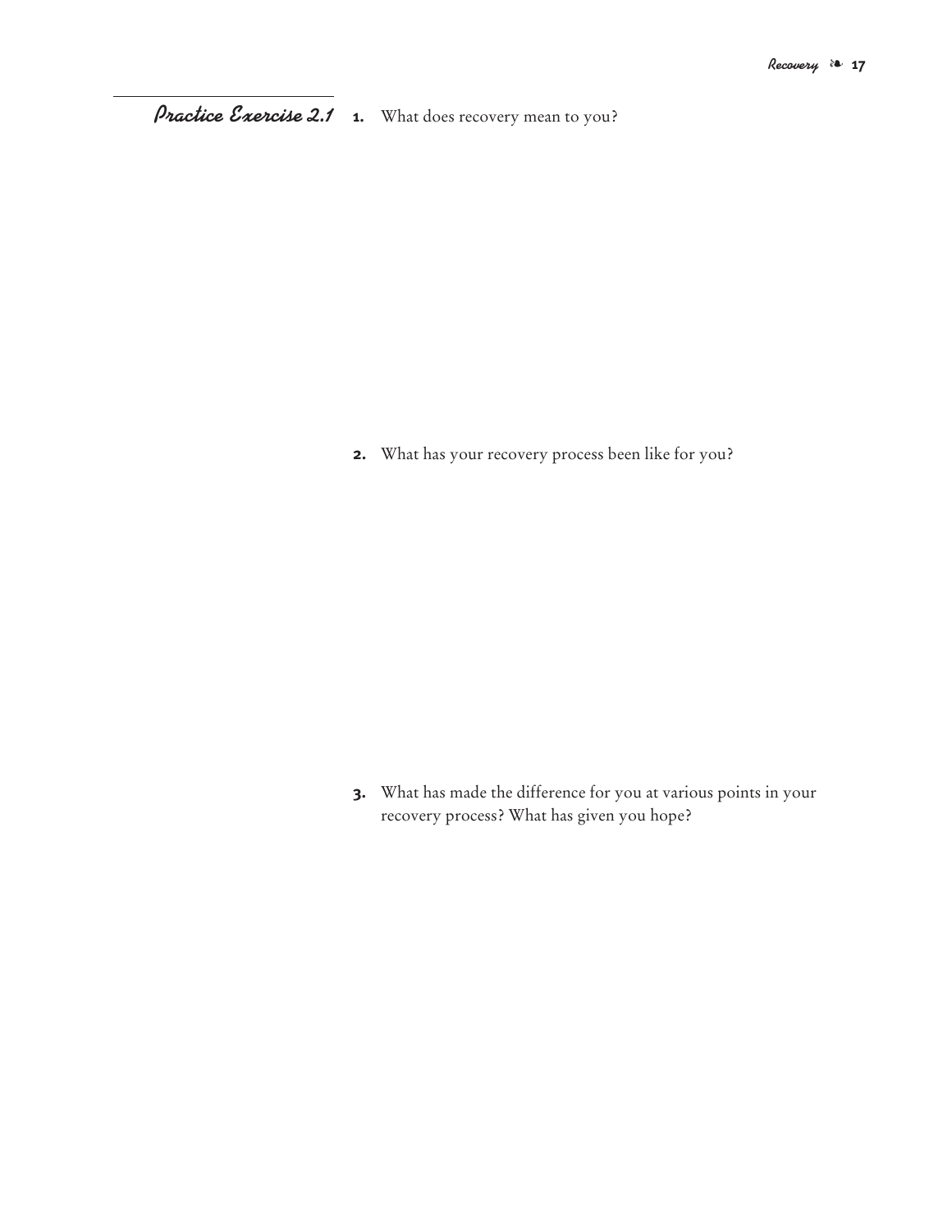## *Practice Exercise 2.1*

1. What does recovery mean to you?

2. What has your recovery process been like for you?

3. What has made the difference for you at various points in your recovery process? What has given you hope?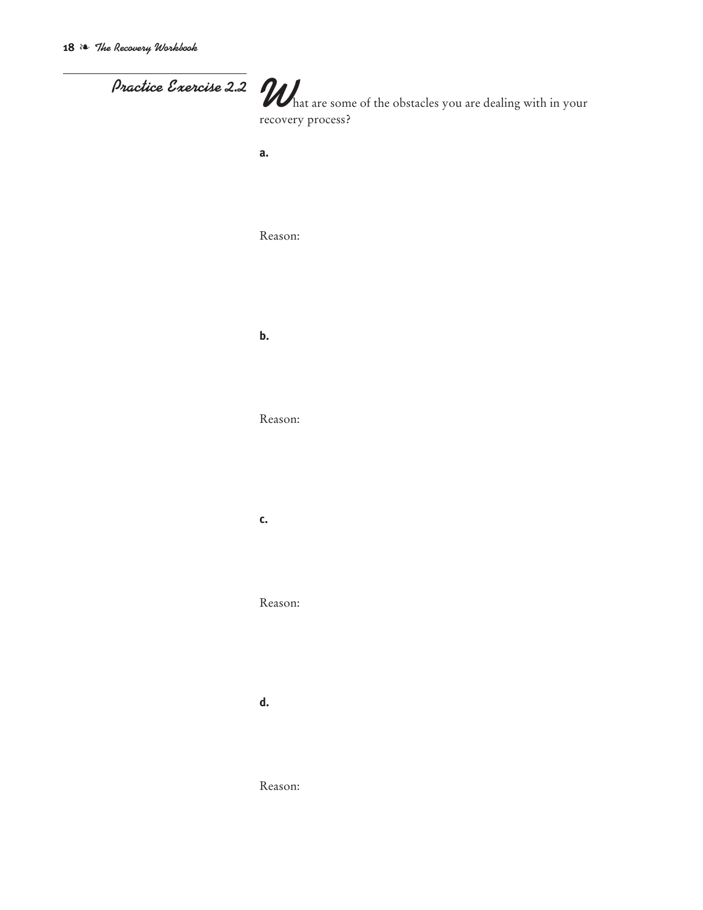## Practice Exercise 2.2

What are some of the obstacles you are dealing with in your recovery process?

**a.**

Reason:

**b.**

Reason:

**c.**

Reason:

**d.**

Reason: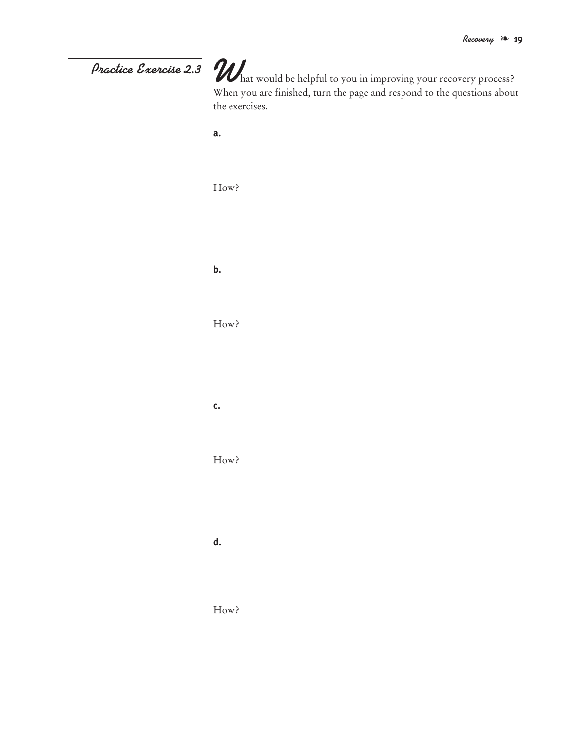## Practice Exercise 2.3

What would be helpful to you in improving your recovery process? When you are finished, turn the page and respond to the questions about the exercises.

**a.**

How?

**b.**

How?

**c.**

How?

**d.**

How?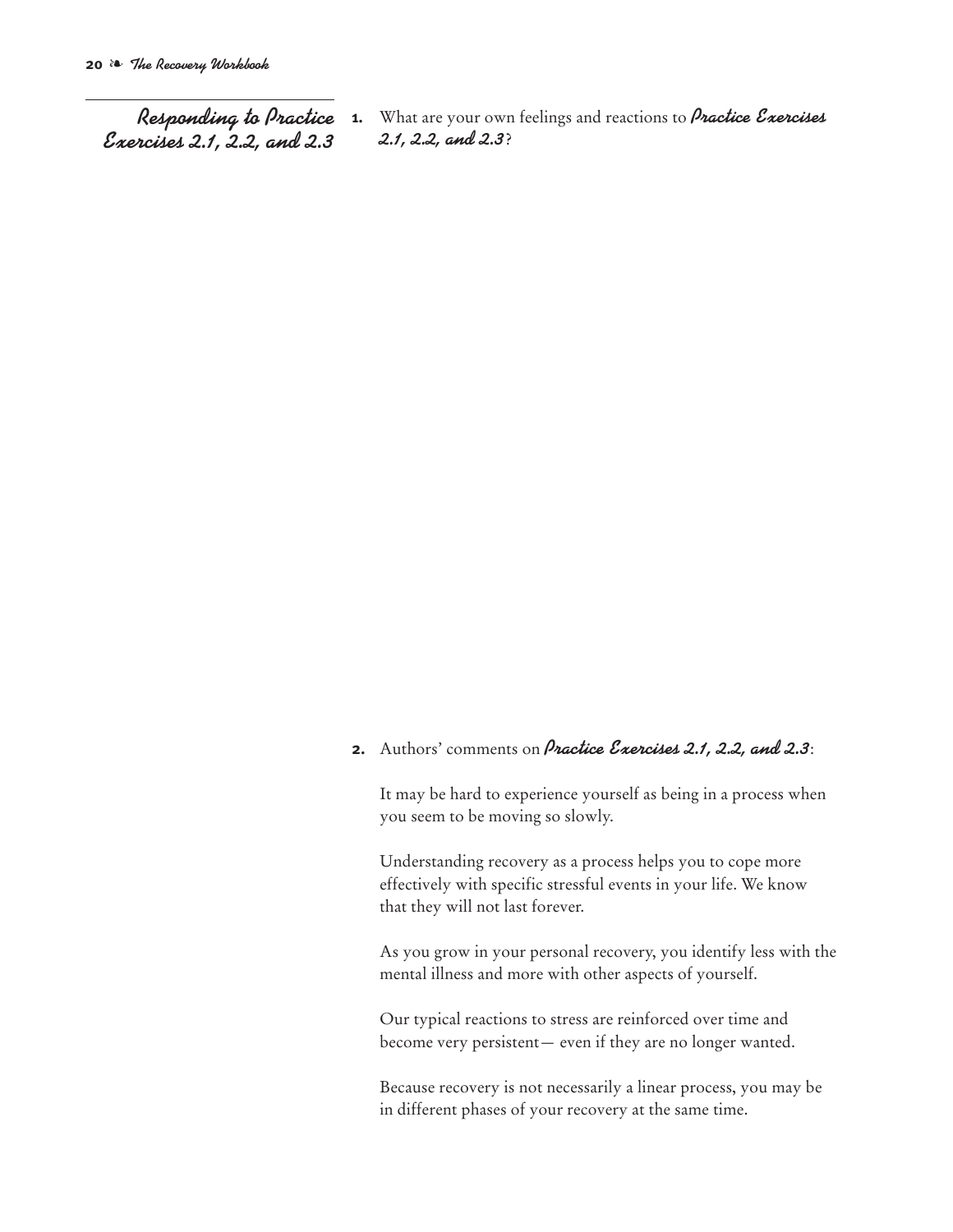## *Responding to Practice Exercises 2.1, 2.2, and 2.3*

**1.** What are your own feelings and reactions to ***Practice Exercises 2.1, 2.2, and 2.3***?

**2.** Authors' comments on ***Practice Exercises 2.1, 2.2, and 2.3***:

It may be hard to experience yourself as being in a process when you seem to be moving so slowly.

Understanding recovery as a process helps you to cope more effectively with specific stressful events in your life. We know that they will not last forever.

As you grow in your personal recovery, you identify less with the mental illness and more with other aspects of yourself.

Our typical reactions to stress are reinforced over time and become very persistent— even if they are no longer wanted.

Because recovery is not necessarily a linear process, you may be in different phases of your recovery at the same time.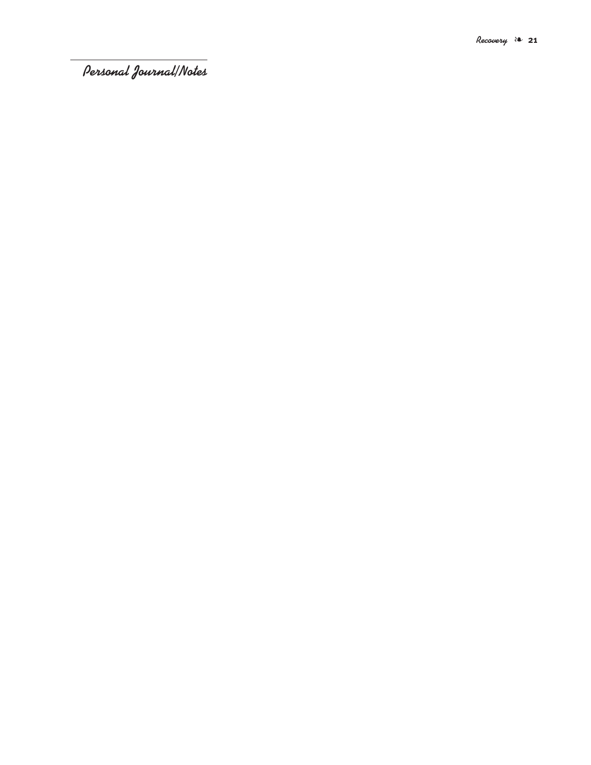## Personal Journal/Notes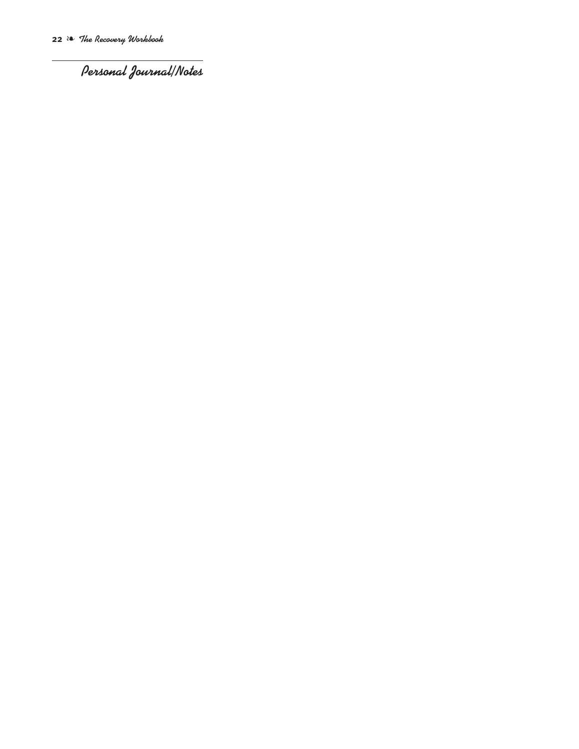## Personal Journal/Notes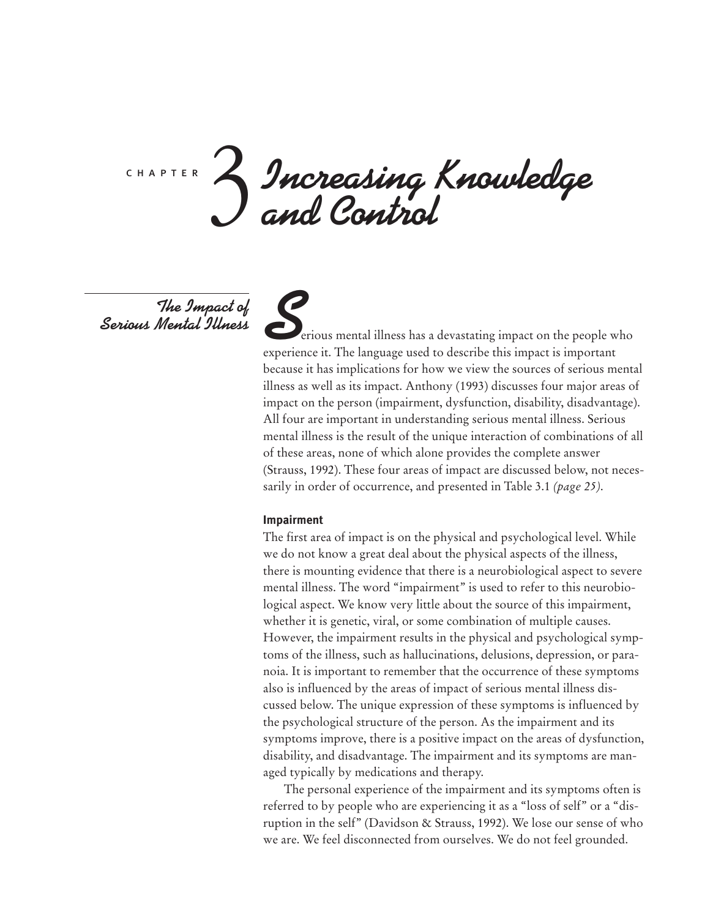# CHAPTER 3 Increasing Knowledge and Control

## The Impact of Serious Mental Illness

Serious mental illness has a devastating impact on the people who experience it. The language used to describe this impact is important because it has implications for how we view the sources of serious mental illness as well as its impact. Anthony (1993) discusses four major areas of impact on the person (impairment, dysfunction, disability, disadvantage). All four are important in understanding serious mental illness. Serious mental illness is the result of the unique interaction of combinations of all of these areas, none of which alone provides the complete answer (Strauss, 1992). These four areas of impact are discussed below, not necessarily in order of occurrence, and presented in Table 3.1 *(page 25)*.

### Impairment

The first area of impact is on the physical and psychological level. While we do not know a great deal about the physical aspects of the illness, there is mounting evidence that there is a neurobiological aspect to severe mental illness. The word "impairment" is used to refer to this neurobiological aspect. We know very little about the source of this impairment, whether it is genetic, viral, or some combination of multiple causes. However, the impairment results in the physical and psychological symptoms of the illness, such as hallucinations, delusions, depression, or paranoia. It is important to remember that the occurrence of these symptoms also is influenced by the areas of impact of serious mental illness discussed below. The unique expression of these symptoms is influenced by the psychological structure of the person. As the impairment and its symptoms improve, there is a positive impact on the areas of dysfunction, disability, and disadvantage. The impairment and its symptoms are managed typically by medications and therapy.

The personal experience of the impairment and its symptoms often is referred to by people who are experiencing it as a "loss of self" or a "disruption in the self" (Davidson & Strauss, 1992). We lose our sense of who we are. We feel disconnected from ourselves. We do not feel grounded.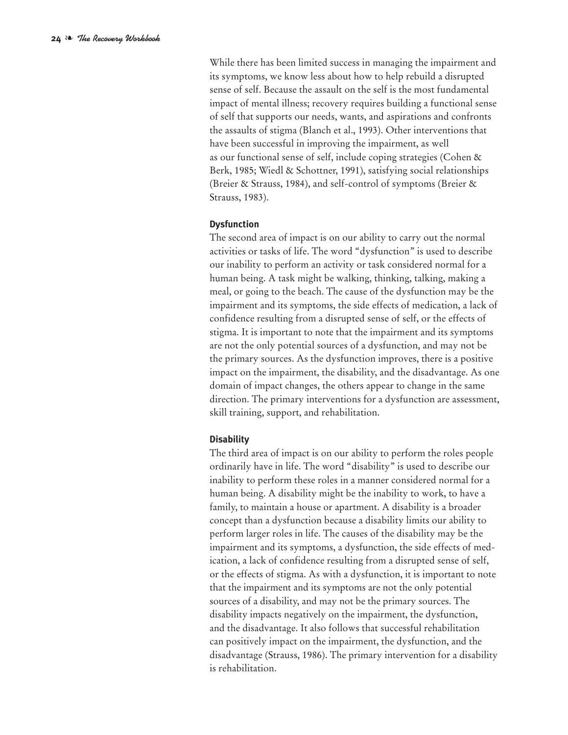While there has been limited success in managing the impairment and its symptoms, we know less about how to help rebuild a disrupted sense of self. Because the assault on the self is the most fundamental impact of mental illness; recovery requires building a functional sense of self that supports our needs, wants, and aspirations and confronts the assaults of stigma (Blanch et al., 1993). Other interventions that have been successful in improving the impairment, as well as our functional sense of self, include coping strategies (Cohen & Berk, 1985; Wiedl & Schottner, 1991), satisfying social relationships (Breier & Strauss, 1984), and self-control of symptoms (Breier & Strauss, 1983).

### Dysfunction

The second area of impact is on our ability to carry out the normal activities or tasks of life. The word "dysfunction" is used to describe our inability to perform an activity or task considered normal for a human being. A task might be walking, thinking, talking, making a meal, or going to the beach. The cause of the dysfunction may be the impairment and its symptoms, the side effects of medication, a lack of confidence resulting from a disrupted sense of self, or the effects of stigma. It is important to note that the impairment and its symptoms are not the only potential sources of a dysfunction, and may not be the primary sources. As the dysfunction improves, there is a positive impact on the impairment, the disability, and the disadvantage. As one domain of impact changes, the others appear to change in the same direction. The primary interventions for a dysfunction are assessment, skill training, support, and rehabilitation.

### Disability

The third area of impact is on our ability to perform the roles people ordinarily have in life. The word "disability" is used to describe our inability to perform these roles in a manner considered normal for a human being. A disability might be the inability to work, to have a family, to maintain a house or apartment. A disability is a broader concept than a dysfunction because a disability limits our ability to perform larger roles in life. The causes of the disability may be the impairment and its symptoms, a dysfunction, the side effects of medication, a lack of confidence resulting from a disrupted sense of self, or the effects of stigma. As with a dysfunction, it is important to note that the impairment and its symptoms are not the only potential sources of a disability, and may not be the primary sources. The disability impacts negatively on the impairment, the dysfunction, and the disadvantage. It also follows that successful rehabilitation can positively impact on the impairment, the dysfunction, and the disadvantage (Strauss, 1986). The primary intervention for a disability is rehabilitation.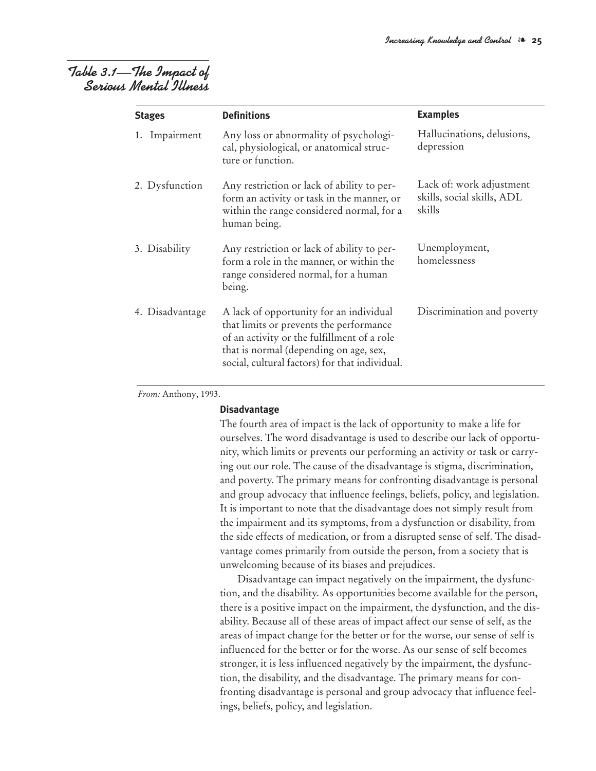## Table 3.1—The Impact of Serious Mental Illness

| Stages | Definitions | Examples |
| --- | --- | --- |
| 1. Impairment | Any loss or abnormality of psychological, physiological, or anatomical structure or function. | Hallucinations, delusions, depression |
| 2. Dysfunction | Any restriction or lack of ability to perform an activity or task in the manner, or within the range considered normal, for a human being. | Lack of: work adjustment skills, social skills, ADL skills |
| 3. Disability | Any restriction or lack of ability to perform a role in the manner, or within the range considered normal, for a human being. | Unemployment, homelessness |
| 4. Disadvantage | A lack of opportunity for an individual that limits or prevents the performance of an activity or the fulfillment of a role that is normal (depending on age, sex, social, cultural factors) for that individual. | Discrimination and poverty |

*From:* Anthony, 1993.

**Disadvantage**

The fourth area of impact is the lack of opportunity to make a life for ourselves. The word disadvantage is used to describe our lack of opportunity, which limits or prevents our performing an activity or task or carrying out our role. The cause of the disadvantage is stigma, discrimination, and poverty. The primary means for confronting disadvantage is personal and group advocacy that influence feelings, beliefs, policy, and legislation. It is important to note that the disadvantage does not simply result from the impairment and its symptoms, from a dysfunction or disability, from the side effects of medication, or from a disrupted sense of self. The disadvantage comes primarily from outside the person, from a society that is unwelcoming because of its biases and prejudices.

Disadvantage can impact negatively on the impairment, the dysfunction, and the disability. As opportunities become available for the person, there is a positive impact on the impairment, the dysfunction, and the disability. Because all of these areas of impact affect our sense of self, as the areas of impact change for the better or for the worse, our sense of self is influenced for the better or for the worse. As our sense of self becomes stronger, it is less influenced negatively by the impairment, the dysfunction, the disability, and the disadvantage. The primary means for confronting disadvantage is personal and group advocacy that influence feelings, beliefs, policy, and legislation.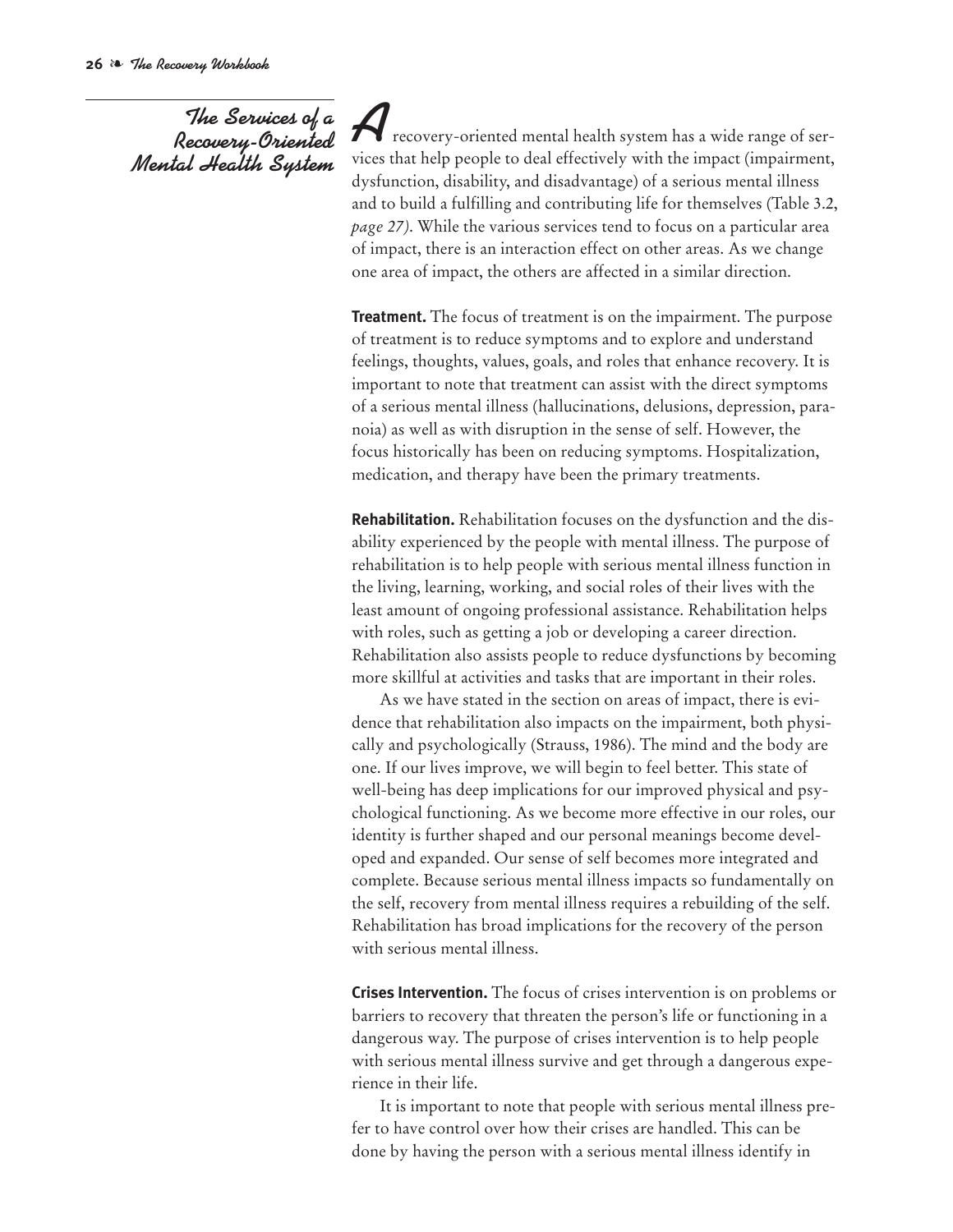## The Services of a Recovery-Oriented Mental Health System

A recovery-oriented mental health system has a wide range of services that help people to deal effectively with the impact (impairment, dysfunction, disability, and disadvantage) of a serious mental illness and to build a fulfilling and contributing life for themselves (Table 3.2, *page 27*). While the various services tend to focus on a particular area of impact, there is an interaction effect on other areas. As we change one area of impact, the others are affected in a similar direction.

**Treatment.** The focus of treatment is on the impairment. The purpose of treatment is to reduce symptoms and to explore and understand feelings, thoughts, values, goals, and roles that enhance recovery. It is important to note that treatment can assist with the direct symptoms of a serious mental illness (hallucinations, delusions, depression, paranoia) as well as with disruption in the sense of self. However, the focus historically has been on reducing symptoms. Hospitalization, medication, and therapy have been the primary treatments.

**Rehabilitation.** Rehabilitation focuses on the dysfunction and the disability experienced by the people with mental illness. The purpose of rehabilitation is to help people with serious mental illness function in the living, learning, working, and social roles of their lives with the least amount of ongoing professional assistance. Rehabilitation helps with roles, such as getting a job or developing a career direction. Rehabilitation also assists people to reduce dysfunctions by becoming more skillful at activities and tasks that are important in their roles.

As we have stated in the section on areas of impact, there is evidence that rehabilitation also impacts on the impairment, both physically and psychologically (Strauss, 1986). The mind and the body are one. If our lives improve, we will begin to feel better. This state of well-being has deep implications for our improved physical and psychological functioning. As we become more effective in our roles, our identity is further shaped and our personal meanings become developed and expanded. Our sense of self becomes more integrated and complete. Because serious mental illness impacts so fundamentally on the self, recovery from mental illness requires a rebuilding of the self. Rehabilitation has broad implications for the recovery of the person with serious mental illness.

**Crises Intervention.** The focus of crises intervention is on problems or barriers to recovery that threaten the person's life or functioning in a dangerous way. The purpose of crises intervention is to help people with serious mental illness survive and get through a dangerous experience in their life.

It is important to note that people with serious mental illness prefer to have control over how their crises are handled. This can be done by having the person with a serious mental illness identify in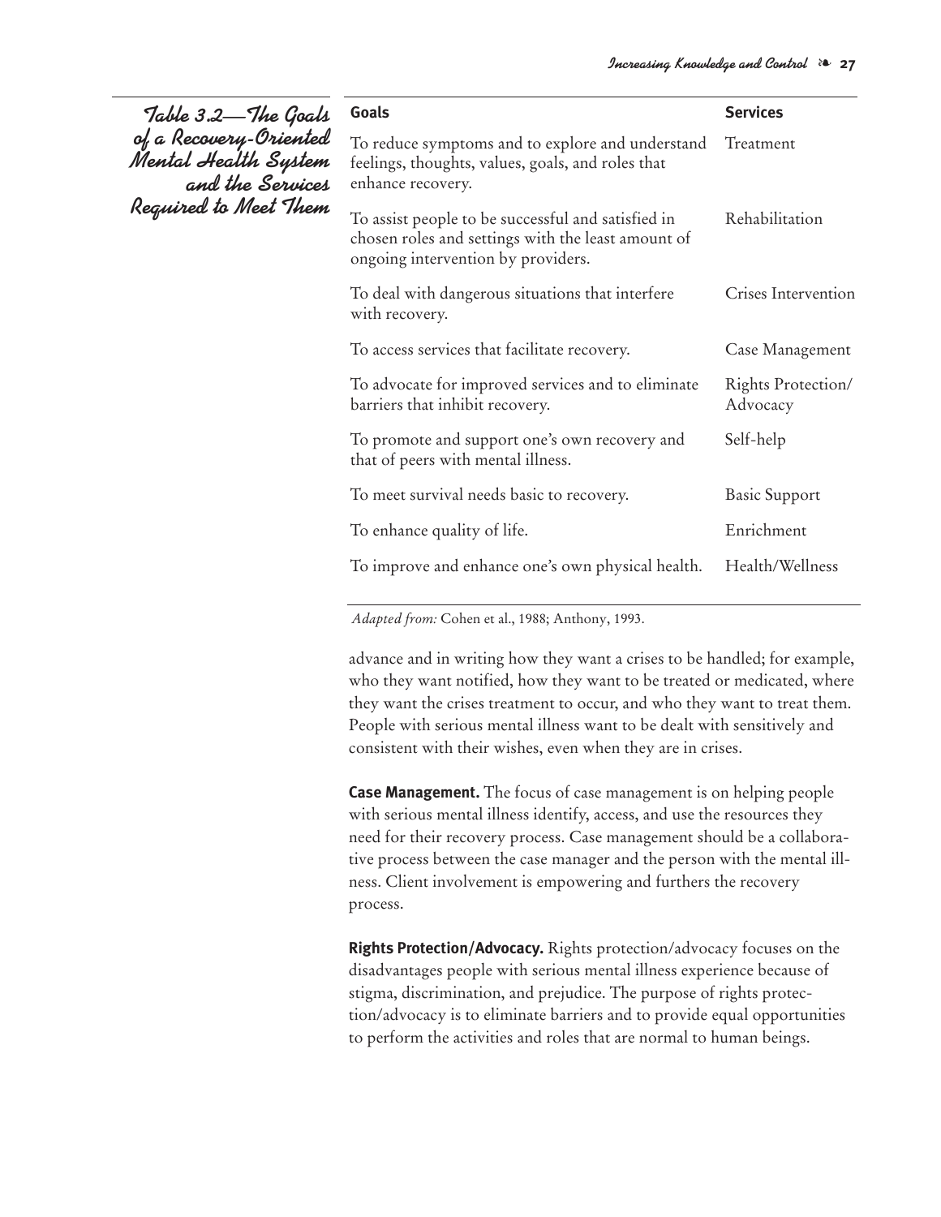**Table 3.2—The Goals of a Recovery-Oriented Mental Health System and the Services Required to Meet Them**

| Goals | Services |
|---|---|
| To reduce symptoms and to explore and understand feelings, thoughts, values, goals, and roles that enhance recovery. | Treatment |
| To assist people to be successful and satisfied in chosen roles and settings with the least amount of ongoing intervention by providers. | Rehabilitation |
| To deal with dangerous situations that interfere with recovery. | Crises Intervention |
| To access services that facilitate recovery. | Case Management |
| To advocate for improved services and to eliminate barriers that inhibit recovery. | Rights Protection/ Advocacy |
| To promote and support one's own recovery and that of peers with mental illness. | Self-help |
| To meet survival needs basic to recovery. | Basic Support |
| To enhance quality of life. | Enrichment |
| To improve and enhance one's own physical health. | Health/Wellness |

*Adapted from:* Cohen et al., 1988; Anthony, 1993.

advance and in writing how they want a crises to be handled; for example, who they want notified, how they want to be treated or medicated, where they want the crises treatment to occur, and who they want to treat them. People with serious mental illness want to be dealt with sensitively and consistent with their wishes, even when they are in crises.

**Case Management.** The focus of case management is on helping people with serious mental illness identify, access, and use the resources they need for their recovery process. Case management should be a collaborative process between the case manager and the person with the mental illness. Client involvement is empowering and furthers the recovery process.

**Rights Protection/Advocacy.** Rights protection/advocacy focuses on the disadvantages people with serious mental illness experience because of stigma, discrimination, and prejudice. The purpose of rights protection/advocacy is to eliminate barriers and to provide equal opportunities to perform the activities and roles that are normal to human beings.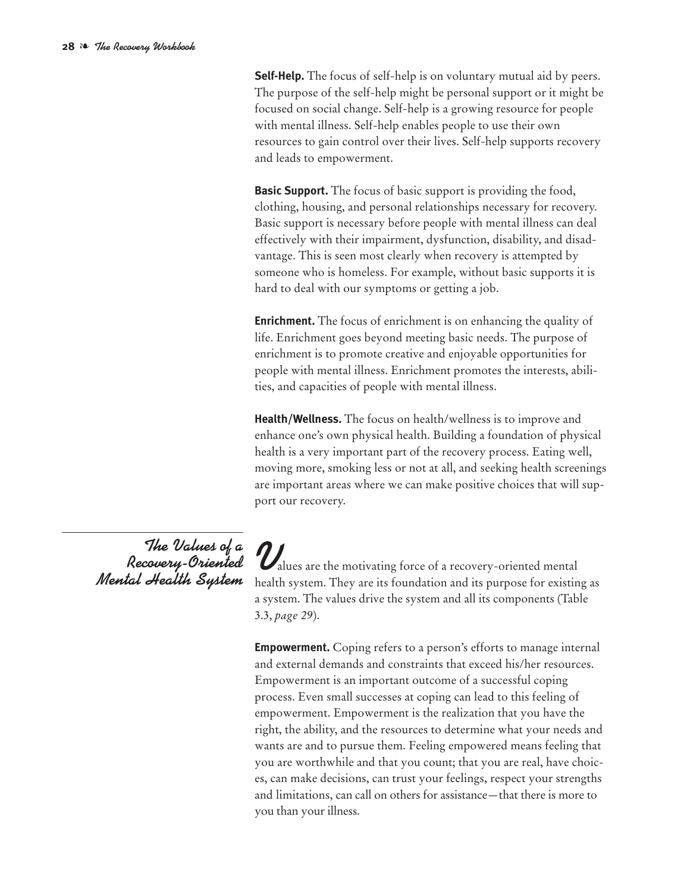**Self-Help.** The focus of self-help is on voluntary mutual aid by peers. The purpose of the self-help might be personal support or it might be focused on social change. Self-help is a growing resource for people with mental illness. Self-help enables people to use their own resources to gain control over their lives. Self-help supports recovery and leads to empowerment.

**Basic Support.** The focus of basic support is providing the food, clothing, housing, and personal relationships necessary for recovery. Basic support is necessary before people with mental illness can deal effectively with their impairment, dysfunction, disability, and disadvantage. This is seen most clearly when recovery is attempted by someone who is homeless. For example, without basic supports it is hard to deal with our symptoms or getting a job.

**Enrichment.** The focus of enrichment is on enhancing the quality of life. Enrichment goes beyond meeting basic needs. The purpose of enrichment is to promote creative and enjoyable opportunities for people with mental illness. Enrichment promotes the interests, abilities, and capacities of people with mental illness.

**Health/Wellness.** The focus on health/wellness is to improve and enhance one's own physical health. Building a foundation of physical health is a very important part of the recovery process. Eating well, moving more, smoking less or not at all, and seeking health screenings are important areas where we can make positive choices that will support our recovery.

## The Values of a Recovery-Oriented Mental Health System

Values are the motivating force of a recovery-oriented mental health system. They are its foundation and its purpose for existing as a system. The values drive the system and all its components (Table 3.3, *page 29*).

**Empowerment.** Coping refers to a person's efforts to manage internal and external demands and constraints that exceed his/her resources. Empowerment is an important outcome of a successful coping process. Even small successes at coping can lead to this feeling of empowerment. Empowerment is the realization that you have the right, the ability, and the resources to determine what your needs and wants are and to pursue them. Feeling empowered means feeling that you are worthwhile and that you count; that you are real, have choices, can make decisions, can trust your feelings, respect your strengths and limitations, can call on others for assistance—that there is more to you than your illness.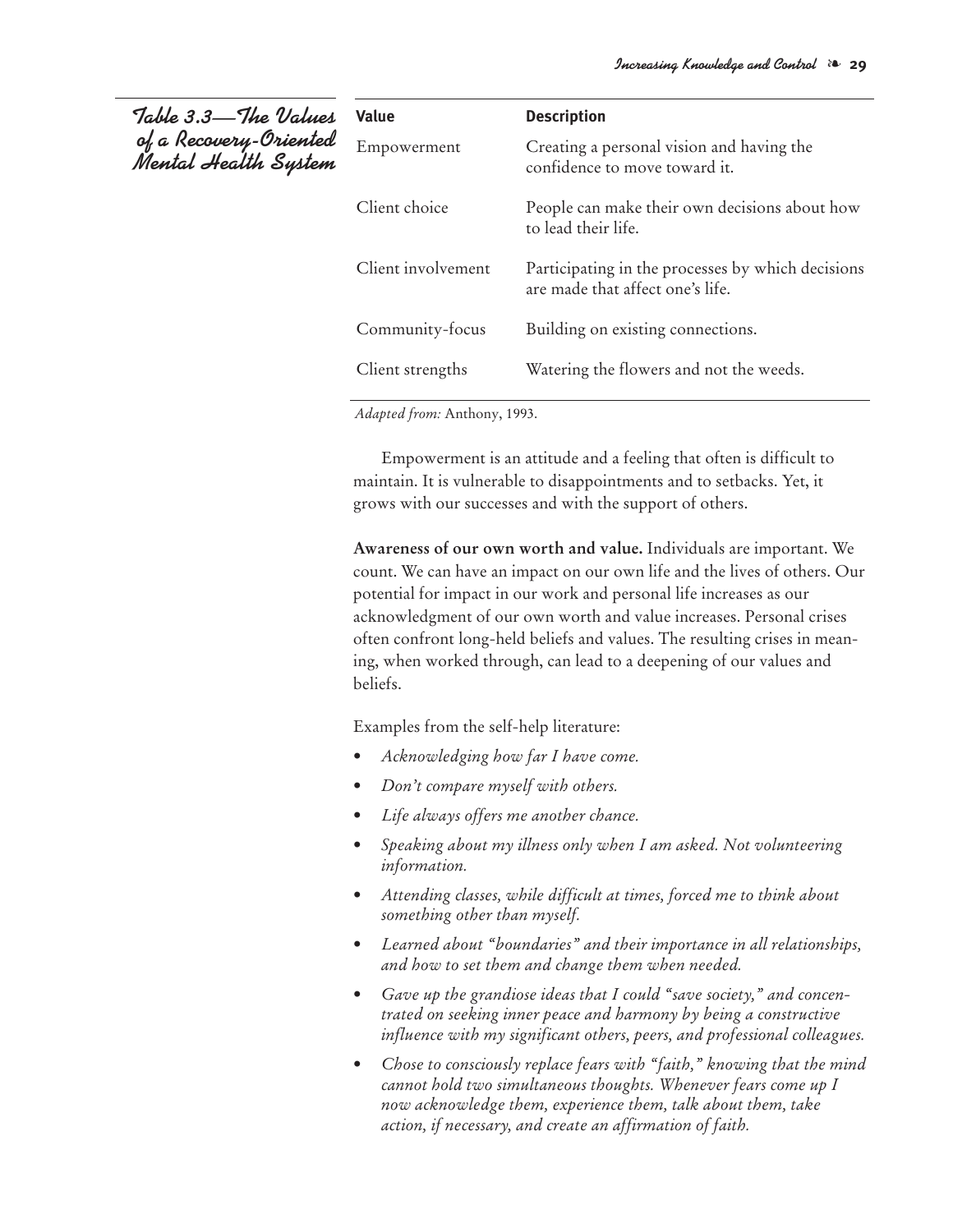**Table 3.3—The Values of a Recovery-Oriented Mental Health System**

| Value | Description |
|---|---|
| Empowerment | Creating a personal vision and having the confidence to move toward it. |
| Client choice | People can make their own decisions about how to lead their life. |
| Client involvement | Participating in the processes by which decisions are made that affect one's life. |
| Community-focus | Building on existing connections. |
| Client strengths | Watering the flowers and not the weeds. |

*Adapted from:* Anthony, 1993.

Empowerment is an attitude and a feeling that often is difficult to maintain. It is vulnerable to disappointments and to setbacks. Yet, it grows with our successes and with the support of others.

**Awareness of our own worth and value.** Individuals are important. We count. We can have an impact on our own life and the lives of others. Our potential for impact in our work and personal life increases as our acknowledgment of our own worth and value increases. Personal crises often confront long-held beliefs and values. The resulting crises in meaning, when worked through, can lead to a deepening of our values and beliefs.

Examples from the self-help literature:

- *Acknowledging how far I have come.*
- *Don't compare myself with others.*
- *Life always offers me another chance.*
- *Speaking about my illness only when I am asked. Not volunteering information.*
- *Attending classes, while difficult at times, forced me to think about something other than myself.*
- *Learned about "boundaries" and their importance in all relationships, and how to set them and change them when needed.*
- *Gave up the grandiose ideas that I could "save society," and concentrated on seeking inner peace and harmony by being a constructive influence with my significant others, peers, and professional colleagues.*
- *Chose to consciously replace fears with "faith," knowing that the mind cannot hold two simultaneous thoughts. Whenever fears come up I now acknowledge them, experience them, talk about them, take action, if necessary, and create an affirmation of faith.*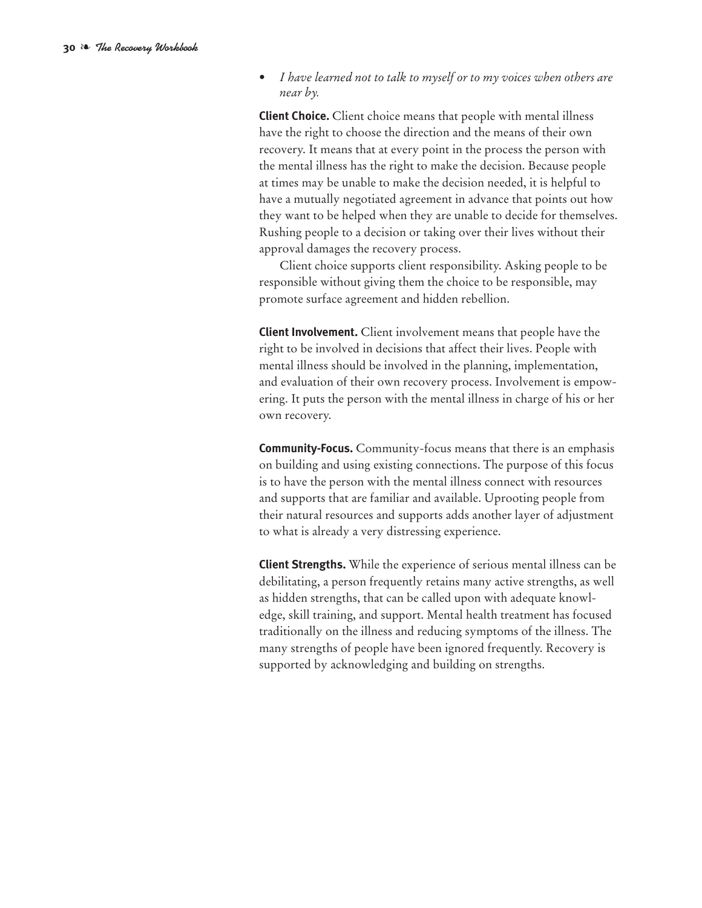- *I have learned not to talk to myself or to my voices when others are near by.*

**Client Choice.** Client choice means that people with mental illness have the right to choose the direction and the means of their own recovery. It means that at every point in the process the person with the mental illness has the right to make the decision. Because people at times may be unable to make the decision needed, it is helpful to have a mutually negotiated agreement in advance that points out how they want to be helped when they are unable to decide for themselves. Rushing people to a decision or taking over their lives without their approval damages the recovery process.

Client choice supports client responsibility. Asking people to be responsible without giving them the choice to be responsible, may promote surface agreement and hidden rebellion.

**Client Involvement.** Client involvement means that people have the right to be involved in decisions that affect their lives. People with mental illness should be involved in the planning, implementation, and evaluation of their own recovery process. Involvement is empowering. It puts the person with the mental illness in charge of his or her own recovery.

**Community-Focus.** Community-focus means that there is an emphasis on building and using existing connections. The purpose of this focus is to have the person with the mental illness connect with resources and supports that are familiar and available. Uprooting people from their natural resources and supports adds another layer of adjustment to what is already a very distressing experience.

**Client Strengths.** While the experience of serious mental illness can be debilitating, a person frequently retains many active strengths, as well as hidden strengths, that can be called upon with adequate knowledge, skill training, and support. Mental health treatment has focused traditionally on the illness and reducing symptoms of the illness. The many strengths of people have been ignored frequently. Recovery is supported by acknowledging and building on strengths.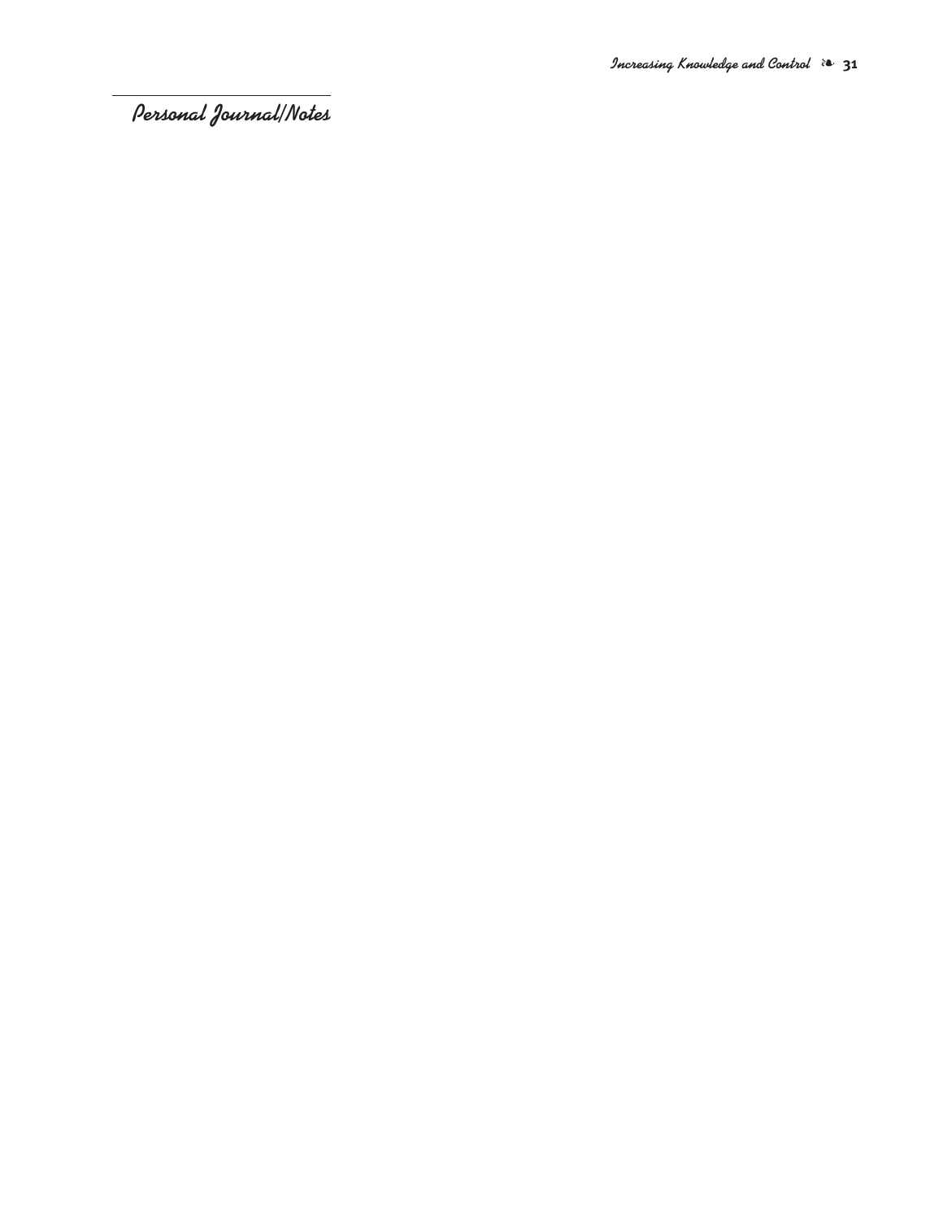## Personal Journal/Notes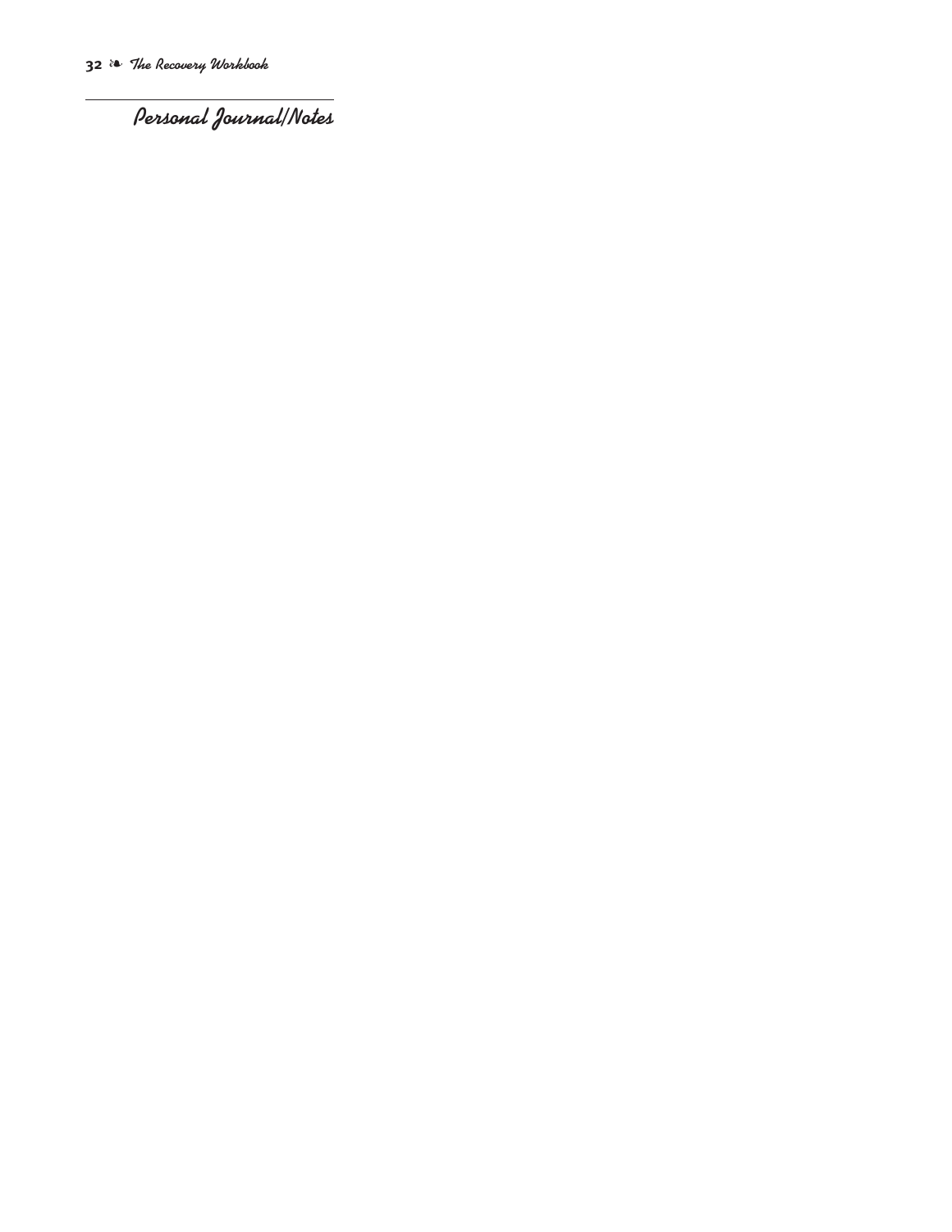## Personal Journal/Notes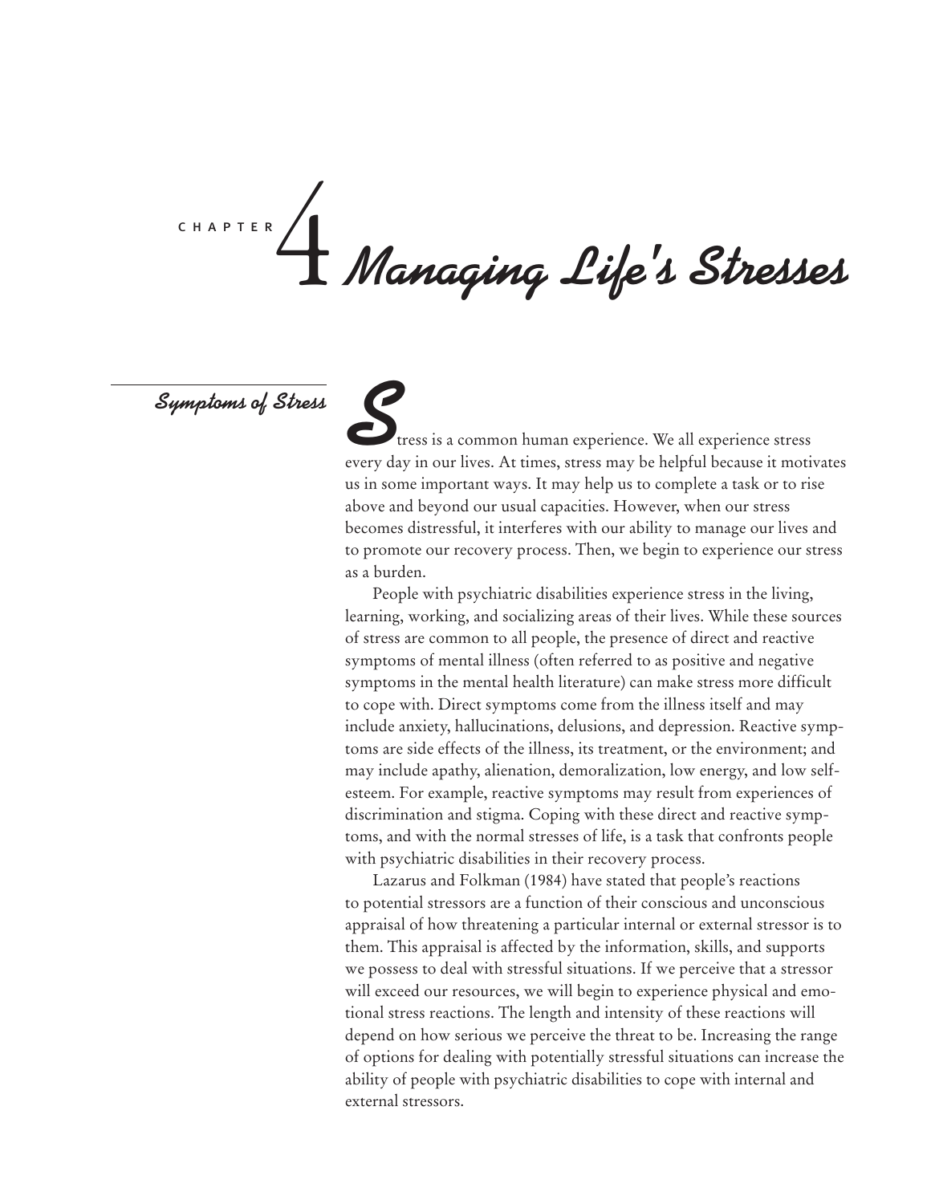# Chapter 4 Managing Life's Stresses

## Symptoms of Stress

Stress is a common human experience. We all experience stress every day in our lives. At times, stress may be helpful because it motivates us in some important ways. It may help us to complete a task or to rise above and beyond our usual capacities. However, when our stress becomes distressful, it interferes with our ability to manage our lives and to promote our recovery process. Then, we begin to experience our stress as a burden.

People with psychiatric disabilities experience stress in the living, learning, working, and socializing areas of their lives. While these sources of stress are common to all people, the presence of direct and reactive symptoms of mental illness (often referred to as positive and negative symptoms in the mental health literature) can make stress more difficult to cope with. Direct symptoms come from the illness itself and may include anxiety, hallucinations, delusions, and depression. Reactive symptoms are side effects of the illness, its treatment, or the environment; and may include apathy, alienation, demoralization, low energy, and low self-esteem. For example, reactive symptoms may result from experiences of discrimination and stigma. Coping with these direct and reactive symptoms, and with the normal stresses of life, is a task that confronts people with psychiatric disabilities in their recovery process.

Lazarus and Folkman (1984) have stated that people's reactions to potential stressors are a function of their conscious and unconscious appraisal of how threatening a particular internal or external stressor is to them. This appraisal is affected by the information, skills, and supports we possess to deal with stressful situations. If we perceive that a stressor will exceed our resources, we will begin to experience physical and emotional stress reactions. The length and intensity of these reactions will depend on how serious we perceive the threat to be. Increasing the range of options for dealing with potentially stressful situations can increase the ability of people with psychiatric disabilities to cope with internal and external stressors.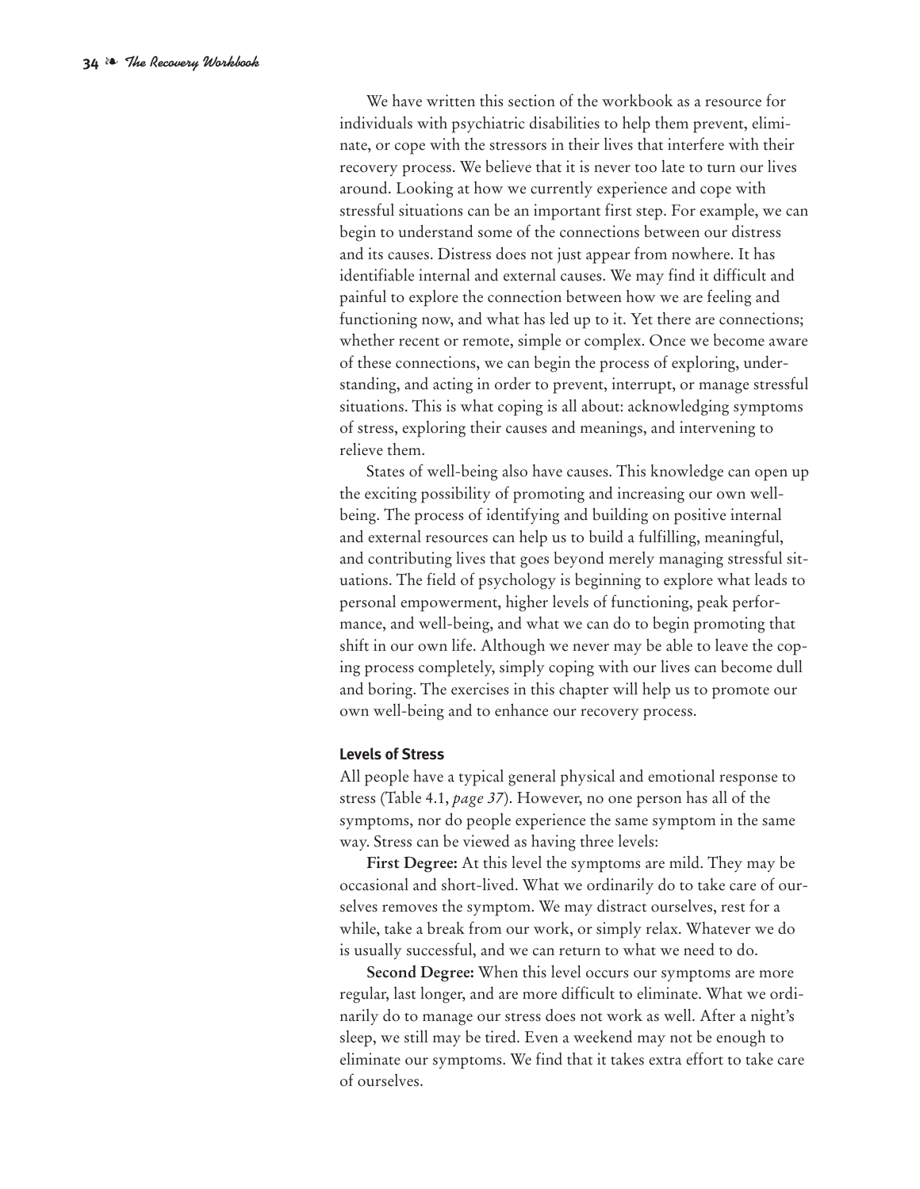We have written this section of the workbook as a resource for individuals with psychiatric disabilities to help them prevent, eliminate, or cope with the stressors in their lives that interfere with their recovery process. We believe that it is never too late to turn our lives around. Looking at how we currently experience and cope with stressful situations can be an important first step. For example, we can begin to understand some of the connections between our distress and its causes. Distress does not just appear from nowhere. It has identifiable internal and external causes. We may find it difficult and painful to explore the connection between how we are feeling and functioning now, and what has led up to it. Yet there are connections; whether recent or remote, simple or complex. Once we become aware of these connections, we can begin the process of exploring, understanding, and acting in order to prevent, interrupt, or manage stressful situations. This is what coping is all about: acknowledging symptoms of stress, exploring their causes and meanings, and intervening to relieve them.

States of well-being also have causes. This knowledge can open up the exciting possibility of promoting and increasing our own well-being. The process of identifying and building on positive internal and external resources can help us to build a fulfilling, meaningful, and contributing lives that goes beyond merely managing stressful situations. The field of psychology is beginning to explore what leads to personal empowerment, higher levels of functioning, peak performance, and well-being, and what we can do to begin promoting that shift in our own life. Although we never may be able to leave the coping process completely, simply coping with our lives can become dull and boring. The exercises in this chapter will help us to promote our own well-being and to enhance our recovery process.

### Levels of Stress

All people have a typical general physical and emotional response to stress (Table 4.1, *page 37*). However, no one person has all of the symptoms, nor do people experience the same symptom in the same way. Stress can be viewed as having three levels:

**First Degree:** At this level the symptoms are mild. They may be occasional and short-lived. What we ordinarily do to take care of ourselves removes the symptom. We may distract ourselves, rest for a while, take a break from our work, or simply relax. Whatever we do is usually successful, and we can return to what we need to do.

**Second Degree:** When this level occurs our symptoms are more regular, last longer, and are more difficult to eliminate. What we ordinarily do to manage our stress does not work as well. After a night's sleep, we still may be tired. Even a weekend may not be enough to eliminate our symptoms. We find that it takes extra effort to take care of ourselves.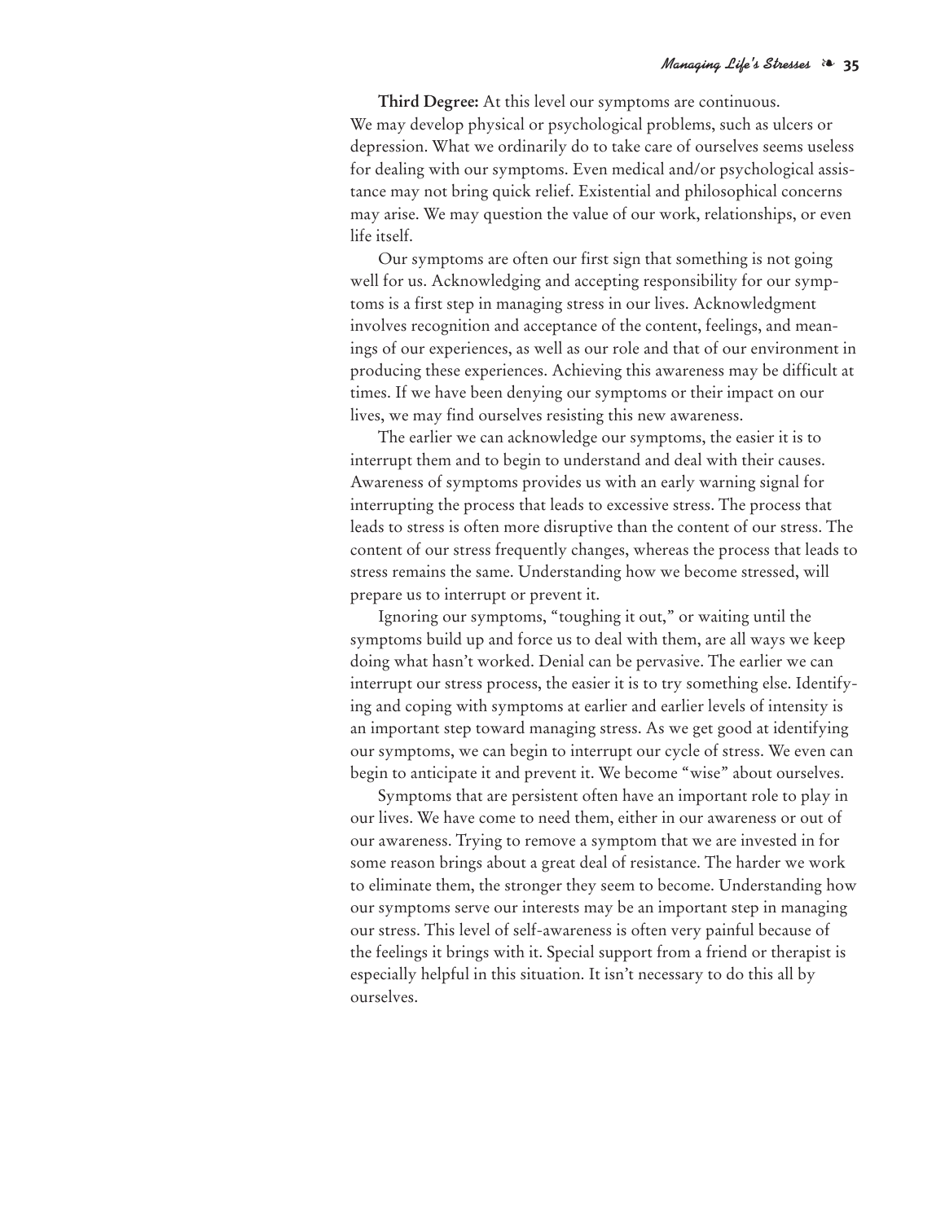**Third Degree:** At this level our symptoms are continuous. We may develop physical or psychological problems, such as ulcers or depression. What we ordinarily do to take care of ourselves seems useless for dealing with our symptoms. Even medical and/or psychological assistance may not bring quick relief. Existential and philosophical concerns may arise. We may question the value of our work, relationships, or even life itself.

Our symptoms are often our first sign that something is not going well for us. Acknowledging and accepting responsibility for our symptoms is a first step in managing stress in our lives. Acknowledgment involves recognition and acceptance of the content, feelings, and meanings of our experiences, as well as our role and that of our environment in producing these experiences. Achieving this awareness may be difficult at times. If we have been denying our symptoms or their impact on our lives, we may find ourselves resisting this new awareness.

The earlier we can acknowledge our symptoms, the easier it is to interrupt them and to begin to understand and deal with their causes. Awareness of symptoms provides us with an early warning signal for interrupting the process that leads to excessive stress. The process that leads to stress is often more disruptive than the content of our stress. The content of our stress frequently changes, whereas the process that leads to stress remains the same. Understanding how we become stressed, will prepare us to interrupt or prevent it.

Ignoring our symptoms, "toughing it out," or waiting until the symptoms build up and force us to deal with them, are all ways we keep doing what hasn't worked. Denial can be pervasive. The earlier we can interrupt our stress process, the easier it is to try something else. Identifying and coping with symptoms at earlier and earlier levels of intensity is an important step toward managing stress. As we get good at identifying our symptoms, we can begin to interrupt our cycle of stress. We even can begin to anticipate it and prevent it. We become "wise" about ourselves.

Symptoms that are persistent often have an important role to play in our lives. We have come to need them, either in our awareness or out of our awareness. Trying to remove a symptom that we are invested in for some reason brings about a great deal of resistance. The harder we work to eliminate them, the stronger they seem to become. Understanding how our symptoms serve our interests may be an important step in managing our stress. This level of self-awareness is often very painful because of the feelings it brings with it. Special support from a friend or therapist is especially helpful in this situation. It isn't necessary to do this all by ourselves.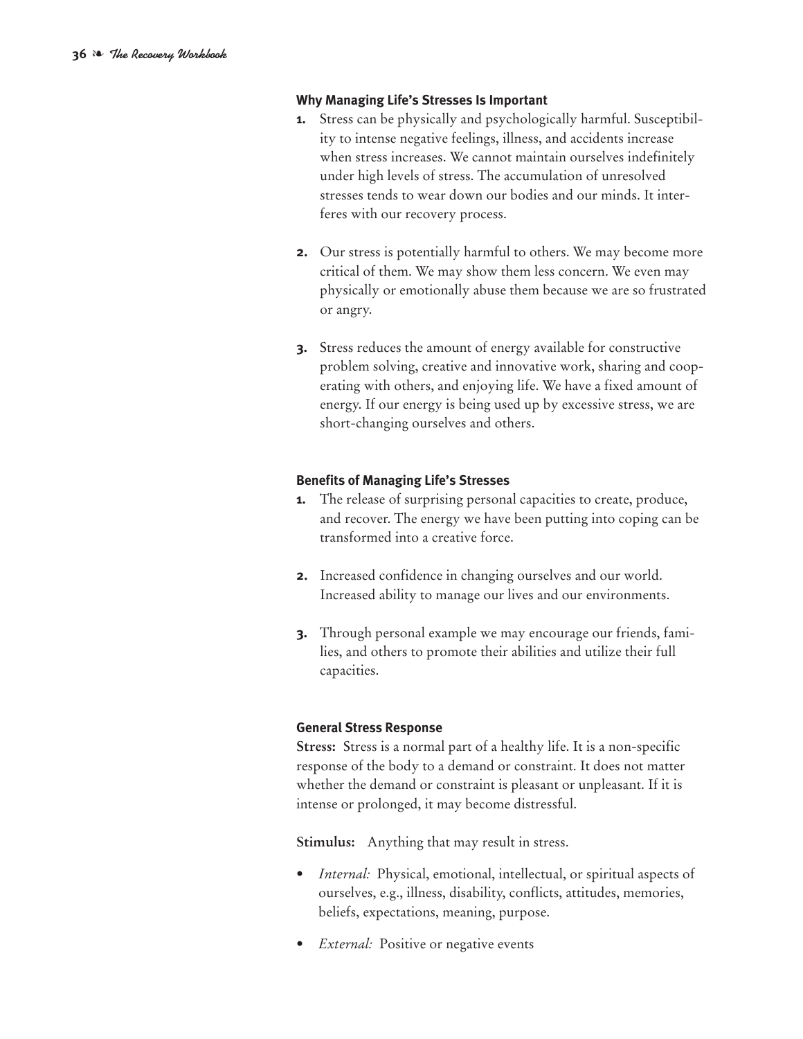### Why Managing Life's Stresses Is Important

1. Stress can be physically and psychologically harmful. Susceptibility to intense negative feelings, illness, and accidents increase when stress increases. We cannot maintain ourselves indefinitely under high levels of stress. The accumulation of unresolved stresses tends to wear down our bodies and our minds. It interferes with our recovery process.

2. Our stress is potentially harmful to others. We may become more critical of them. We may show them less concern. We even may physically or emotionally abuse them because we are so frustrated or angry.

3. Stress reduces the amount of energy available for constructive problem solving, creative and innovative work, sharing and cooperating with others, and enjoying life. We have a fixed amount of energy. If our energy is being used up by excessive stress, we are short-changing ourselves and others.

### Benefits of Managing Life's Stresses

1. The release of surprising personal capacities to create, produce, and recover. The energy we have been putting into coping can be transformed into a creative force.

2. Increased confidence in changing ourselves and our world. Increased ability to manage our lives and our environments.

3. Through personal example we may encourage our friends, families, and others to promote their abilities and utilize their full capacities.

### General Stress Response

**Stress:** Stress is a normal part of a healthy life. It is a non-specific response of the body to a demand or constraint. It does not matter whether the demand or constraint is pleasant or unpleasant. If it is intense or prolonged, it may become distressful.

**Stimulus:** Anything that may result in stress.

- *Internal:* Physical, emotional, intellectual, or spiritual aspects of ourselves, e.g., illness, disability, conflicts, attitudes, memories, beliefs, expectations, meaning, purpose.

- *External:* Positive or negative events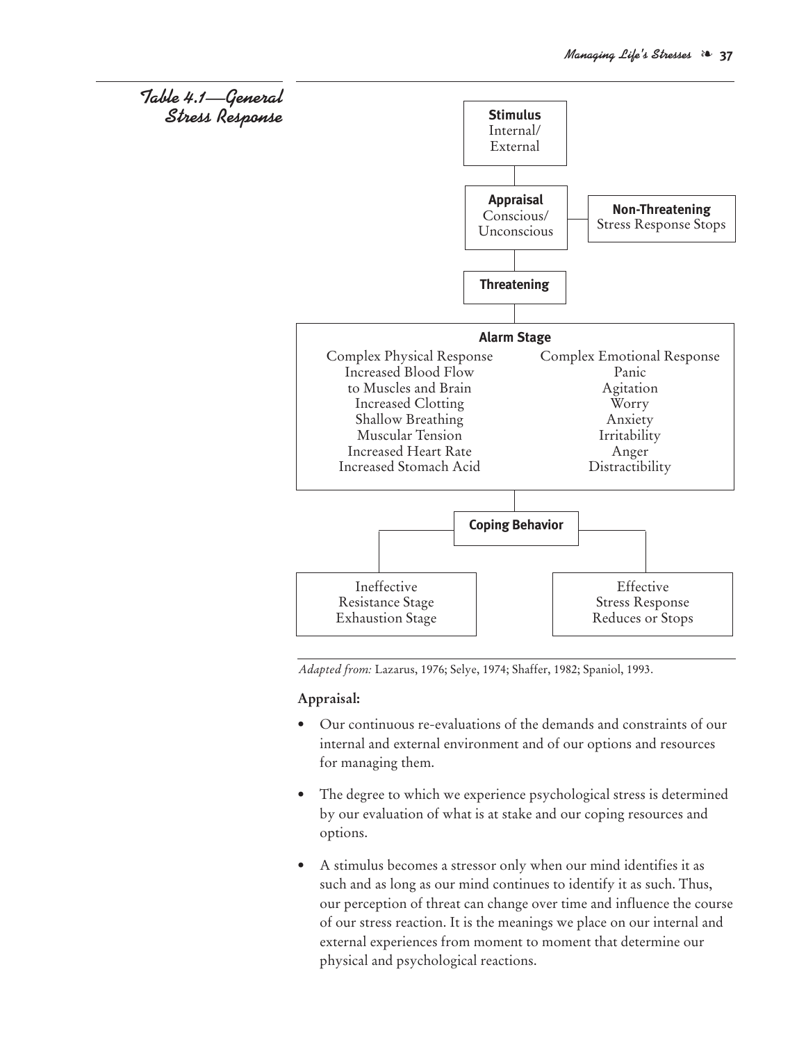## Table 4.1—General Stress Response

**Stimulus**
Internal/
External

**Appraisal**
Conscious/
Unconscious

**Non-Threatening**
Stress Response Stops

**Threatening**

**Alarm Stage**

| Complex Physical Response | Complex Emotional Response |
|---|---|
| Increased Blood Flow to Muscles and Brain | Panic |
| Increased Clotting | Agitation |
| Shallow Breathing | Worry |
| Muscular Tension | Anxiety |
| Increased Heart Rate | Irritability |
| Increased Stomach Acid | Anger |
| | Distractibility |

**Coping Behavior**

| Ineffective | Effective |
|---|---|
| Resistance Stage | Stress Response |
| Exhaustion Stage | Reduces or Stops |

*Adapted from:* Lazarus, 1976; Selye, 1974; Shaffer, 1982; Spaniol, 1993.

**Appraisal:**

- Our continuous re-evaluations of the demands and constraints of our internal and external environment and of our options and resources for managing them.
- The degree to which we experience psychological stress is determined by our evaluation of what is at stake and our coping resources and options.
- A stimulus becomes a stressor only when our mind identifies it as such and as long as our mind continues to identify it as such. Thus, our perception of threat can change over time and influence the course of our stress reaction. It is the meanings we place on our internal and external experiences from moment to moment that determine our physical and psychological reactions.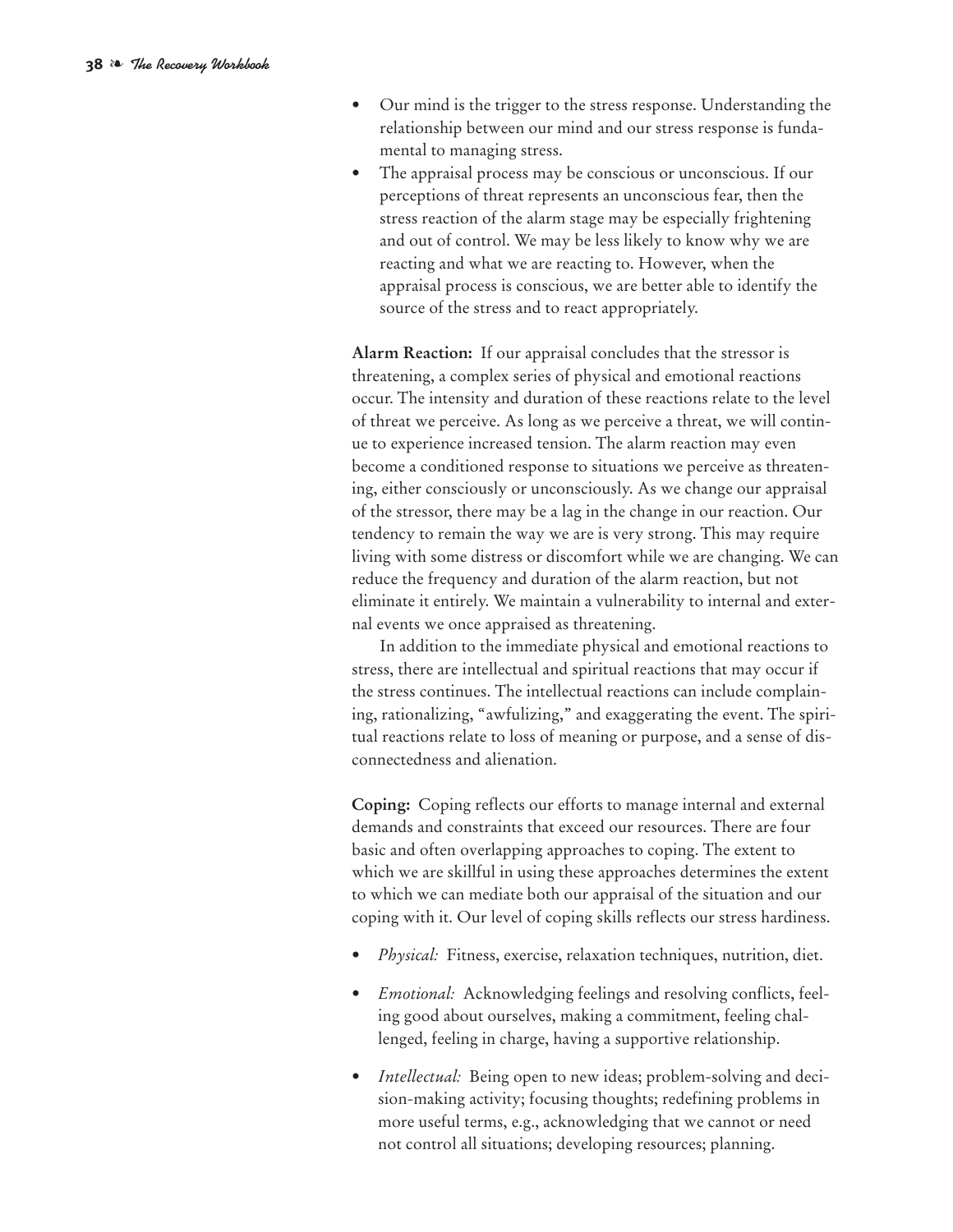- Our mind is the trigger to the stress response. Understanding the relationship between our mind and our stress response is fundamental to managing stress.
- The appraisal process may be conscious or unconscious. If our perceptions of threat represents an unconscious fear, then the stress reaction of the alarm stage may be especially frightening and out of control. We may be less likely to know why we are reacting and what we are reacting to. However, when the appraisal process is conscious, we are better able to identify the source of the stress and to react appropriately.

**Alarm Reaction:** If our appraisal concludes that the stressor is threatening, a complex series of physical and emotional reactions occur. The intensity and duration of these reactions relate to the level of threat we perceive. As long as we perceive a threat, we will continue to experience increased tension. The alarm reaction may even become a conditioned response to situations we perceive as threatening, either consciously or unconsciously. As we change our appraisal of the stressor, there may be a lag in the change in our reaction. Our tendency to remain the way we are is very strong. This may require living with some distress or discomfort while we are changing. We can reduce the frequency and duration of the alarm reaction, but not eliminate it entirely. We maintain a vulnerability to internal and external events we once appraised as threatening.

In addition to the immediate physical and emotional reactions to stress, there are intellectual and spiritual reactions that may occur if the stress continues. The intellectual reactions can include complaining, rationalizing, "awfulizing," and exaggerating the event. The spiritual reactions relate to loss of meaning or purpose, and a sense of disconnectedness and alienation.

**Coping:** Coping reflects our efforts to manage internal and external demands and constraints that exceed our resources. There are four basic and often overlapping approaches to coping. The extent to which we are skillful in using these approaches determines the extent to which we can mediate both our appraisal of the situation and our coping with it. Our level of coping skills reflects our stress hardiness.

- *Physical:* Fitness, exercise, relaxation techniques, nutrition, diet.
- *Emotional:* Acknowledging feelings and resolving conflicts, feeling good about ourselves, making a commitment, feeling challenged, feeling in charge, having a supportive relationship.
- *Intellectual:* Being open to new ideas; problem-solving and decision-making activity; focusing thoughts; redefining problems in more useful terms, e.g., acknowledging that we cannot or need not control all situations; developing resources; planning.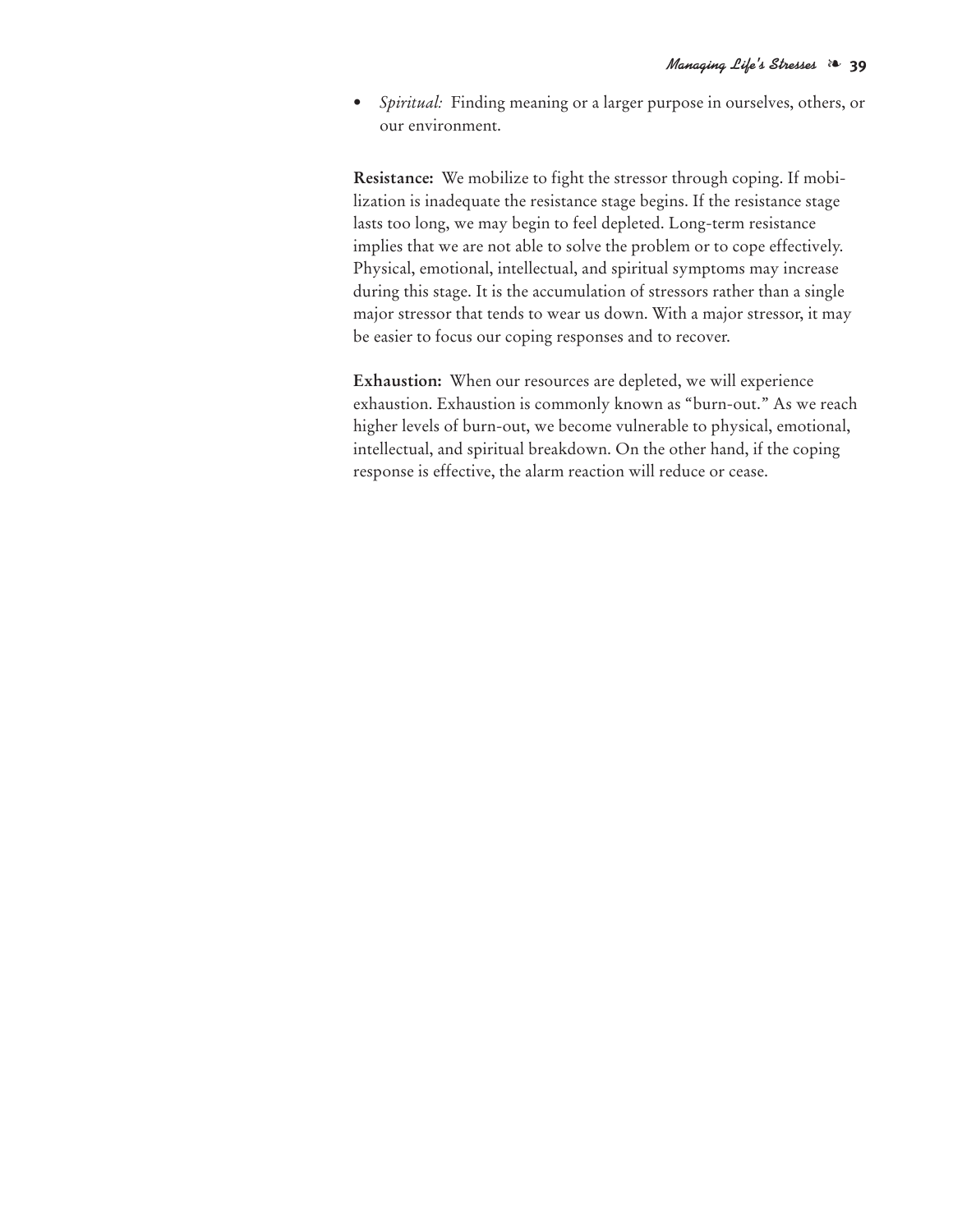- *Spiritual:* Finding meaning or a larger purpose in ourselves, others, or our environment.

**Resistance:** We mobilize to fight the stressor through coping. If mobilization is inadequate the resistance stage begins. If the resistance stage lasts too long, we may begin to feel depleted. Long-term resistance implies that we are not able to solve the problem or to cope effectively. Physical, emotional, intellectual, and spiritual symptoms may increase during this stage. It is the accumulation of stressors rather than a single major stressor that tends to wear us down. With a major stressor, it may be easier to focus our coping responses and to recover.

**Exhaustion:** When our resources are depleted, we will experience exhaustion. Exhaustion is commonly known as "burn-out." As we reach higher levels of burn-out, we become vulnerable to physical, emotional, intellectual, and spiritual breakdown. On the other hand, if the coping response is effective, the alarm reaction will reduce or cease.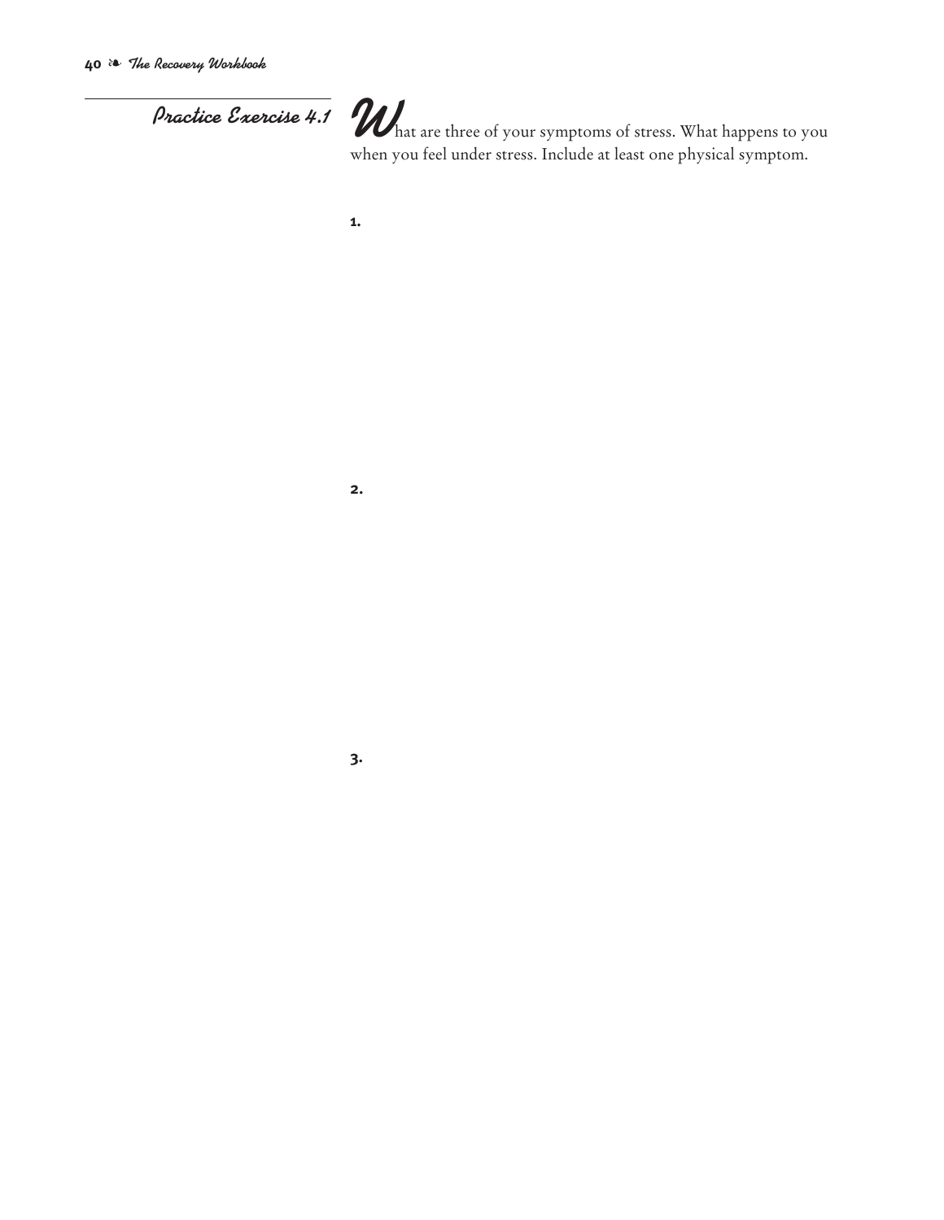## Practice Exercise 4.1

What are three of your symptoms of stress. What happens to you when you feel under stress. Include at least one physical symptom.

**1.**

**2.**

**3.**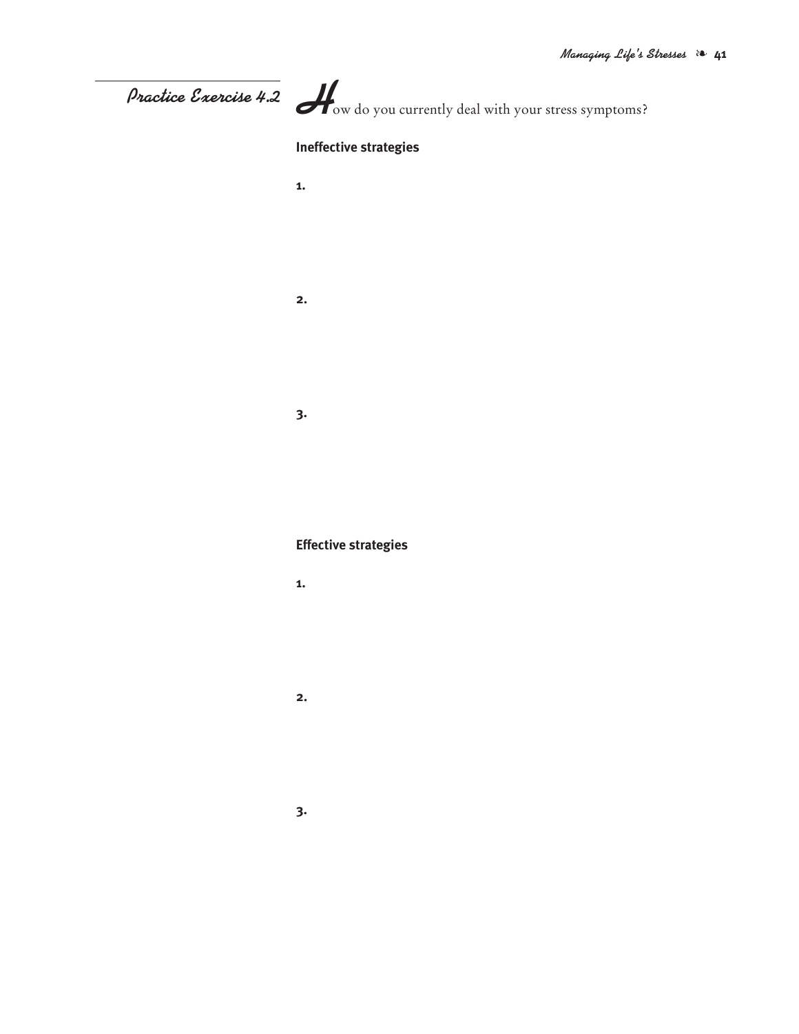## Practice Exercise 4.2

How do you currently deal with your stress symptoms?

**Ineffective strategies**

1.

2.

3.

**Effective strategies**

1.

2.

3.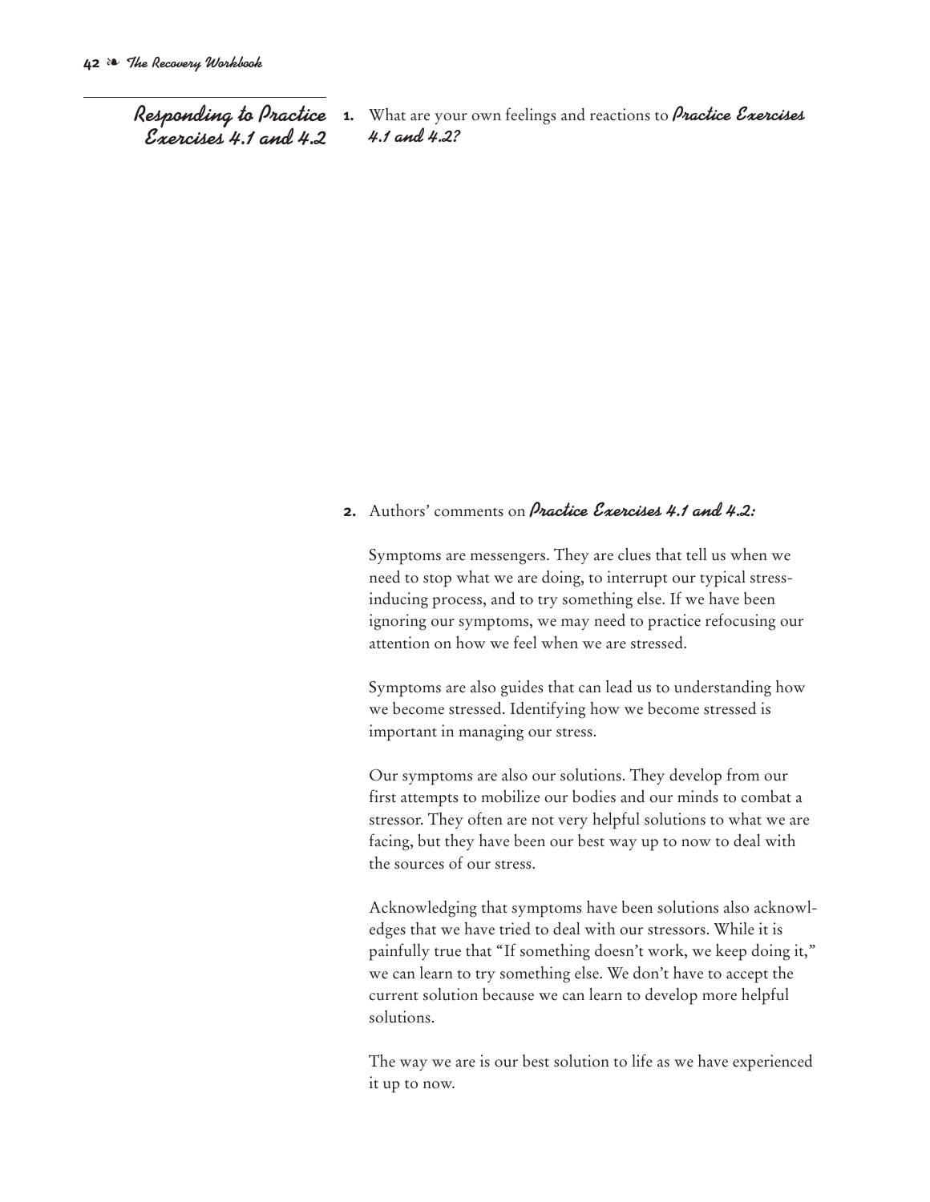## Responding to Practice Exercises 4.1 and 4.2

1. What are your own feelings and reactions to *Practice Exercises 4.1 and 4.2?*

2. Authors' comments on *Practice Exercises 4.1 and 4.2:*

   Symptoms are messengers. They are clues that tell us when we need to stop what we are doing, to interrupt our typical stress-inducing process, and to try something else. If we have been ignoring our symptoms, we may need to practice refocusing our attention on how we feel when we are stressed.

   Symptoms are also guides that can lead us to understanding how we become stressed. Identifying how we become stressed is important in managing our stress.

   Our symptoms are also our solutions. They develop from our first attempts to mobilize our bodies and our minds to combat a stressor. They often are not very helpful solutions to what we are facing, but they have been our best way up to now to deal with the sources of our stress.

   Acknowledging that symptoms have been solutions also acknowledges that we have tried to deal with our stressors. While it is painfully true that "If something doesn't work, we keep doing it," we can learn to try something else. We don't have to accept the current solution because we can learn to develop more helpful solutions.

   The way we are is our best solution to life as we have experienced it up to now.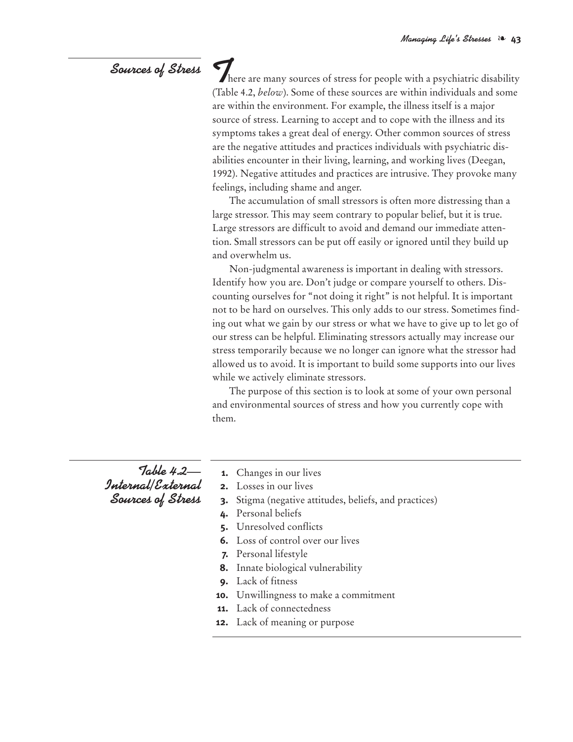## Sources of Stress

There are many sources of stress for people with a psychiatric disability (Table 4.2, *below*). Some of these sources are within individuals and some are within the environment. For example, the illness itself is a major source of stress. Learning to accept and to cope with the illness and its symptoms takes a great deal of energy. Other common sources of stress are the negative attitudes and practices individuals with psychiatric disabilities encounter in their living, learning, and working lives (Deegan, 1992). Negative attitudes and practices are intrusive. They provoke many feelings, including shame and anger.

The accumulation of small stressors is often more distressing than a large stressor. This may seem contrary to popular belief, but it is true. Large stressors are difficult to avoid and demand our immediate attention. Small stressors can be put off easily or ignored until they build up and overwhelm us.

Non-judgmental awareness is important in dealing with stressors. Identify how you are. Don't judge or compare yourself to others. Discounting ourselves for "not doing it right" is not helpful. It is important not to be hard on ourselves. This only adds to our stress. Sometimes finding out what we gain by our stress or what we have to give up to let go of our stress can be helpful. Eliminating stressors actually may increase our stress temporarily because we no longer can ignore what the stressor had allowed us to avoid. It is important to build some supports into our lives while we actively eliminate stressors.

The purpose of this section is to look at some of your own personal and environmental sources of stress and how you currently cope with them.

## Table 4.2—Internal/External Sources of Stress

1. Changes in our lives
2. Losses in our lives
3. Stigma (negative attitudes, beliefs, and practices)
4. Personal beliefs
5. Unresolved conflicts
6. Loss of control over our lives
7. Personal lifestyle
8. Innate biological vulnerability
9. Lack of fitness
10. Unwillingness to make a commitment
11. Lack of connectedness
12. Lack of meaning or purpose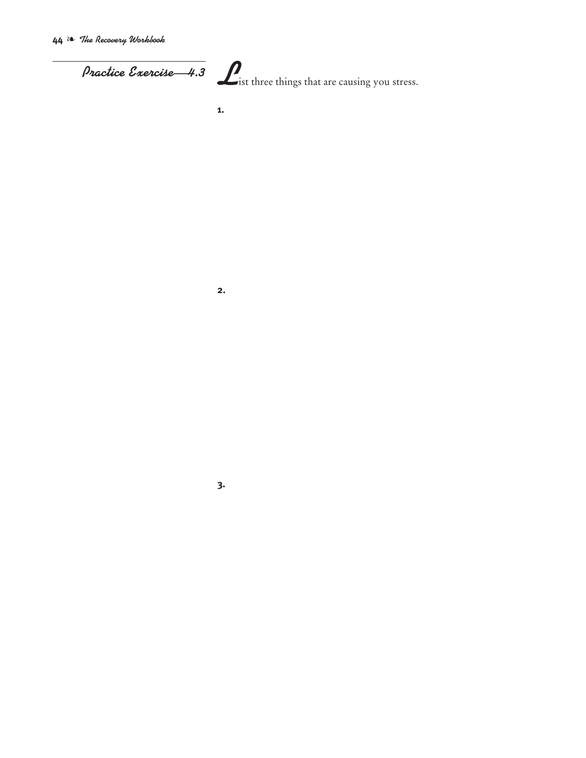## Practice Exercise—4.3

List three things that are causing you stress.

1.

2.

3.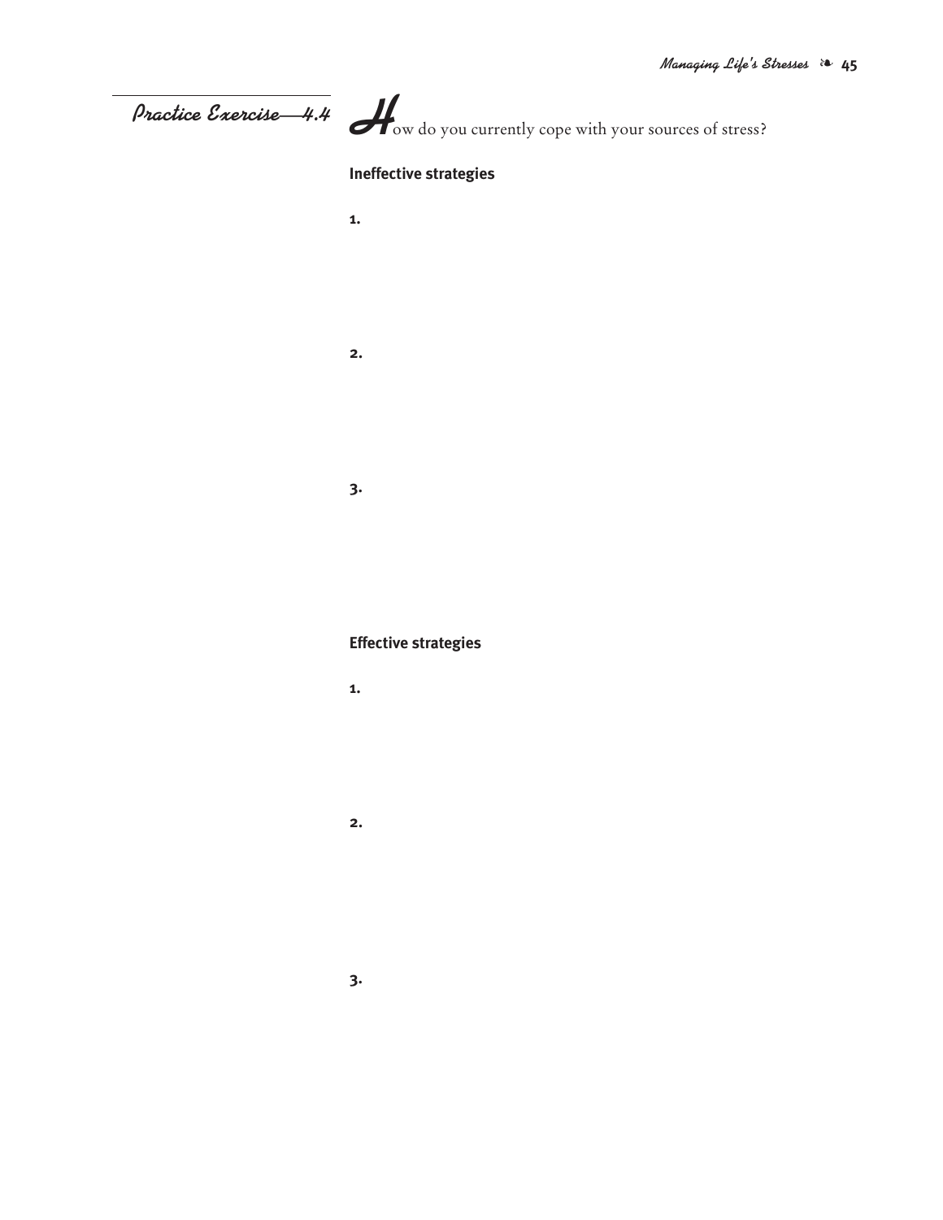## Practice Exercise—4.4

How do you currently cope with your sources of stress?

**Ineffective strategies**

**1.**

**2.**

**3.**

**Effective strategies**

**1.**

**2.**

**3.**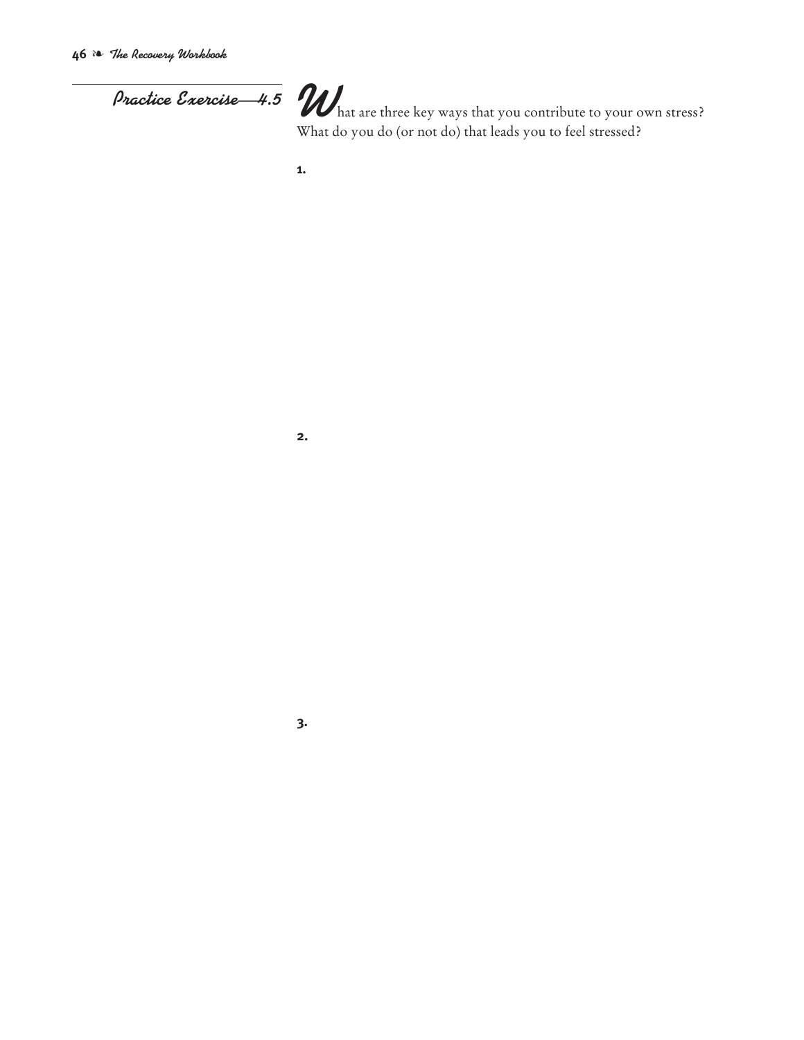## Practice Exercise—4.5

What are three key ways that you contribute to your own stress? What do you do (or not do) that leads you to feel stressed?

1.

2.

3.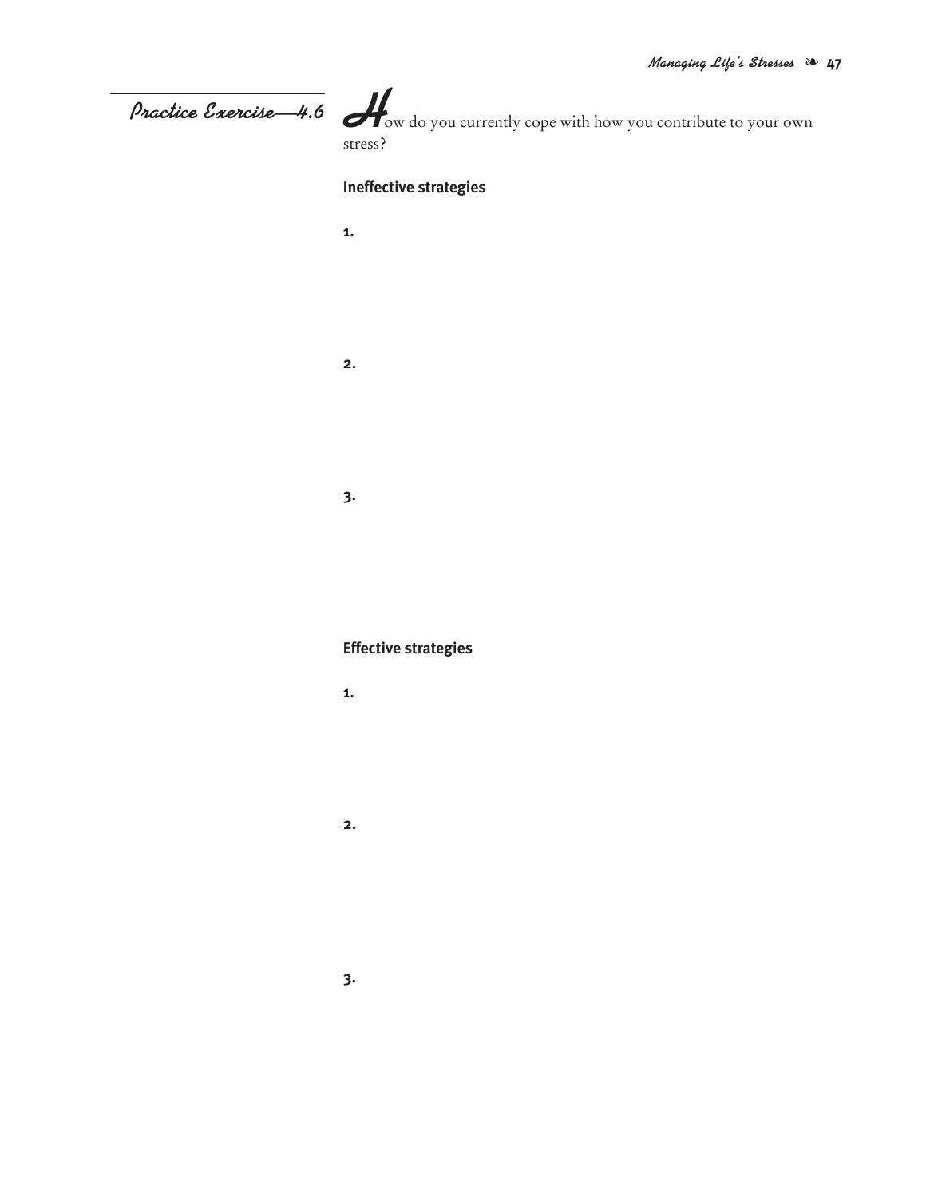## Practice Exercise—4.6

How do you currently cope with how you contribute to your own stress?

**Ineffective strategies**

**1.**

**2.**

**3.**

**Effective strategies**

**1.**

**2.**

**3.**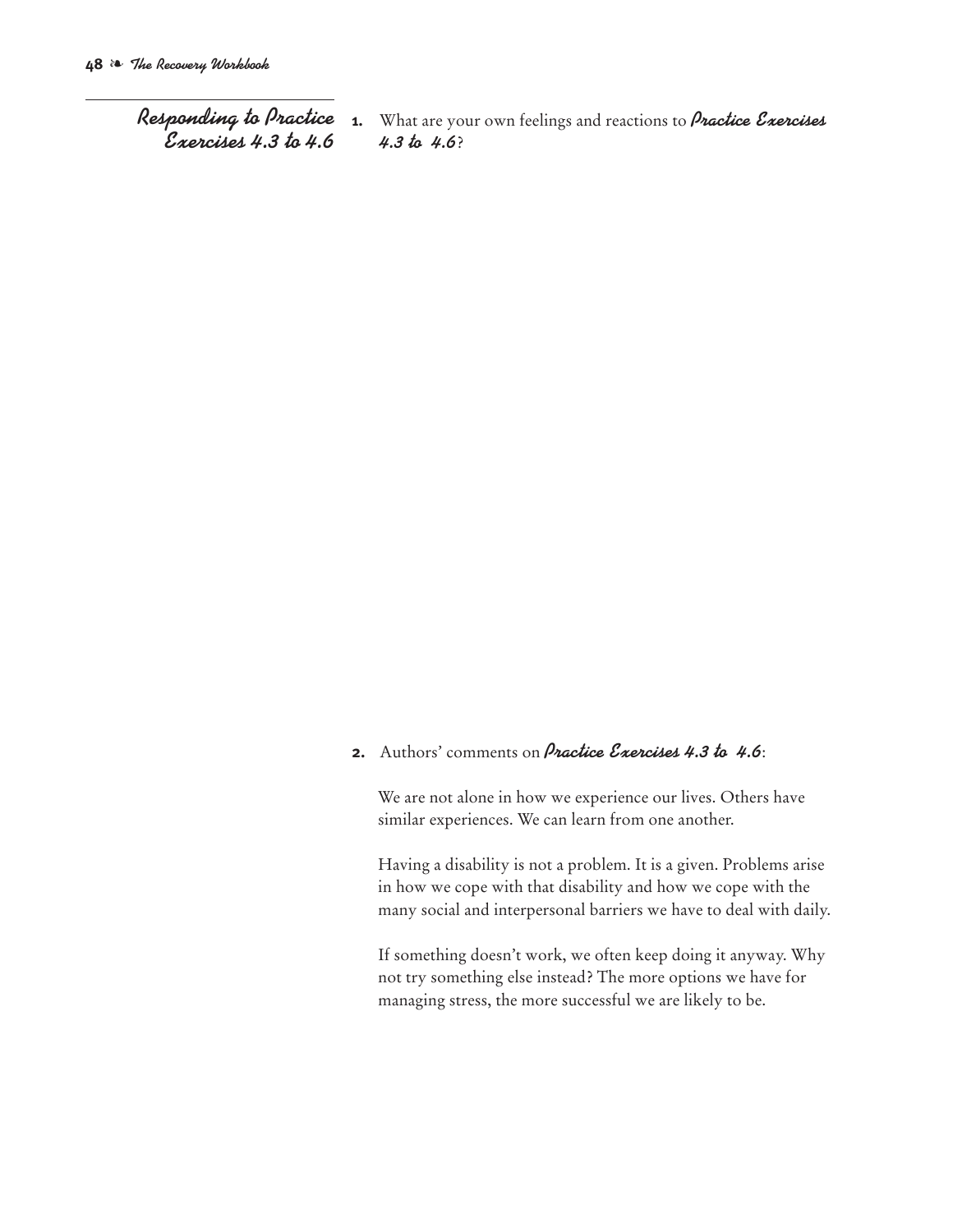## Responding to Practice Exercises 4.3 to 4.6

1. What are your own feelings and reactions to ***Practice Exercises 4.3 to 4.6***?

2. Authors' comments on ***Practice Exercises 4.3 to 4.6***:

   We are not alone in how we experience our lives. Others have similar experiences. We can learn from one another.

   Having a disability is not a problem. It is a given. Problems arise in how we cope with that disability and how we cope with the many social and interpersonal barriers we have to deal with daily.

   If something doesn't work, we often keep doing it anyway. Why not try something else instead? The more options we have for managing stress, the more successful we are likely to be.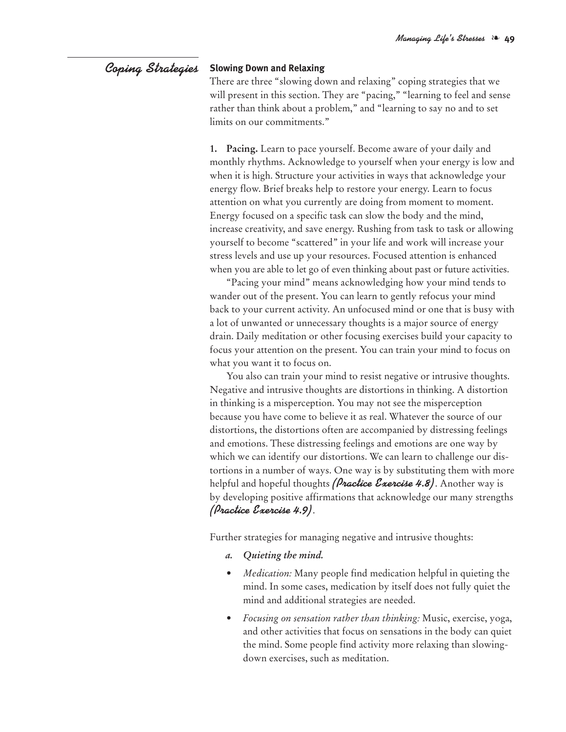## Coping Strategies

### Slowing Down and Relaxing

There are three "slowing down and relaxing" coping strategies that we will present in this section. They are "pacing," "learning to feel and sense rather than think about a problem," and "learning to say no and to set limits on our commitments."

**1. Pacing.** Learn to pace yourself. Become aware of your daily and monthly rhythms. Acknowledge to yourself when your energy is low and when it is high. Structure your activities in ways that acknowledge your energy flow. Brief breaks help to restore your energy. Learn to focus attention on what you currently are doing from moment to moment. Energy focused on a specific task can slow the body and the mind, increase creativity, and save energy. Rushing from task to task or allowing yourself to become "scattered" in your life and work will increase your stress levels and use up your resources. Focused attention is enhanced when you are able to let go of even thinking about past or future activities.

"Pacing your mind" means acknowledging how your mind tends to wander out of the present. You can learn to gently refocus your mind back to your current activity. An unfocused mind or one that is busy with a lot of unwanted or unnecessary thoughts is a major source of energy drain. Daily meditation or other focusing exercises build your capacity to focus your attention on the present. You can train your mind to focus on what you want it to focus on.

You also can train your mind to resist negative or intrusive thoughts. Negative and intrusive thoughts are distortions in thinking. A distortion in thinking is a misperception. You may not see the misperception because you have come to believe it as real. Whatever the source of our distortions, the distortions often are accompanied by distressing feelings and emotions. These distressing feelings and emotions are one way by which we can identify our distortions. We can learn to challenge our distortions in a number of ways. One way is by substituting them with more helpful and hopeful thoughts ***(Practice Exercise 4.8)***. Another way is by developing positive affirmations that acknowledge our many strengths ***(Practice Exercise 4.9)***.

Further strategies for managing negative and intrusive thoughts:

*a. Quieting the mind.*

- *Medication:* Many people find medication helpful in quieting the mind. In some cases, medication by itself does not fully quiet the mind and additional strategies are needed.
- *Focusing on sensation rather than thinking:* Music, exercise, yoga, and other activities that focus on sensations in the body can quiet the mind. Some people find activity more relaxing than slowing-down exercises, such as meditation.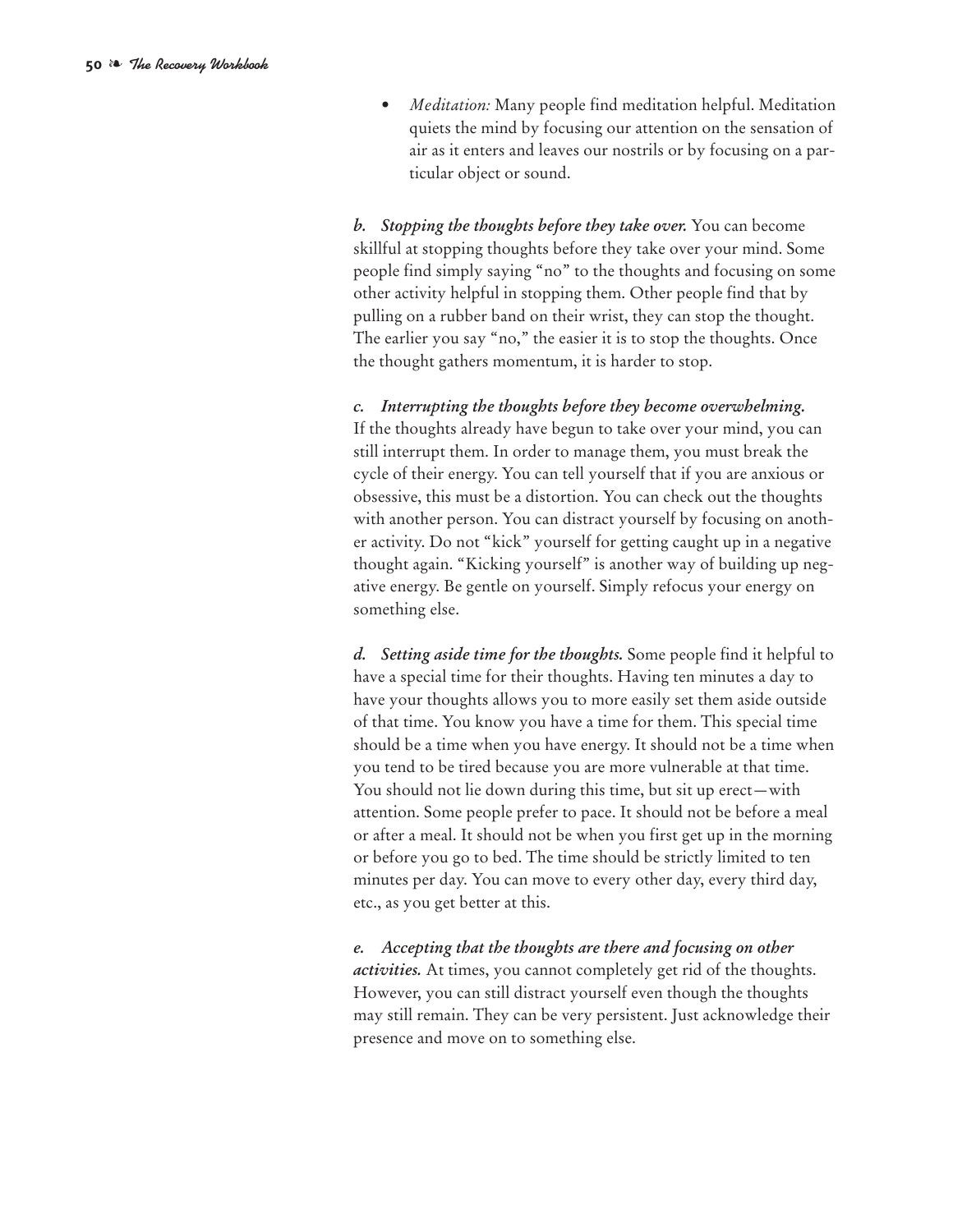- *Meditation:* Many people find meditation helpful. Meditation quiets the mind by focusing our attention on the sensation of air as it enters and leaves our nostrils or by focusing on a particular object or sound.

***b. Stopping the thoughts before they take over.*** You can become skillful at stopping thoughts before they take over your mind. Some people find simply saying "no" to the thoughts and focusing on some other activity helpful in stopping them. Other people find that by pulling on a rubber band on their wrist, they can stop the thought. The earlier you say "no," the easier it is to stop the thoughts. Once the thought gathers momentum, it is harder to stop.

***c. Interrupting the thoughts before they become overwhelming.*** If the thoughts already have begun to take over your mind, you can still interrupt them. In order to manage them, you must break the cycle of their energy. You can tell yourself that if you are anxious or obsessive, this must be a distortion. You can check out the thoughts with another person. You can distract yourself by focusing on another activity. Do not "kick" yourself for getting caught up in a negative thought again. "Kicking yourself" is another way of building up negative energy. Be gentle on yourself. Simply refocus your energy on something else.

***d. Setting aside time for the thoughts.*** Some people find it helpful to have a special time for their thoughts. Having ten minutes a day to have your thoughts allows you to more easily set them aside outside of that time. You know you have a time for them. This special time should be a time when you have energy. It should not be a time when you tend to be tired because you are more vulnerable at that time. You should not lie down during this time, but sit up erect—with attention. Some people prefer to pace. It should not be before a meal or after a meal. It should not be when you first get up in the morning or before you go to bed. The time should be strictly limited to ten minutes per day. You can move to every other day, every third day, etc., as you get better at this.

***e. Accepting that the thoughts are there and focusing on other activities.*** At times, you cannot completely get rid of the thoughts. However, you can still distract yourself even though the thoughts may still remain. They can be very persistent. Just acknowledge their presence and move on to something else.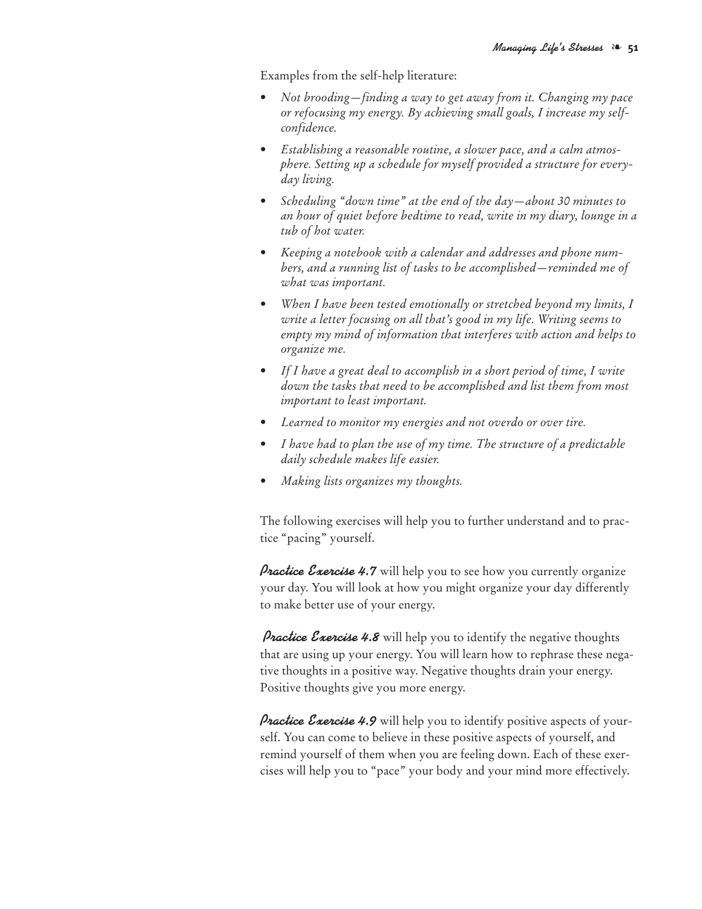Examples from the self-help literature:

- *Not brooding—finding a way to get away from it. Changing my pace or refocusing my energy. By achieving small goals, I increase my self-confidence.*
- *Establishing a reasonable routine, a slower pace, and a calm atmosphere. Setting up a schedule for myself provided a structure for everyday living.*
- *Scheduling "down time" at the end of the day—about 30 minutes to an hour of quiet before bedtime to read, write in my diary, lounge in a tub of hot water.*
- *Keeping a notebook with a calendar and addresses and phone numbers, and a running list of tasks to be accomplished—reminded me of what was important.*
- *When I have been tested emotionally or stretched beyond my limits, I write a letter focusing on all that's good in my life. Writing seems to empty my mind of information that interferes with action and helps to organize me.*
- *If I have a great deal to accomplish in a short period of time, I write down the tasks that need to be accomplished and list them from most important to least important.*
- *Learned to monitor my energies and not overdo or over tire.*
- *I have had to plan the use of my time. The structure of a predictable daily schedule makes life easier.*
- *Making lists organizes my thoughts.*

The following exercises will help you to further understand and to practice "pacing" yourself.

***Practice Exercise 4.7*** will help you to see how you currently organize your day. You will look at how you might organize your day differently to make better use of your energy.

***Practice Exercise 4.8*** will help you to identify the negative thoughts that are using up your energy. You will learn how to rephrase these negative thoughts in a positive way. Negative thoughts drain your energy. Positive thoughts give you more energy.

***Practice Exercise 4.9*** will help you to identify positive aspects of yourself. You can come to believe in these positive aspects of yourself, and remind yourself of them when you are feeling down. Each of these exercises will help you to "pace" your body and your mind more effectively.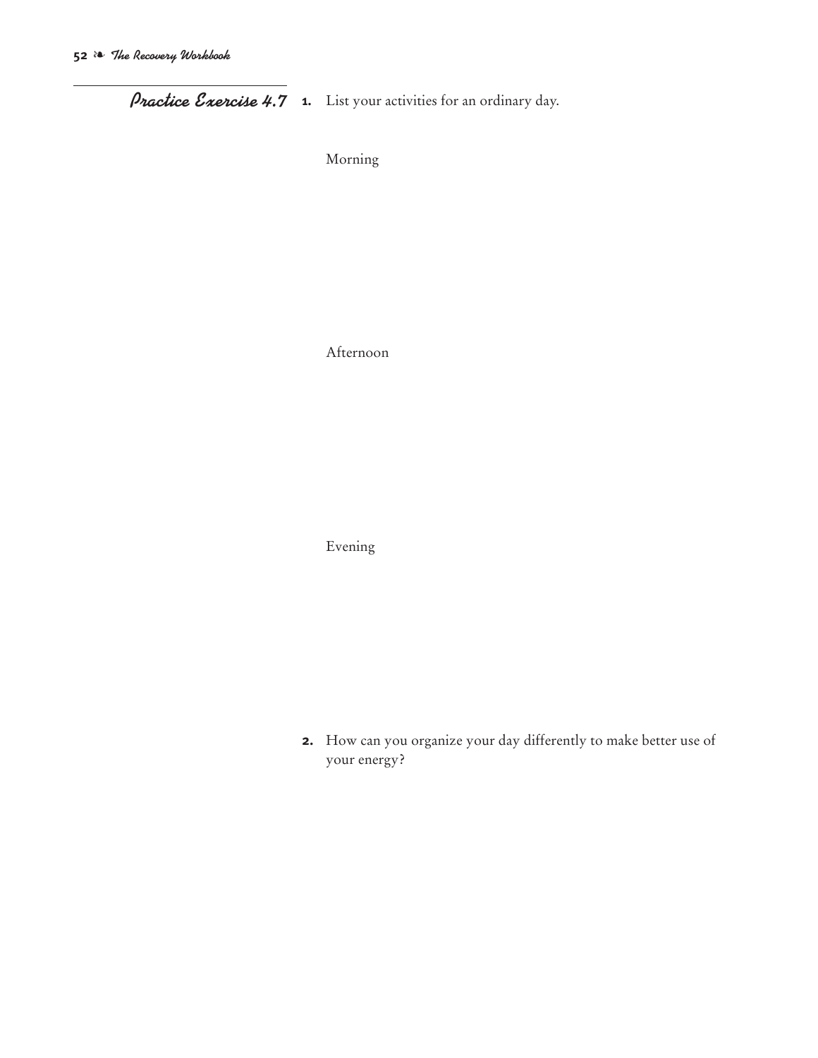## Practice Exercise 4.7

1. List your activities for an ordinary day.

   Morning

   Afternoon

   Evening

2. How can you organize your day differently to make better use of your energy?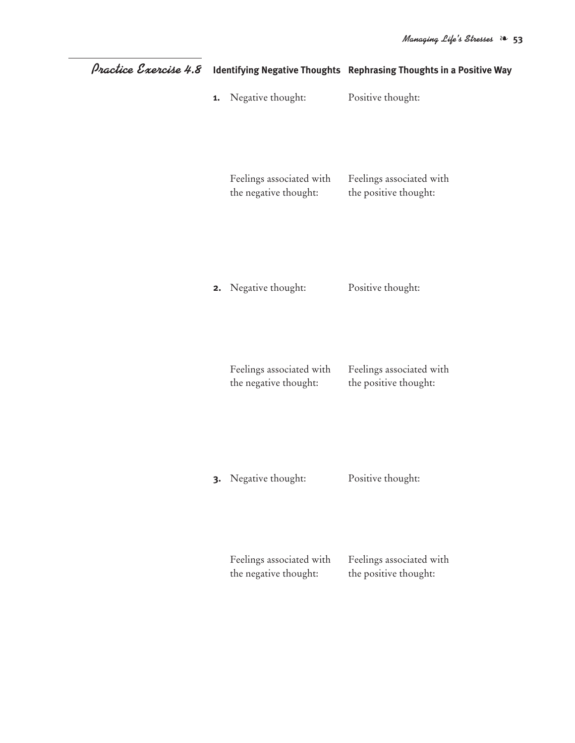## Practice Exercise 4.8

| Identifying Negative Thoughts | Rephrasing Thoughts in a Positive Way |
| --- | --- |
| **1.** Negative thought: | Positive thought: |
| Feelings associated with the negative thought: | Feelings associated with the positive thought: |
| **2.** Negative thought: | Positive thought: |
| Feelings associated with the negative thought: | Feelings associated with the positive thought: |
| **3.** Negative thought: | Positive thought: |
| Feelings associated with the negative thought: | Feelings associated with the positive thought: |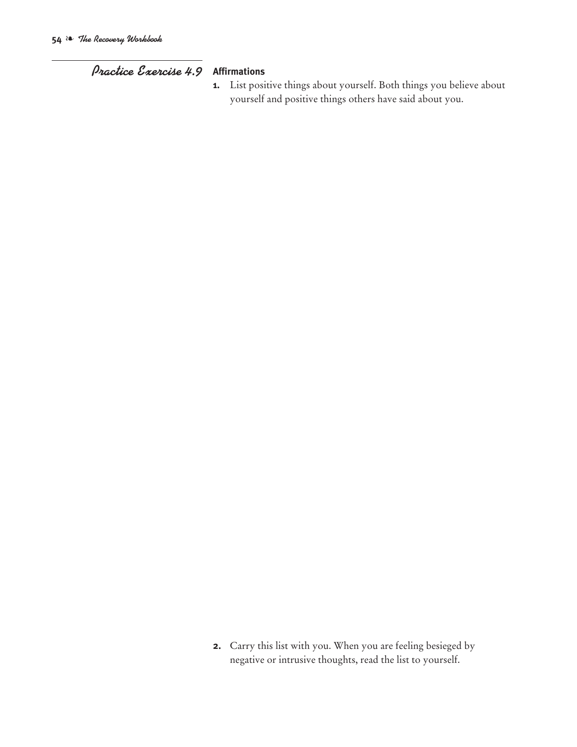## Practice Exercise 4.9

**Affirmations**

1. List positive things about yourself. Both things you believe about yourself and positive things others have said about you.

2. Carry this list with you. When you are feeling besieged by negative or intrusive thoughts, read the list to yourself.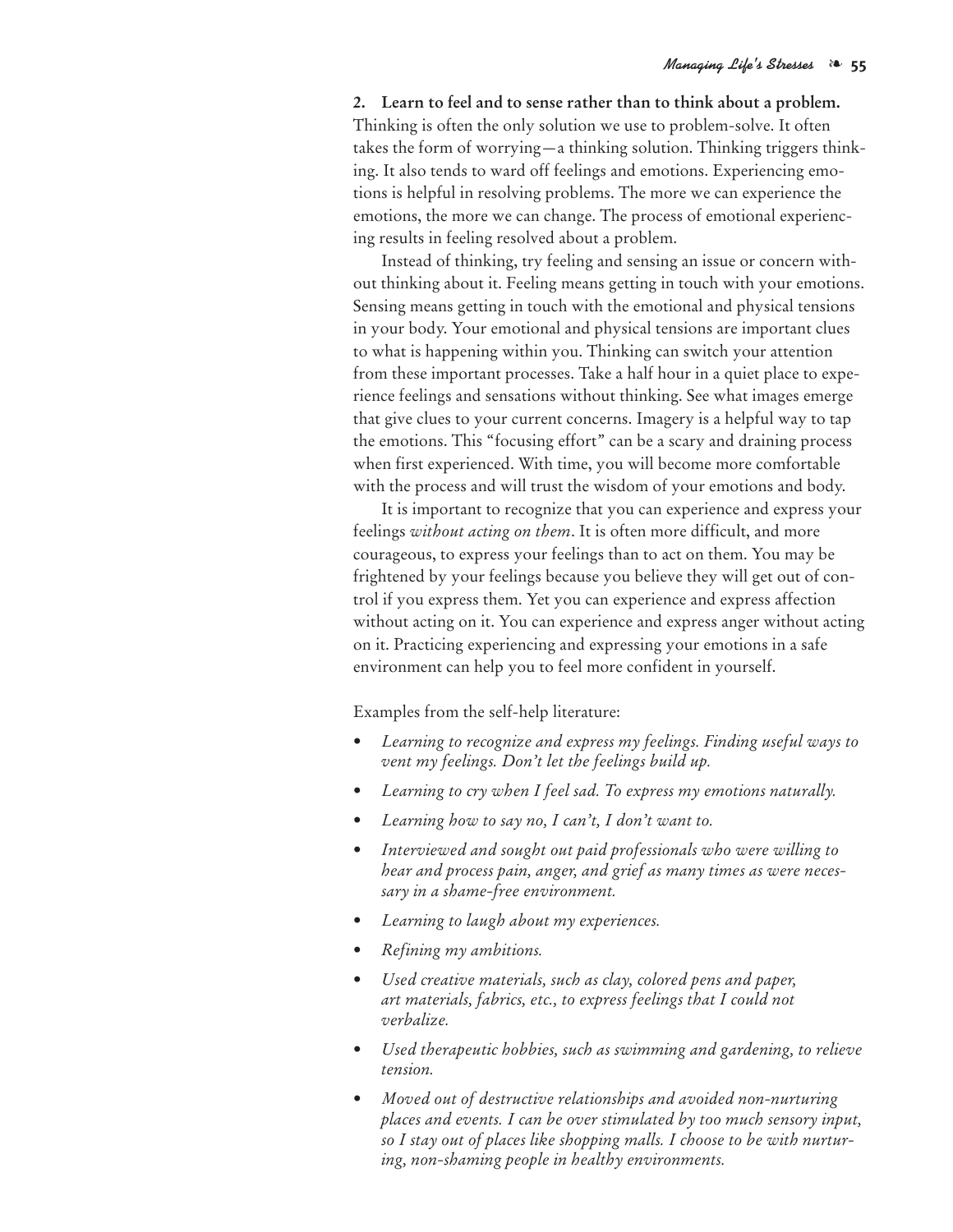**2. Learn to feel and to sense rather than to think about a problem.** Thinking is often the only solution we use to problem-solve. It often takes the form of worrying—a thinking solution. Thinking triggers thinking. It also tends to ward off feelings and emotions. Experiencing emotions is helpful in resolving problems. The more we can experience the emotions, the more we can change. The process of emotional experiencing results in feeling resolved about a problem.

Instead of thinking, try feeling and sensing an issue or concern without thinking about it. Feeling means getting in touch with your emotions. Sensing means getting in touch with the emotional and physical tensions in your body. Your emotional and physical tensions are important clues to what is happening within you. Thinking can switch your attention from these important processes. Take a half hour in a quiet place to experience feelings and sensations without thinking. See what images emerge that give clues to your current concerns. Imagery is a helpful way to tap the emotions. This "focusing effort" can be a scary and draining process when first experienced. With time, you will become more comfortable with the process and will trust the wisdom of your emotions and body.

It is important to recognize that you can experience and express your feelings *without acting on them*. It is often more difficult, and more courageous, to express your feelings than to act on them. You may be frightened by your feelings because you believe they will get out of control if you express them. Yet you can experience and express affection without acting on it. You can experience and express anger without acting on it. Practicing experiencing and expressing your emotions in a safe environment can help you to feel more confident in yourself.

Examples from the self-help literature:

- *Learning to recognize and express my feelings. Finding useful ways to vent my feelings. Don't let the feelings build up.*
- *Learning to cry when I feel sad. To express my emotions naturally.*
- *Learning how to say no, I can't, I don't want to.*
- *Interviewed and sought out paid professionals who were willing to hear and process pain, anger, and grief as many times as were necessary in a shame-free environment.*
- *Learning to laugh about my experiences.*
- *Refining my ambitions.*
- *Used creative materials, such as clay, colored pens and paper, art materials, fabrics, etc., to express feelings that I could not verbalize.*
- *Used therapeutic hobbies, such as swimming and gardening, to relieve tension.*
- *Moved out of destructive relationships and avoided non-nurturing places and events. I can be over stimulated by too much sensory input, so I stay out of places like shopping malls. I choose to be with nurturing, non-shaming people in healthy environments.*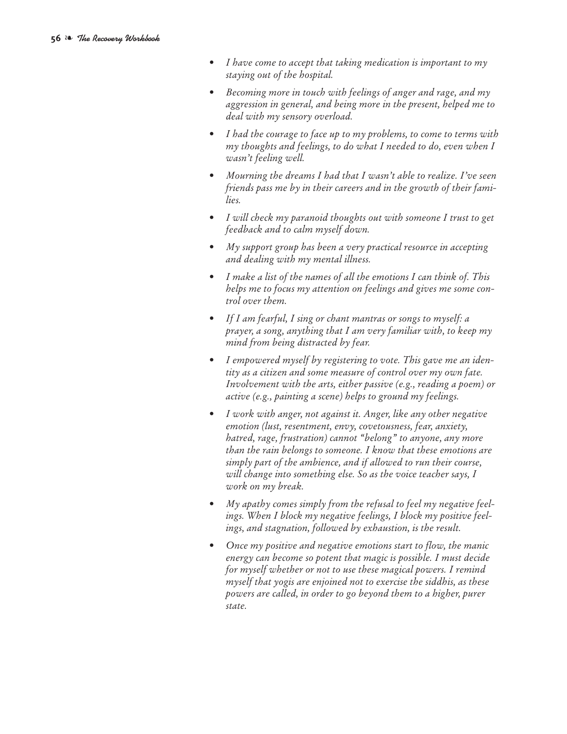- *I have come to accept that taking medication is important to my staying out of the hospital.*
- *Becoming more in touch with feelings of anger and rage, and my aggression in general, and being more in the present, helped me to deal with my sensory overload.*
- *I had the courage to face up to my problems, to come to terms with my thoughts and feelings, to do what I needed to do, even when I wasn't feeling well.*
- *Mourning the dreams I had that I wasn't able to realize. I've seen friends pass me by in their careers and in the growth of their families.*
- *I will check my paranoid thoughts out with someone I trust to get feedback and to calm myself down.*
- *My support group has been a very practical resource in accepting and dealing with my mental illness.*
- *I make a list of the names of all the emotions I can think of. This helps me to focus my attention on feelings and gives me some control over them.*
- *If I am fearful, I sing or chant mantras or songs to myself: a prayer, a song, anything that I am very familiar with, to keep my mind from being distracted by fear.*
- *I empowered myself by registering to vote. This gave me an identity as a citizen and some measure of control over my own fate. Involvement with the arts, either passive (e.g., reading a poem) or active (e.g., painting a scene) helps to ground my feelings.*
- *I work with anger, not against it. Anger, like any other negative emotion (lust, resentment, envy, covetousness, fear, anxiety, hatred, rage, frustration) cannot "belong" to anyone, any more than the rain belongs to someone. I know that these emotions are simply part of the ambience, and if allowed to run their course, will change into something else. So as the voice teacher says, I work on my break.*
- *My apathy comes simply from the refusal to feel my negative feelings. When I block my negative feelings, I block my positive feelings, and stagnation, followed by exhaustion, is the result.*
- *Once my positive and negative emotions start to flow, the manic energy can become so potent that magic is possible. I must decide for myself whether or not to use these magical powers. I remind myself that yogis are enjoined not to exercise the siddhis, as these powers are called, in order to go beyond them to a higher, purer state.*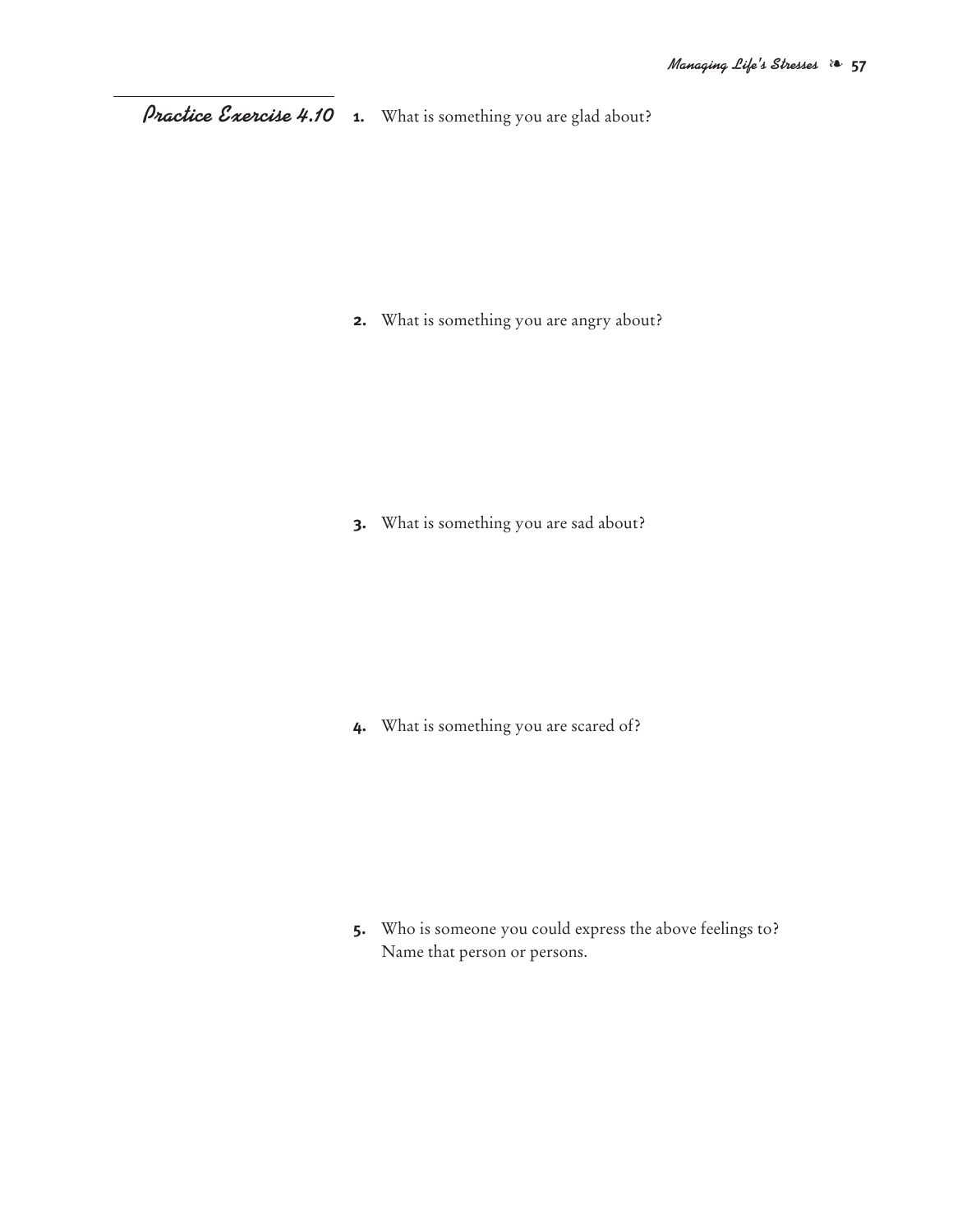## Practice Exercise 4.10

1. What is something you are glad about?

2. What is something you are angry about?

3. What is something you are sad about?

4. What is something you are scared of?

5. Who is someone you could express the above feelings to? Name that person or persons.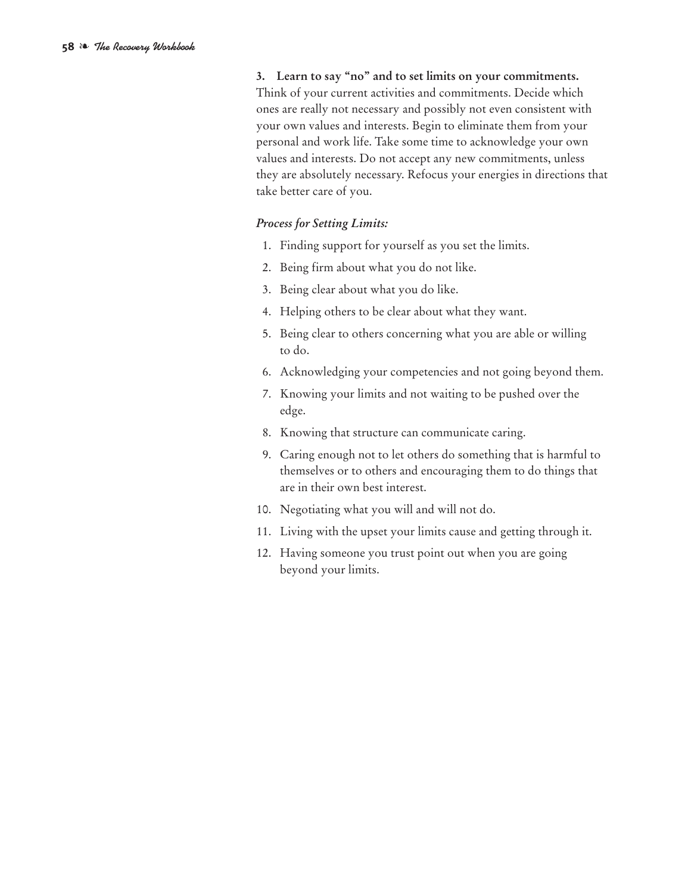**3. Learn to say "no" and to set limits on your commitments.** Think of your current activities and commitments. Decide which ones are really not necessary and possibly not even consistent with your own values and interests. Begin to eliminate them from your personal and work life. Take some time to acknowledge your own values and interests. Do not accept any new commitments, unless they are absolutely necessary. Refocus your energies in directions that take better care of you.

*Process for Setting Limits:*

1. Finding support for yourself as you set the limits.
2. Being firm about what you do not like.
3. Being clear about what you do like.
4. Helping others to be clear about what they want.
5. Being clear to others concerning what you are able or willing to do.
6. Acknowledging your competencies and not going beyond them.
7. Knowing your limits and not waiting to be pushed over the edge.
8. Knowing that structure can communicate caring.
9. Caring enough not to let others do something that is harmful to themselves or to others and encouraging them to do things that are in their own best interest.
10. Negotiating what you will and will not do.
11. Living with the upset your limits cause and getting through it.
12. Having someone you trust point out when you are going beyond your limits.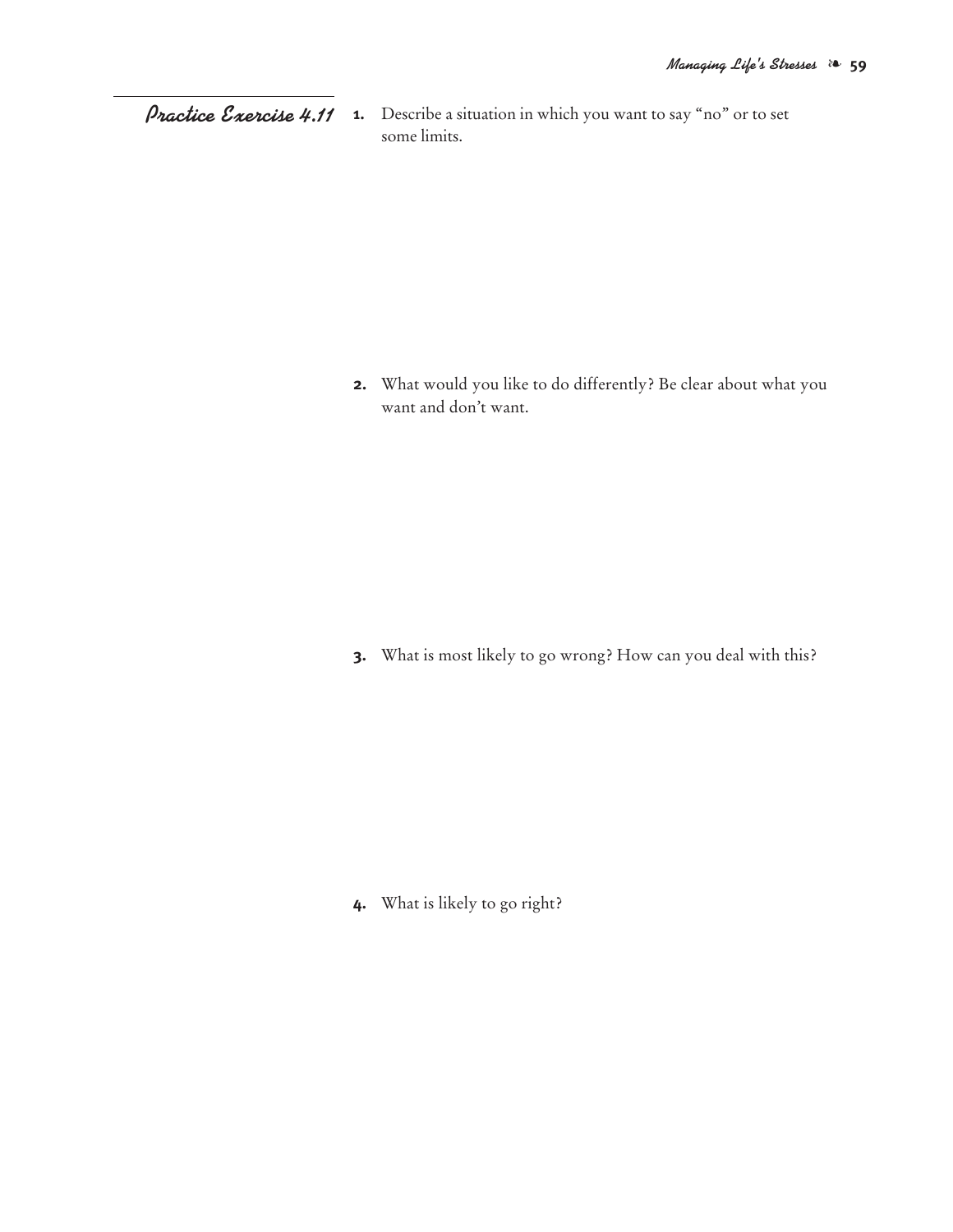## Practice Exercise 4.11

1. Describe a situation in which you want to say "no" or to set some limits.

2. What would you like to do differently? Be clear about what you want and don't want.

3. What is most likely to go wrong? How can you deal with this?

4. What is likely to go right?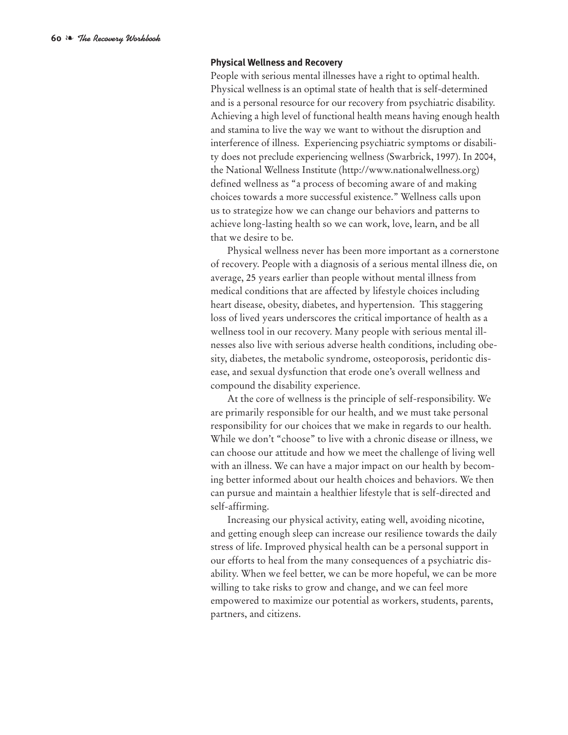### Physical Wellness and Recovery

People with serious mental illnesses have a right to optimal health. Physical wellness is an optimal state of health that is self-determined and is a personal resource for our recovery from psychiatric disability. Achieving a high level of functional health means having enough health and stamina to live the way we want to without the disruption and interference of illness. Experiencing psychiatric symptoms or disability does not preclude experiencing wellness (Swarbrick, 1997). In 2004, the National Wellness Institute (http://www.nationalwellness.org) defined wellness as "a process of becoming aware of and making choices towards a more successful existence." Wellness calls upon us to strategize how we can change our behaviors and patterns to achieve long-lasting health so we can work, love, learn, and be all that we desire to be.

Physical wellness never has been more important as a cornerstone of recovery. People with a diagnosis of a serious mental illness die, on average, 25 years earlier than people without mental illness from medical conditions that are affected by lifestyle choices including heart disease, obesity, diabetes, and hypertension. This staggering loss of lived years underscores the critical importance of health as a wellness tool in our recovery. Many people with serious mental illnesses also live with serious adverse health conditions, including obesity, diabetes, the metabolic syndrome, osteoporosis, peridontic disease, and sexual dysfunction that erode one's overall wellness and compound the disability experience.

At the core of wellness is the principle of self-responsibility. We are primarily responsible for our health, and we must take personal responsibility for our choices that we make in regards to our health. While we don't "choose" to live with a chronic disease or illness, we can choose our attitude and how we meet the challenge of living well with an illness. We can have a major impact on our health by becoming better informed about our health choices and behaviors. We then can pursue and maintain a healthier lifestyle that is self-directed and self-affirming.

Increasing our physical activity, eating well, avoiding nicotine, and getting enough sleep can increase our resilience towards the daily stress of life. Improved physical health can be a personal support in our efforts to heal from the many consequences of a psychiatric disability. When we feel better, we can be more hopeful, we can be more willing to take risks to grow and change, and we can feel more empowered to maximize our potential as workers, students, parents, partners, and citizens.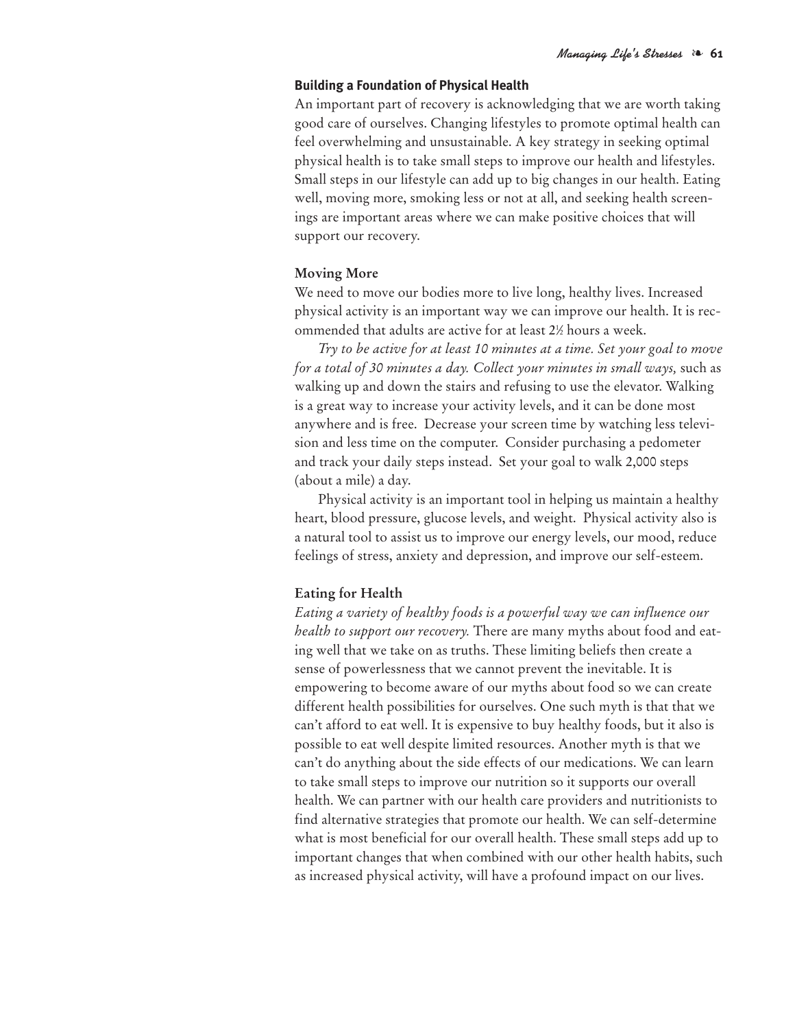## Building a Foundation of Physical Health

An important part of recovery is acknowledging that we are worth taking good care of ourselves. Changing lifestyles to promote optimal health can feel overwhelming and unsustainable. A key strategy in seeking optimal physical health is to take small steps to improve our health and lifestyles. Small steps in our lifestyle can add up to big changes in our health. Eating well, moving more, smoking less or not at all, and seeking health screenings are important areas where we can make positive choices that will support our recovery.

### Moving More

We need to move our bodies more to live long, healthy lives. Increased physical activity is an important way we can improve our health. It is recommended that adults are active for at least 2½ hours a week.

*Try to be active for at least 10 minutes at a time. Set your goal to move for a total of 30 minutes a day. Collect your minutes in small ways,* such as walking up and down the stairs and refusing to use the elevator. Walking is a great way to increase your activity levels, and it can be done most anywhere and is free. Decrease your screen time by watching less television and less time on the computer. Consider purchasing a pedometer and track your daily steps instead. Set your goal to walk 2,000 steps (about a mile) a day.

Physical activity is an important tool in helping us maintain a healthy heart, blood pressure, glucose levels, and weight. Physical activity also is a natural tool to assist us to improve our energy levels, our mood, reduce feelings of stress, anxiety and depression, and improve our self-esteem.

### Eating for Health

*Eating a variety of healthy foods is a powerful way we can influence our health to support our recovery.* There are many myths about food and eating well that we take on as truths. These limiting beliefs then create a sense of powerlessness that we cannot prevent the inevitable. It is empowering to become aware of our myths about food so we can create different health possibilities for ourselves. One such myth is that that we can't afford to eat well. It is expensive to buy healthy foods, but it also is possible to eat well despite limited resources. Another myth is that we can't do anything about the side effects of our medications. We can learn to take small steps to improve our nutrition so it supports our overall health. We can partner with our health care providers and nutritionists to find alternative strategies that promote our health. We can self-determine what is most beneficial for our overall health. These small steps add up to important changes that when combined with our other health habits, such as increased physical activity, will have a profound impact on our lives.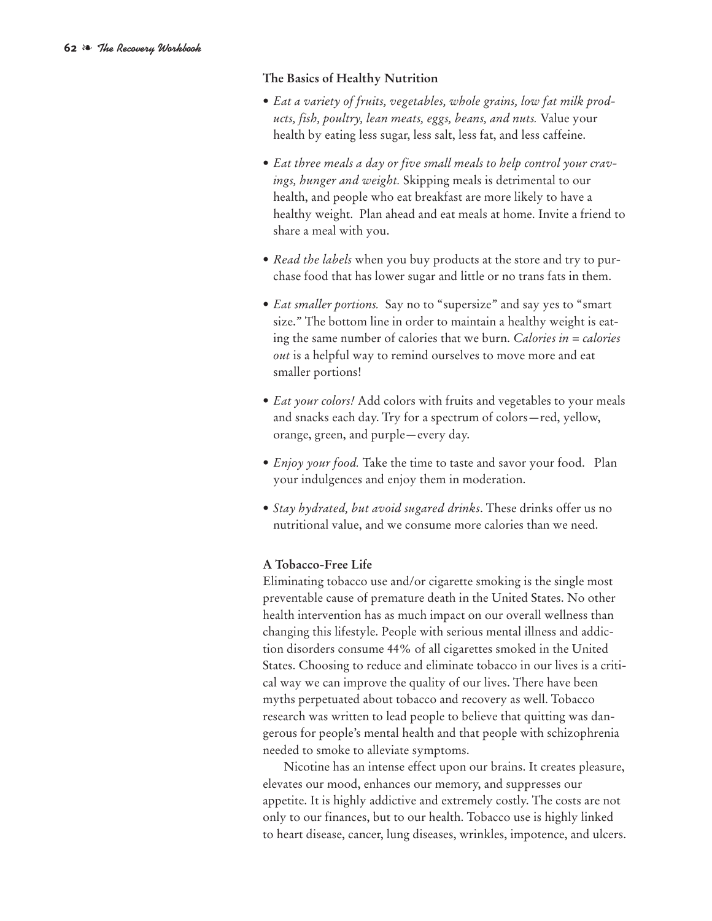### The Basics of Healthy Nutrition

- *Eat a variety of fruits, vegetables, whole grains, low fat milk products, fish, poultry, lean meats, eggs, beans, and nuts.* Value your health by eating less sugar, less salt, less fat, and less caffeine.
- *Eat three meals a day or five small meals to help control your cravings, hunger and weight.* Skipping meals is detrimental to our health, and people who eat breakfast are more likely to have a healthy weight. Plan ahead and eat meals at home. Invite a friend to share a meal with you.
- *Read the labels* when you buy products at the store and try to purchase food that has lower sugar and little or no trans fats in them.
- *Eat smaller portions.* Say no to "supersize" and say yes to "smart size." The bottom line in order to maintain a healthy weight is eating the same number of calories that we burn. *Calories in = calories out* is a helpful way to remind ourselves to move more and eat smaller portions!
- *Eat your colors!* Add colors with fruits and vegetables to your meals and snacks each day. Try for a spectrum of colors—red, yellow, orange, green, and purple—every day.
- *Enjoy your food.* Take the time to taste and savor your food. Plan your indulgences and enjoy them in moderation.
- *Stay hydrated, but avoid sugared drinks*. These drinks offer us no nutritional value, and we consume more calories than we need.

### A Tobacco-Free Life

Eliminating tobacco use and/or cigarette smoking is the single most preventable cause of premature death in the United States. No other health intervention has as much impact on our overall wellness than changing this lifestyle. People with serious mental illness and addiction disorders consume 44% of all cigarettes smoked in the United States. Choosing to reduce and eliminate tobacco in our lives is a critical way we can improve the quality of our lives. There have been myths perpetuated about tobacco and recovery as well. Tobacco research was written to lead people to believe that quitting was dangerous for people's mental health and that people with schizophrenia needed to smoke to alleviate symptoms.

Nicotine has an intense effect upon our brains. It creates pleasure, elevates our mood, enhances our memory, and suppresses our appetite. It is highly addictive and extremely costly. The costs are not only to our finances, but to our health. Tobacco use is highly linked to heart disease, cancer, lung diseases, wrinkles, impotence, and ulcers.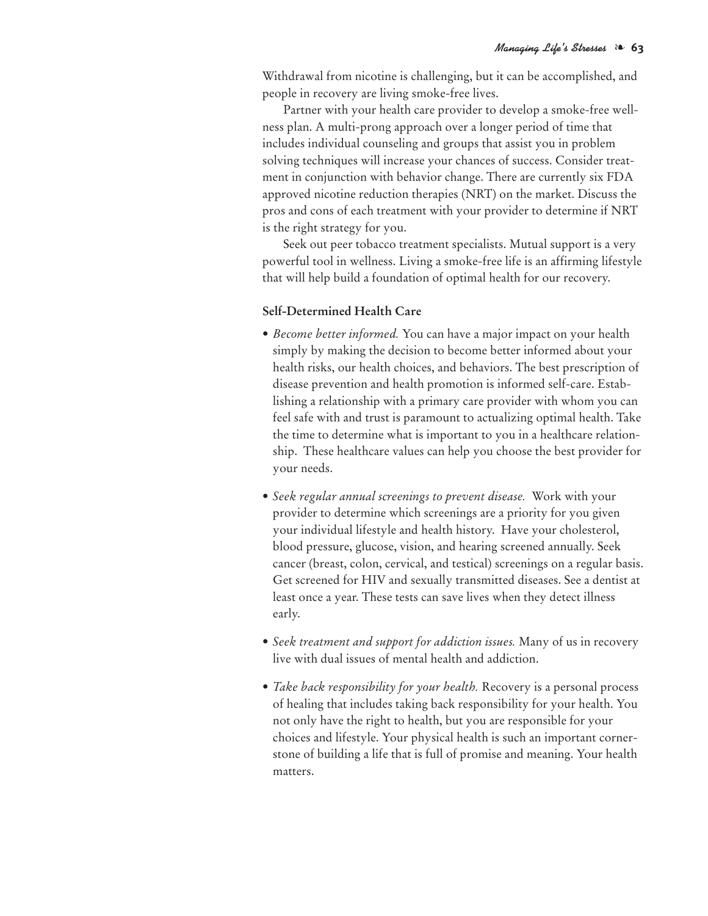Withdrawal from nicotine is challenging, but it can be accomplished, and people in recovery are living smoke-free lives.

Partner with your health care provider to develop a smoke-free wellness plan. A multi-prong approach over a longer period of time that includes individual counseling and groups that assist you in problem solving techniques will increase your chances of success. Consider treatment in conjunction with behavior change. There are currently six FDA approved nicotine reduction therapies (NRT) on the market. Discuss the pros and cons of each treatment with your provider to determine if NRT is the right strategy for you.

Seek out peer tobacco treatment specialists. Mutual support is a very powerful tool in wellness. Living a smoke-free life is an affirming lifestyle that will help build a foundation of optimal health for our recovery.

**Self-Determined Health Care**

- *Become better informed.* You can have a major impact on your health simply by making the decision to become better informed about your health risks, our health choices, and behaviors. The best prescription of disease prevention and health promotion is informed self-care. Establishing a relationship with a primary care provider with whom you can feel safe with and trust is paramount to actualizing optimal health. Take the time to determine what is important to you in a healthcare relationship. These healthcare values can help you choose the best provider for your needs.

- *Seek regular annual screenings to prevent disease.* Work with your provider to determine which screenings are a priority for you given your individual lifestyle and health history. Have your cholesterol, blood pressure, glucose, vision, and hearing screened annually. Seek cancer (breast, colon, cervical, and testical) screenings on a regular basis. Get screened for HIV and sexually transmitted diseases. See a dentist at least once a year. These tests can save lives when they detect illness early.

- *Seek treatment and support for addiction issues.* Many of us in recovery live with dual issues of mental health and addiction.

- *Take back responsibility for your health.* Recovery is a personal process of healing that includes taking back responsibility for your health. You not only have the right to health, but you are responsible for your choices and lifestyle. Your physical health is such an important cornerstone of building a life that is full of promise and meaning. Your health matters.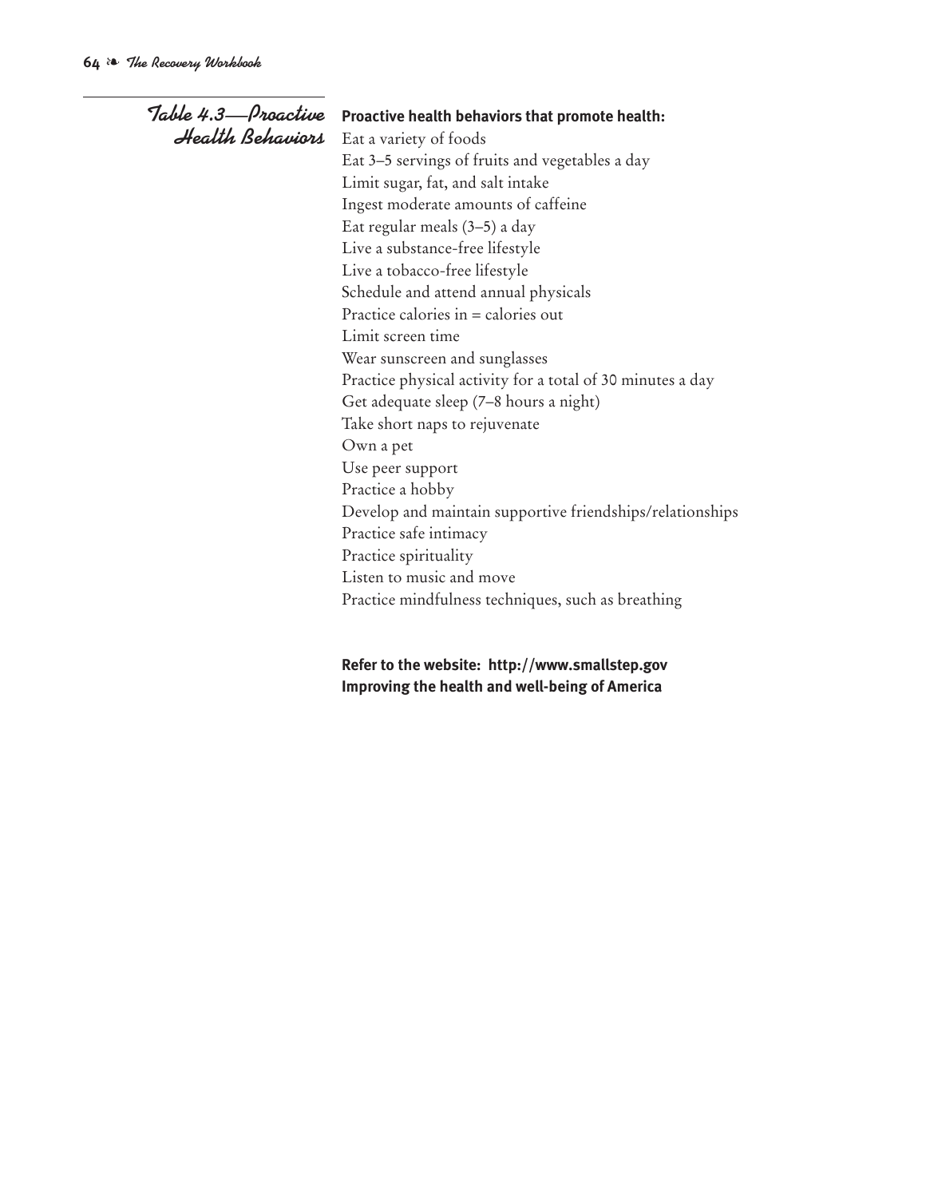## Table 4.3—Proactive Health Behaviors

**Proactive health behaviors that promote health:**

Eat a variety of foods
Eat 3–5 servings of fruits and vegetables a day
Limit sugar, fat, and salt intake
Ingest moderate amounts of caffeine
Eat regular meals (3–5) a day
Live a substance-free lifestyle
Live a tobacco-free lifestyle
Schedule and attend annual physicals
Practice calories in = calories out
Limit screen time
Wear sunscreen and sunglasses
Practice physical activity for a total of 30 minutes a day
Get adequate sleep (7–8 hours a night)
Take short naps to rejuvenate
Own a pet
Use peer support
Practice a hobby
Develop and maintain supportive friendships/relationships
Practice safe intimacy
Practice spirituality
Listen to music and move
Practice mindfulness techniques, such as breathing

**Refer to the website: http://www.smallstep.gov**
**Improving the health and well-being of America**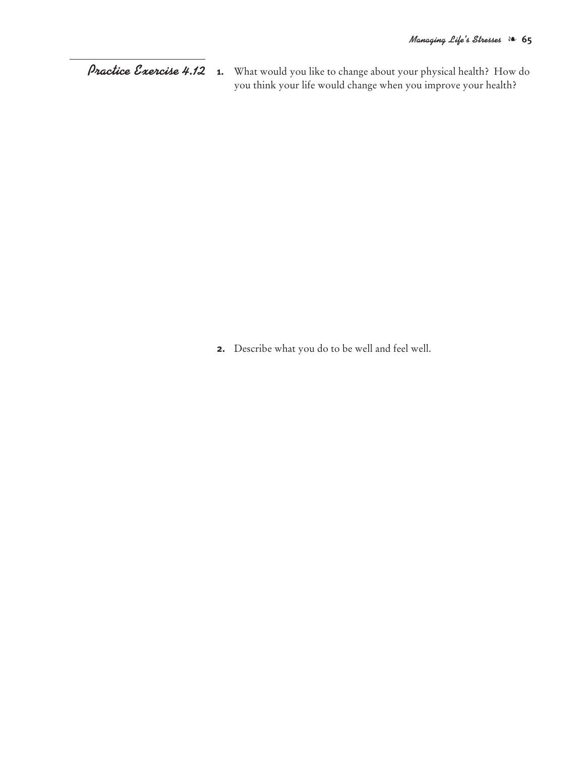## Practice Exercise 4.12

1. What would you like to change about your physical health? How do you think your life would change when you improve your health?

2. Describe what you do to be well and feel well.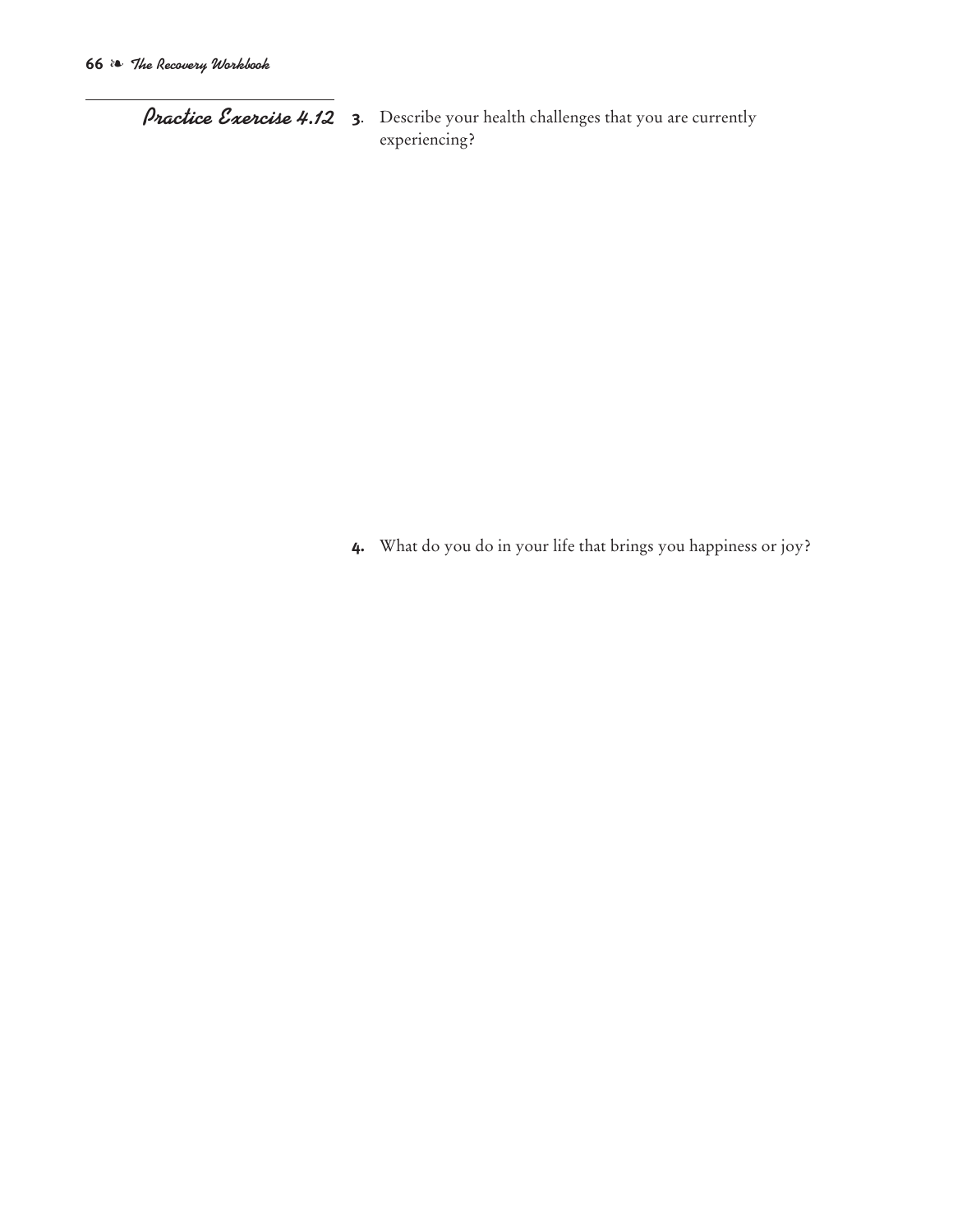## Practice Exercise 4.12

3. Describe your health challenges that you are currently experiencing?

4. What do you do in your life that brings you happiness or joy?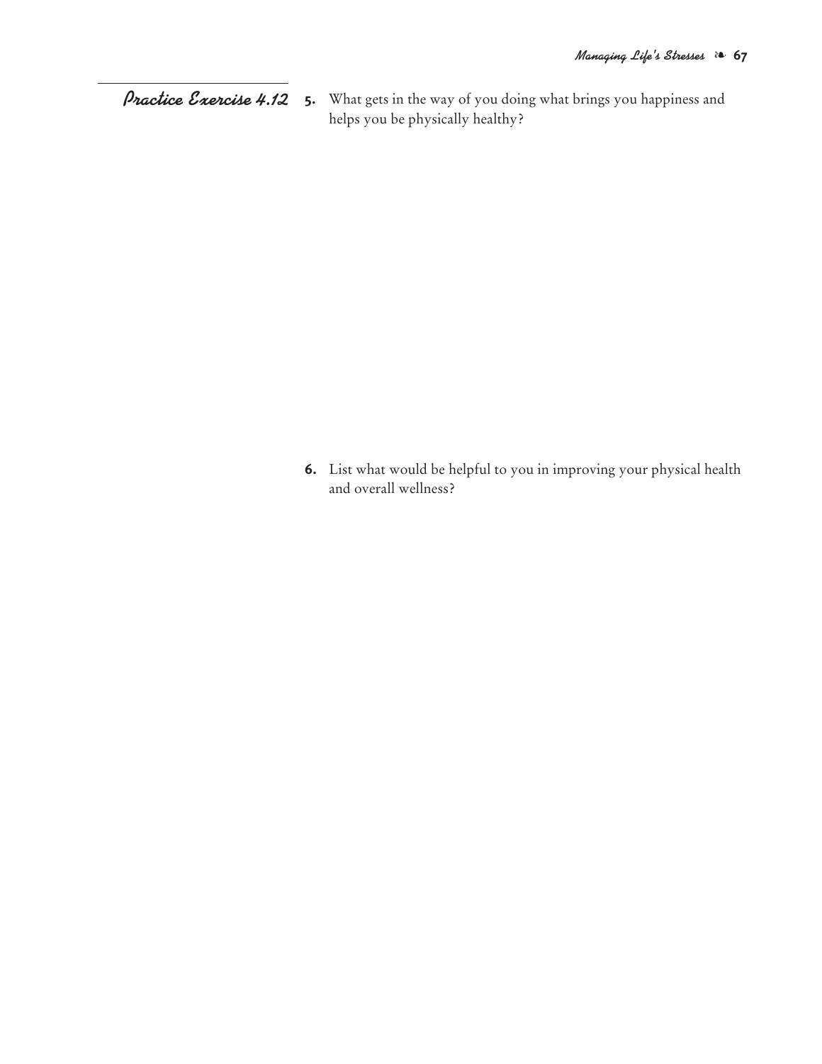## *Practice Exercise 4.12*

5. What gets in the way of you doing what brings you happiness and helps you be physically healthy?

6. List what would be helpful to you in improving your physical health and overall wellness?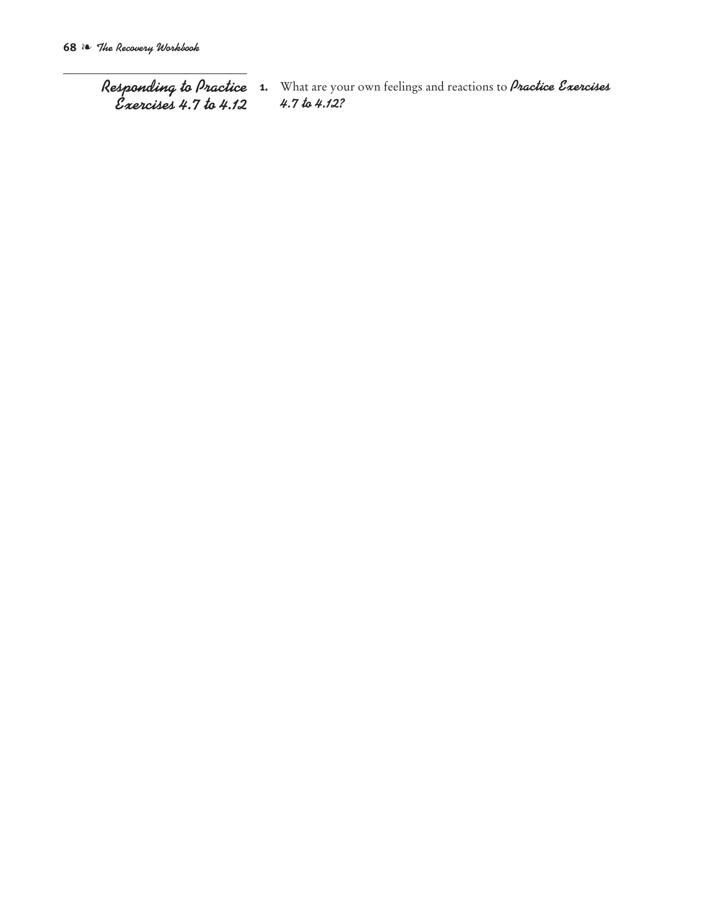## *Responding to Practice Exercises 4.7 to 4.12*

1. What are your own feelings and reactions to ***Practice Exercises 4.7 to 4.12?***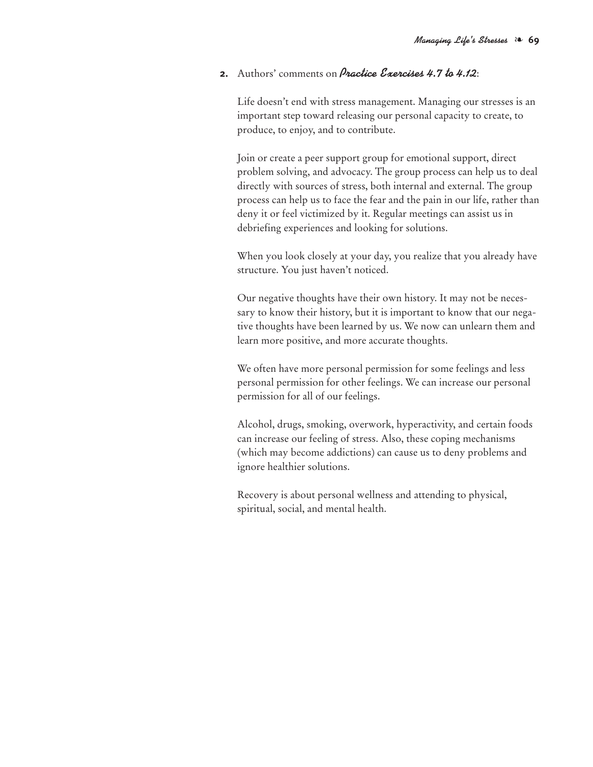2. Authors' comments on ***Practice Exercises 4.7 to 4.12***:

   Life doesn't end with stress management. Managing our stresses is an important step toward releasing our personal capacity to create, to produce, to enjoy, and to contribute.

   Join or create a peer support group for emotional support, direct problem solving, and advocacy. The group process can help us to deal directly with sources of stress, both internal and external. The group process can help us to face the fear and the pain in our life, rather than deny it or feel victimized by it. Regular meetings can assist us in debriefing experiences and looking for solutions.

   When you look closely at your day, you realize that you already have structure. You just haven't noticed.

   Our negative thoughts have their own history. It may not be necessary to know their history, but it is important to know that our negative thoughts have been learned by us. We now can unlearn them and learn more positive, and more accurate thoughts.

   We often have more personal permission for some feelings and less personal permission for other feelings. We can increase our personal permission for all of our feelings.

   Alcohol, drugs, smoking, overwork, hyperactivity, and certain foods can increase our feeling of stress. Also, these coping mechanisms (which may become addictions) can cause us to deny problems and ignore healthier solutions.

   Recovery is about personal wellness and attending to physical, spiritual, social, and mental health.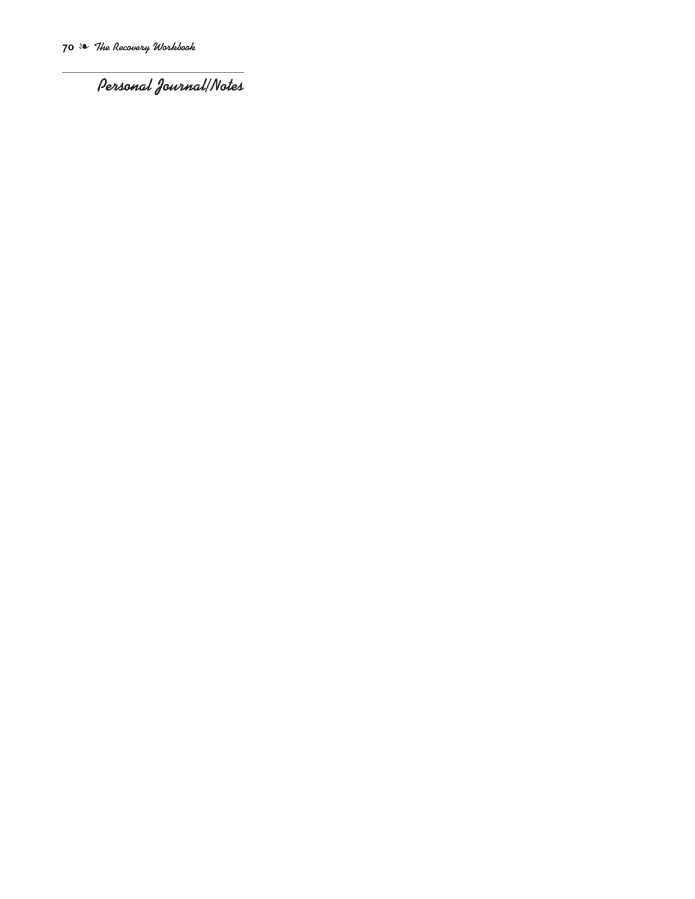## Personal Journal/Notes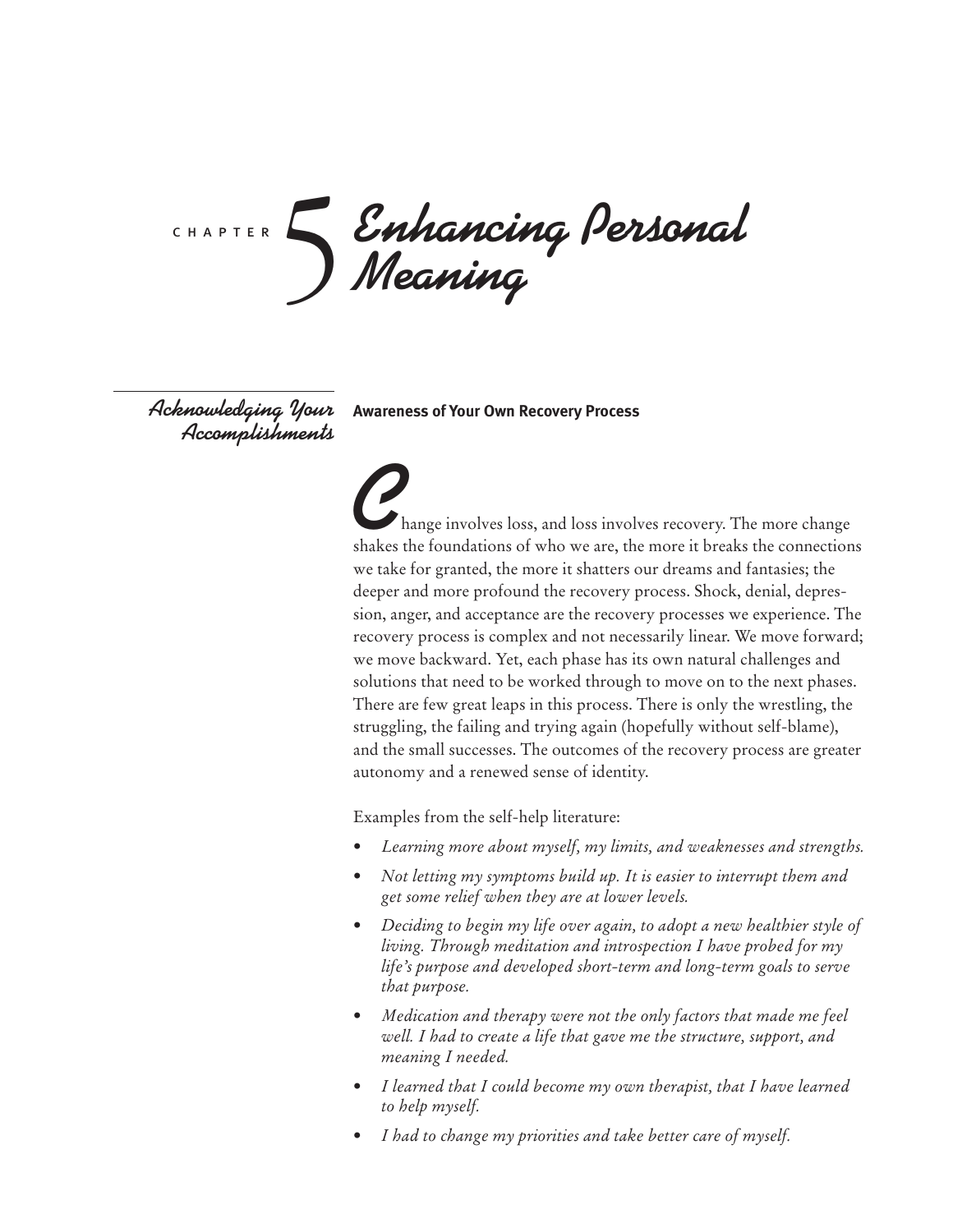# Chapter 5 Enhancing Personal Meaning

## Acknowledging Your Accomplishments

### Awareness of Your Own Recovery Process

Change involves loss, and loss involves recovery. The more change shakes the foundations of who we are, the more it breaks the connections we take for granted, the more it shatters our dreams and fantasies; the deeper and more profound the recovery process. Shock, denial, depression, anger, and acceptance are the recovery processes we experience. The recovery process is complex and not necessarily linear. We move forward; we move backward. Yet, each phase has its own natural challenges and solutions that need to be worked through to move on to the next phases. There are few great leaps in this process. There is only the wrestling, the struggling, the failing and trying again (hopefully without self-blame), and the small successes. The outcomes of the recovery process are greater autonomy and a renewed sense of identity.

Examples from the self-help literature:

- *Learning more about myself, my limits, and weaknesses and strengths.*
- *Not letting my symptoms build up. It is easier to interrupt them and get some relief when they are at lower levels.*
- *Deciding to begin my life over again, to adopt a new healthier style of living. Through meditation and introspection I have probed for my life's purpose and developed short-term and long-term goals to serve that purpose.*
- *Medication and therapy were not the only factors that made me feel well. I had to create a life that gave me the structure, support, and meaning I needed.*
- *I learned that I could become my own therapist, that I have learned to help myself.*
- *I had to change my priorities and take better care of myself.*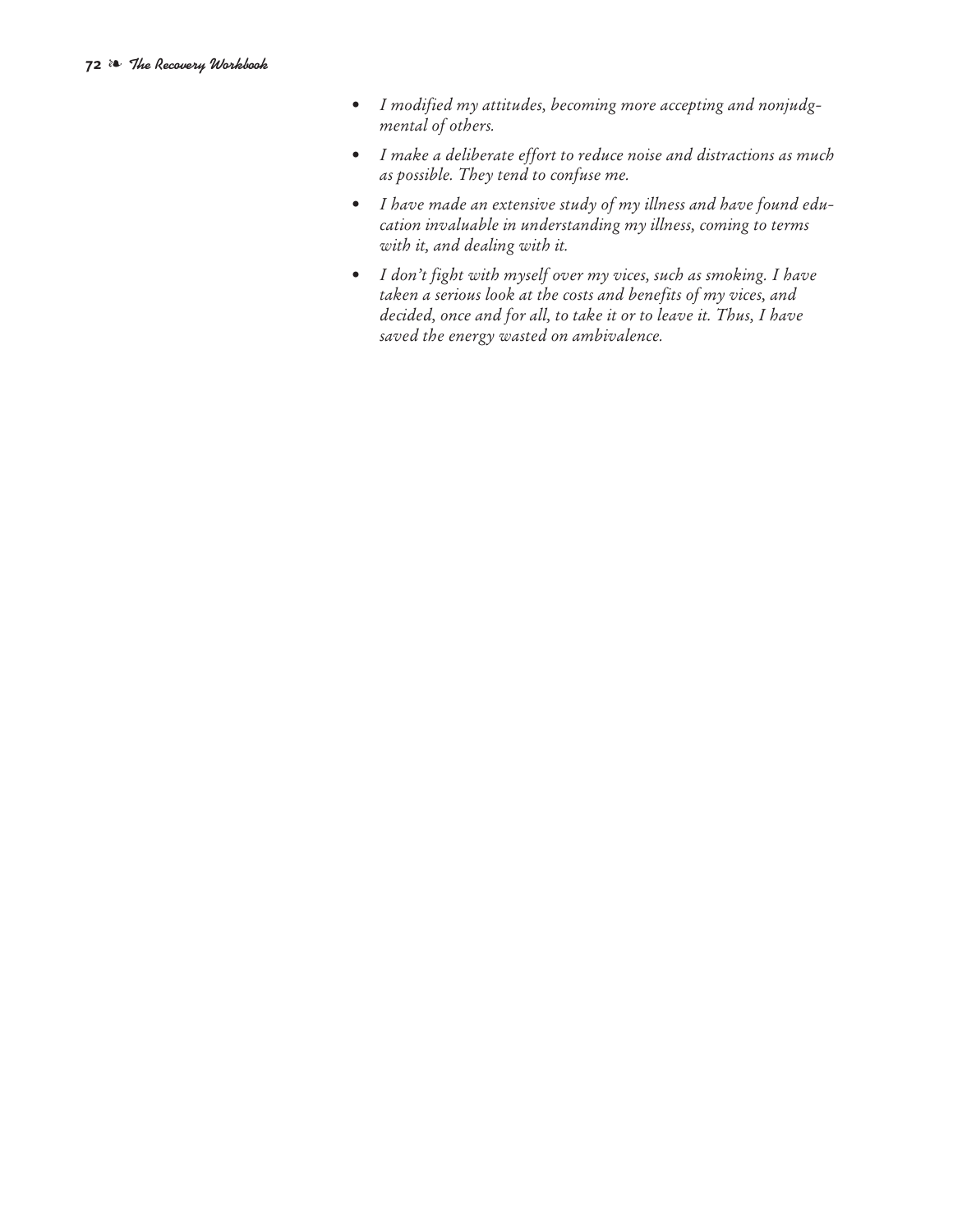- *I modified my attitudes, becoming more accepting and nonjudgmental of others.*
- *I make a deliberate effort to reduce noise and distractions as much as possible. They tend to confuse me.*
- *I have made an extensive study of my illness and have found education invaluable in understanding my illness, coming to terms with it, and dealing with it.*
- *I don't fight with myself over my vices, such as smoking. I have taken a serious look at the costs and benefits of my vices, and decided, once and for all, to take it or to leave it. Thus, I have saved the energy wasted on ambivalence.*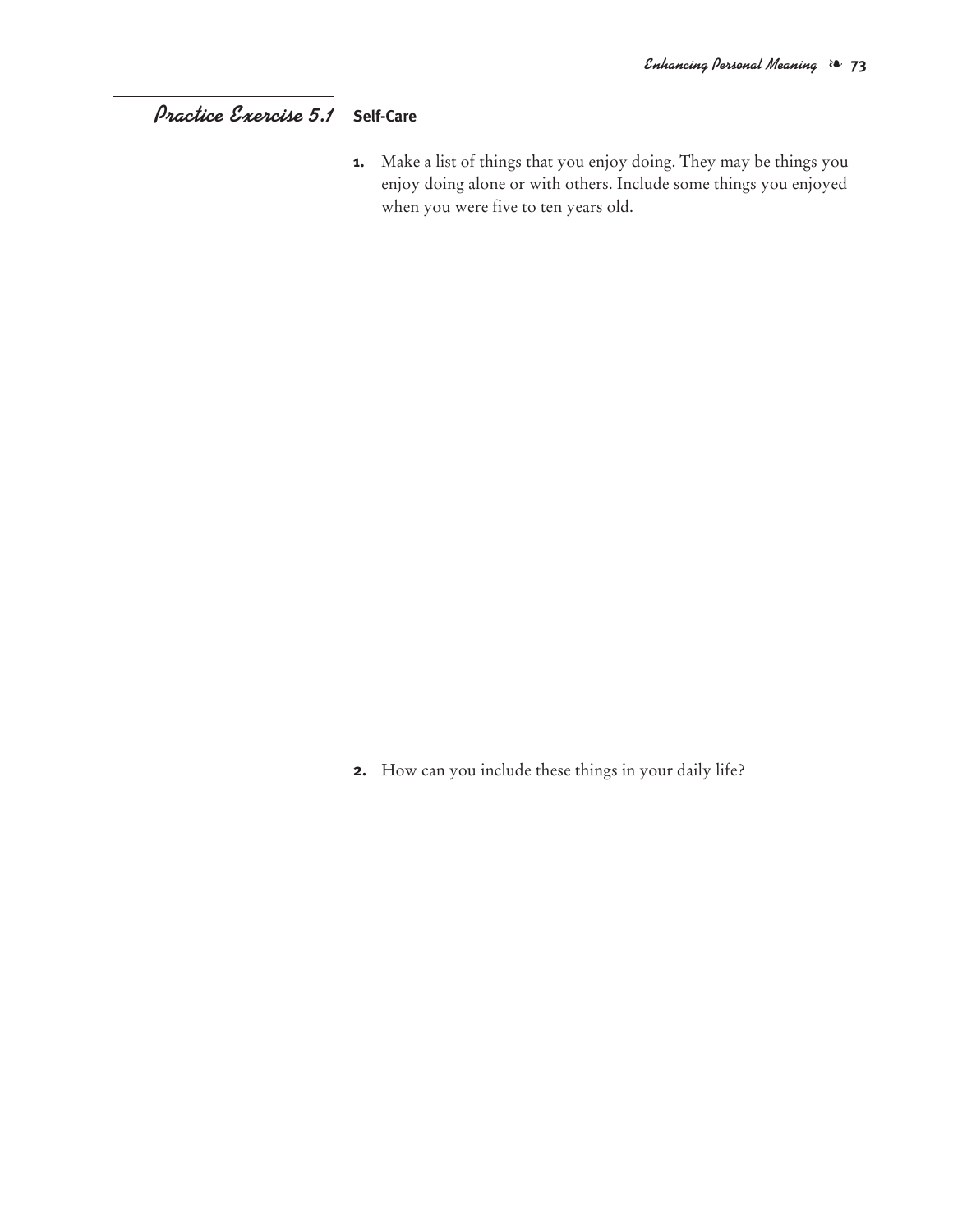## *Practice Exercise 5.1* Self-Care

1. Make a list of things that you enjoy doing. They may be things you enjoy doing alone or with others. Include some things you enjoyed when you were five to ten years old.

2. How can you include these things in your daily life?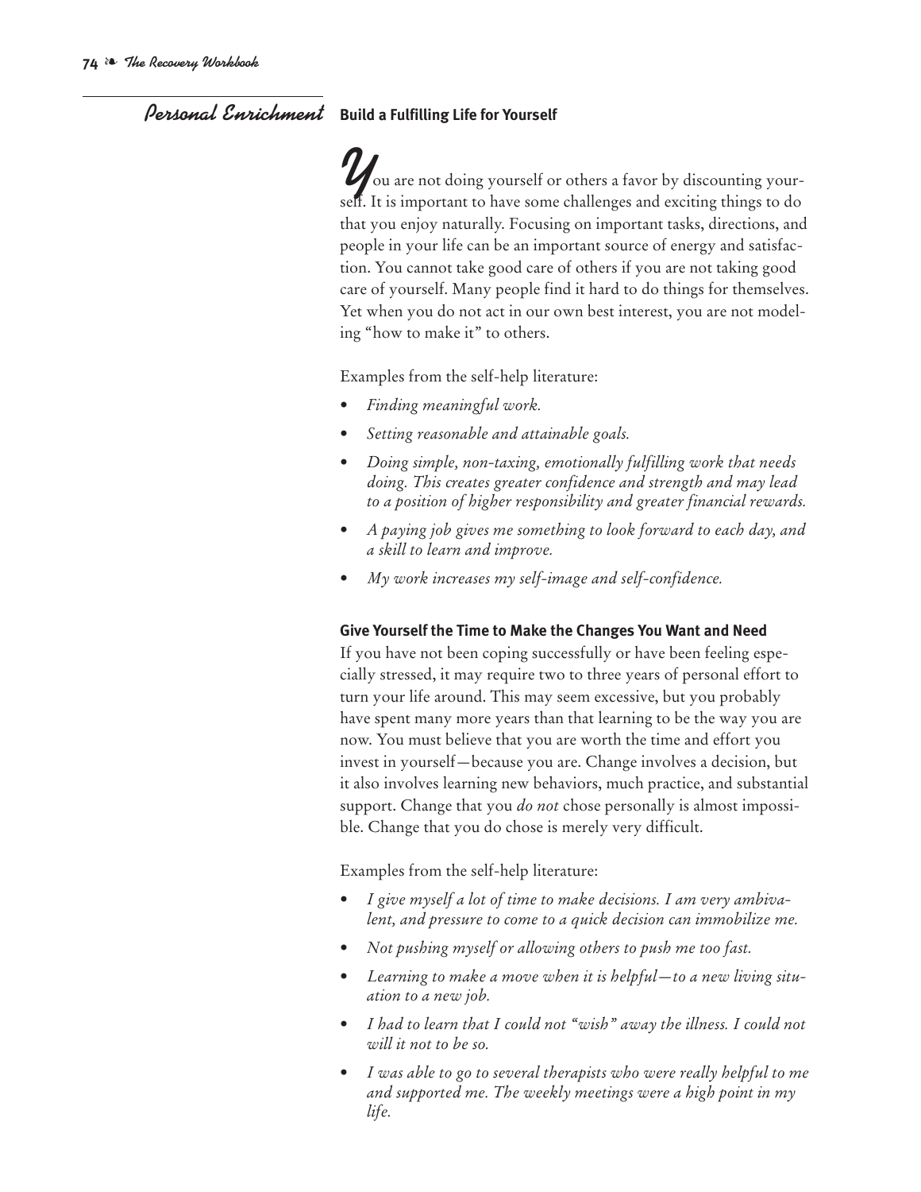## Personal Enrichment

**Build a Fulfilling Life for Yourself**

You are not doing yourself or others a favor by discounting yourself. It is important to have some challenges and exciting things to do that you enjoy naturally. Focusing on important tasks, directions, and people in your life can be an important source of energy and satisfaction. You cannot take good care of others if you are not taking good care of yourself. Many people find it hard to do things for themselves. Yet when you do not act in our own best interest, you are not modeling "how to make it" to others.

Examples from the self-help literature:

- *Finding meaningful work.*
- *Setting reasonable and attainable goals.*
- *Doing simple, non-taxing, emotionally fulfilling work that needs doing. This creates greater confidence and strength and may lead to a position of higher responsibility and greater financial rewards.*
- *A paying job gives me something to look forward to each day, and a skill to learn and improve.*
- *My work increases my self-image and self-confidence.*

**Give Yourself the Time to Make the Changes You Want and Need**

If you have not been coping successfully or have been feeling especially stressed, it may require two to three years of personal effort to turn your life around. This may seem excessive, but you probably have spent many more years than that learning to be the way you are now. You must believe that you are worth the time and effort you invest in yourself—because you are. Change involves a decision, but it also involves learning new behaviors, much practice, and substantial support. Change that you *do not* chose personally is almost impossible. Change that you do chose is merely very difficult.

Examples from the self-help literature:

- *I give myself a lot of time to make decisions. I am very ambivalent, and pressure to come to a quick decision can immobilize me.*
- *Not pushing myself or allowing others to push me too fast.*
- *Learning to make a move when it is helpful—to a new living situation to a new job.*
- *I had to learn that I could not "wish" away the illness. I could not will it not to be so.*
- *I was able to go to several therapists who were really helpful to me and supported me. The weekly meetings were a high point in my life.*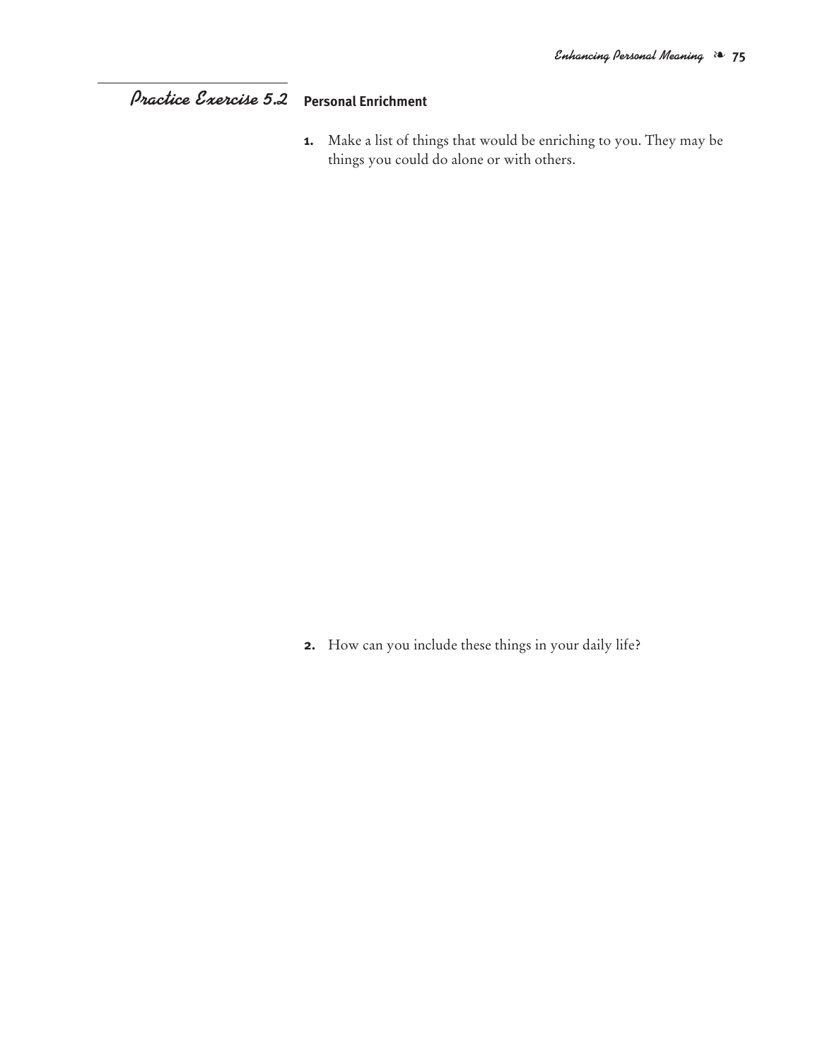## *Practice Exercise 5.2* **Personal Enrichment**

1. Make a list of things that would be enriching to you. They may be things you could do alone or with others.

2. How can you include these things in your daily life?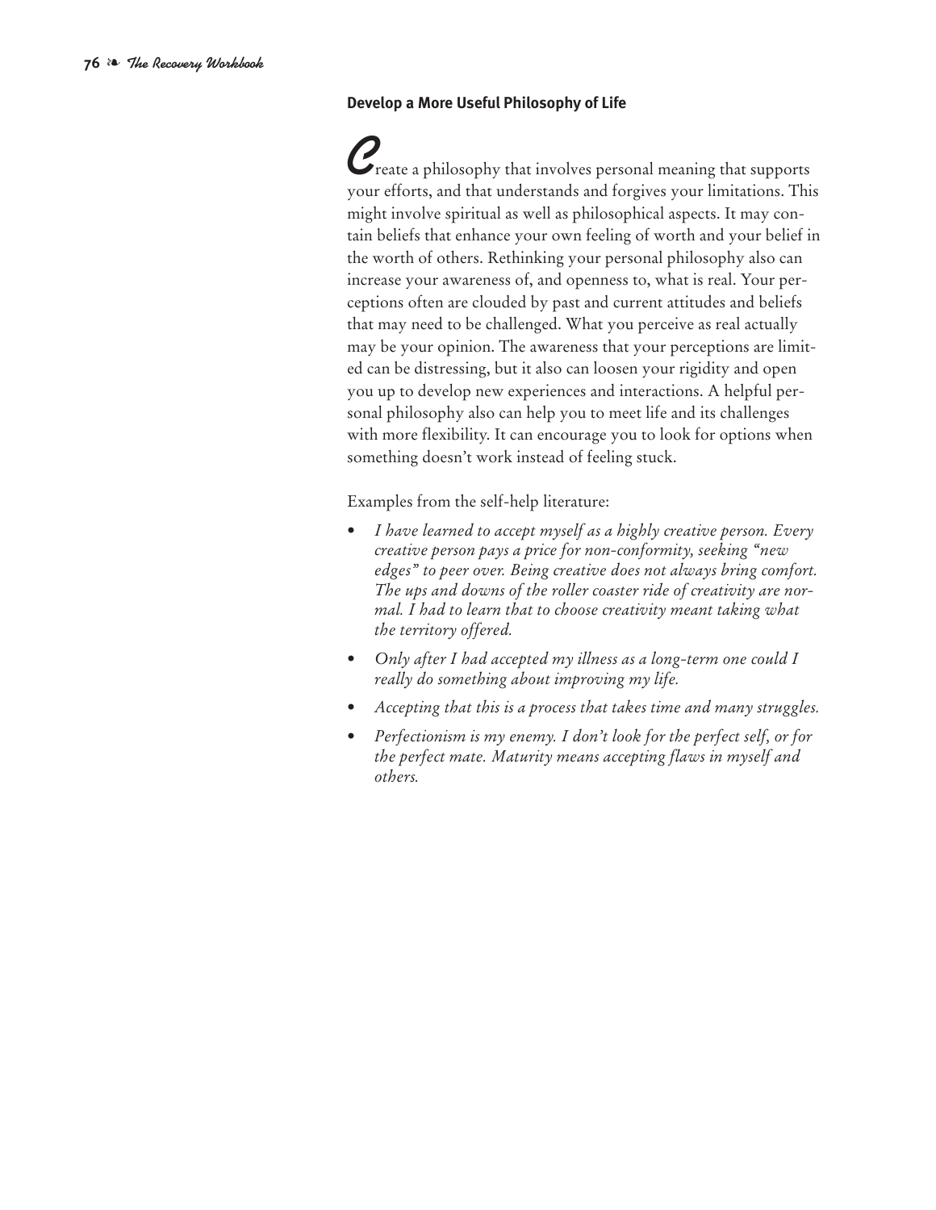## Develop a More Useful Philosophy of Life

Create a philosophy that involves personal meaning that supports your efforts, and that understands and forgives your limitations. This might involve spiritual as well as philosophical aspects. It may contain beliefs that enhance your own feeling of worth and your belief in the worth of others. Rethinking your personal philosophy also can increase your awareness of, and openness to, what is real. Your perceptions often are clouded by past and current attitudes and beliefs that may need to be challenged. What you perceive as real actually may be your opinion. The awareness that your perceptions are limited can be distressing, but it also can loosen your rigidity and open you up to develop new experiences and interactions. A helpful personal philosophy also can help you to meet life and its challenges with more flexibility. It can encourage you to look for options when something doesn't work instead of feeling stuck.

Examples from the self-help literature:

- *I have learned to accept myself as a highly creative person. Every creative person pays a price for non-conformity, seeking "new edges" to peer over. Being creative does not always bring comfort. The ups and downs of the roller coaster ride of creativity are normal. I had to learn that to choose creativity meant taking what the territory offered.*
- *Only after I had accepted my illness as a long-term one could I really do something about improving my life.*
- *Accepting that this is a process that takes time and many struggles.*
- *Perfectionism is my enemy. I don't look for the perfect self, or for the perfect mate. Maturity means accepting flaws in myself and others.*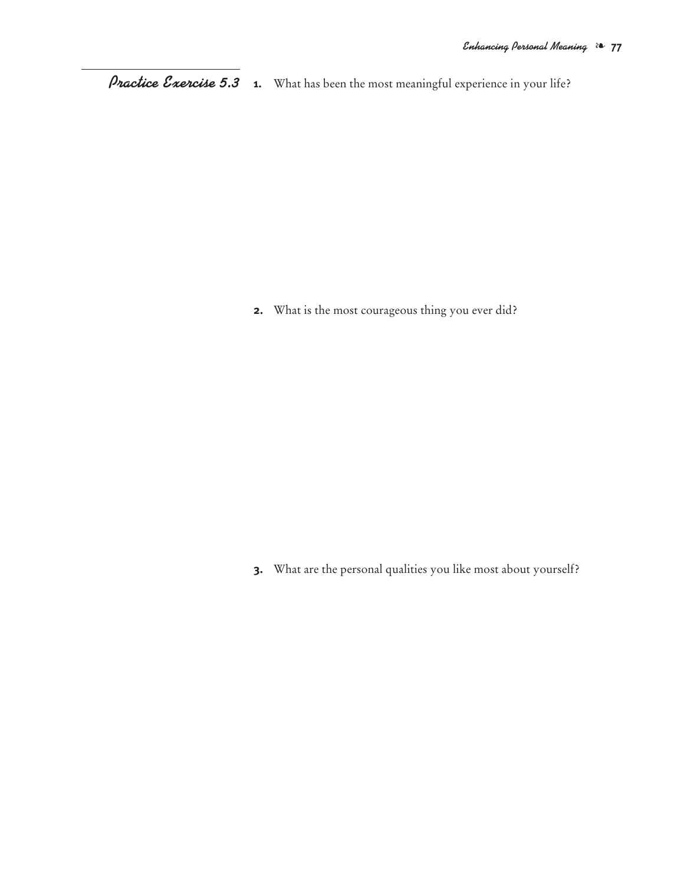## Practice Exercise 5.3

1. What has been the most meaningful experience in your life?

2. What is the most courageous thing you ever did?

3. What are the personal qualities you like most about yourself?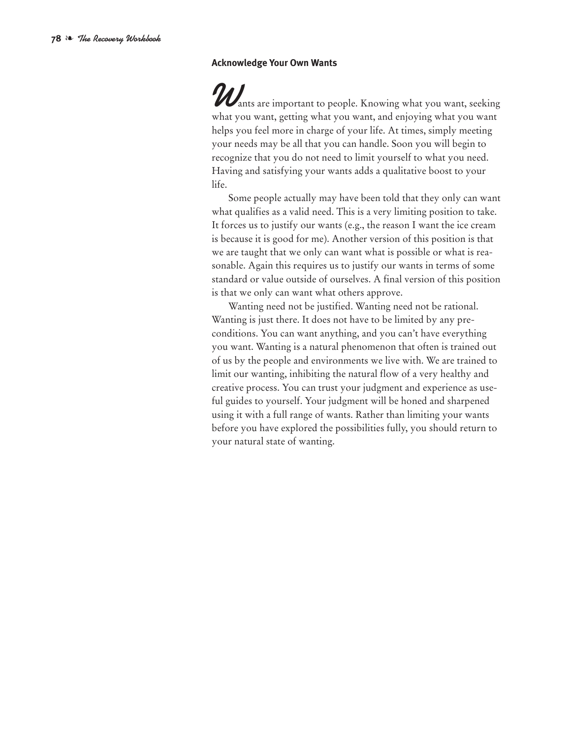### Acknowledge Your Own Wants

Wants are important to people. Knowing what you want, seeking what you want, getting what you want, and enjoying what you want helps you feel more in charge of your life. At times, simply meeting your needs may be all that you can handle. Soon you will begin to recognize that you do not need to limit yourself to what you need. Having and satisfying your wants adds a qualitative boost to your life.

Some people actually may have been told that they only can want what qualifies as a valid need. This is a very limiting position to take. It forces us to justify our wants (e.g., the reason I want the ice cream is because it is good for me). Another version of this position is that we are taught that we only can want what is possible or what is reasonable. Again this requires us to justify our wants in terms of some standard or value outside of ourselves. A final version of this position is that we only can want what others approve.

Wanting need not be justified. Wanting need not be rational. Wanting is just there. It does not have to be limited by any preconditions. You can want anything, and you can't have everything you want. Wanting is a natural phenomenon that often is trained out of us by the people and environments we live with. We are trained to limit our wanting, inhibiting the natural flow of a very healthy and creative process. You can trust your judgment and experience as useful guides to yourself. Your judgment will be honed and sharpened using it with a full range of wants. Rather than limiting your wants before you have explored the possibilities fully, you should return to your natural state of wanting.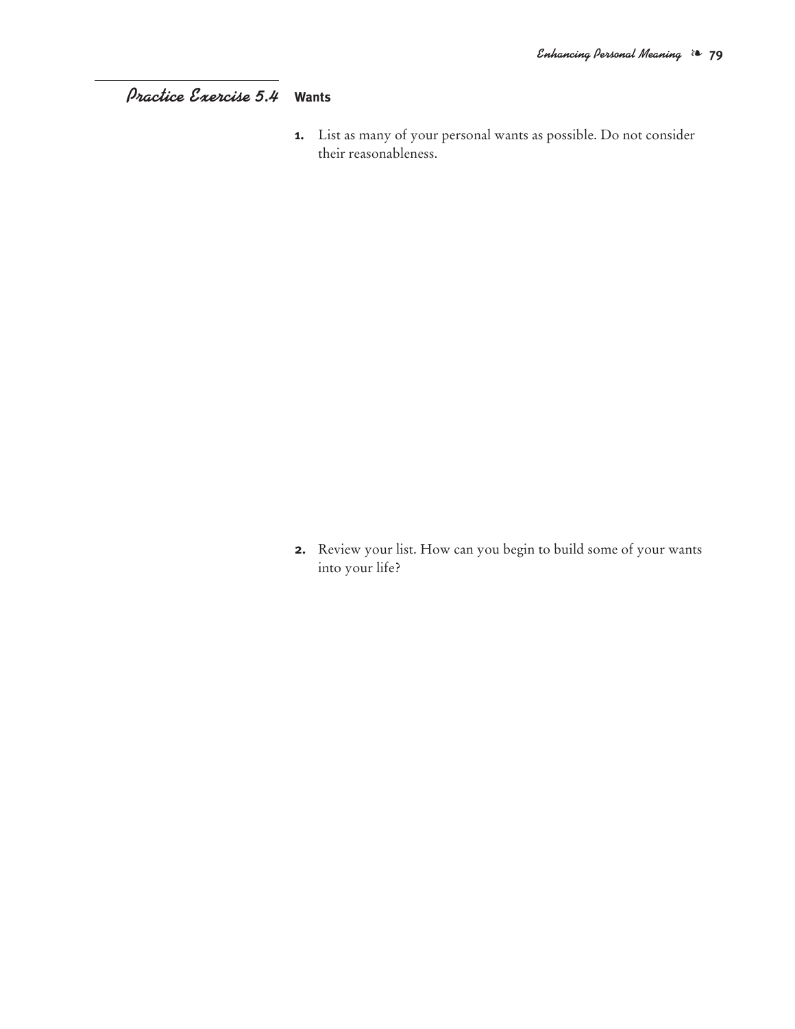## *Practice Exercise 5.4* Wants

1. List as many of your personal wants as possible. Do not consider their reasonableness.

2. Review your list. How can you begin to build some of your wants into your life?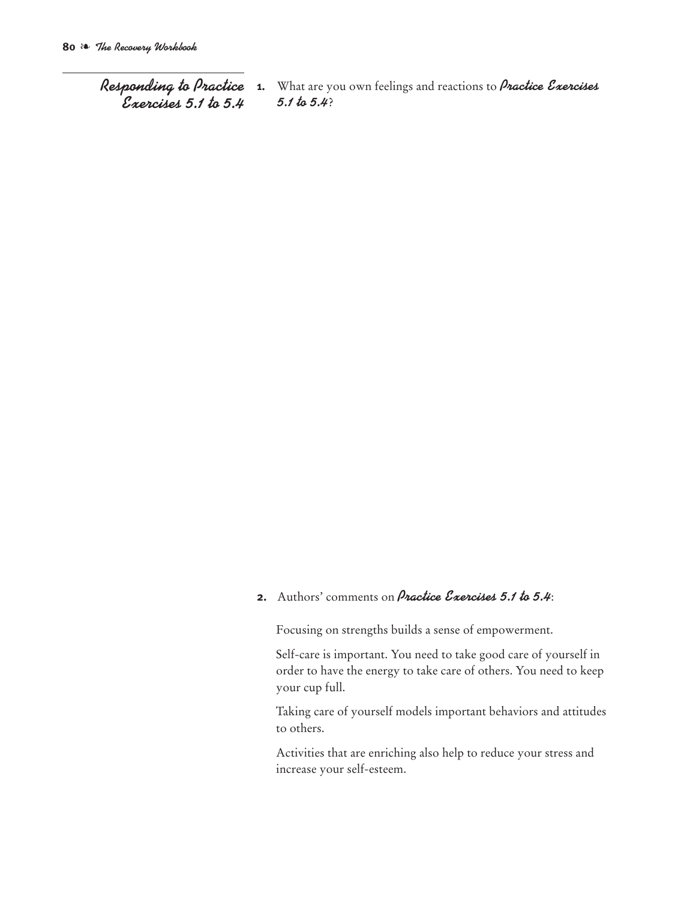## Responding to Practice Exercises 5.1 to 5.4

1. What are you own feelings and reactions to ***Practice Exercises 5.1 to 5.4***?

2. Authors' comments on ***Practice Exercises 5.1 to 5.4***:

   Focusing on strengths builds a sense of empowerment.

   Self-care is important. You need to take good care of yourself in order to have the energy to take care of others. You need to keep your cup full.

   Taking care of yourself models important behaviors and attitudes to others.

   Activities that are enriching also help to reduce your stress and increase your self-esteem.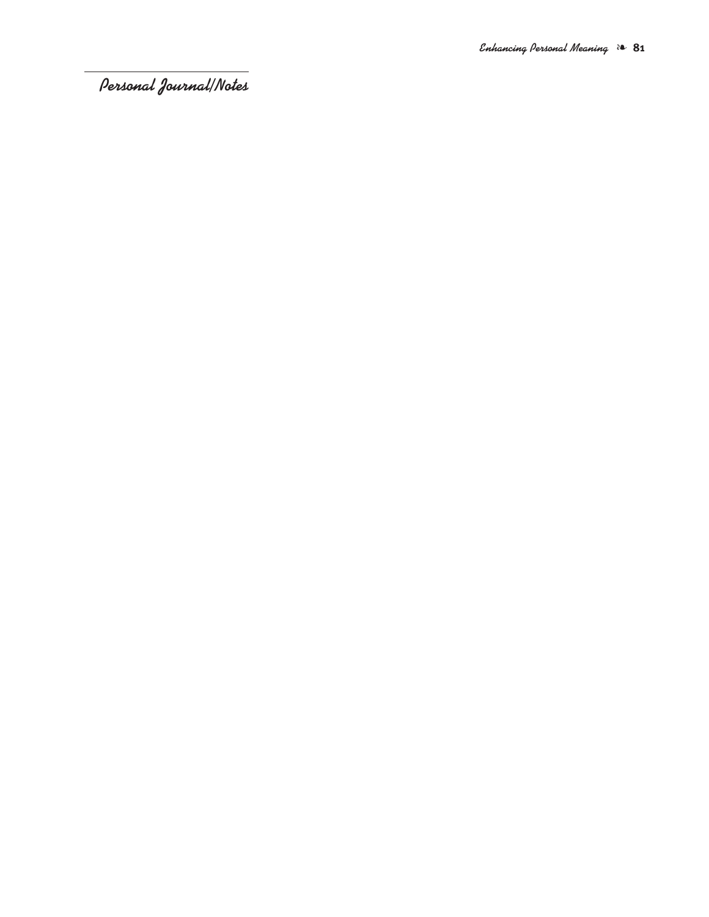## Personal Journal/Notes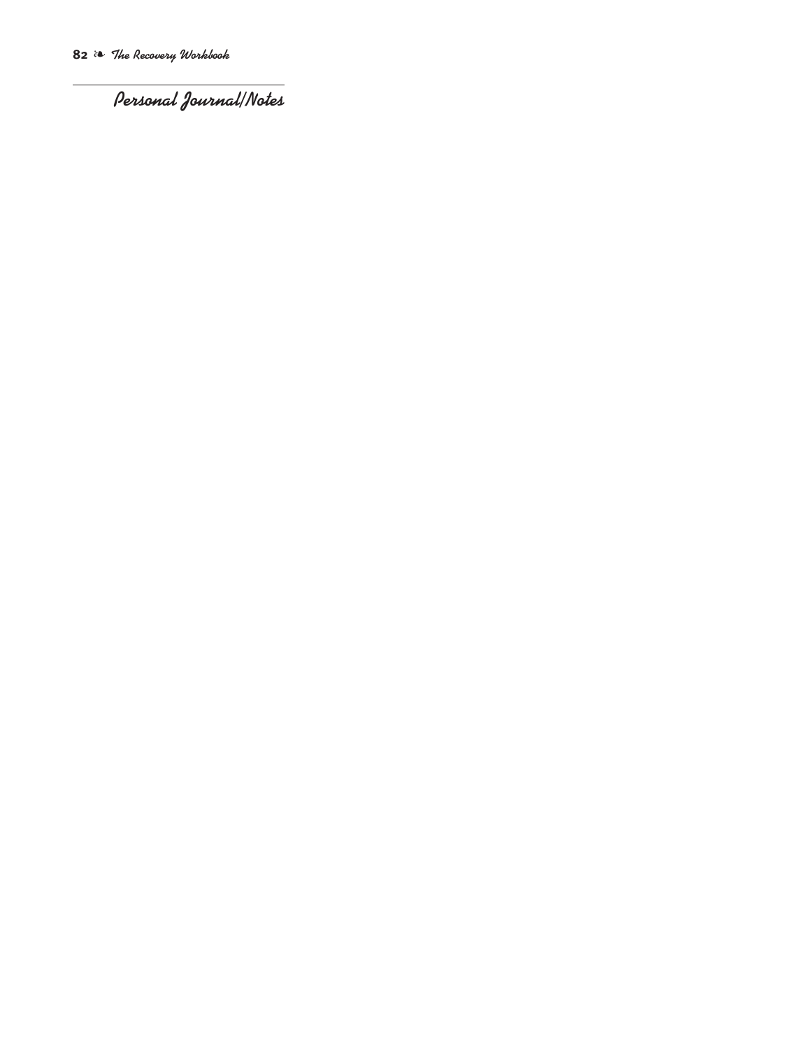## Personal Journal/Notes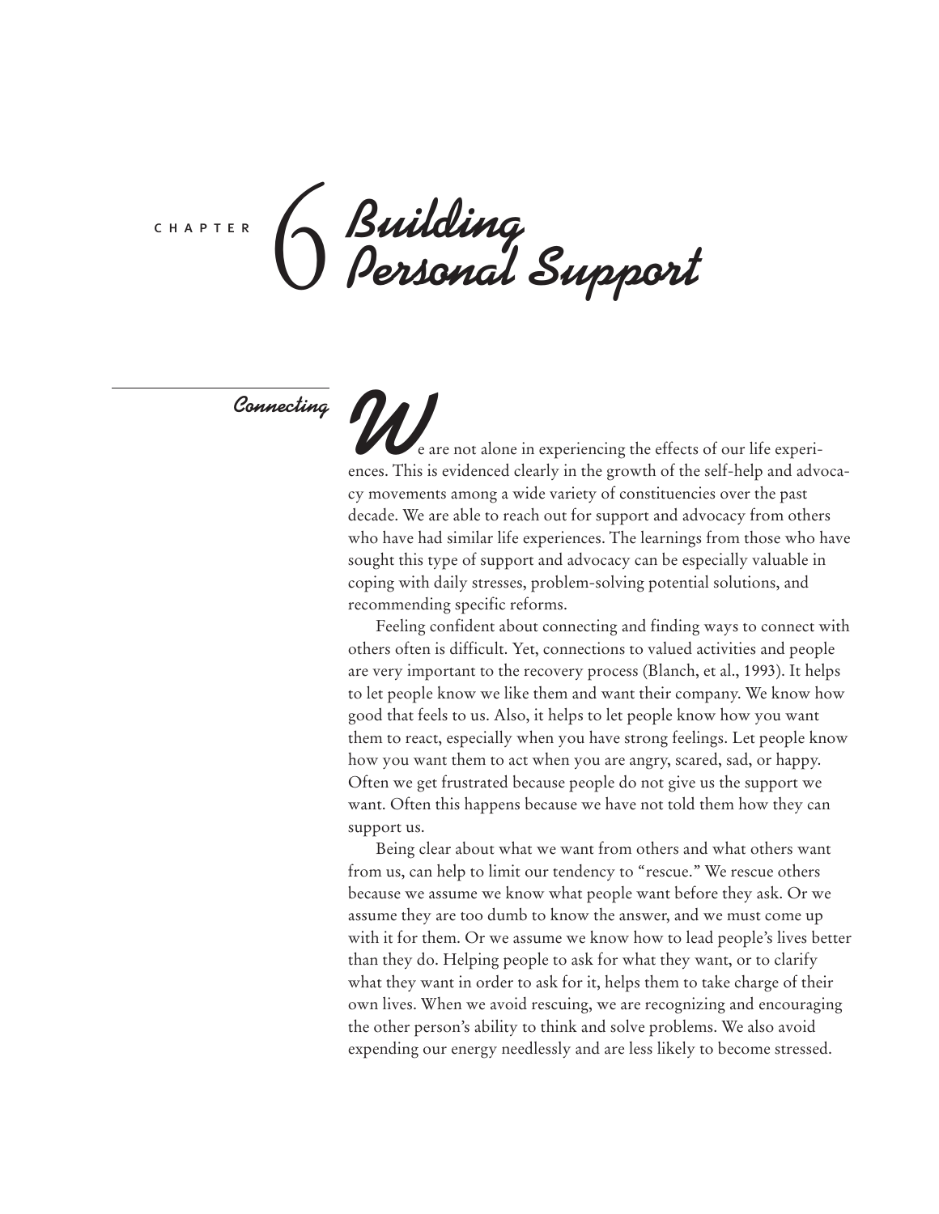# CHAPTER 6 Building Personal Support

## Connecting

We are not alone in experiencing the effects of our life experiences. This is evidenced clearly in the growth of the self-help and advocacy movements among a wide variety of constituencies over the past decade. We are able to reach out for support and advocacy from others who have had similar life experiences. The learnings from those who have sought this type of support and advocacy can be especially valuable in coping with daily stresses, problem-solving potential solutions, and recommending specific reforms.

Feeling confident about connecting and finding ways to connect with others often is difficult. Yet, connections to valued activities and people are very important to the recovery process (Blanch, et al., 1993). It helps to let people know we like them and want their company. We know how good that feels to us. Also, it helps to let people know how you want them to react, especially when you have strong feelings. Let people know how you want them to act when you are angry, scared, sad, or happy. Often we get frustrated because people do not give us the support we want. Often this happens because we have not told them how they can support us.

Being clear about what we want from others and what others want from us, can help to limit our tendency to "rescue." We rescue others because we assume we know what people want before they ask. Or we assume they are too dumb to know the answer, and we must come up with it for them. Or we assume we know how to lead people's lives better than they do. Helping people to ask for what they want, or to clarify what they want in order to ask for it, helps them to take charge of their own lives. When we avoid rescuing, we are recognizing and encouraging the other person's ability to think and solve problems. We also avoid expending our energy needlessly and are less likely to become stressed.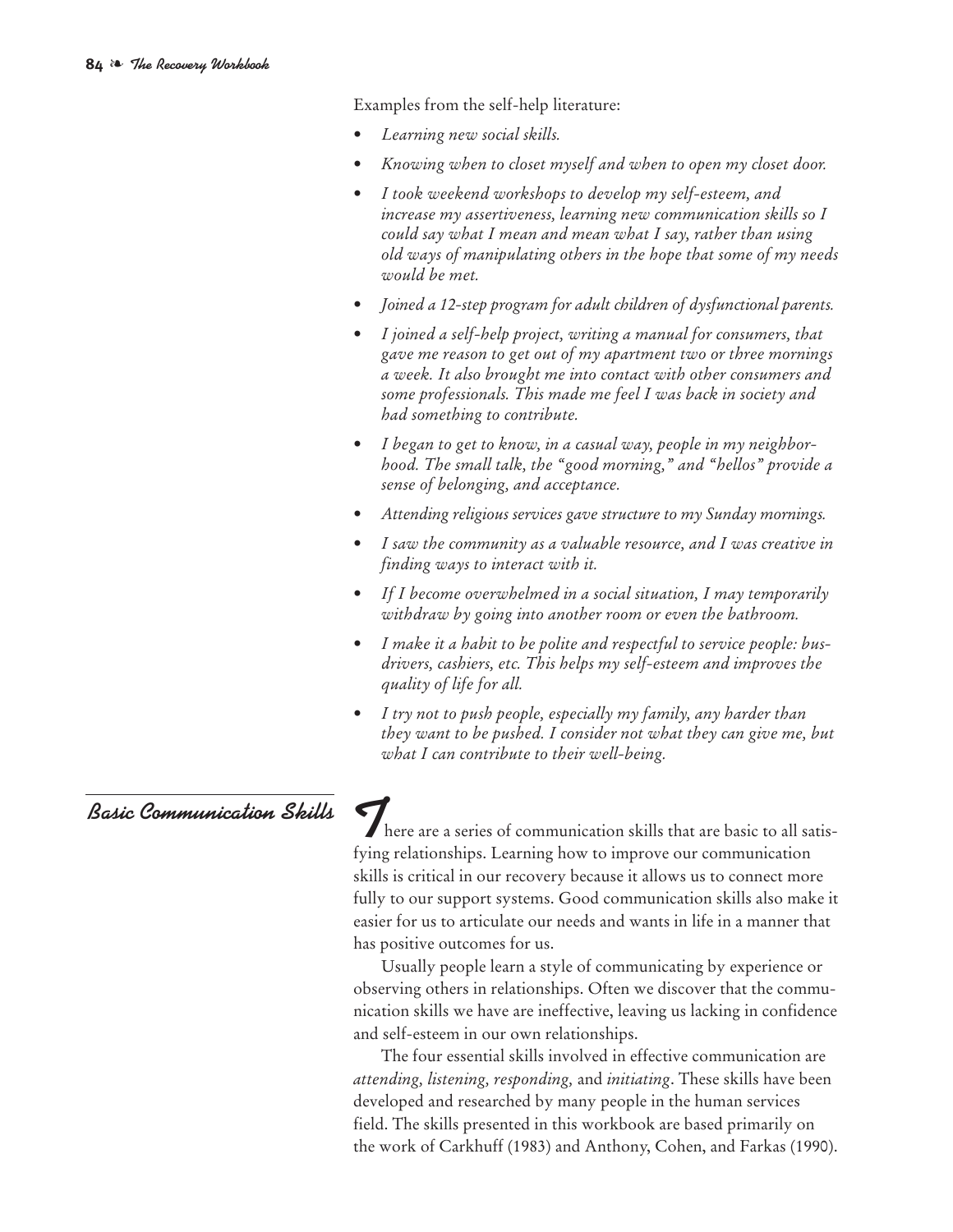Examples from the self-help literature:

- *Learning new social skills.*
- *Knowing when to closet myself and when to open my closet door.*
- *I took weekend workshops to develop my self-esteem, and increase my assertiveness, learning new communication skills so I could say what I mean and mean what I say, rather than using old ways of manipulating others in the hope that some of my needs would be met.*
- *Joined a 12-step program for adult children of dysfunctional parents.*
- *I joined a self-help project, writing a manual for consumers, that gave me reason to get out of my apartment two or three mornings a week. It also brought me into contact with other consumers and some professionals. This made me feel I was back in society and had something to contribute.*
- *I began to get to know, in a casual way, people in my neighborhood. The small talk, the "good morning," and "hellos" provide a sense of belonging, and acceptance.*
- *Attending religious services gave structure to my Sunday mornings.*
- *I saw the community as a valuable resource, and I was creative in finding ways to interact with it.*
- *If I become overwhelmed in a social situation, I may temporarily withdraw by going into another room or even the bathroom.*
- *I make it a habit to be polite and respectful to service people: busdrivers, cashiers, etc. This helps my self-esteem and improves the quality of life for all.*
- *I try not to push people, especially my family, any harder than they want to be pushed. I consider not what they can give me, but what I can contribute to their well-being.*

## Basic Communication Skills

There are a series of communication skills that are basic to all satisfying relationships. Learning how to improve our communication skills is critical in our recovery because it allows us to connect more fully to our support systems. Good communication skills also make it easier for us to articulate our needs and wants in life in a manner that has positive outcomes for us.

Usually people learn a style of communicating by experience or observing others in relationships. Often we discover that the communication skills we have are ineffective, leaving us lacking in confidence and self-esteem in our own relationships.

The four essential skills involved in effective communication are *attending, listening, responding,* and *initiating*. These skills have been developed and researched by many people in the human services field. The skills presented in this workbook are based primarily on the work of Carkhuff (1983) and Anthony, Cohen, and Farkas (1990).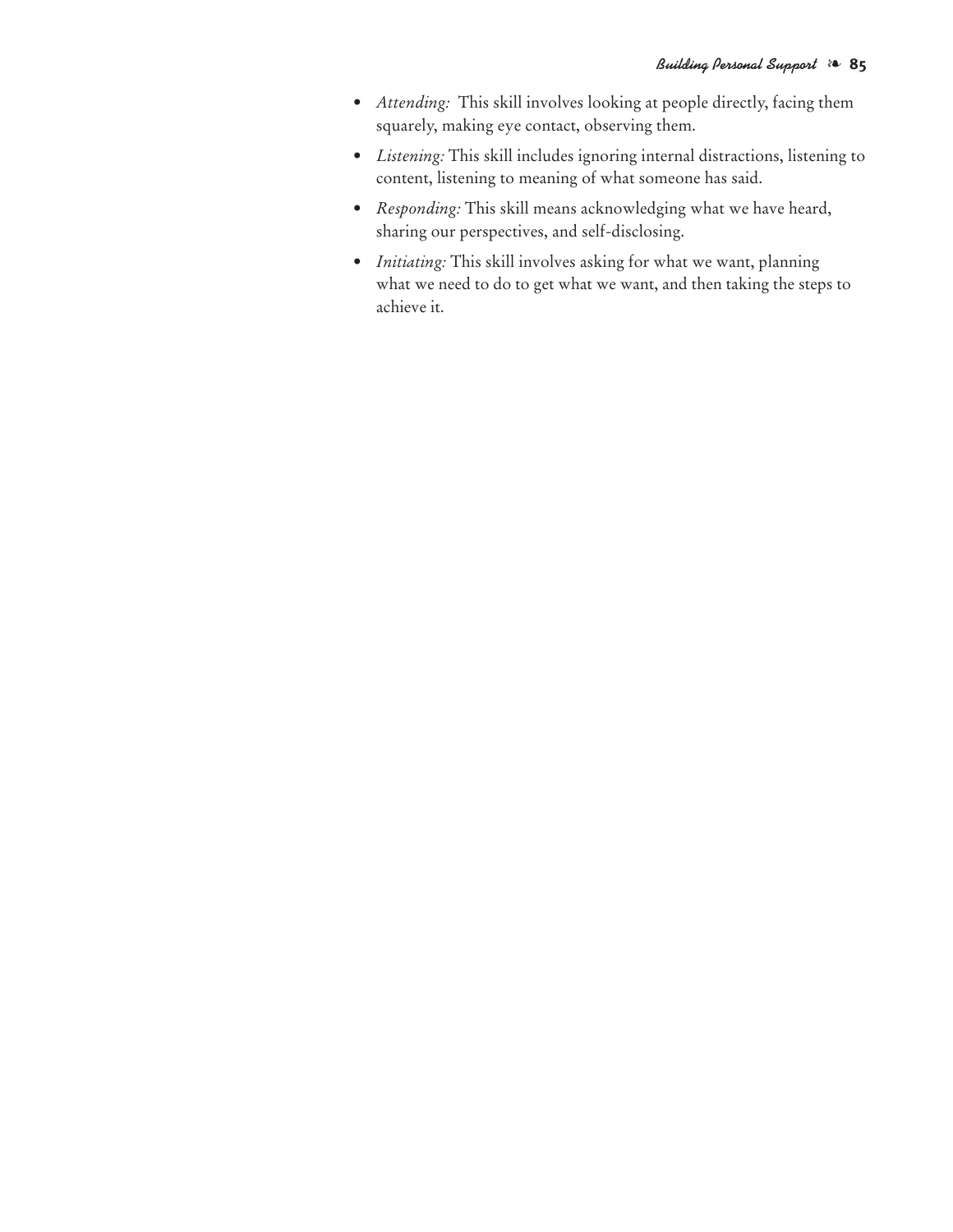- *Attending:* This skill involves looking at people directly, facing them squarely, making eye contact, observing them.
- *Listening:* This skill includes ignoring internal distractions, listening to content, listening to meaning of what someone has said.
- *Responding:* This skill means acknowledging what we have heard, sharing our perspectives, and self-disclosing.
- *Initiating:* This skill involves asking for what we want, planning what we need to do to get what we want, and then taking the steps to achieve it.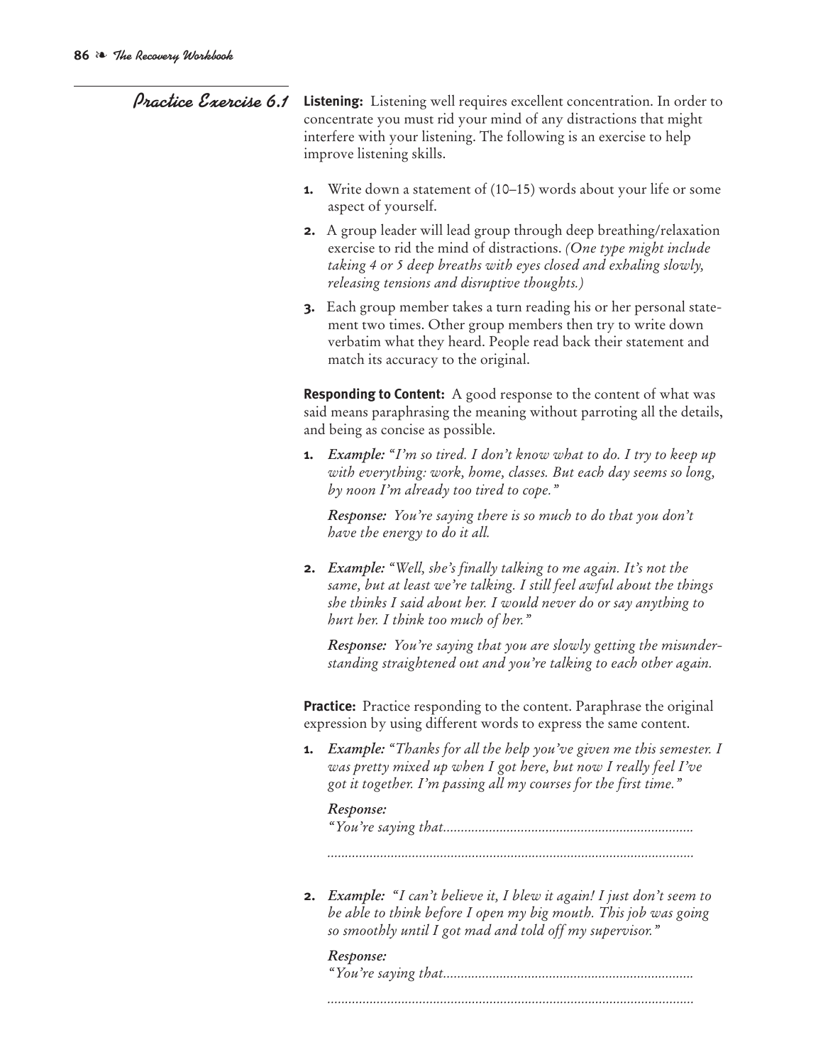## Practice Exercise 6.1

**Listening:** Listening well requires excellent concentration. In order to concentrate you must rid your mind of any distractions that might interfere with your listening. The following is an exercise to help improve listening skills.

1. Write down a statement of (10–15) words about your life or some aspect of yourself.
2. A group leader will lead group through deep breathing/relaxation exercise to rid the mind of distractions. *(One type might include taking 4 or 5 deep breaths with eyes closed and exhaling slowly, releasing tensions and disruptive thoughts.)*
3. Each group member takes a turn reading his or her personal statement two times. Other group members then try to write down verbatim what they heard. People read back their statement and match its accuracy to the original.

**Responding to Content:** A good response to the content of what was said means paraphrasing the meaning without parroting all the details, and being as concise as possible.

1. ***Example:*** *"I'm so tired. I don't know what to do. I try to keep up with everything: work, home, classes. But each day seems so long, by noon I'm already too tired to cope."*

   ***Response:*** *You're saying there is so much to do that you don't have the energy to do it all.*

2. ***Example:*** *"Well, she's finally talking to me again. It's not the same, but at least we're talking. I still feel awful about the things she thinks I said about her. I would never do or say anything to hurt her. I think too much of her."*

   ***Response:*** *You're saying that you are slowly getting the misunderstanding straightened out and you're talking to each other again.*

**Practice:** Practice responding to the content. Paraphrase the original expression by using different words to express the same content.

1. ***Example:*** *"Thanks for all the help you've given me this semester. I was pretty mixed up when I got here, but now I really feel I've got it together. I'm passing all my courses for the first time."*

   ***Response:***
   *"You're saying that......................................................................*

   *......................................................................................................*

2. ***Example:*** *"I can't believe it, I blew it again! I just don't seem to be able to think before I open my big mouth. This job was going so smoothly until I got mad and told off my supervisor."*

   ***Response:***
   *"You're saying that......................................................................*

   *......................................................................................................*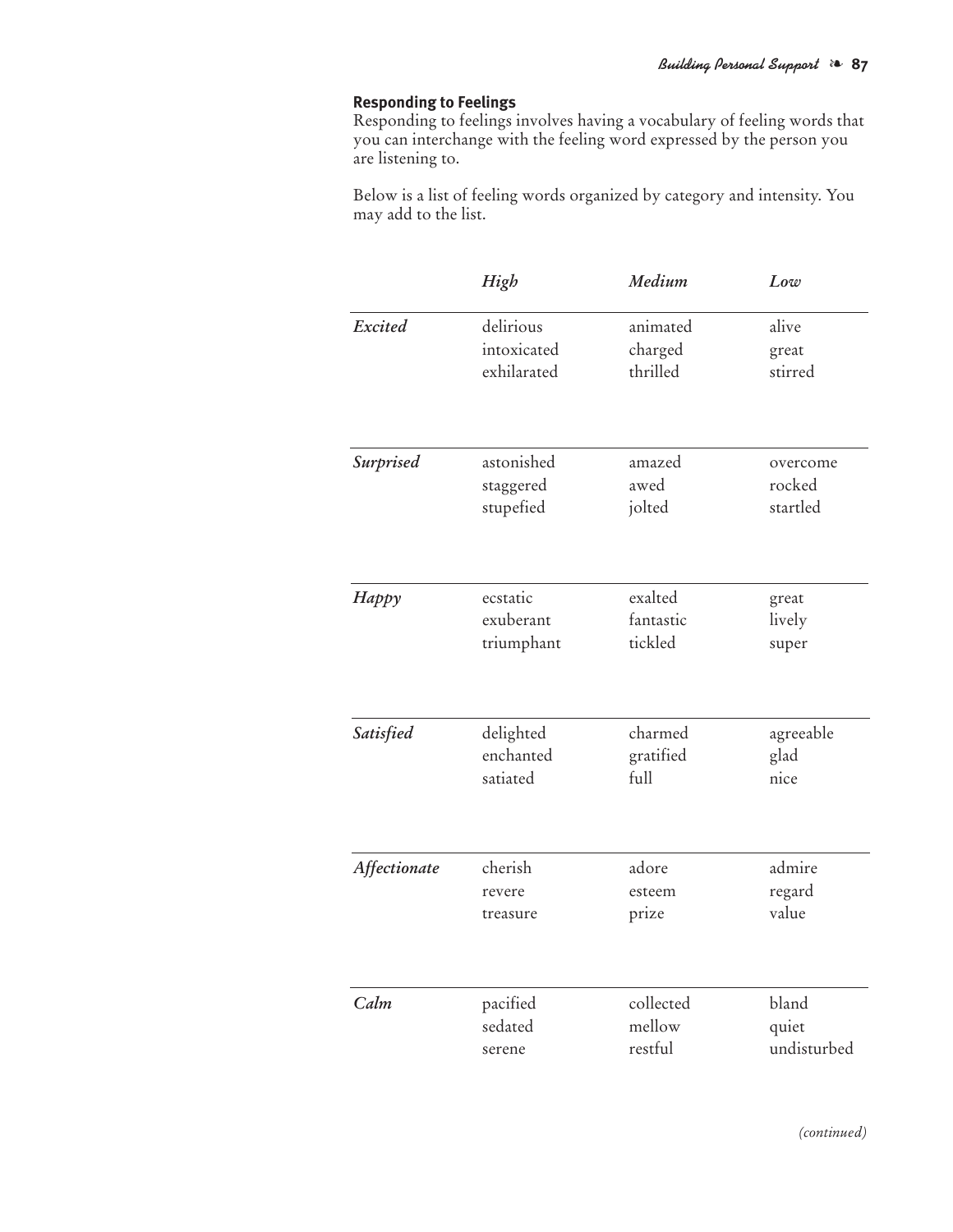### Responding to Feelings

Responding to feelings involves having a vocabulary of feeling words that you can interchange with the feeling word expressed by the person you are listening to.

Below is a list of feeling words organized by category and intensity. You may add to the list.

| | *High* | *Medium* | *Low* |
|---|---|---|---|
| ***Excited*** | delirious<br>intoxicated<br>exhilarated | animated<br>charged<br>thrilled | alive<br>great<br>stirred |
| ***Surprised*** | astonished<br>staggered<br>stupefied | amazed<br>awed<br>jolted | overcome<br>rocked<br>startled |
| ***Happy*** | ecstatic<br>exuberant<br>triumphant | exalted<br>fantastic<br>tickled | great<br>lively<br>super |
| ***Satisfied*** | delighted<br>enchanted<br>satiated | charmed<br>gratified<br>full | agreeable<br>glad<br>nice |
| ***Affectionate*** | cherish<br>revere<br>treasure | adore<br>esteem<br>prize | admire<br>regard<br>value |
| ***Calm*** | pacified<br>sedated<br>serene | collected<br>mellow<br>restful | bland<br>quiet<br>undisturbed |

*(continued)*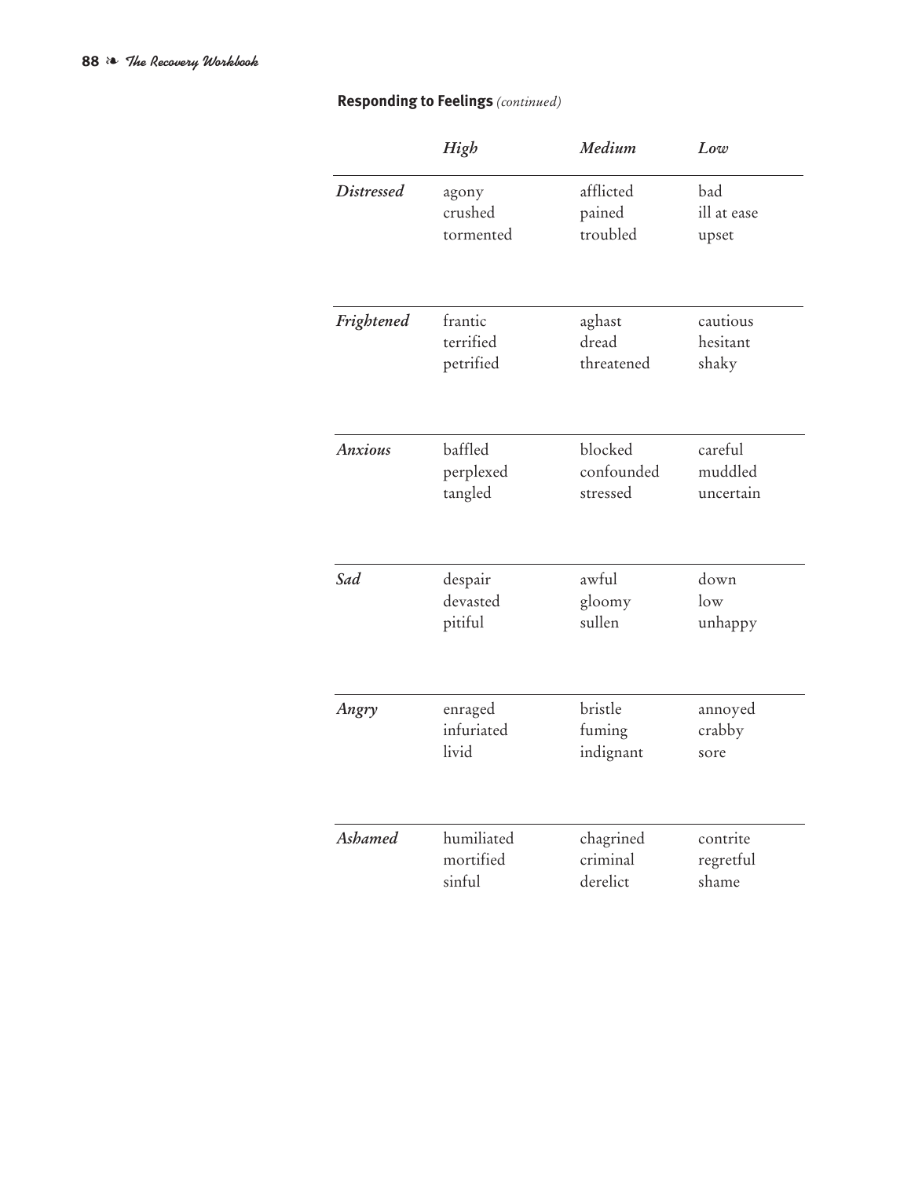**Responding to Feelings** *(continued)*

| | *High* | *Medium* | *Low* |
|---|---|---|---|
| *Distressed* | agony<br>crushed<br>tormented | afflicted<br>pained<br>troubled | bad<br>ill at ease<br>upset |
| *Frightened* | frantic<br>terrified<br>petrified | aghast<br>dread<br>threatened | cautious<br>hesitant<br>shaky |
| *Anxious* | baffled<br>perplexed<br>tangled | blocked<br>confounded<br>stressed | careful<br>muddled<br>uncertain |
| *Sad* | despair<br>devasted<br>pitiful | awful<br>gloomy<br>sullen | down<br>low<br>unhappy |
| *Angry* | enraged<br>infuriated<br>livid | bristle<br>fuming<br>indignant | annoyed<br>crabby<br>sore |
| *Ashamed* | humiliated<br>mortified<br>sinful | chagrined<br>criminal<br>derelict | contrite<br>regretful<br>shame |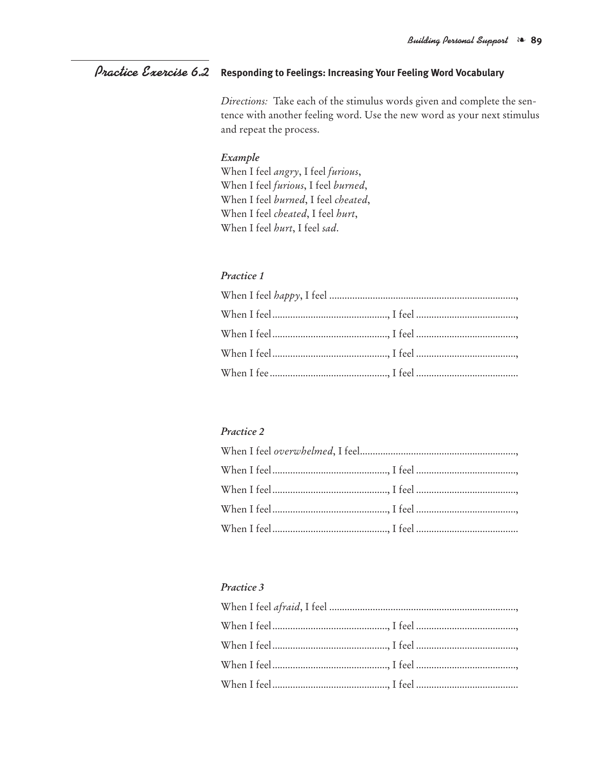## *Practice Exercise 6.2* Responding to Feelings: Increasing Your Feeling Word Vocabulary

*Directions:* Take each of the stimulus words given and complete the sentence with another feeling word. Use the new word as your next stimulus and repeat the process.

*Example*

When I feel *angry*, I feel *furious*,
When I feel *furious*, I feel *burned*,
When I feel *burned*, I feel *cheated*,
When I feel *cheated*, I feel *hurt*,
When I feel *hurt*, I feel *sad*.

*Practice 1*

When I feel *happy*, I feel ........................................................................,
When I feel ............................................., I feel .......................................,
When I feel ............................................., I feel .......................................,
When I feel ............................................., I feel .......................................,
When I fee .............................................., I feel .......................................

*Practice 2*

When I feel *overwhelmed*, I feel.............................................................,
When I feel ............................................., I feel .......................................,
When I feel ............................................., I feel .......................................,
When I feel ............................................., I feel .......................................,
When I feel ............................................., I feel .......................................

*Practice 3*

When I feel *afraid*, I feel .........................................................................,
When I feel ............................................., I feel .......................................,
When I feel ............................................., I feel .......................................,
When I feel ............................................., I feel .......................................,
When I feel ............................................., I feel .......................................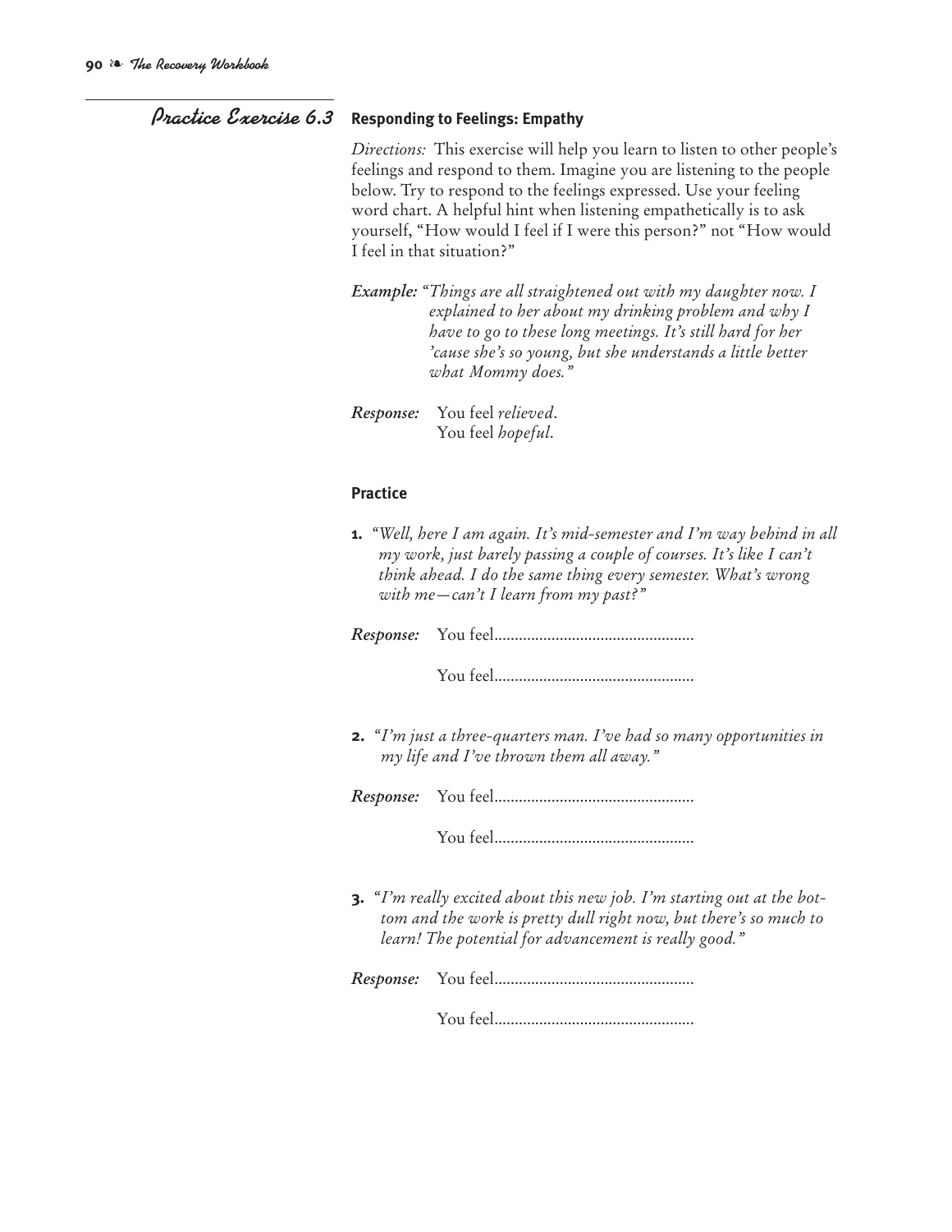## *Practice Exercise 6.3* Responding to Feelings: Empathy

*Directions:* This exercise will help you learn to listen to other people's feelings and respond to them. Imagine you are listening to the people below. Try to respond to the feelings expressed. Use your feeling word chart. A helpful hint when listening empathetically is to ask yourself, "How would I feel if I were this person?" not "How would I feel in that situation?"

***Example:*** *"Things are all straightened out with my daughter now. I explained to her about my drinking problem and why I have to go to these long meetings. It's still hard for her 'cause she's so young, but she understands a little better what Mommy does."*

***Response:*** You feel *relieved*.
You feel *hopeful*.

### Practice

**1.** *"Well, here I am again. It's mid-semester and I'm way behind in all my work, just barely passing a couple of courses. It's like I can't think ahead. I do the same thing every semester. What's wrong with me—can't I learn from my past?"*

***Response:*** You feel..................................................

You feel..................................................

**2.** *"I'm just a three-quarters man. I've had so many opportunities in my life and I've thrown them all away."*

***Response:*** You feel..................................................

You feel..................................................

**3.** *"I'm really excited about this new job. I'm starting out at the bottom and the work is pretty dull right now, but there's so much to learn! The potential for advancement is really good."*

***Response:*** You feel..................................................

You feel..................................................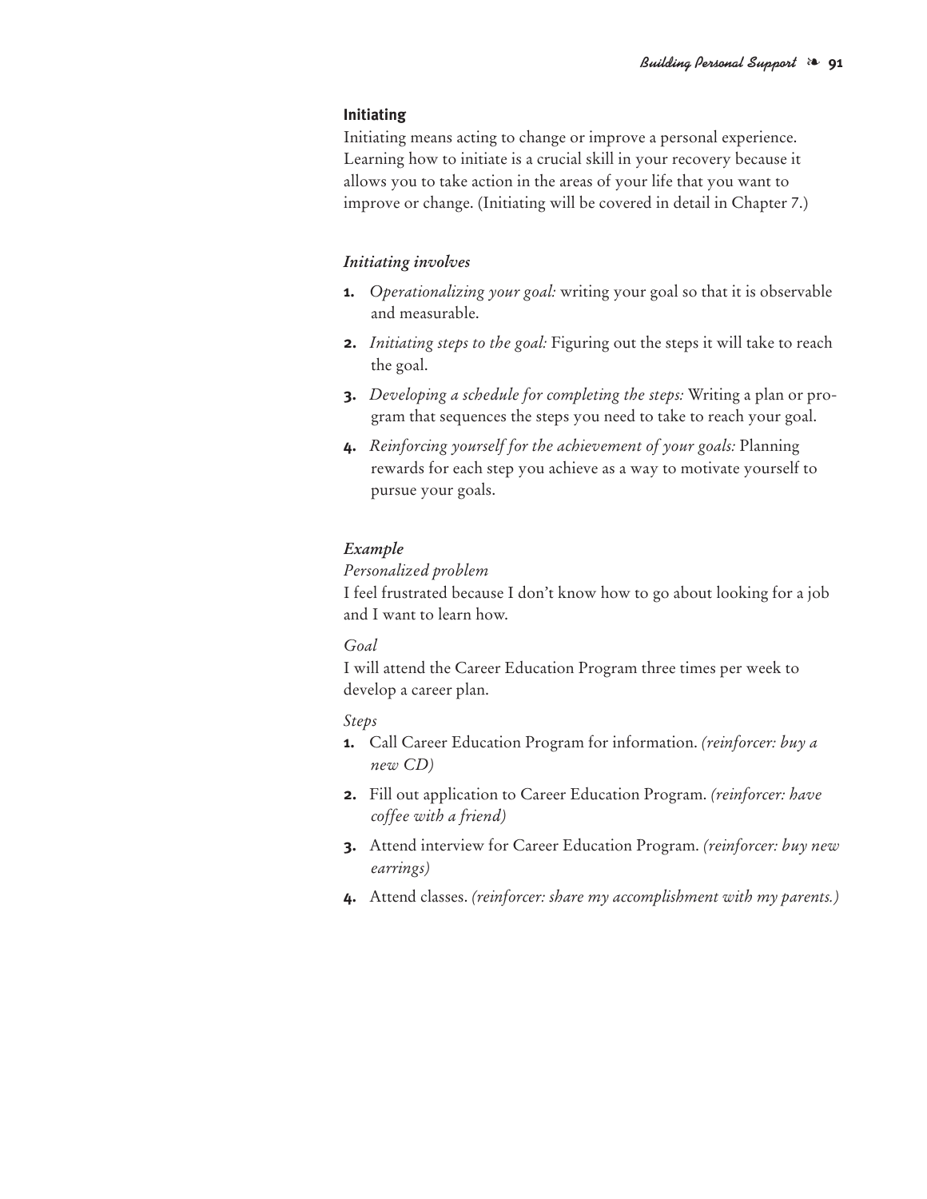### Initiating

Initiating means acting to change or improve a personal experience. Learning how to initiate is a crucial skill in your recovery because it allows you to take action in the areas of your life that you want to improve or change. (Initiating will be covered in detail in Chapter 7.)

*Initiating involves*

1. *Operationalizing your goal:* writing your goal so that it is observable and measurable.
2. *Initiating steps to the goal:* Figuring out the steps it will take to reach the goal.
3. *Developing a schedule for completing the steps:* Writing a plan or program that sequences the steps you need to take to reach your goal.
4. *Reinforcing yourself for the achievement of your goals:* Planning rewards for each step you achieve as a way to motivate yourself to pursue your goals.

*Example*

*Personalized problem*

I feel frustrated because I don't know how to go about looking for a job and I want to learn how.

*Goal*

I will attend the Career Education Program three times per week to develop a career plan.

*Steps*

1. Call Career Education Program for information. *(reinforcer: buy a new CD)*
2. Fill out application to Career Education Program. *(reinforcer: have coffee with a friend)*
3. Attend interview for Career Education Program. *(reinforcer: buy new earrings)*
4. Attend classes. *(reinforcer: share my accomplishment with my parents.)*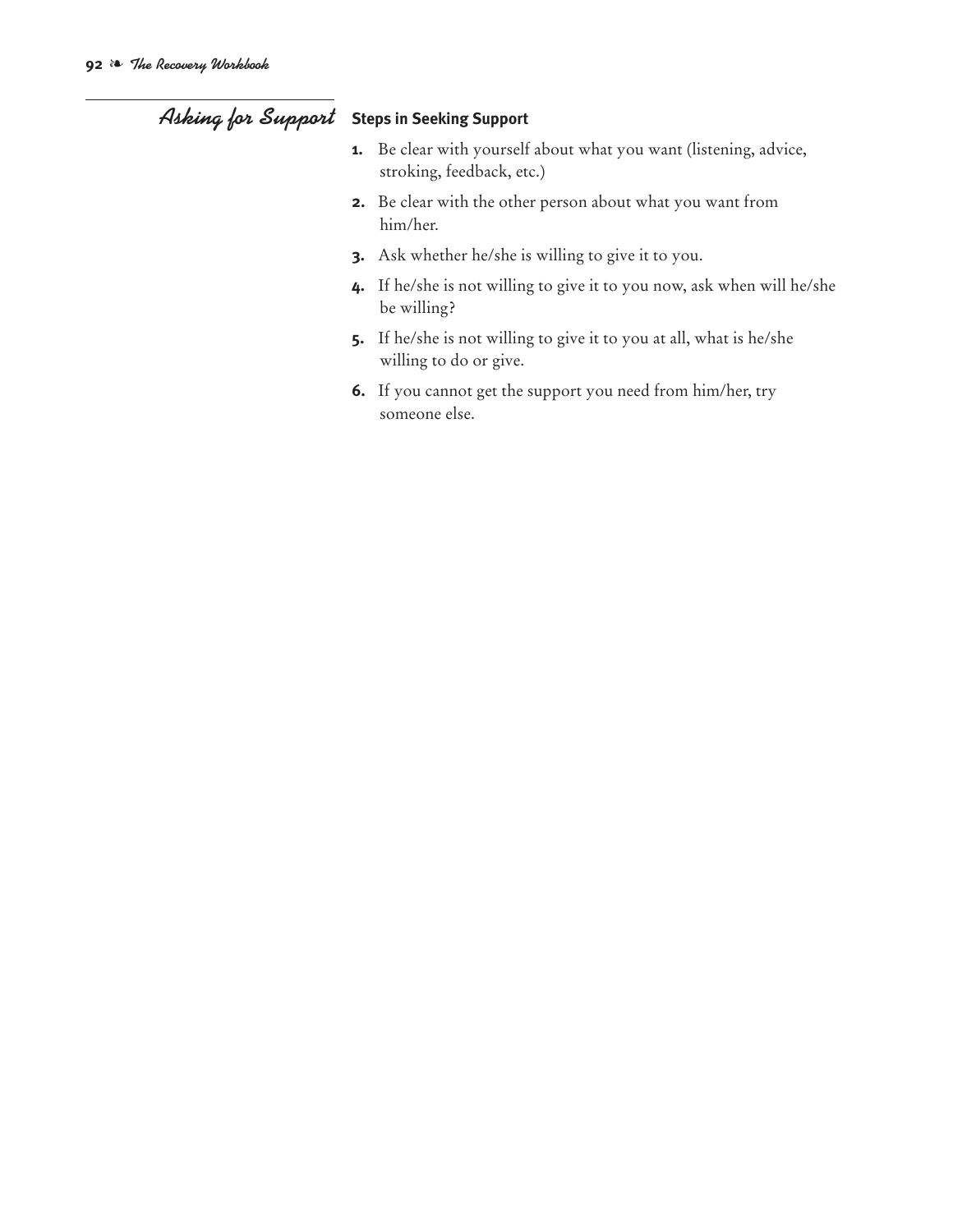## *Asking for Support*

### Steps in Seeking Support

1. Be clear with yourself about what you want (listening, advice, stroking, feedback, etc.)
2. Be clear with the other person about what you want from him/her.
3. Ask whether he/she is willing to give it to you.
4. If he/she is not willing to give it to you now, ask when will he/she be willing?
5. If he/she is not willing to give it to you at all, what is he/she willing to do or give.
6. If you cannot get the support you need from him/her, try someone else.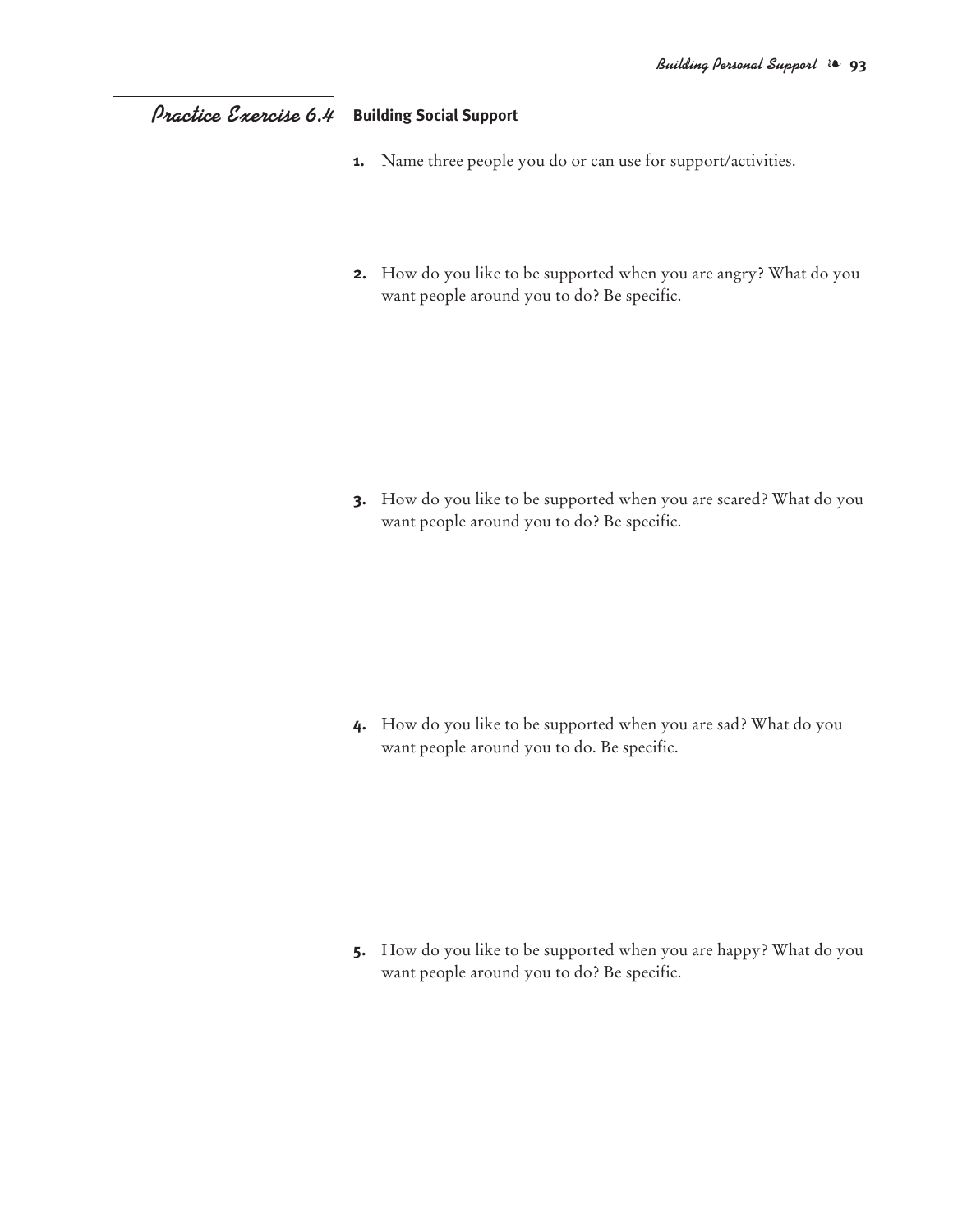## *Practice Exercise 6.4* Building Social Support

1. Name three people you do or can use for support/activities.

2. How do you like to be supported when you are angry? What do you want people around you to do? Be specific.

3. How do you like to be supported when you are scared? What do you want people around you to do? Be specific.

4. How do you like to be supported when you are sad? What do you want people around you to do. Be specific.

5. How do you like to be supported when you are happy? What do you want people around you to do? Be specific.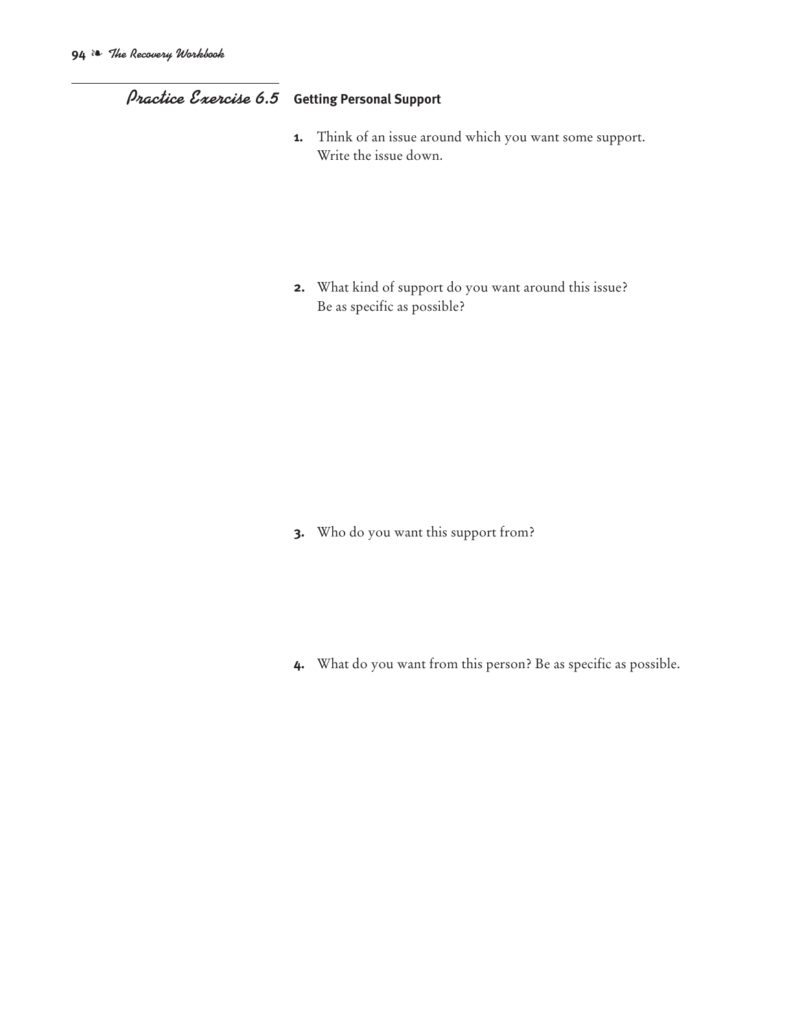## Practice Exercise 6.5 Getting Personal Support

1. Think of an issue around which you want some support. Write the issue down.

2. What kind of support do you want around this issue? Be as specific as possible?

3. Who do you want this support from?

4. What do you want from this person? Be as specific as possible.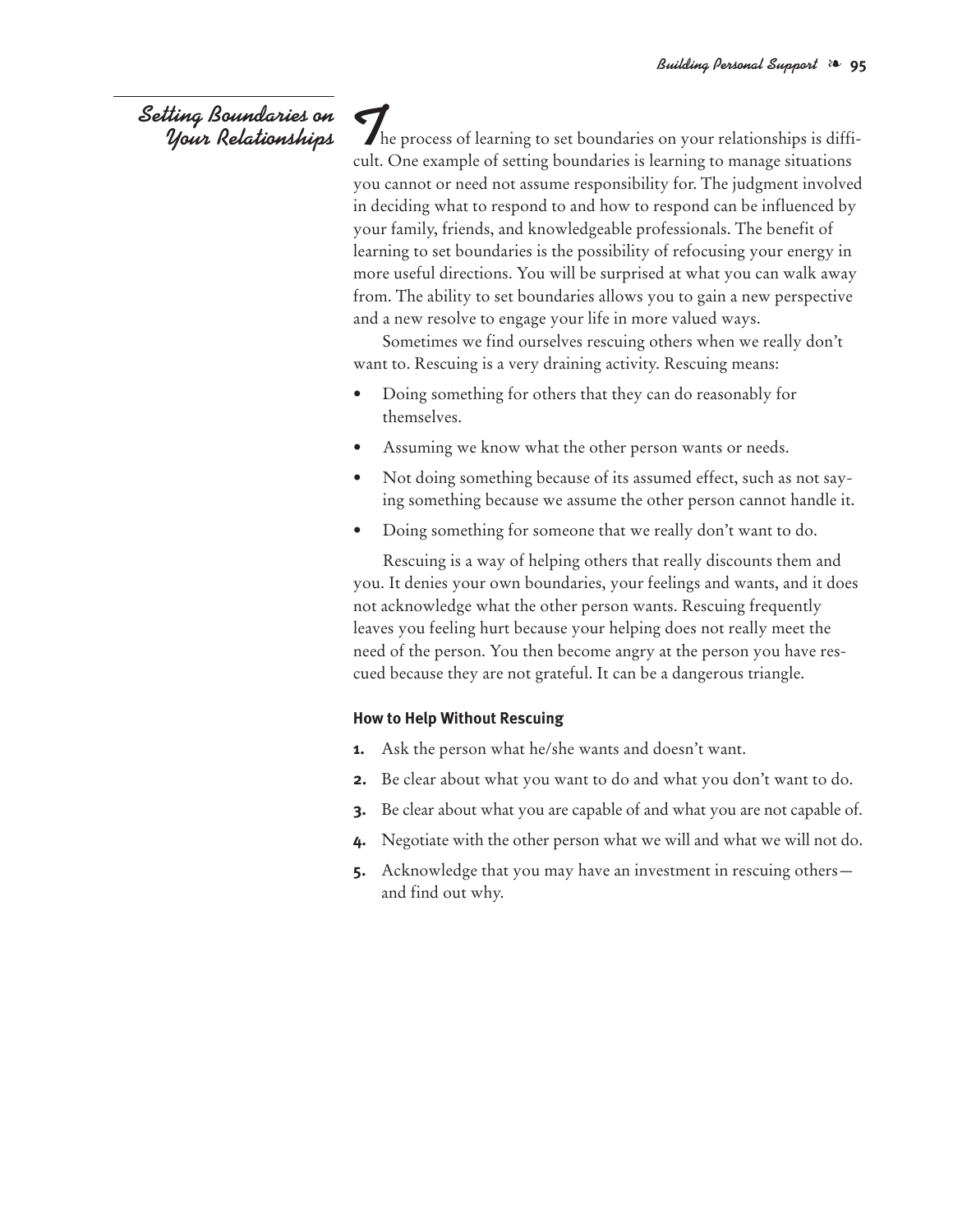## Setting Boundaries on Your Relationships

The process of learning to set boundaries on your relationships is difficult. One example of setting boundaries is learning to manage situations you cannot or need not assume responsibility for. The judgment involved in deciding what to respond to and how to respond can be influenced by your family, friends, and knowledgeable professionals. The benefit of learning to set boundaries is the possibility of refocusing your energy in more useful directions. You will be surprised at what you can walk away from. The ability to set boundaries allows you to gain a new perspective and a new resolve to engage your life in more valued ways.

Sometimes we find ourselves rescuing others when we really don't want to. Rescuing is a very draining activity. Rescuing means:

- Doing something for others that they can do reasonably for themselves.
- Assuming we know what the other person wants or needs.
- Not doing something because of its assumed effect, such as not saying something because we assume the other person cannot handle it.
- Doing something for someone that we really don't want to do.

Rescuing is a way of helping others that really discounts them and you. It denies your own boundaries, your feelings and wants, and it does not acknowledge what the other person wants. Rescuing frequently leaves you feeling hurt because your helping does not really meet the need of the person. You then become angry at the person you have rescued because they are not grateful. It can be a dangerous triangle.

**How to Help Without Rescuing**

1. Ask the person what he/she wants and doesn't want.
2. Be clear about what you want to do and what you don't want to do.
3. Be clear about what you are capable of and what you are not capable of.
4. Negotiate with the other person what we will and what we will not do.
5. Acknowledge that you may have an investment in rescuing others—and find out why.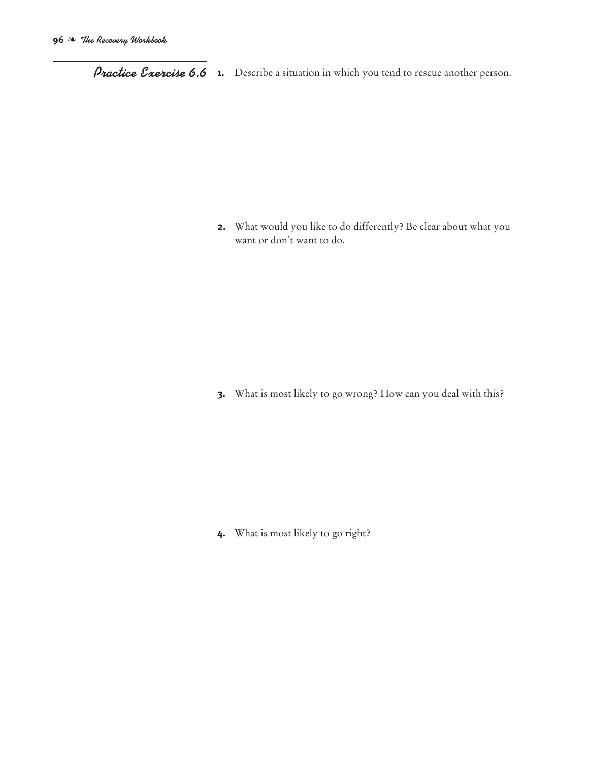## Practice Exercise 6.6

1. Describe a situation in which you tend to rescue another person.

2. What would you like to do differently? Be clear about what you want or don't want to do.

3. What is most likely to go wrong? How can you deal with this?

4. What is most likely to go right?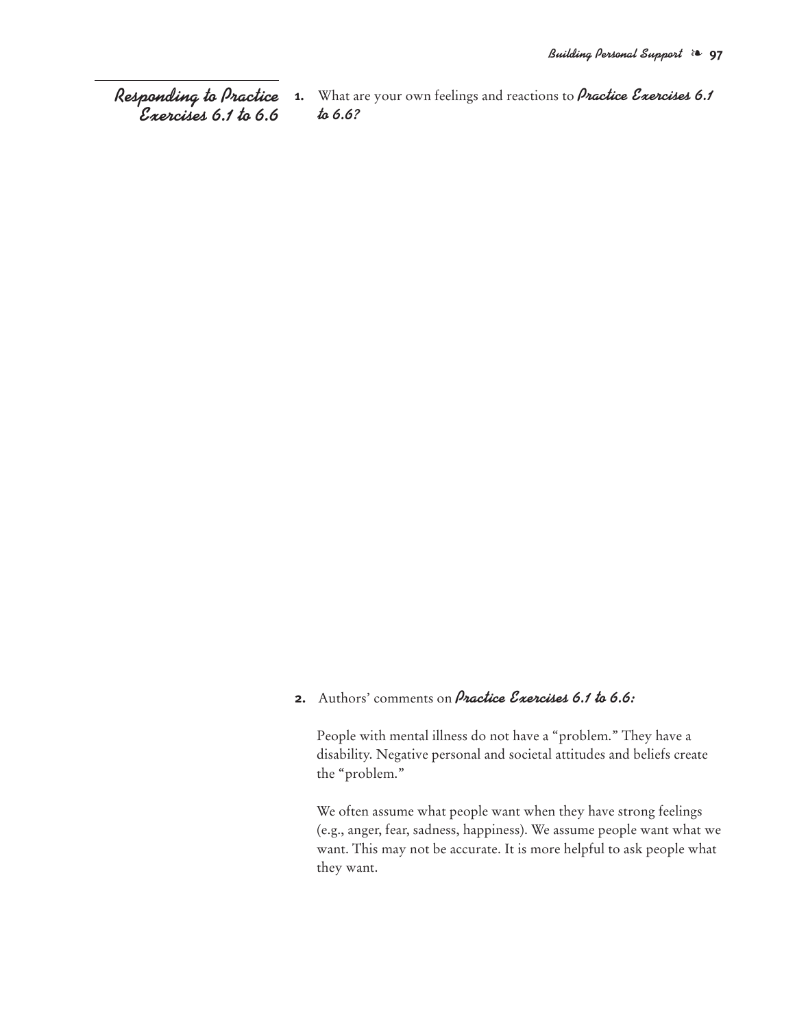## Responding to Practice Exercises 6.1 to 6.6

1. What are your own feelings and reactions to ***Practice Exercises 6.1 to 6.6?***

2. Authors' comments on ***Practice Exercises 6.1 to 6.6:***

   People with mental illness do not have a "problem." They have a disability. Negative personal and societal attitudes and beliefs create the "problem."

   We often assume what people want when they have strong feelings (e.g., anger, fear, sadness, happiness). We assume people want what we want. This may not be accurate. It is more helpful to ask people what they want.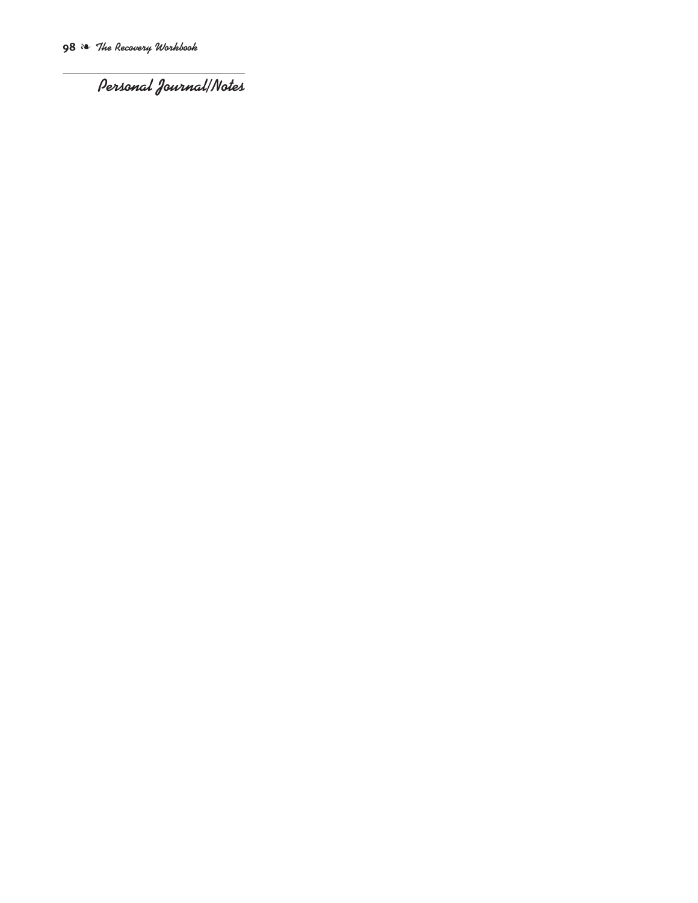## Personal Journal/Notes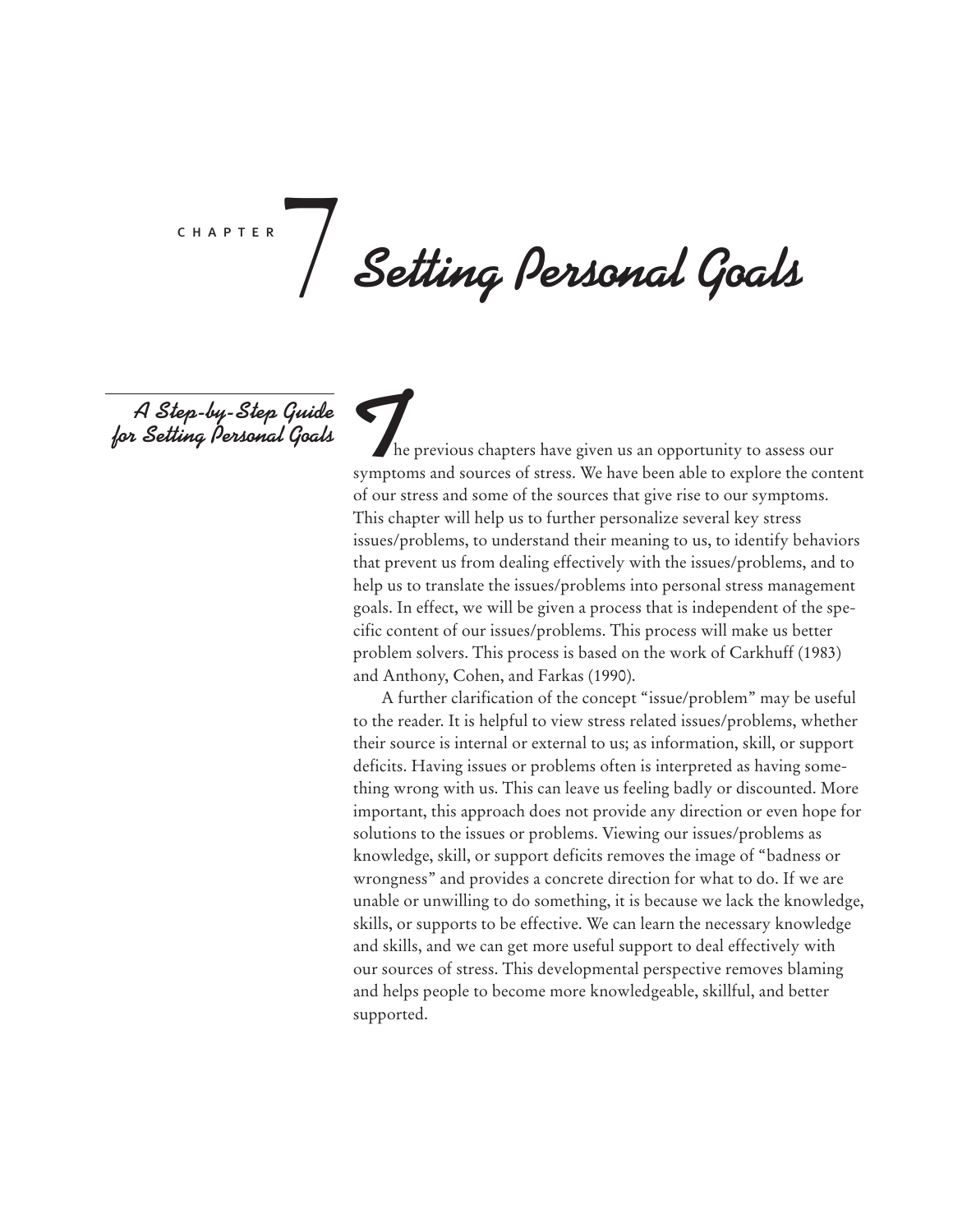# CHAPTER 7 Setting Personal Goals

## A Step-by-Step Guide for Setting Personal Goals

The previous chapters have given us an opportunity to assess our symptoms and sources of stress. We have been able to explore the content of our stress and some of the sources that give rise to our symptoms. This chapter will help us to further personalize several key stress issues/problems, to understand their meaning to us, to identify behaviors that prevent us from dealing effectively with the issues/problems, and to help us to translate the issues/problems into personal stress management goals. In effect, we will be given a process that is independent of the specific content of our issues/problems. This process will make us better problem solvers. This process is based on the work of Carkhuff (1983) and Anthony, Cohen, and Farkas (1990).

A further clarification of the concept "issue/problem" may be useful to the reader. It is helpful to view stress related issues/problems, whether their source is internal or external to us; as information, skill, or support deficits. Having issues or problems often is interpreted as having something wrong with us. This can leave us feeling badly or discounted. More important, this approach does not provide any direction or even hope for solutions to the issues or problems. Viewing our issues/problems as knowledge, skill, or support deficits removes the image of "badness or wrongness" and provides a concrete direction for what to do. If we are unable or unwilling to do something, it is because we lack the knowledge, skills, or supports to be effective. We can learn the necessary knowledge and skills, and we can get more useful support to deal effectively with our sources of stress. This developmental perspective removes blaming and helps people to become more knowledgeable, skillful, and better supported.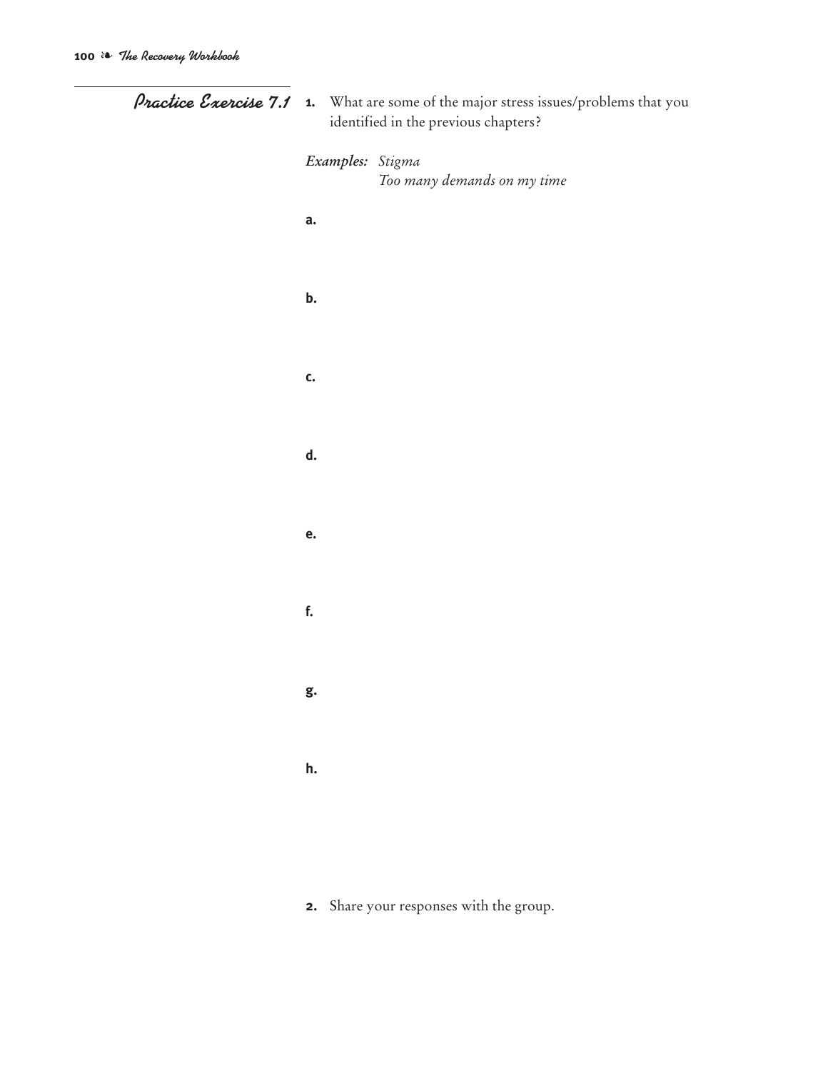## Practice Exercise 7.1

1. What are some of the major stress issues/problems that you identified in the previous chapters?

*Examples:* *Stigma*
*Too many demands on my time*

a.

b.

c.

d.

e.

f.

g.

h.

2. Share your responses with the group.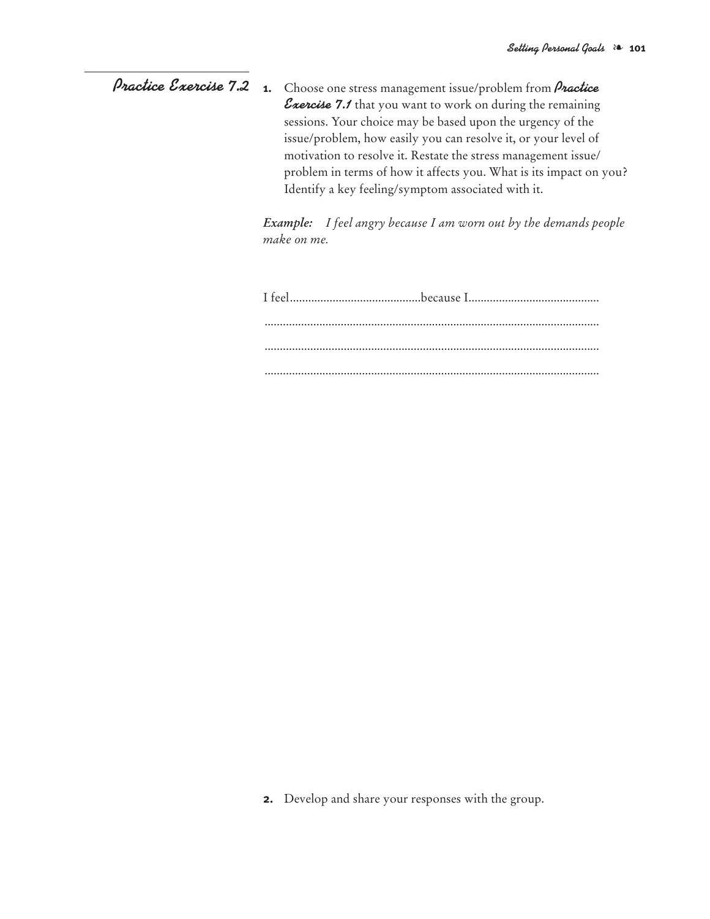## *Practice Exercise 7.2*

1. Choose one stress management issue/problem from ***Practice Exercise 7.1*** that you want to work on during the remaining sessions. Your choice may be based upon the urgency of the issue/problem, how easily you can resolve it, or your level of motivation to resolve it. Restate the stress management issue/problem in terms of how it affects you. What is its impact on you? Identify a key feeling/symptom associated with it.

***Example:*** *I feel angry because I am worn out by the demands people make on me.*

I feel.........................................because I.........................................

..........................................................................................................

..........................................................................................................

..........................................................................................................

2. Develop and share your responses with the group.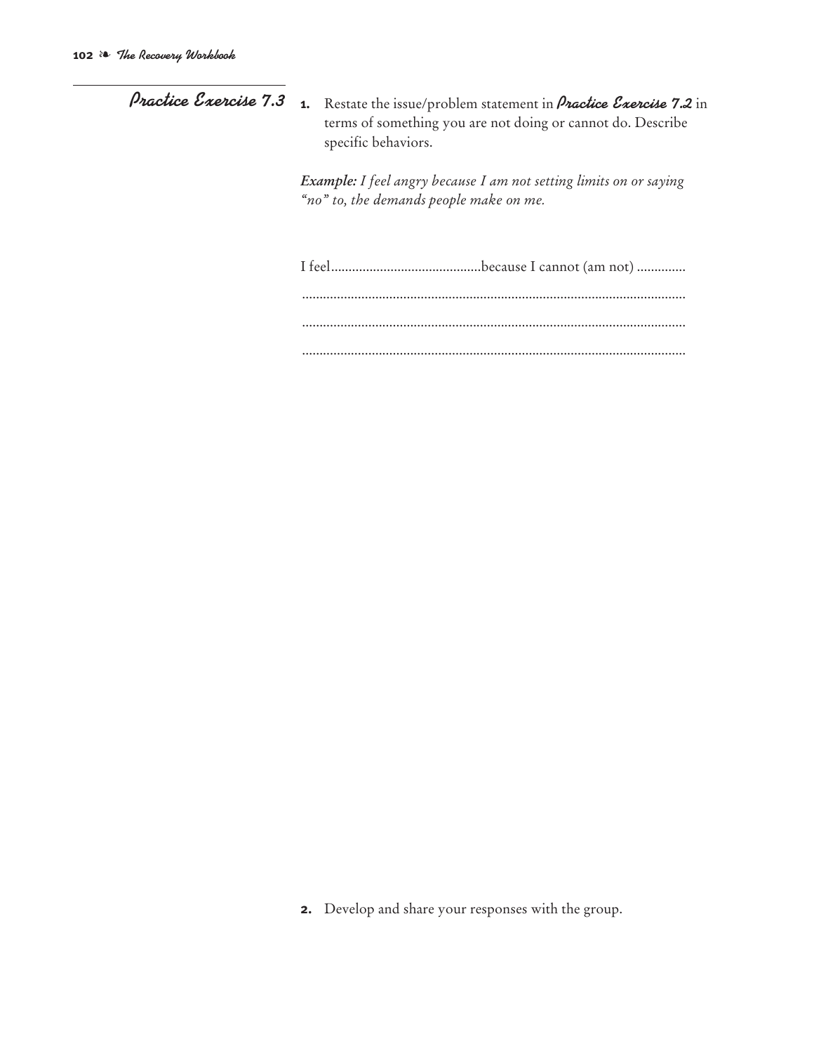## Practice Exercise 7.3

1. Restate the issue/problem statement in ***Practice Exercise 7.2*** in terms of something you are not doing or cannot do. Describe specific behaviors.

***Example:*** *I feel angry because I am not setting limits on or saying "no" to, the demands people make on me.*

I feel.........................................because I cannot (am not) ..............

.............................................................................................................

.............................................................................................................

.............................................................................................................

2. Develop and share your responses with the group.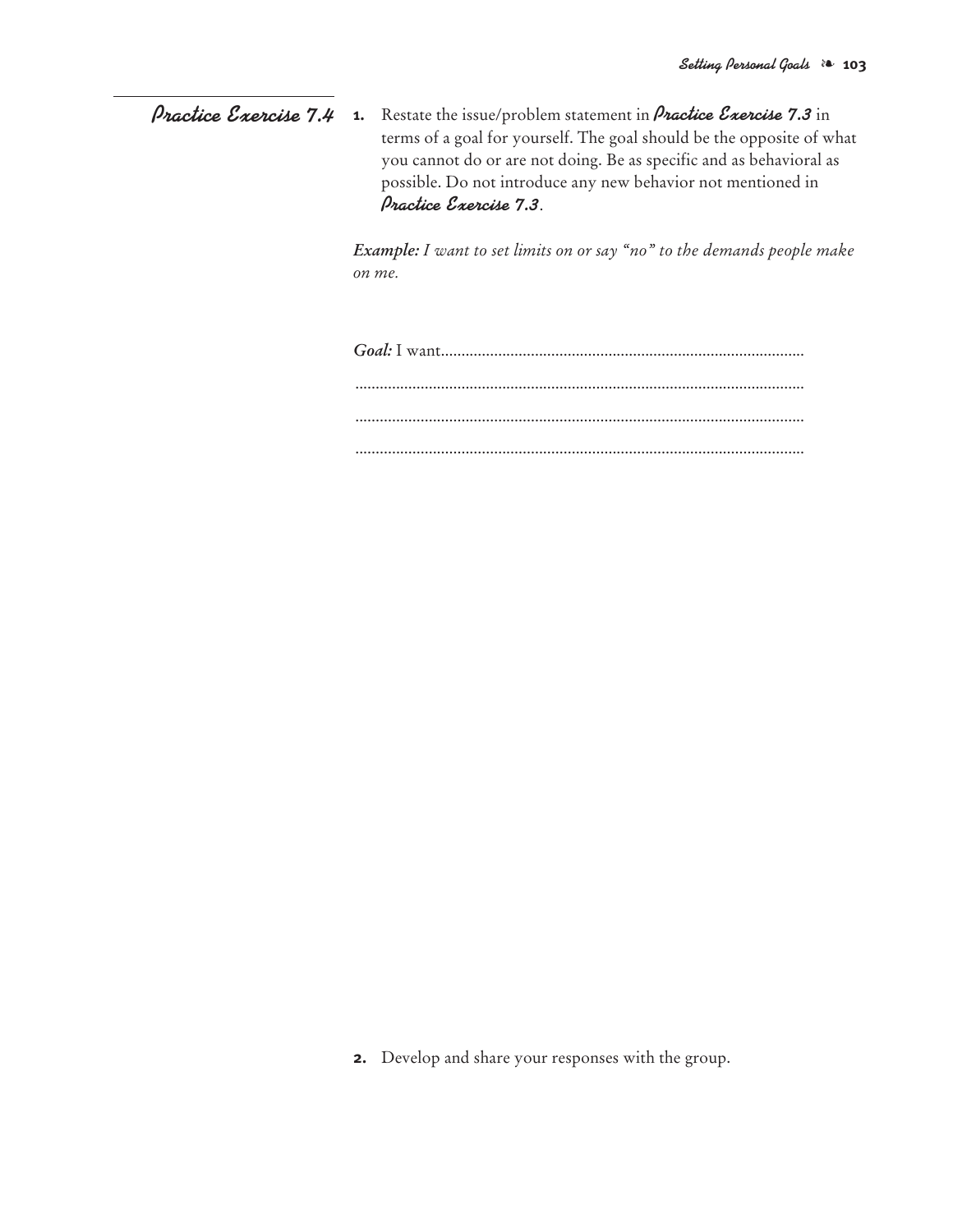## *Practice Exercise 7.4*

1. Restate the issue/problem statement in ***Practice Exercise 7.3*** in terms of a goal for yourself. The goal should be the opposite of what you cannot do or are not doing. Be as specific and as behavioral as possible. Do not introduce any new behavior not mentioned in ***Practice Exercise 7.3***.

***Example:*** *I want to set limits on or say "no" to the demands people make on me.*

***Goal:*** I want.......................................................................................

.............................................................................................................

.............................................................................................................

.............................................................................................................

2. Develop and share your responses with the group.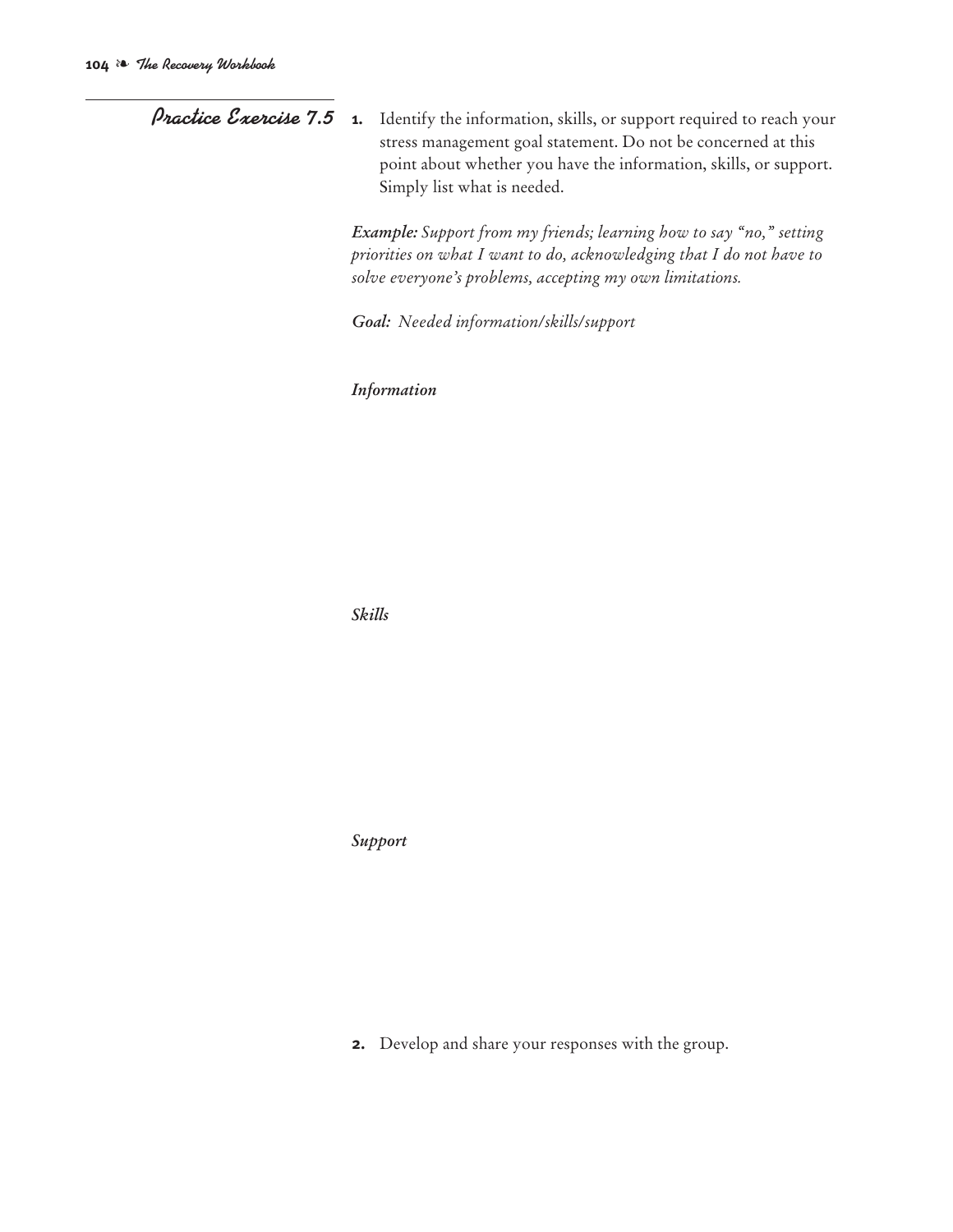## Practice Exercise 7.5

1. Identify the information, skills, or support required to reach your stress management goal statement. Do not be concerned at this point about whether you have the information, skills, or support. Simply list what is needed.

***Example:*** *Support from my friends; learning how to say "no," setting priorities on what I want to do, acknowledging that I do not have to solve everyone's problems, accepting my own limitations.*

***Goal:*** *Needed information/skills/support*

***Information***

***Skills***

***Support***

2. Develop and share your responses with the group.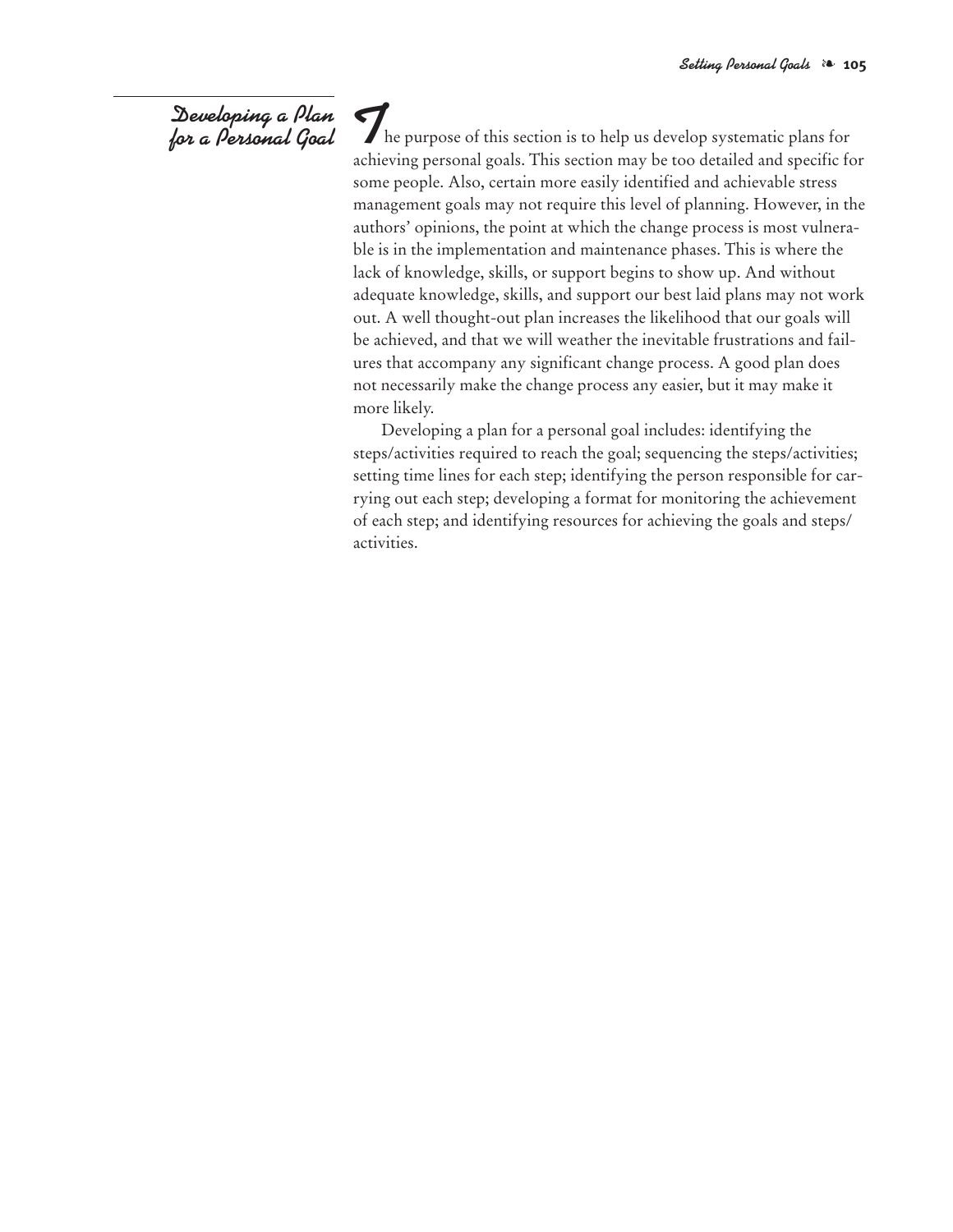## Developing a Plan for a Personal Goal

The purpose of this section is to help us develop systematic plans for achieving personal goals. This section may be too detailed and specific for some people. Also, certain more easily identified and achievable stress management goals may not require this level of planning. However, in the authors' opinions, the point at which the change process is most vulnerable is in the implementation and maintenance phases. This is where the lack of knowledge, skills, or support begins to show up. And without adequate knowledge, skills, and support our best laid plans may not work out. A well thought-out plan increases the likelihood that our goals will be achieved, and that we will weather the inevitable frustrations and failures that accompany any significant change process. A good plan does not necessarily make the change process any easier, but it may make it more likely.

Developing a plan for a personal goal includes: identifying the steps/activities required to reach the goal; sequencing the steps/activities; setting time lines for each step; identifying the person responsible for carrying out each step; developing a format for monitoring the achievement of each step; and identifying resources for achieving the goals and steps/activities.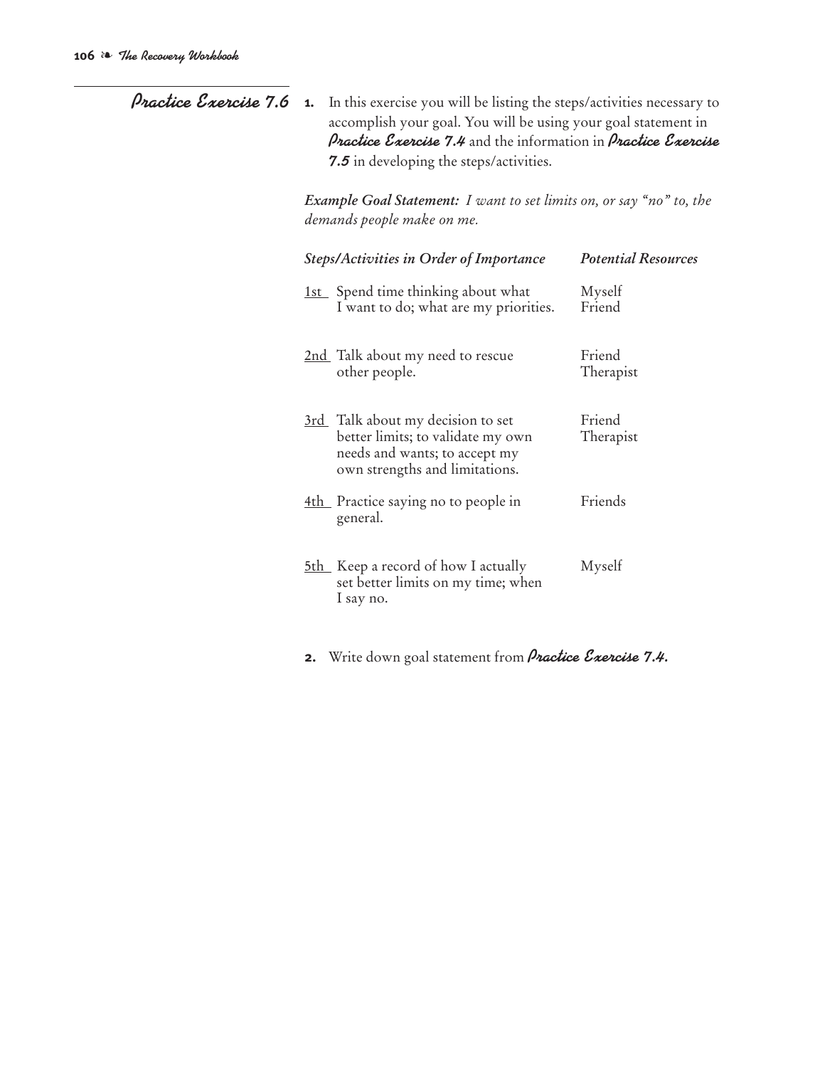## Practice Exercise 7.6

1. In this exercise you will be listing the steps/activities necessary to accomplish your goal. You will be using your goal statement in ***Practice Exercise 7.4*** and the information in ***Practice Exercise 7.5*** in developing the steps/activities.

***Example Goal Statement:*** *I want to set limits on, or say "no" to, the demands people make on me.*

| *Steps/Activities in Order of Importance* | *Potential Resources* |
|---|---|
| 1st Spend time thinking about what I want to do; what are my priorities. | Myself<br>Friend |
| 2nd Talk about my need to rescue other people. | Friend<br>Therapist |
| 3rd Talk about my decision to set better limits; to validate my own needs and wants; to accept my own strengths and limitations. | Friend<br>Therapist |
| 4th Practice saying no to people in general. | Friends |
| 5th Keep a record of how I actually set better limits on my time; when I say no. | Myself |

2. Write down goal statement from ***Practice Exercise 7.4.***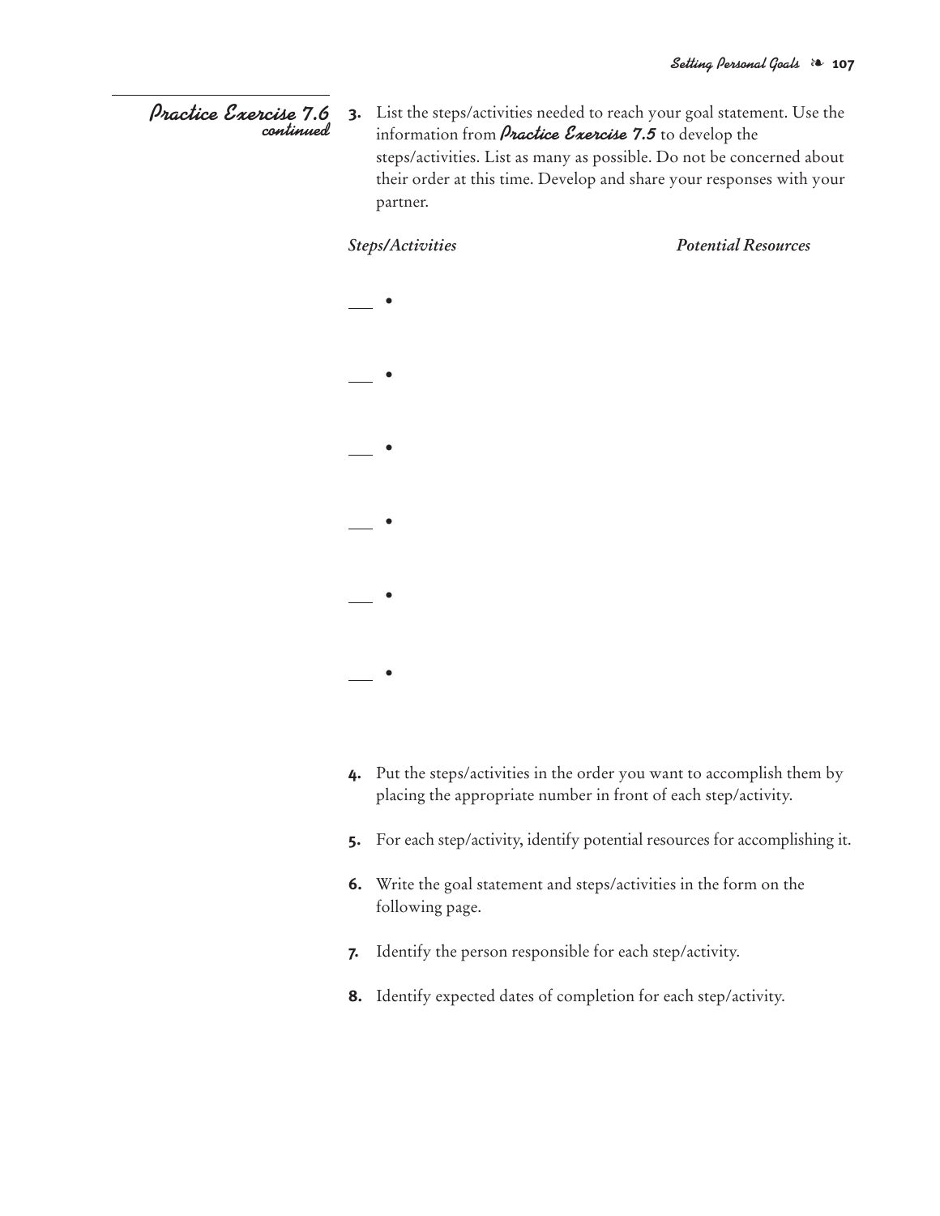**Practice Exercise 7.6**
*continued*

3. List the steps/activities needed to reach your goal statement. Use the information from ***Practice Exercise 7.5*** to develop the steps/activities. List as many as possible. Do not be concerned about their order at this time. Develop and share your responses with your partner.

| *Steps/Activities* | *Potential Resources* |
| --- | --- |
| ___ • | |
| ___ • | |
| ___ • | |
| ___ • | |
| ___ • | |
| ___ • | |

4. Put the steps/activities in the order you want to accomplish them by placing the appropriate number in front of each step/activity.

5. For each step/activity, identify potential resources for accomplishing it.

6. Write the goal statement and steps/activities in the form on the following page.

7. Identify the person responsible for each step/activity.

8. Identify expected dates of completion for each step/activity.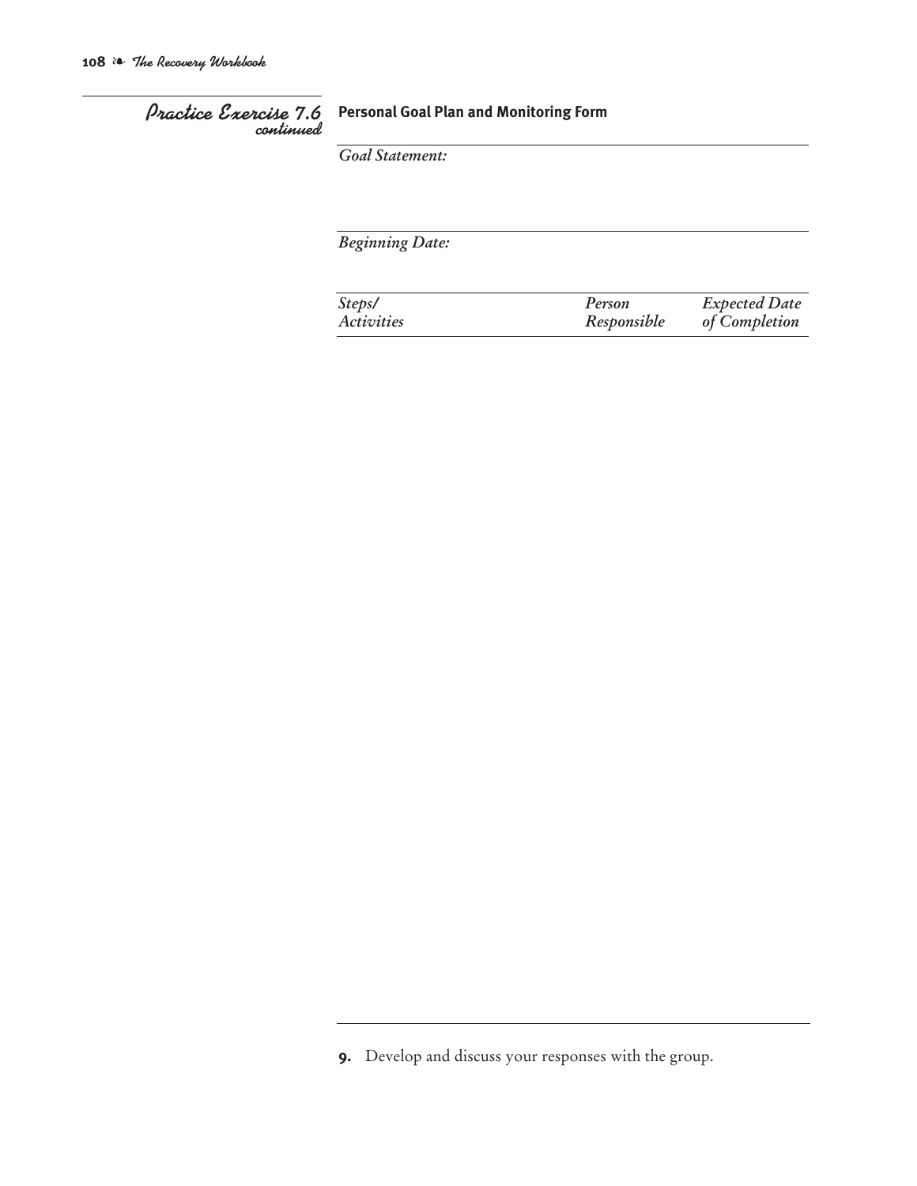## Practice Exercise 7.6 *continued*

**Personal Goal Plan and Monitoring Form**

*Goal Statement:*

*Beginning Date:*

| *Steps/ Activities* | *Person Responsible* | *Expected Date of Completion* |
|---|---|---|
| | | |

**9.** Develop and discuss your responses with the group.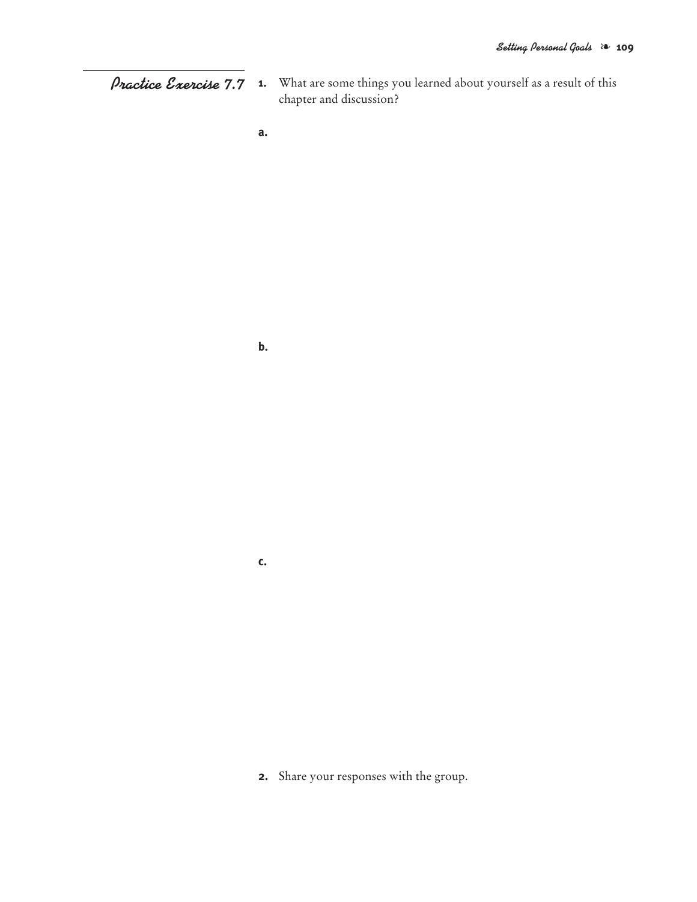## *Practice Exercise 7.7*

1. What are some things you learned about yourself as a result of this chapter and discussion?

   a.

   b.

   c.

2. Share your responses with the group.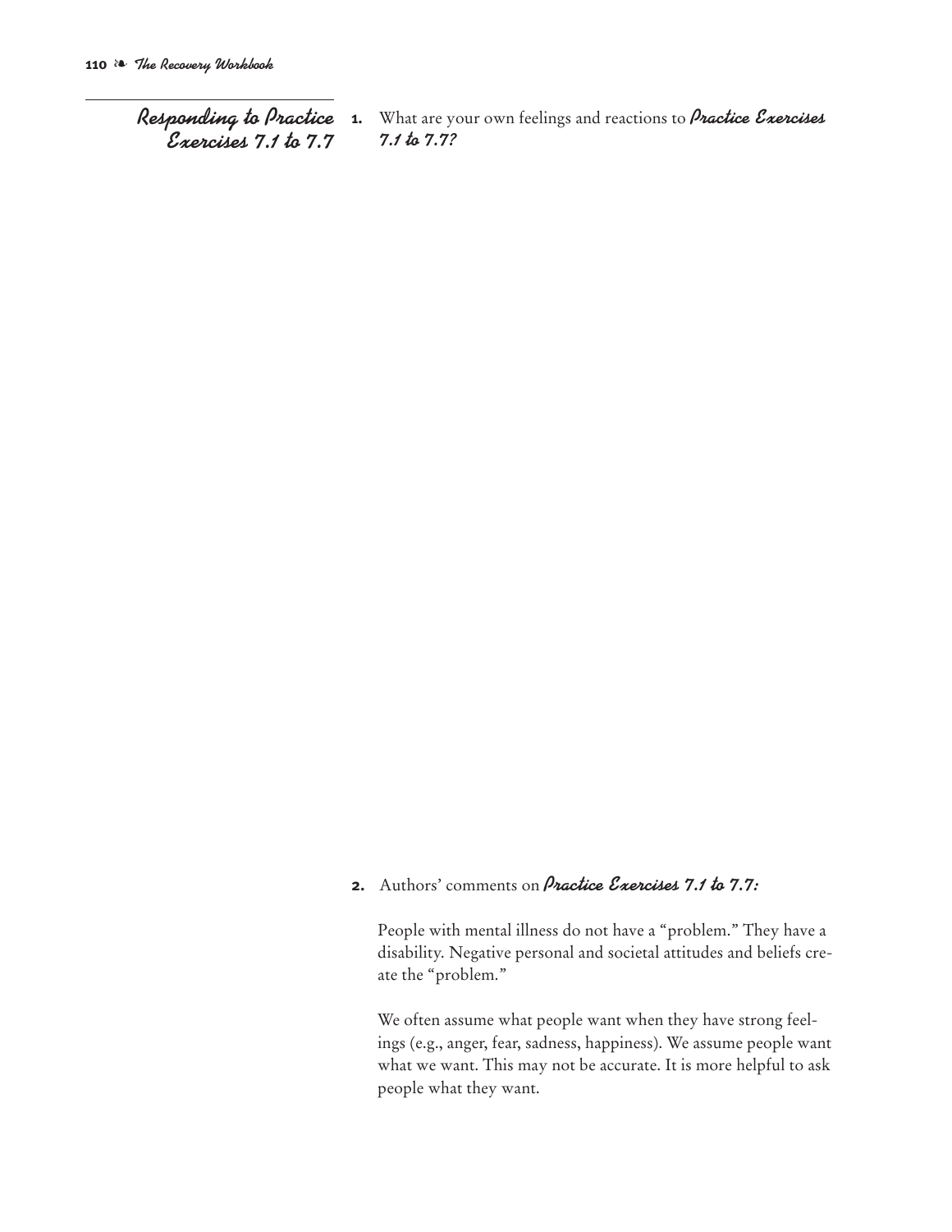## Responding to Practice Exercises 7.1 to 7.7

1. What are your own feelings and reactions to ***Practice Exercises 7.1 to 7.7?***

2. Authors' comments on ***Practice Exercises 7.1 to 7.7:***

   People with mental illness do not have a "problem." They have a disability. Negative personal and societal attitudes and beliefs create the "problem."

   We often assume what people want when they have strong feelings (e.g., anger, fear, sadness, happiness). We assume people want what we want. This may not be accurate. It is more helpful to ask people what they want.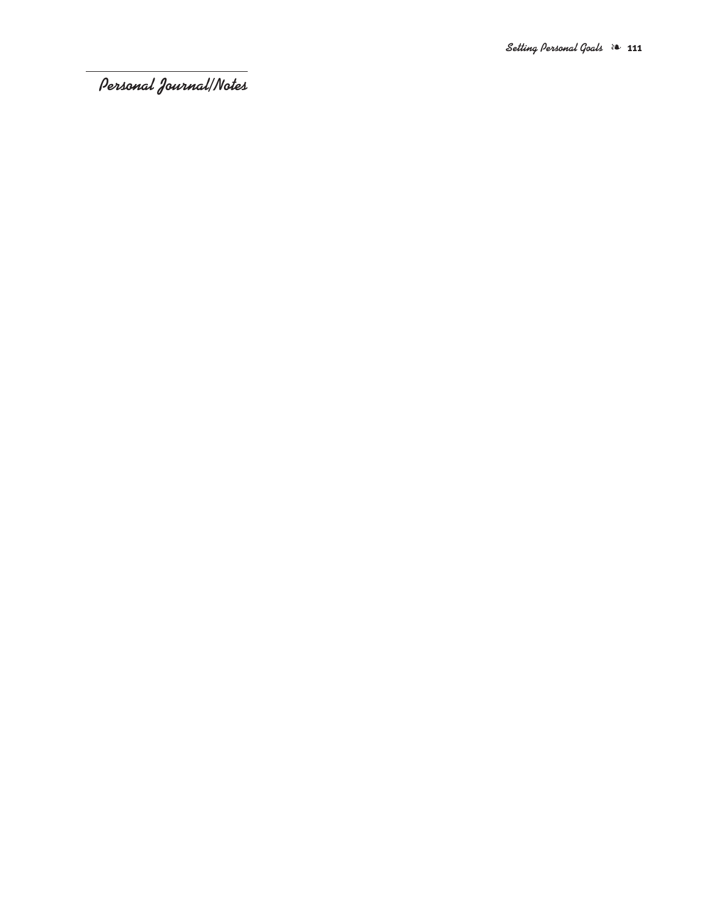## Personal Journal/Notes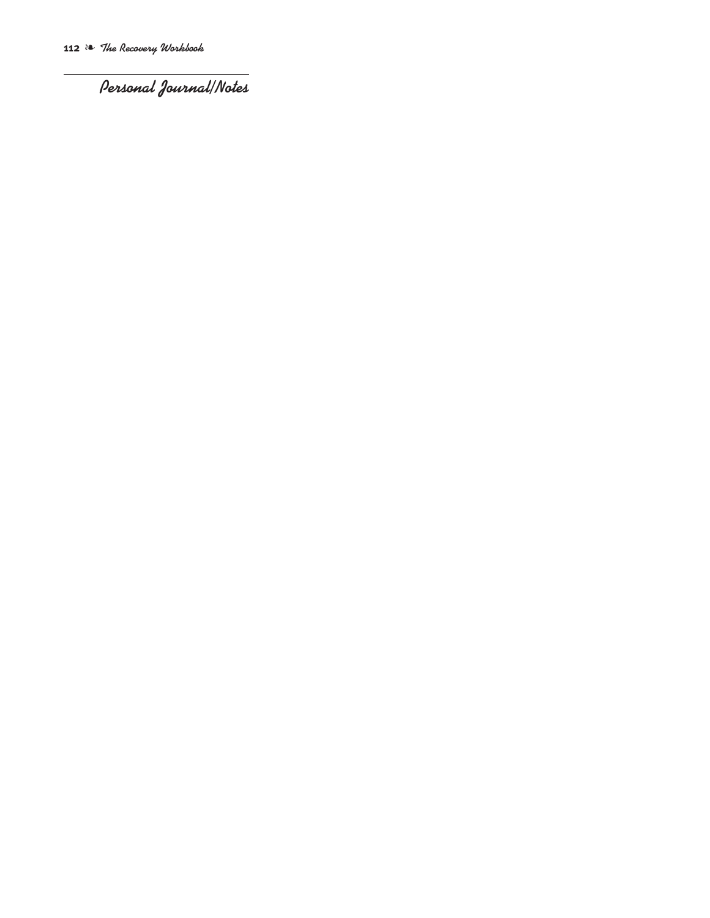## Personal Journal/Notes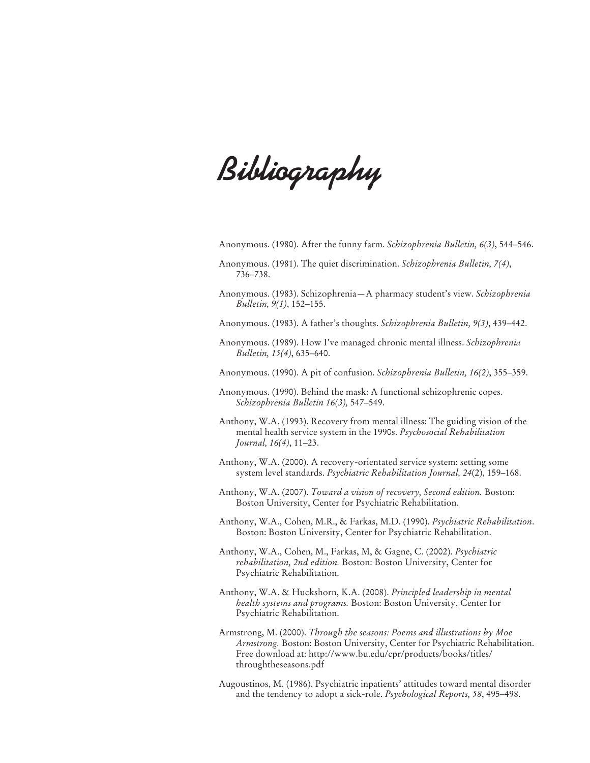# Bibliography

Anonymous. (1980). After the funny farm. *Schizophrenia Bulletin, 6(3)*, 544–546.

Anonymous. (1981). The quiet discrimination. *Schizophrenia Bulletin, 7(4)*, 736–738.

Anonymous. (1983). Schizophrenia—A pharmacy student's view. *Schizophrenia Bulletin, 9(1)*, 152–155.

Anonymous. (1983). A father's thoughts. *Schizophrenia Bulletin, 9(3)*, 439–442.

Anonymous. (1989). How I've managed chronic mental illness. *Schizophrenia Bulletin, 15(4)*, 635–640.

Anonymous. (1990). A pit of confusion. *Schizophrenia Bulletin, 16(2)*, 355–359.

Anonymous. (1990). Behind the mask: A functional schizophrenic copes. *Schizophrenia Bulletin 16(3),* 547–549.

Anthony, W.A. (1993). Recovery from mental illness: The guiding vision of the mental health service system in the 1990s. *Psychosocial Rehabilitation Journal, 16(4)*, 11–23.

Anthony, W.A. (2000). A recovery-orientated service system: setting some system level standards. *Psychiatric Rehabilitation Journal, 24*(2), 159–168.

Anthony, W.A. (2007). *Toward a vision of recovery, Second edition.* Boston: Boston University, Center for Psychiatric Rehabilitation.

Anthony, W.A., Cohen, M.R., & Farkas, M.D. (1990). *Psychiatric Rehabilitation*. Boston: Boston University, Center for Psychiatric Rehabilitation.

Anthony, W.A., Cohen, M., Farkas, M, & Gagne, C. (2002). *Psychiatric rehabilitation, 2nd edition.* Boston: Boston University, Center for Psychiatric Rehabilitation.

Anthony, W.A. & Huckshorn, K.A. (2008). *Principled leadership in mental health systems and programs.* Boston: Boston University, Center for Psychiatric Rehabilitation.

Armstrong, M. (2000). *Through the seasons: Poems and illustrations by Moe Armstrong.* Boston: Boston University, Center for Psychiatric Rehabilitation. Free download at: http://www.bu.edu/cpr/products/books/titles/throughtheseasons.pdf

Augoustinos, M. (1986). Psychiatric inpatients' attitudes toward mental disorder and the tendency to adopt a sick-role. *Psychological Reports, 58*, 495–498.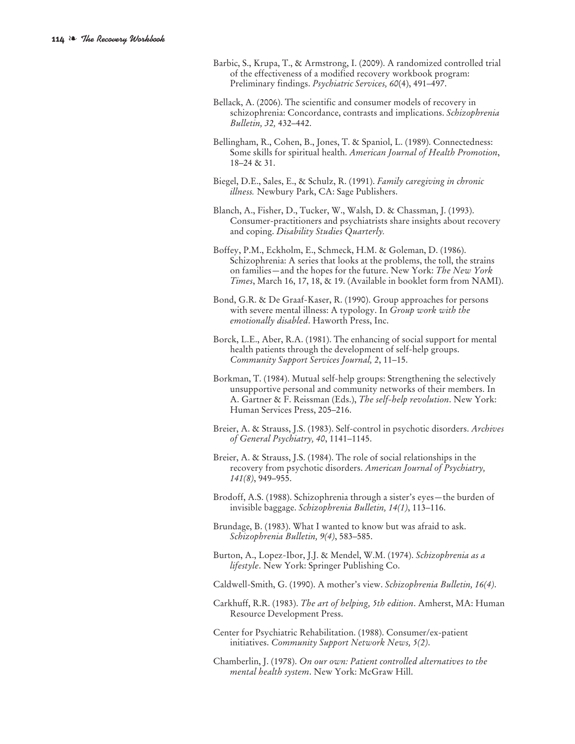Barbic, S., Krupa, T., & Armstrong, I. (2009). A randomized controlled trial of the effectiveness of a modified recovery workbook program: Preliminary findings. *Psychiatric Services, 60*(4), 491–497.

Bellack, A. (2006). The scientific and consumer models of recovery in schizophrenia: Concordance, contrasts and implications. *Schizophrenia Bulletin, 32,* 432–442.

Bellingham, R., Cohen, B., Jones, T. & Spaniol, L. (1989). Connectedness: Some skills for spiritual health. *American Journal of Health Promotion*, 18–24 & 31.

Biegel, D.E., Sales, E., & Schulz, R. (1991). *Family caregiving in chronic illness.* Newbury Park, CA: Sage Publishers.

Blanch, A., Fisher, D., Tucker, W., Walsh, D. & Chassman, J. (1993). Consumer-practitioners and psychiatrists share insights about recovery and coping. *Disability Studies Quarterly.*

Boffey, P.M., Eckholm, E., Schmeck, H.M. & Goleman, D. (1986). Schizophrenia: A series that looks at the problems, the toll, the strains on families—and the hopes for the future. New York: *The New York Times*, March 16, 17, 18, & 19. (Available in booklet form from NAMI).

Bond, G.R. & De Graaf-Kaser, R. (1990). Group approaches for persons with severe mental illness: A typology. In *Group work with the emotionally disabled*. Haworth Press, Inc.

Borck, L.E., Aber, R.A. (1981). The enhancing of social support for mental health patients through the development of self-help groups. *Community Support Services Journal, 2*, 11–15.

Borkman, T. (1984). Mutual self-help groups: Strengthening the selectively unsupportive personal and community networks of their members. In A. Gartner & F. Reissman (Eds.), *The self-help revolution*. New York: Human Services Press, 205–216.

Breier, A. & Strauss, J.S. (1983). Self-control in psychotic disorders. *Archives of General Psychiatry, 40*, 1141–1145.

Breier, A. & Strauss, J.S. (1984). The role of social relationships in the recovery from psychotic disorders. *American Journal of Psychiatry, 141(8)*, 949–955.

Brodoff, A.S. (1988). Schizophrenia through a sister's eyes—the burden of invisible baggage. *Schizophrenia Bulletin, 14(1)*, 113–116.

Brundage, B. (1983). What I wanted to know but was afraid to ask. *Schizophrenia Bulletin, 9(4)*, 583–585.

Burton, A., Lopez-Ibor, J.J. & Mendel, W.M. (1974). *Schizophrenia as a lifestyle*. New York: Springer Publishing Co.

Caldwell-Smith, G. (1990). A mother's view. *Schizophrenia Bulletin, 16(4)*.

Carkhuff, R.R. (1983). *The art of helping, 5th edition*. Amherst, MA: Human Resource Development Press.

Center for Psychiatric Rehabilitation. (1988). Consumer/ex-patient initiatives. *Community Support Network News, 5(2)*.

Chamberlin, J. (1978). *On our own: Patient controlled alternatives to the mental health system*. New York: McGraw Hill.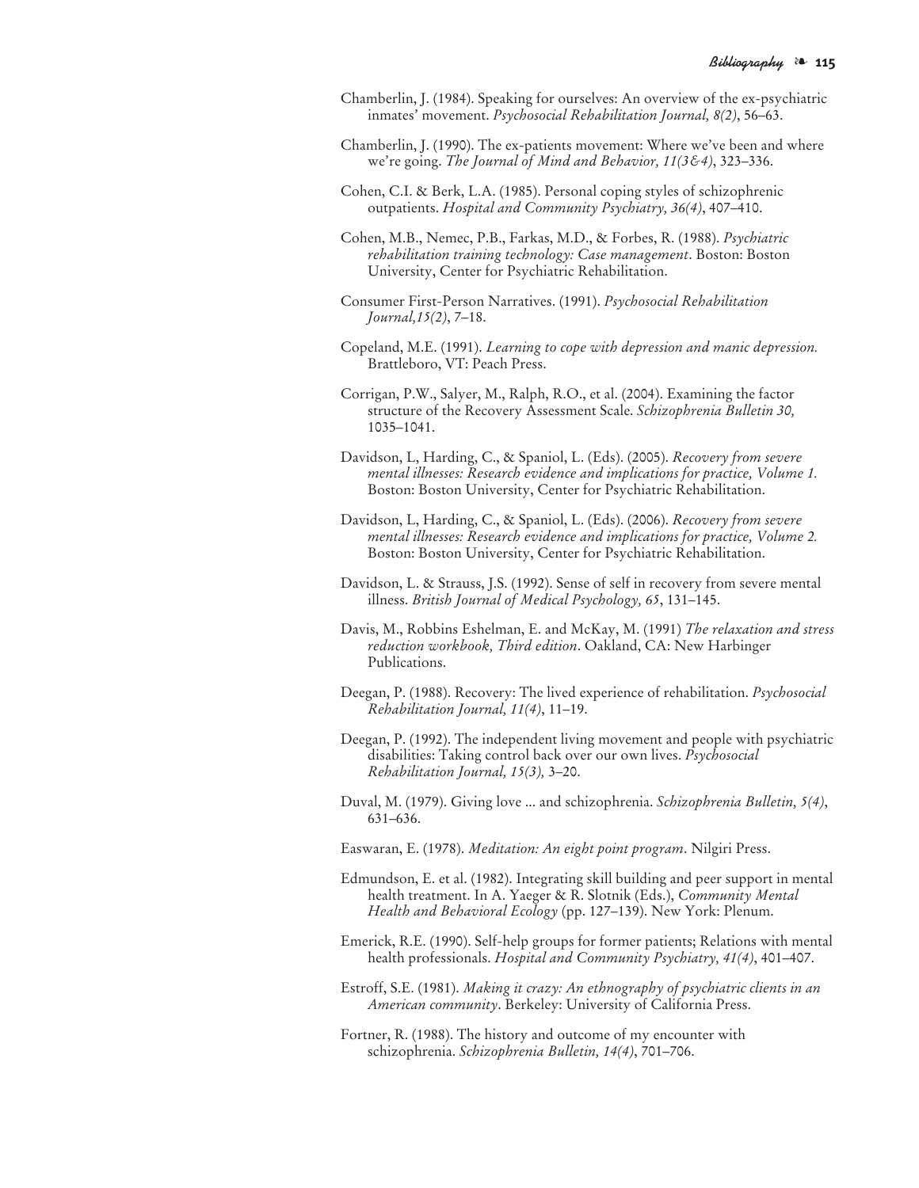Chamberlin, J. (1984). Speaking for ourselves: An overview of the ex-psychiatric inmates' movement. *Psychosocial Rehabilitation Journal, 8(2)*, 56–63.

Chamberlin, J. (1990). The ex-patients movement: Where we've been and where we're going. *The Journal of Mind and Behavior, 11(3&4)*, 323–336.

Cohen, C.I. & Berk, L.A. (1985). Personal coping styles of schizophrenic outpatients. *Hospital and Community Psychiatry, 36(4)*, 407–410.

Cohen, M.B., Nemec, P.B., Farkas, M.D., & Forbes, R. (1988). *Psychiatric rehabilitation training technology: Case management*. Boston: Boston University, Center for Psychiatric Rehabilitation.

Consumer First-Person Narratives. (1991). *Psychosocial Rehabilitation Journal,15(2)*, 7–18.

Copeland, M.E. (1991). *Learning to cope with depression and manic depression.* Brattleboro, VT: Peach Press.

Corrigan, P.W., Salyer, M., Ralph, R.O., et al. (2004). Examining the factor structure of the Recovery Assessment Scale. *Schizophrenia Bulletin 30,* 1035–1041.

Davidson, L, Harding, C., & Spaniol, L. (Eds). (2005). *Recovery from severe mental illnesses: Research evidence and implications for practice, Volume 1.* Boston: Boston University, Center for Psychiatric Rehabilitation.

Davidson, L, Harding, C., & Spaniol, L. (Eds). (2006). *Recovery from severe mental illnesses: Research evidence and implications for practice, Volume 2.* Boston: Boston University, Center for Psychiatric Rehabilitation.

Davidson, L. & Strauss, J.S. (1992). Sense of self in recovery from severe mental illness. *British Journal of Medical Psychology, 65*, 131–145.

Davis, M., Robbins Eshelman, E. and McKay, M. (1991) *The relaxation and stress reduction workbook, Third edition*. Oakland, CA: New Harbinger Publications.

Deegan, P. (1988). Recovery: The lived experience of rehabilitation. *Psychosocial Rehabilitation Journal, 11(4)*, 11–19.

Deegan, P. (1992). The independent living movement and people with psychiatric disabilities: Taking control back over our own lives. *Psychosocial Rehabilitation Journal, 15(3),* 3–20.

Duval, M. (1979). Giving love ... and schizophrenia. *Schizophrenia Bulletin, 5(4)*, 631–636.

Easwaran, E. (1978). *Meditation: An eight point program*. Nilgiri Press.

Edmundson, E. et al. (1982). Integrating skill building and peer support in mental health treatment. In A. Yaeger & R. Slotnik (Eds.), *Community Mental Health and Behavioral Ecology* (pp. 127–139). New York: Plenum.

Emerick, R.E. (1990). Self-help groups for former patients; Relations with mental health professionals. *Hospital and Community Psychiatry, 41(4)*, 401–407.

Estroff, S.E. (1981). *Making it crazy: An ethnography of psychiatric clients in an American community*. Berkeley: University of California Press.

Fortner, R. (1988). The history and outcome of my encounter with schizophrenia. *Schizophrenia Bulletin, 14(4)*, 701–706.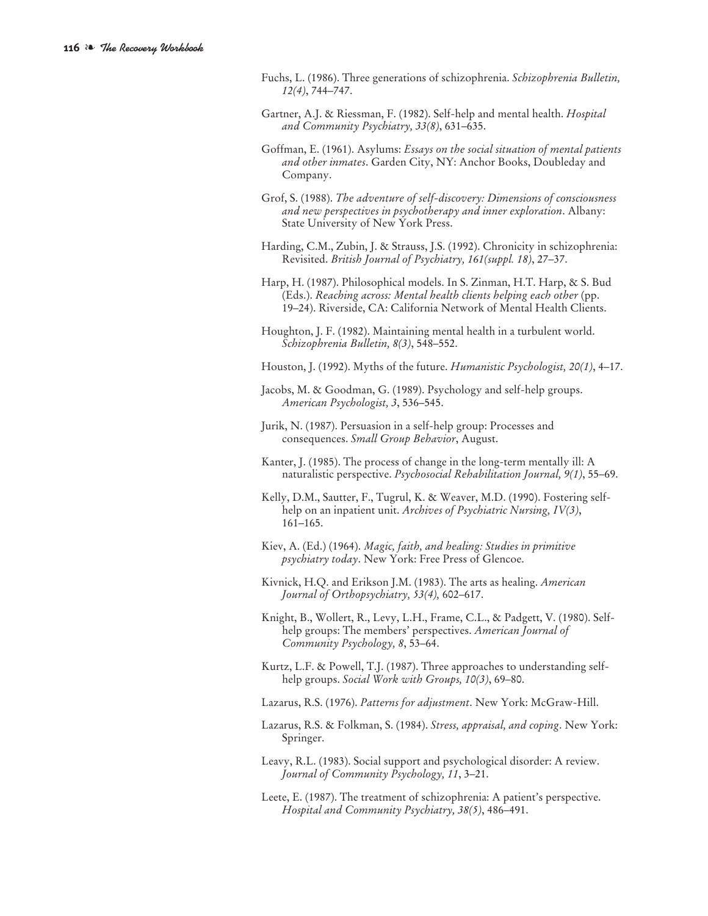Fuchs, L. (1986). Three generations of schizophrenia. *Schizophrenia Bulletin, 12(4)*, 744–747.

Gartner, A.J. & Riessman, F. (1982). Self-help and mental health. *Hospital and Community Psychiatry, 33(8)*, 631–635.

Goffman, E. (1961). Asylums: *Essays on the social situation of mental patients and other inmates*. Garden City, NY: Anchor Books, Doubleday and Company.

Grof, S. (1988). *The adventure of self-discovery: Dimensions of consciousness and new perspectives in psychotherapy and inner exploration*. Albany: State University of New York Press.

Harding, C.M., Zubin, J. & Strauss, J.S. (1992). Chronicity in schizophrenia: Revisited. *British Journal of Psychiatry, 161(suppl. 18)*, 27–37.

Harp, H. (1987). Philosophical models. In S. Zinman, H.T. Harp, & S. Bud (Eds.). *Reaching across: Mental health clients helping each other* (pp. 19–24). Riverside, CA: California Network of Mental Health Clients.

Houghton, J. F. (1982). Maintaining mental health in a turbulent world. *Schizophrenia Bulletin, 8(3)*, 548–552.

Houston, J. (1992). Myths of the future. *Humanistic Psychologist, 20(1)*, 4–17.

Jacobs, M. & Goodman, G. (1989). Psychology and self-help groups. *American Psychologist, 3*, 536–545.

Jurik, N. (1987). Persuasion in a self-help group: Processes and consequences. *Small Group Behavior*, August.

Kanter, J. (1985). The process of change in the long-term mentally ill: A naturalistic perspective. *Psychosocial Rehabilitation Journal, 9(1)*, 55–69.

Kelly, D.M., Sautter, F., Tugrul, K. & Weaver, M.D. (1990). Fostering self-help on an inpatient unit. *Archives of Psychiatric Nursing, IV(3)*, 161–165.

Kiev, A. (Ed.) (1964). *Magic, faith, and healing: Studies in primitive psychiatry today*. New York: Free Press of Glencoe.

Kivnick, H.Q. and Erikson J.M. (1983). The arts as healing. *American Journal of Orthopsychiatry, 53(4),* 602–617.

Knight, B., Wollert, R., Levy, L.H., Frame, C.L., & Padgett, V. (1980). Self-help groups: The members' perspectives. *American Journal of Community Psychology, 8*, 53–64.

Kurtz, L.F. & Powell, T.J. (1987). Three approaches to understanding self-help groups. *Social Work with Groups, 10(3)*, 69–80.

Lazarus, R.S. (1976). *Patterns for adjustment*. New York: McGraw-Hill.

Lazarus, R.S. & Folkman, S. (1984). *Stress, appraisal, and coping*. New York: Springer.

Leavy, R.L. (1983). Social support and psychological disorder: A review. *Journal of Community Psychology, 11*, 3–21.

Leete, E. (1987). The treatment of schizophrenia: A patient's perspective. *Hospital and Community Psychiatry, 38(5)*, 486–491.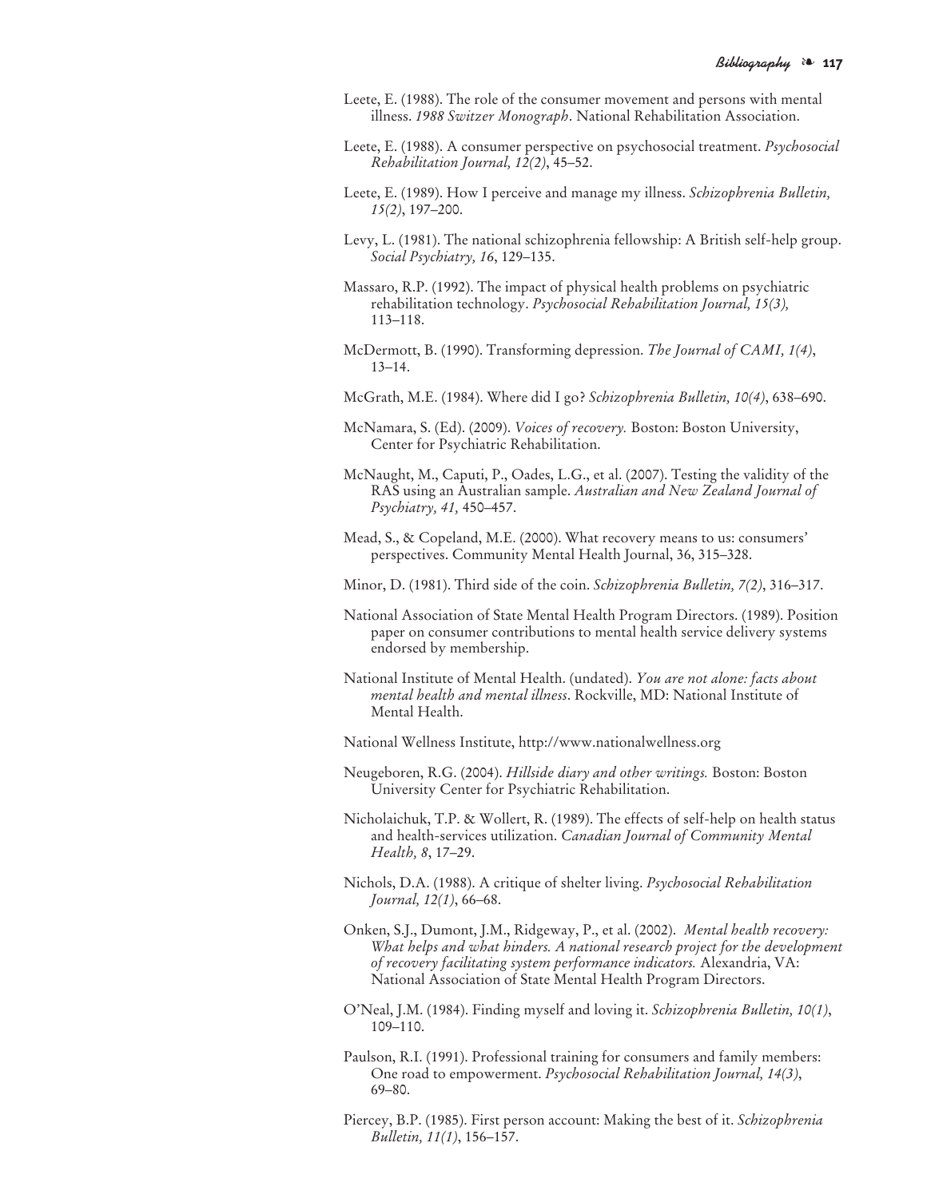Leete, E. (1988). The role of the consumer movement and persons with mental illness. *1988 Switzer Monograph*. National Rehabilitation Association.

Leete, E. (1988). A consumer perspective on psychosocial treatment. *Psychosocial Rehabilitation Journal, 12(2)*, 45–52.

Leete, E. (1989). How I perceive and manage my illness. *Schizophrenia Bulletin, 15(2)*, 197–200.

Levy, L. (1981). The national schizophrenia fellowship: A British self-help group. *Social Psychiatry, 16*, 129–135.

Massaro, R.P. (1992). The impact of physical health problems on psychiatric rehabilitation technology. *Psychosocial Rehabilitation Journal, 15(3),* 113–118.

McDermott, B. (1990). Transforming depression. *The Journal of CAMI, 1(4)*, 13–14.

McGrath, M.E. (1984). Where did I go? *Schizophrenia Bulletin, 10(4)*, 638–690.

McNamara, S. (Ed). (2009). *Voices of recovery.* Boston: Boston University, Center for Psychiatric Rehabilitation.

McNaught, M., Caputi, P., Oades, L.G., et al. (2007). Testing the validity of the RAS using an Australian sample. *Australian and New Zealand Journal of Psychiatry, 41,* 450–457.

Mead, S., & Copeland, M.E. (2000). What recovery means to us: consumers' perspectives. Community Mental Health Journal, 36, 315–328.

Minor, D. (1981). Third side of the coin. *Schizophrenia Bulletin, 7(2)*, 316–317.

National Association of State Mental Health Program Directors. (1989). Position paper on consumer contributions to mental health service delivery systems endorsed by membership.

National Institute of Mental Health. (undated). *You are not alone: facts about mental health and mental illness*. Rockville, MD: National Institute of Mental Health.

National Wellness Institute, http://www.nationalwellness.org

Neugeboren, R.G. (2004). *Hillside diary and other writings.* Boston: Boston University Center for Psychiatric Rehabilitation.

Nicholaichuk, T.P. & Wollert, R. (1989). The effects of self-help on health status and health-services utilization. *Canadian Journal of Community Mental Health, 8*, 17–29.

Nichols, D.A. (1988). A critique of shelter living. *Psychosocial Rehabilitation Journal, 12(1)*, 66–68.

Onken, S.J., Dumont, J.M., Ridgeway, P., et al. (2002). *Mental health recovery: What helps and what hinders. A national research project for the development of recovery facilitating system performance indicators.* Alexandria, VA: National Association of State Mental Health Program Directors.

O'Neal, J.M. (1984). Finding myself and loving it. *Schizophrenia Bulletin, 10(1)*, 109–110.

Paulson, R.I. (1991). Professional training for consumers and family members: One road to empowerment. *Psychosocial Rehabilitation Journal, 14(3)*, 69–80.

Piercey, B.P. (1985). First person account: Making the best of it. *Schizophrenia Bulletin, 11(1)*, 156–157.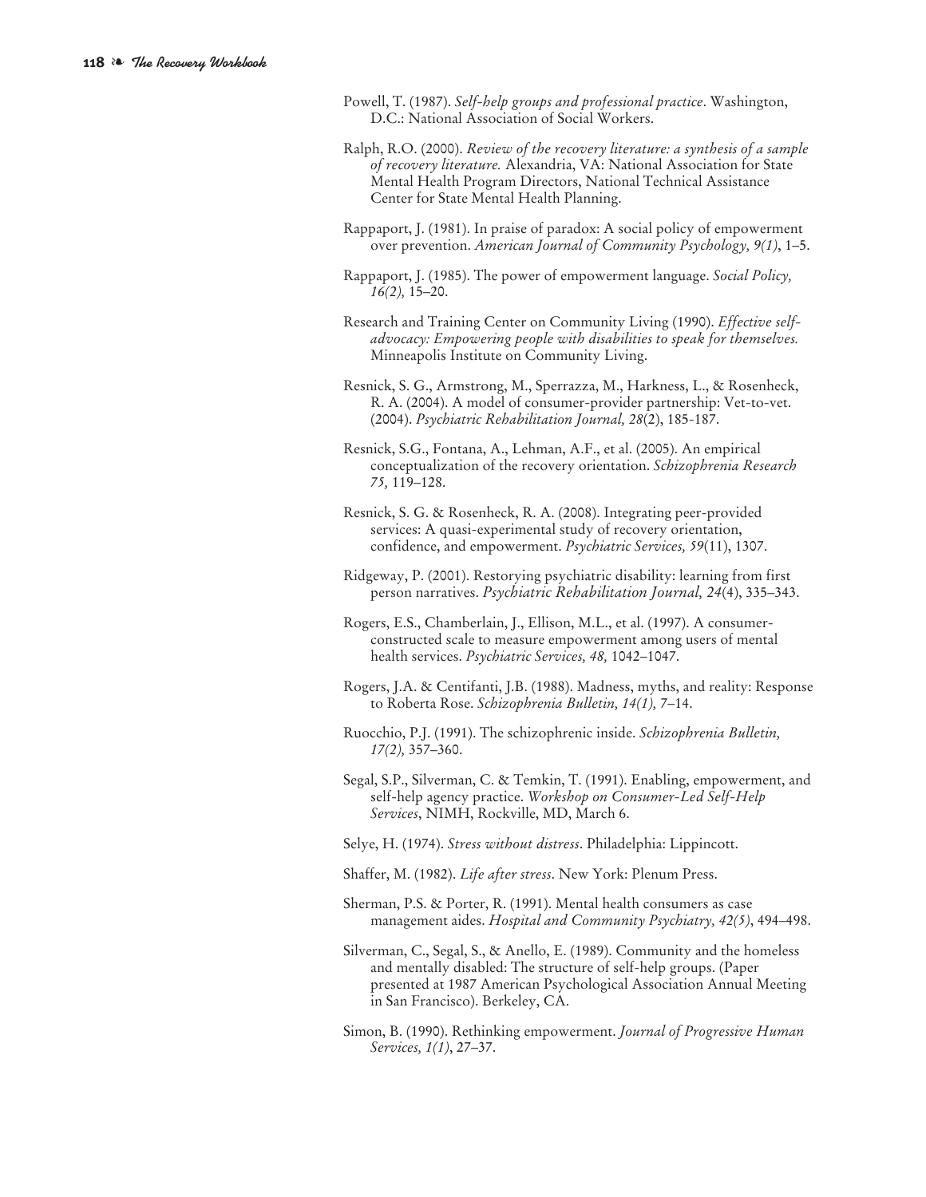Powell, T. (1987). *Self-help groups and professional practice*. Washington, D.C.: National Association of Social Workers.

Ralph, R.O. (2000). *Review of the recovery literature: a synthesis of a sample of recovery literature.* Alexandria, VA: National Association for State Mental Health Program Directors, National Technical Assistance Center for State Mental Health Planning.

Rappaport, J. (1981). In praise of paradox: A social policy of empowerment over prevention. *American Journal of Community Psychology, 9(1)*, 1–5.

Rappaport, J. (1985). The power of empowerment language. *Social Policy, 16(2),* 15–20.

Research and Training Center on Community Living (1990). *Effective self-advocacy: Empowering people with disabilities to speak for themselves.* Minneapolis Institute on Community Living.

Resnick, S. G., Armstrong, M., Sperrazza, M., Harkness, L., & Rosenheck, R. A. (2004). A model of consumer-provider partnership: Vet-to-vet. (2004). *Psychiatric Rehabilitation Journal, 28*(2), 185-187.

Resnick, S.G., Fontana, A., Lehman, A.F., et al. (2005). An empirical conceptualization of the recovery orientation. *Schizophrenia Research 75,* 119–128.

Resnick, S. G. & Rosenheck, R. A. (2008). Integrating peer-provided services: A quasi-experimental study of recovery orientation, confidence, and empowerment. *Psychiatric Services, 59*(11), 1307.

Ridgeway, P. (2001). Restorying psychiatric disability: learning from first person narratives. *Psychiatric Rehabilitation Journal, 24*(4), 335–343.

Rogers, E.S., Chamberlain, J., Ellison, M.L., et al. (1997). A consumer-constructed scale to measure empowerment among users of mental health services. *Psychiatric Services, 48,* 1042–1047.

Rogers, J.A. & Centifanti, J.B. (1988). Madness, myths, and reality: Response to Roberta Rose. *Schizophrenia Bulletin, 14(1),* 7–14.

Ruocchio, P.J. (1991). The schizophrenic inside. *Schizophrenia Bulletin, 17(2),* 357–360.

Segal, S.P., Silverman, C. & Temkin, T. (1991). Enabling, empowerment, and self-help agency practice. *Workshop on Consumer-Led Self-Help Services*, NIMH, Rockville, MD, March 6.

Selye, H. (1974). *Stress without distress*. Philadelphia: Lippincott.

Shaffer, M. (1982). *Life after stress*. New York: Plenum Press.

Sherman, P.S. & Porter, R. (1991). Mental health consumers as case management aides. *Hospital and Community Psychiatry, 42(5)*, 494–498.

Silverman, C., Segal, S., & Anello, E. (1989). Community and the homeless and mentally disabled: The structure of self-help groups. (Paper presented at 1987 American Psychological Association Annual Meeting in San Francisco). Berkeley, CA.

Simon, B. (1990). Rethinking empowerment. *Journal of Progressive Human Services, 1(1)*, 27–37.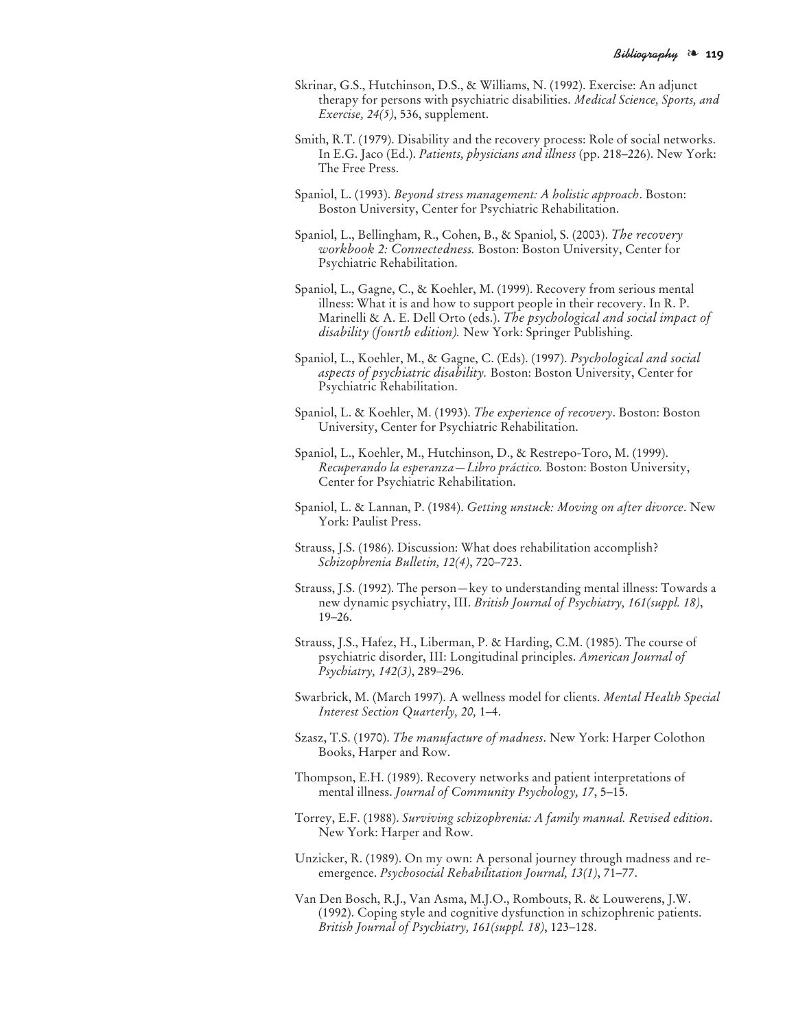Skrinar, G.S., Hutchinson, D.S., & Williams, N. (1992). Exercise: An adjunct therapy for persons with psychiatric disabilities. *Medical Science, Sports, and Exercise, 24(5)*, 536, supplement.

Smith, R.T. (1979). Disability and the recovery process: Role of social networks. In E.G. Jaco (Ed.). *Patients, physicians and illness* (pp. 218–226). New York: The Free Press.

Spaniol, L. (1993). *Beyond stress management: A holistic approach*. Boston: Boston University, Center for Psychiatric Rehabilitation.

Spaniol, L., Bellingham, R., Cohen, B., & Spaniol, S. (2003). *The recovery workbook 2: Connectedness.* Boston: Boston University, Center for Psychiatric Rehabilitation.

Spaniol, L., Gagne, C., & Koehler, M. (1999). Recovery from serious mental illness: What it is and how to support people in their recovery. In R. P. Marinelli & A. E. Dell Orto (eds.). *The psychological and social impact of disability (fourth edition).* New York: Springer Publishing.

Spaniol, L., Koehler, M., & Gagne, C. (Eds) (1997). *Psychological and social aspects of psychiatric disability.* Boston: Boston University, Center for Psychiatric Rehabilitation.

Spaniol, L. & Koehler, M. (1993). *The experience of recovery*. Boston: Boston University, Center for Psychiatric Rehabilitation.

Spaniol, L., Koehler, M., Hutchinson, D., & Restrepo-Toro, M. (1999). *Recuperando la esperanza—Libro práctico.* Boston: Boston University, Center for Psychiatric Rehabilitation.

Spaniol, L. & Lannan, P. (1984). *Getting unstuck: Moving on after divorce*. New York: Paulist Press.

Strauss, J.S. (1986). Discussion: What does rehabilitation accomplish? *Schizophrenia Bulletin, 12(4)*, 720–723.

Strauss, J.S. (1992). The person—key to understanding mental illness: Towards a new dynamic psychiatry, III. *British Journal of Psychiatry, 161(suppl. 18)*, 19–26.

Strauss, J.S., Hafez, H., Liberman, P. & Harding, C.M. (1985). The course of psychiatric disorder, III: Longitudinal principles. *American Journal of Psychiatry, 142(3)*, 289–296.

Swarbrick, M. (March 1997). A wellness model for clients. *Mental Health Special Interest Section Quarterly, 20,* 1–4.

Szasz, T.S. (1970). *The manufacture of madness*. New York: Harper Colothon Books, Harper and Row.

Thompson, E.H. (1989). Recovery networks and patient interpretations of mental illness. *Journal of Community Psychology, 17*, 5–15.

Torrey, E.F. (1988). *Surviving schizophrenia: A family manual. Revised edition*. New York: Harper and Row.

Unzicker, R. (1989). On my own: A personal journey through madness and re-emergence. *Psychosocial Rehabilitation Journal, 13(1)*, 71–77.

Van Den Bosch, R.J., Van Asma, M.J.O., Rombouts, R. & Louwerens, J.W. (1992). Coping style and cognitive dysfunction in schizophrenic patients. *British Journal of Psychiatry, 161(suppl. 18)*, 123–128.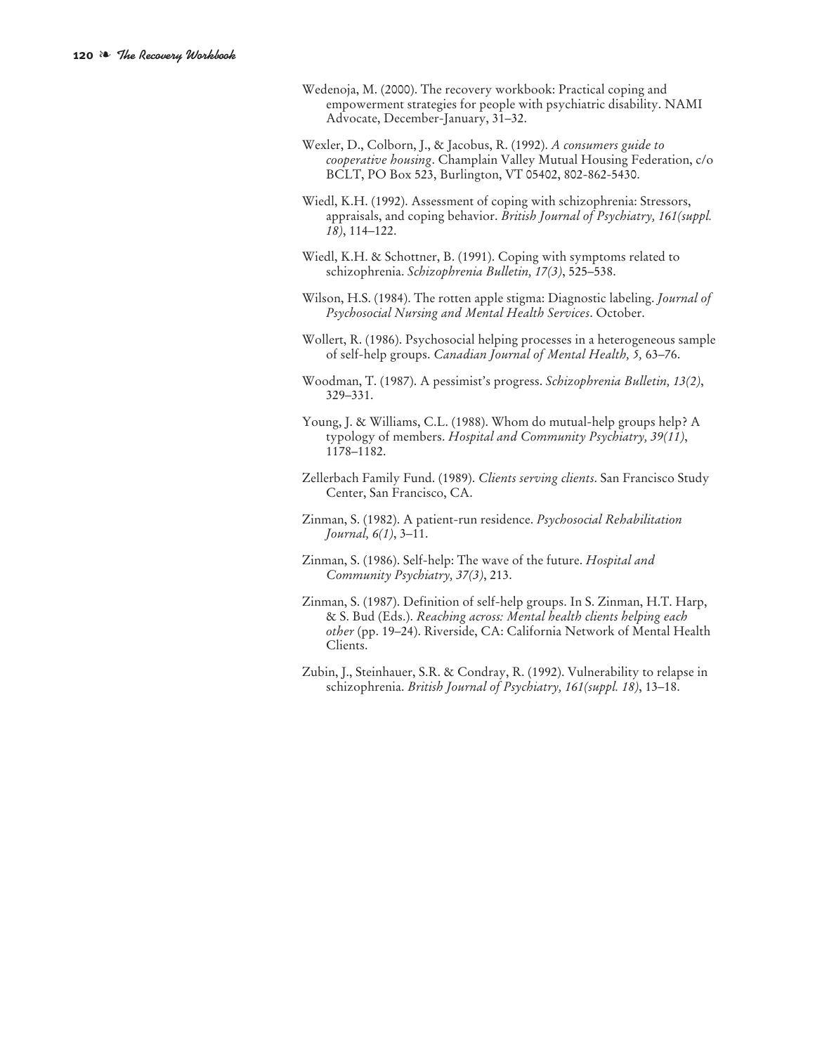Wedenoja, M. (2000). The recovery workbook: Practical coping and empowerment strategies for people with psychiatric disability. NAMI Advocate, December-January, 31–32.

Wexler, D., Colborn, J., & Jacobus, R. (1992). *A consumers guide to cooperative housing*. Champlain Valley Mutual Housing Federation, c/o BCLT, PO Box 523, Burlington, VT 05402, 802-862-5430.

Wiedl, K.H. (1992). Assessment of coping with schizophrenia: Stressors, appraisals, and coping behavior. *British Journal of Psychiatry, 161(suppl. 18)*, 114–122.

Wiedl, K.H. & Schottner, B. (1991). Coping with symptoms related to schizophrenia. *Schizophrenia Bulletin, 17(3)*, 525–538.

Wilson, H.S. (1984). The rotten apple stigma: Diagnostic labeling. *Journal of Psychosocial Nursing and Mental Health Services*. October.

Wollert, R. (1986). Psychosocial helping processes in a heterogeneous sample of self-help groups. *Canadian Journal of Mental Health, 5,* 63–76.

Woodman, T. (1987). A pessimist's progress. *Schizophrenia Bulletin, 13(2)*, 329–331.

Young, J. & Williams, C.L. (1988). Whom do mutual-help groups help? A typology of members. *Hospital and Community Psychiatry, 39(11)*, 1178–1182.

Zellerbach Family Fund. (1989). *Clients serving clients*. San Francisco Study Center, San Francisco, CA.

Zinman, S. (1982). A patient-run residence. *Psychosocial Rehabilitation Journal, 6(1)*, 3–11.

Zinman, S. (1986). Self-help: The wave of the future. *Hospital and Community Psychiatry, 37(3)*, 213.

Zinman, S. (1987). Definition of self-help groups. In S. Zinman, H.T. Harp, & S. Bud (Eds.). *Reaching across: Mental health clients helping each other* (pp. 19–24). Riverside, CA: California Network of Mental Health Clients.

Zubin, J., Steinhauer, S.R. & Condray, R. (1992). Vulnerability to relapse in schizophrenia. *British Journal of Psychiatry, 161(suppl. 18)*, 13–18.